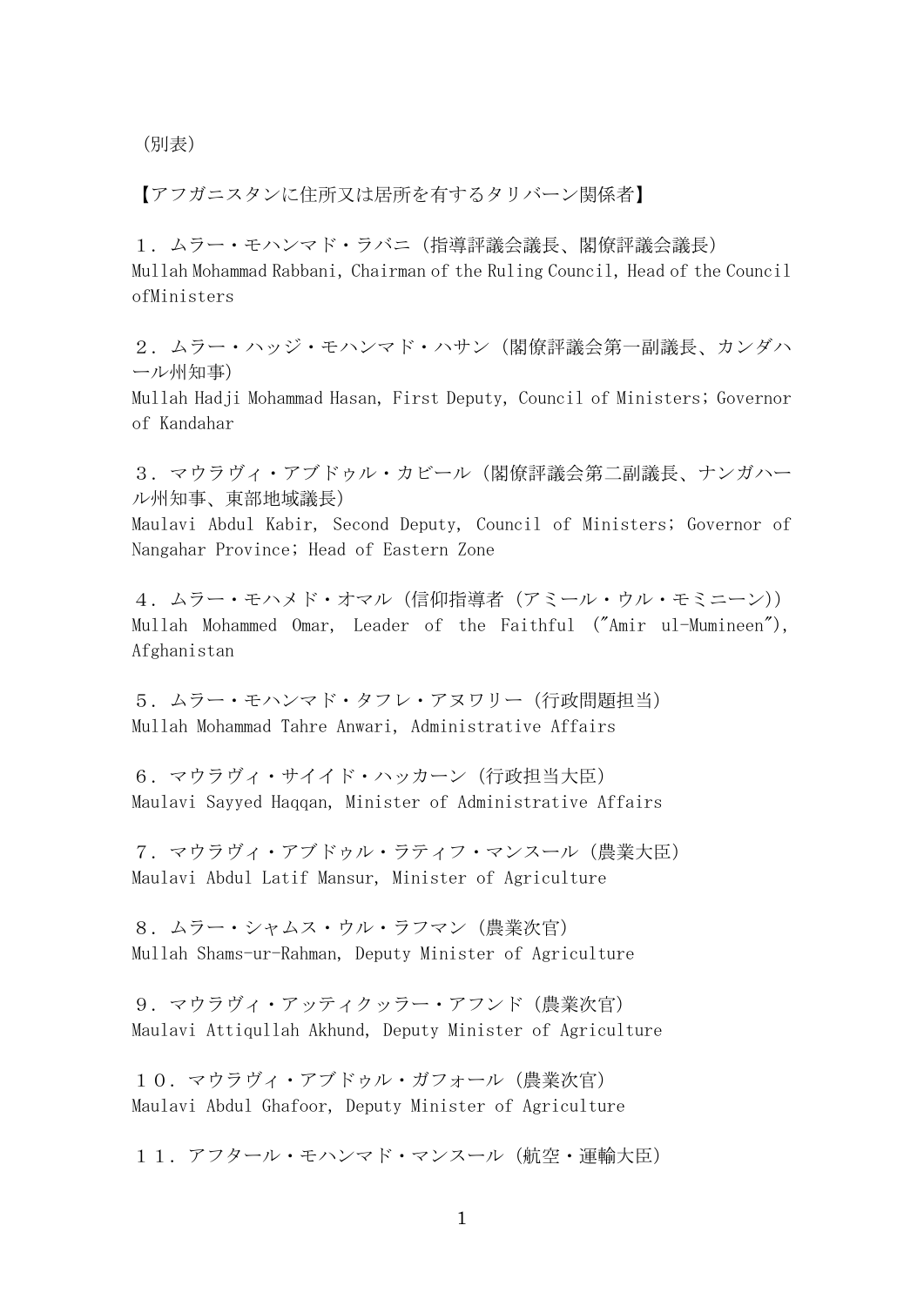（別表）

【アフガニスタンに住所又は居所を有するタリバーン関係者】

１．ムラー・モハンマド・ラバニ（指導評議会議長、閣僚評議会議長）
Mullah Mohammad Rabbani, Chairman of the Ruling Council, Head of the Council ofMinisters

２．ムラー・ハッジ・モハンマド・ハサン（閣僚評議会第一副議長、カンダハール州知事）
Mullah Hadji Mohammad Hasan, First Deputy, Council of Ministers; Governor of Kandahar

３．マウラヴィ・アブドゥル・カビール（閣僚評議会第二副議長、ナンガハール州知事、東部地域議長）
Maulavi Abdul Kabir, Second Deputy, Council of Ministers; Governor of Nangahar Province; Head of Eastern Zone

４．ムラー・モハメド・オマル（信仰指導者（アミール・ウル・モミニーン））
Mullah Mohammed Omar, Leader of the Faithful ("Amir ul-Mumineen"), Afghanistan

５．ムラー・モハンマド・タフレ・アヌワリー（行政問題担当）
Mullah Mohammad Tahre Anwari, Administrative Affairs

６．マウラヴィ・サイイド・ハッカーン（行政担当大臣）
Maulavi Sayyed Haqqan, Minister of Administrative Affairs

７．マウラヴィ・アブドゥル・ラティフ・マンスール（農業大臣）
Maulavi Abdul Latif Mansur, Minister of Agriculture

８．ムラー・シャムス・ウル・ラフマン（農業次官）
Mullah Shams-ur-Rahman, Deputy Minister of Agriculture

９．マウラヴィ・アッティクッラー・アフンド（農業次官）
Maulavi Attiqullah Akhund, Deputy Minister of Agriculture

１０．マウラヴィ・アブドゥル・ガフォール（農業次官）
Maulavi Abdul Ghafoor, Deputy Minister of Agriculture

１１．アフタール・モハンマド・マンスール（航空・運輸大臣）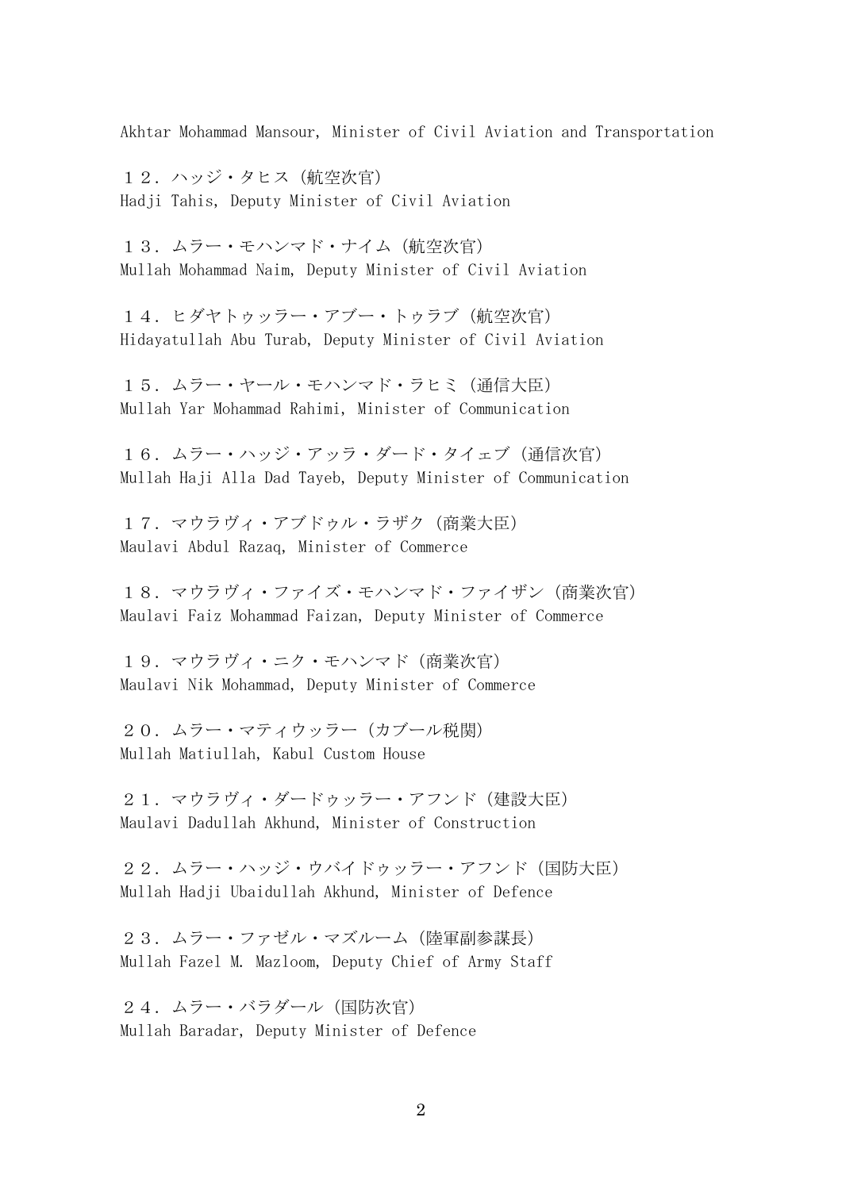Akhtar Mohammad Mansour, Minister of Civil Aviation and Transportation

１２．ハッジ・タヒス（航空次官）
Hadji Tahis, Deputy Minister of Civil Aviation

１３．ムラー・モハンマド・ナイム（航空次官）
Mullah Mohammad Naim, Deputy Minister of Civil Aviation

１４．ヒダヤトゥッラー・アブー・トゥラブ（航空次官）
Hidayatullah Abu Turab, Deputy Minister of Civil Aviation

１５．ムラー・ヤール・モハンマド・ラヒミ（通信大臣）
Mullah Yar Mohammad Rahimi, Minister of Communication

１６．ムラー・ハッジ・アッラ・ダード・タイェブ（通信次官）
Mullah Haji Alla Dad Tayeb, Deputy Minister of Communication

１７．マウラヴィ・アブドゥル・ラザク（商業大臣）
Maulavi Abdul Razaq, Minister of Commerce

１８．マウラヴィ・ファイズ・モハンマド・ファイザン（商業次官）
Maulavi Faiz Mohammad Faizan, Deputy Minister of Commerce

１９．マウラヴィ・ニク・モハンマド（商業次官）
Maulavi Nik Mohammad, Deputy Minister of Commerce

２０．ムラー・マティウッラー（カブール税関）
Mullah Matiullah, Kabul Custom House

２１．マウラヴィ・ダードゥッラー・アフンド（建設大臣）
Maulavi Dadullah Akhund, Minister of Construction

２２．ムラー・ハッジ・ウバイドゥッラー・アフンド（国防大臣）
Mullah Hadji Ubaidullah Akhund, Minister of Defence

２３．ムラー・ファゼル・マズルーム（陸軍副参謀長）
Mullah Fazel M. Mazloom, Deputy Chief of Army Staff

２４．ムラー・バラダール（国防次官）
Mullah Baradar, Deputy Minister of Defence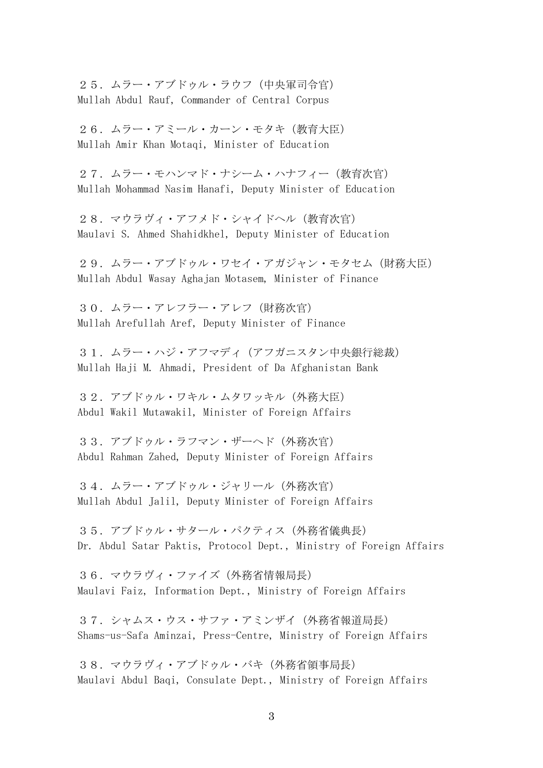２５．ムラー・アブドゥル・ラウフ（中央軍司令官）
Mullah Abdul Rauf, Commander of Central Corpus

２６．ムラー・アミール・カーン・モタキ（教育大臣）
Mullah Amir Khan Motaqi, Minister of Education

２７．ムラー・モハンマド・ナシーム・ハナフィー（教育次官）
Mullah Mohammad Nasim Hanafi, Deputy Minister of Education

２８．マウラヴィ・アフメド・シャイドヘル（教育次官）
Maulavi S. Ahmed Shahidkhel, Deputy Minister of Education

２９．ムラー・アブドゥル・ワセイ・アガジャン・モタセム（財務大臣）
Mullah Abdul Wasay Aghajan Motasem, Minister of Finance

３０．ムラー・アレフラー・アレフ（財務次官）
Mullah Arefullah Aref, Deputy Minister of Finance

３１．ムラー・ハジ・アフマディ（アフガニスタン中央銀行総裁）
Mullah Haji M. Ahmadi, President of Da Afghanistan Bank

３２．アブドゥル・ワキル・ムタワッキル（外務大臣）
Abdul Wakil Mutawakil, Minister of Foreign Affairs

３３．アブドゥル・ラフマン・ザーヘド（外務次官）
Abdul Rahman Zahed, Deputy Minister of Foreign Affairs

３４．ムラー・アブドゥル・ジャリール（外務次官）
Mullah Abdul Jalil, Deputy Minister of Foreign Affairs

３５．アブドゥル・サタール・パクティス（外務省儀典長）
Dr. Abdul Satar Paktis, Protocol Dept., Ministry of Foreign Affairs

３６．マウラヴィ・ファイズ（外務省情報局長）
Maulavi Faiz, Information Dept., Ministry of Foreign Affairs

３７．シャムス・ウス・サファ・アミンザイ（外務省報道局長）
Shams-us-Safa Aminzai, Press-Centre, Ministry of Foreign Affairs

３８．マウラヴィ・アブドゥル・バキ（外務省領事局長）
Maulavi Abdul Baqi, Consulate Dept., Ministry of Foreign Affairs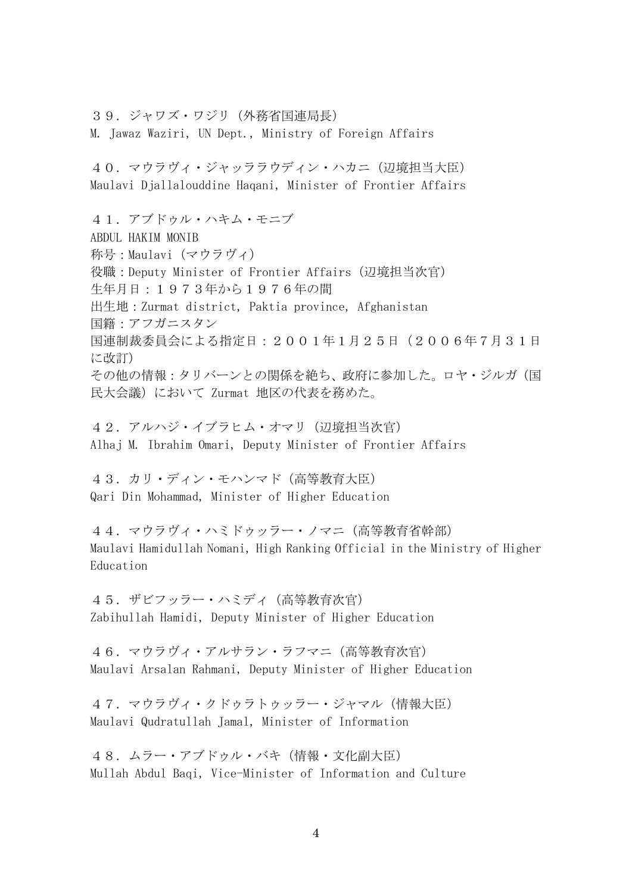３９．ジャワズ・ワジリ（外務省国連局長）
M. Jawaz Waziri, UN Dept., Ministry of Foreign Affairs

４０．マウラヴィ・ジャッララウディン・ハカニ（辺境担当大臣）
Maulavi Djallalouddine Haqani, Minister of Frontier Affairs

４１．アブドゥル・ハキム・モニブ
ABDUL HAKIM MONIB
称号：Maulavi（マウラヴィ）
役職：Deputy Minister of Frontier Affairs（辺境担当次官）
生年月日：１９７３年から１９７６年の間
出生地：Zurmat district, Paktia province, Afghanistan
国籍：アフガニスタン
国連制裁委員会による指定日：２００１年1月２５日（２００６年７月３１日に改訂）
その他の情報：タリバーンとの関係を絶ち、政府に参加した。ロヤ・ジルガ（国民大会議）において Zurmat 地区の代表を務めた。

４２．アルハジ・イブラヒム・オマリ（辺境担当次官）
Alhaj M. Ibrahim Omari, Deputy Minister of Frontier Affairs

４３．カリ・ディン・モハンマド（高等教育大臣）
Qari Din Mohammad, Minister of Higher Education

４４．マウラヴィ・ハミドゥッラー・ノマニ（高等教育省幹部）
Maulavi Hamidullah Nomani, High Ranking Official in the Ministry of Higher Education

４５．ザビフッラー・ハミディ（高等教育次官）
Zabihullah Hamidi, Deputy Minister of Higher Education

４６．マウラヴィ・アルサラン・ラフマニ（高等教育次官）
Maulavi Arsalan Rahmani, Deputy Minister of Higher Education

４７．マウラヴィ・クドゥラトゥッラー・ジャマル（情報大臣）
Maulavi Qudratullah Jamal, Minister of Information

４８．ムラー・アブドゥル・バキ（情報・文化副大臣）
Mullah Abdul Baqi, Vice-Minister of Information and Culture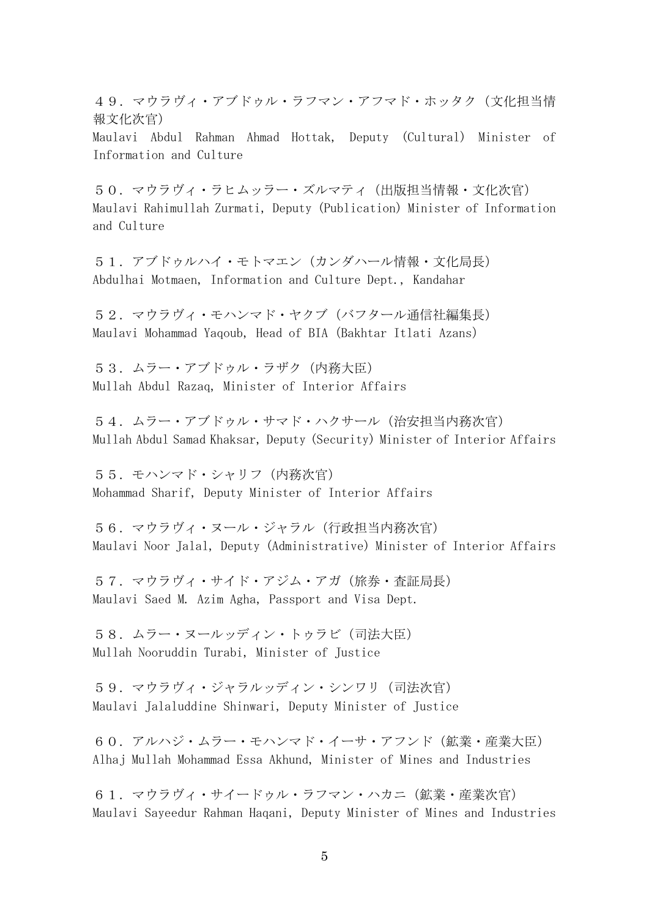４９．マウラヴィ・アブドゥル・ラフマン・アフマド・ホッタク（文化担当情報文化次官）
Maulavi Abdul Rahman Ahmad Hottak, Deputy (Cultural) Minister of Information and Culture

５０．マウラヴィ・ラヒムッラー・ズルマティ（出版担当情報・文化次官）
Maulavi Rahimullah Zurmati, Deputy (Publication) Minister of Information and Culture

５１．アブドゥルハイ・モトマエン（カンダハール情報・文化局長）
Abdulhai Motmaen, Information and Culture Dept., Kandahar

５２．マウラヴィ・モハンマド・ヤクブ（バフタール通信社編集長）
Maulavi Mohammad Yaqoub, Head of BIA (Bakhtar Itlati Azans)

５３．ムラー・アブドゥル・ラザク（内務大臣）
Mullah Abdul Razaq, Minister of Interior Affairs

５４．ムラー・アブドゥル・サマド・ハクサール（治安担当内務次官）
Mullah Abdul Samad Khaksar, Deputy (Security) Minister of Interior Affairs

５５．モハンマド・シャリフ（内務次官）
Mohammad Sharif, Deputy Minister of Interior Affairs

５６．マウラヴィ・ヌール・ジャラル（行政担当内務次官）
Maulavi Noor Jalal, Deputy (Administrative) Minister of Interior Affairs

５７．マウラヴィ・サイド・アジム・アガ（旅券・査証局長）
Maulavi Saed M. Azim Agha, Passport and Visa Dept.

５８．ムラー・ヌールッディン・トゥラビ（司法大臣）
Mullah Nooruddin Turabi, Minister of Justice

５９．マウラヴィ・ジャラルッディン・シンワリ（司法次官）
Maulavi Jalaluddine Shinwari, Deputy Minister of Justice

６０．アルハジ・ムラー・モハンマド・イーサ・アフンド（鉱業・産業大臣）
Alhaj Mullah Mohammad Essa Akhund, Minister of Mines and Industries

６１．マウラヴィ・サイードゥル・ラフマン・ハカニ（鉱業・産業次官）
Maulavi Sayeedur Rahman Haqani, Deputy Minister of Mines and Industries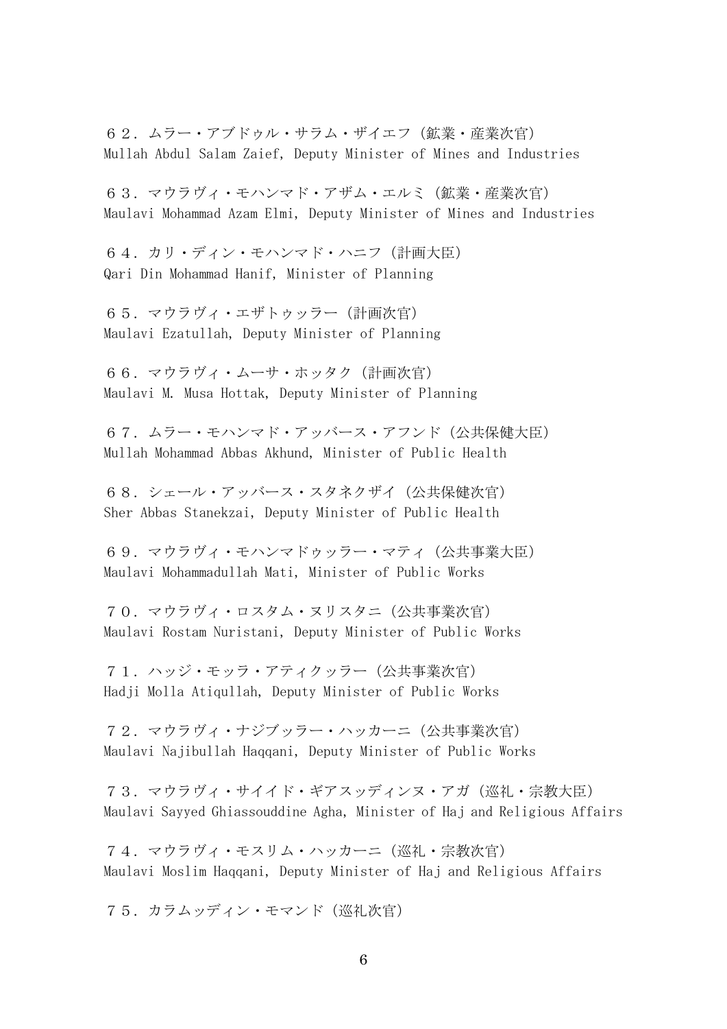６２．ムラー・アブドゥル・サラム・ザイエフ（鉱業・産業次官）
Mullah Abdul Salam Zaief, Deputy Minister of Mines and Industries

６３．マウラヴィ・モハンマド・アザム・エルミ（鉱業・産業次官）
Maulavi Mohammad Azam Elmi, Deputy Minister of Mines and Industries

６４．カリ・ディン・モハンマド・ハニフ（計画大臣）
Qari Din Mohammad Hanif, Minister of Planning

６５．マウラヴィ・エザトゥッラー（計画次官）
Maulavi Ezatullah, Deputy Minister of Planning

６６．マウラヴィ・ムーサ・ホッタク（計画次官）
Maulavi M. Musa Hottak, Deputy Minister of Planning

６７．ムラー・モハンマド・アッバース・アフンド（公共保健大臣）
Mullah Mohammad Abbas Akhund, Minister of Public Health

６８．シェール・アッバース・スタネクザイ（公共保健次官）
Sher Abbas Stanekzai, Deputy Minister of Public Health

６９．マウラヴィ・モハンマドゥッラー・マティ（公共事業大臣）
Maulavi Mohammadullah Mati, Minister of Public Works

７０．マウラヴィ・ロスタム・ヌリスタニ（公共事業次官）
Maulavi Rostam Nuristani, Deputy Minister of Public Works

７１．ハッジ・モッラ・アティクッラー（公共事業次官）
Hadji Molla Atiqullah, Deputy Minister of Public Works

７２．マウラヴィ・ナジブッラー・ハッカーニ（公共事業次官）
Maulavi Najibullah Haqqani, Deputy Minister of Public Works

７３．マウラヴィ・サイイド・ギアスッディンヌ・アガ（巡礼・宗教大臣）
Maulavi Sayyed Ghiassouddine Agha, Minister of Haj and Religious Affairs

７４．マウラヴィ・モスリム・ハッカーニ（巡礼・宗教次官）
Maulavi Moslim Haqqani, Deputy Minister of Haj and Religious Affairs

７５．カラムッディン・モマンド（巡礼次官）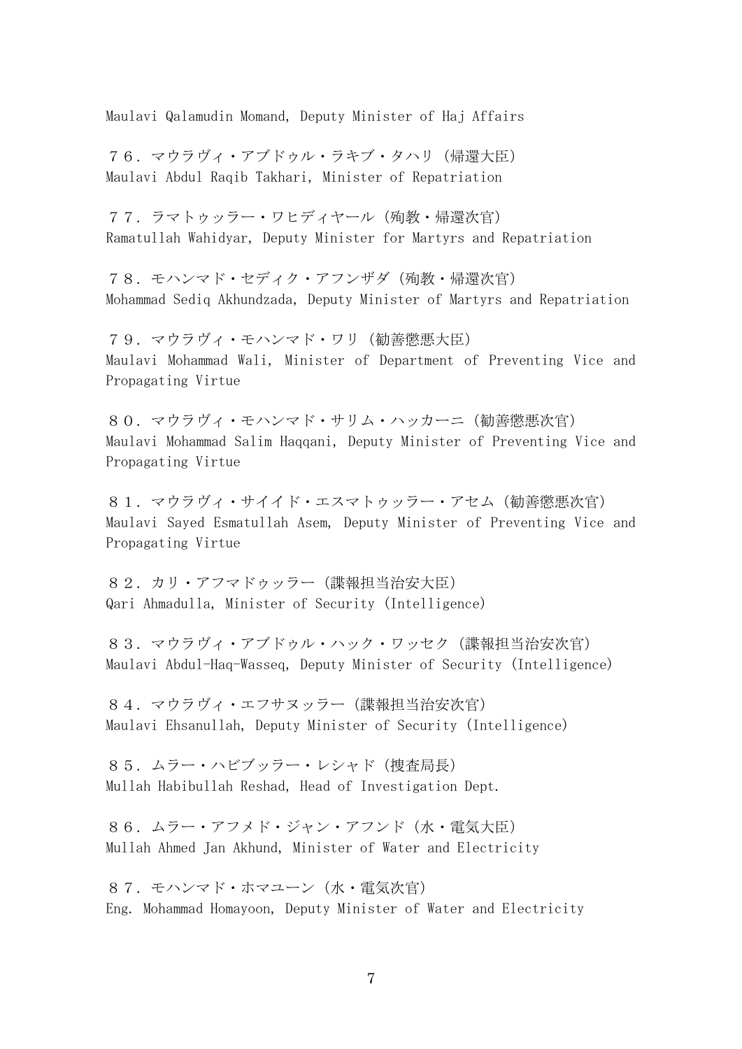Maulavi Qalamudin Momand, Deputy Minister of Haj Affairs

７６．マウラヴィ・アブドゥル・ラキブ・タハリ（帰還大臣）
Maulavi Abdul Raqib Takhari, Minister of Repatriation

７７．ラマトゥッラー・ワヒディヤール（殉教・帰還次官）
Ramatullah Wahidyar, Deputy Minister for Martyrs and Repatriation

７８．モハンマド・セディク・アフンザダ（殉教・帰還次官）
Mohammad Sediq Akhundzada, Deputy Minister of Martyrs and Repatriation

７９．マウラヴィ・モハンマド・ワリ（勧善懲悪大臣）
Maulavi Mohammad Wali, Minister of Department of Preventing Vice and Propagating Virtue

８０．マウラヴィ・モハンマド・サリム・ハッカーニ（勧善懲悪次官）
Maulavi Mohammad Salim Haqqani, Deputy Minister of Preventing Vice and Propagating Virtue

８１．マウラヴィ・サイイド・エスマトゥッラー・アセム（勧善懲悪次官）
Maulavi Sayed Esmatullah Asem, Deputy Minister of Preventing Vice and Propagating Virtue

８２．カリ・アフマドゥッラー（諜報担当治安大臣）
Qari Ahmadulla, Minister of Security (Intelligence)

８３．マウラヴィ・アブドゥル・ハック・ワッセク（諜報担当治安次官）
Maulavi Abdul-Haq-Wasseq, Deputy Minister of Security (Intelligence)

８４．マウラヴィ・エフサヌッラー（諜報担当治安次官）
Maulavi Ehsanullah, Deputy Minister of Security (Intelligence)

８５．ムラー・ハビブッラー・レシャド（捜査局長）
Mullah Habibullah Reshad, Head of Investigation Dept.

８６．ムラー・アフメド・ジャン・アフンド（水・電気大臣）
Mullah Ahmed Jan Akhund, Minister of Water and Electricity

８７．モハンマド・ホマユーン（水・電気次官）
Eng. Mohammad Homayoon, Deputy Minister of Water and Electricity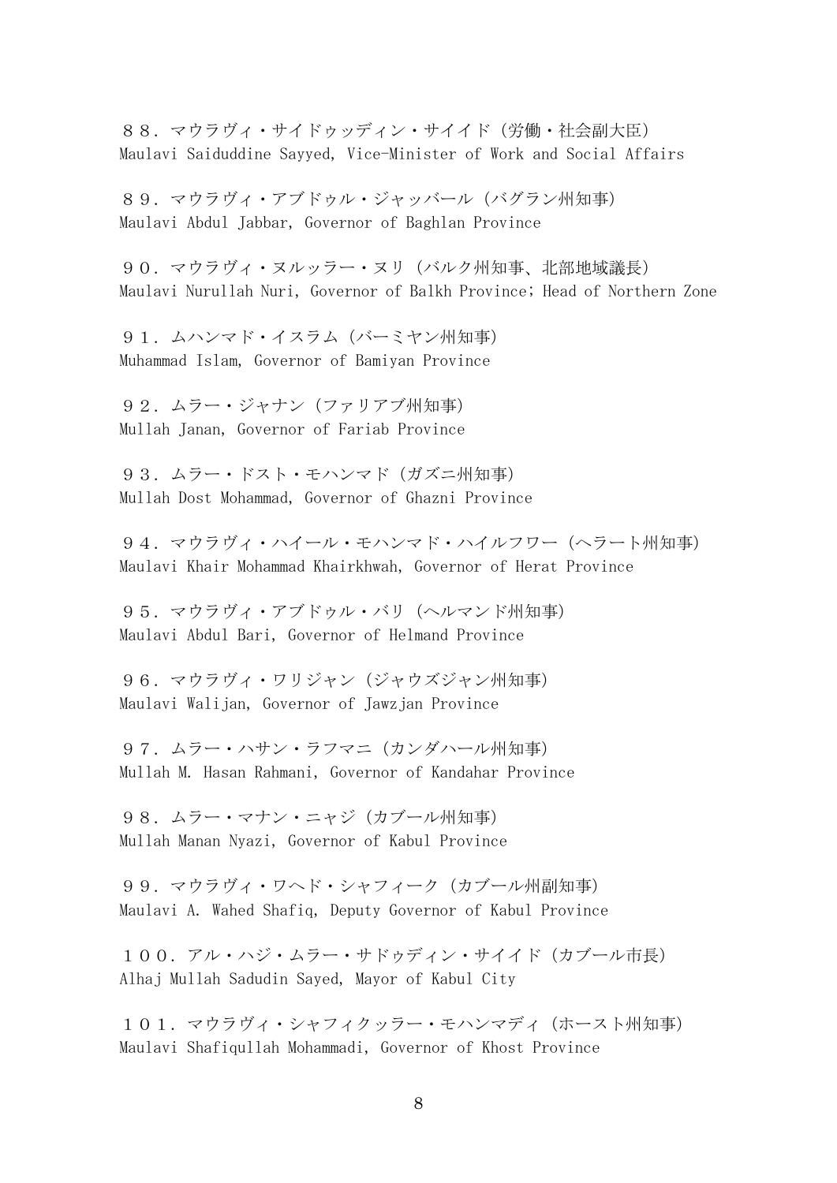８８．マウラヴィ・サイドゥッディン・サイイド（労働・社会副大臣）
Maulavi Saiduddine Sayyed, Vice-Minister of Work and Social Affairs

８９．マウラヴィ・アブドゥル・ジャッバール（バグラン州知事）
Maulavi Abdul Jabbar, Governor of Baghlan Province

９０．マウラヴィ・ヌルッラー・ヌリ（バルク州知事、北部地域議長）
Maulavi Nurullah Nuri, Governor of Balkh Province; Head of Northern Zone

９１．ムハンマド・イスラム（バーミヤン州知事）
Muhammad Islam, Governor of Bamiyan Province

９２．ムラー・ジャナン（ファリアブ州知事）
Mullah Janan, Governor of Fariab Province

９３．ムラー・ドスト・モハンマド（ガズニ州知事）
Mullah Dost Mohammad, Governor of Ghazni Province

９４．マウラヴィ・ハイール・モハンマド・ハイルフワー（ヘラート州知事）
Maulavi Khair Mohammad Khairkhwah, Governor of Herat Province

９５．マウラヴィ・アブドゥル・バリ（ヘルマンド州知事）
Maulavi Abdul Bari, Governor of Helmand Province

９６．マウラヴィ・ワリジャン（ジャウズジャン州知事）
Maulavi Walijan, Governor of Jawzjan Province

９７．ムラー・ハサン・ラフマニ（カンダハール州知事）
Mullah M. Hasan Rahmani, Governor of Kandahar Province

９８．ムラー・マナン・ニャジ（カブール州知事）
Mullah Manan Nyazi, Governor of Kabul Province

９９．マウラヴィ・ワヘド・シャフィーク（カブール州副知事）
Maulavi A. Wahed Shafiq, Deputy Governor of Kabul Province

１００．アル・ハジ・ムラー・サドゥディン・サイイド（カブール市長）
Alhaj Mullah Sadudin Sayed, Mayor of Kabul City

１０１．マウラヴィ・シャフィクッラー・モハンマディ（ホースト州知事）
Maulavi Shafiqullah Mohammadi, Governor of Khost Province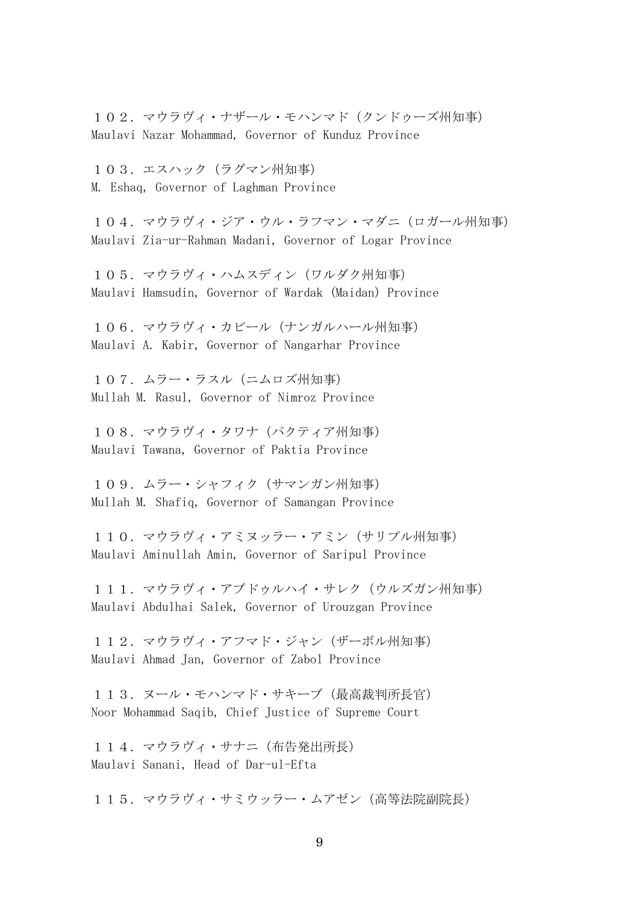１０２．マウラヴィ・ナザール・モハンマド（クンドゥーズ州知事）
Maulavi Nazar Mohammad, Governor of Kunduz Province

１０３．エスハック（ラグマン州知事）
M. Eshaq, Governor of Laghman Province

１０４．マウラヴィ・ジア・ウル・ラフマン・マダニ（ロガール州知事）
Maulavi Zia-ur-Rahman Madani, Governor of Logar Province

１０５．マウラヴィ・ハムスディン（ワルダク州知事）
Maulavi Hamsudin, Governor of Wardak (Maidan) Province

１０６．マウラヴィ・カビール（ナンガルハール州知事）
Maulavi A. Kabir, Governor of Nangarhar Province

１０７．ムラー・ラスル（ニムロズ州知事）
Mullah M. Rasul, Governor of Nimroz Province

１０８．マウラヴィ・タワナ（パクティア州知事）
Maulavi Tawana, Governor of Paktia Province

１０９．ムラー・シャフィク（サマンガン州知事）
Mullah M. Shafiq, Governor of Samangan Province

１１０．マウラヴィ・アミヌッラー・アミン（サリプル州知事）
Maulavi Aminullah Amin, Governor of Saripul Province

１１１．マウラヴィ・アブドゥルハイ・サレク（ウルズガン州知事）
Maulavi Abdulhai Salek, Governor of Urouzgan Province

１１２．マウラヴィ・アフマド・ジャン（ザーボル州知事）
Maulavi Ahmad Jan, Governor of Zabol Province

１１３．ヌール・モハンマド・サキーブ（最高裁判所長官）
Noor Mohammad Saqib, Chief Justice of Supreme Court

１１４．マウラヴィ・サナニ（布告発出所長）
Maulavi Sanani, Head of Dar-ul-Efta

１１５．マウラヴィ・サミウッラー・ムアゼン（高等法院副院長）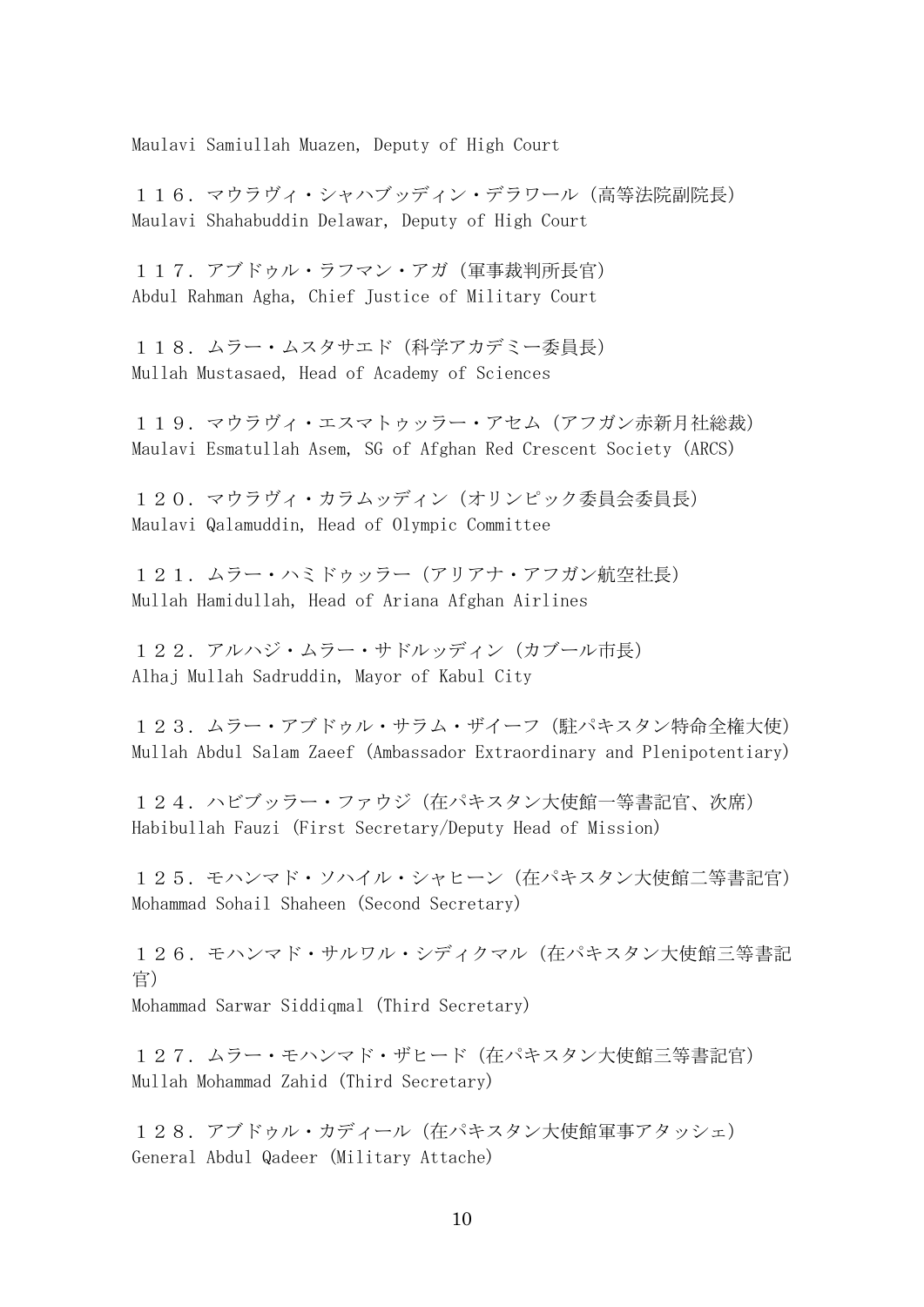Maulavi Samiullah Muazen, Deputy of High Court

１１６．マウラヴィ・シャハブッディン・デラワール（高等法院副院長）
Maulavi Shahabuddin Delawar, Deputy of High Court

１１７．アブドゥル・ラフマン・アガ（軍事裁判所長官）
Abdul Rahman Agha, Chief Justice of Military Court

１１８．ムラー・ムスタサエド（科学アカデミー委員長）
Mullah Mustasaed, Head of Academy of Sciences

１１９．マウラヴィ・エスマトゥッラー・アセム（アフガン赤新月社総裁）
Maulavi Esmatullah Asem, SG of Afghan Red Crescent Society (ARCS)

１２０．マウラヴィ・カラムッディン（オリンピック委員会委員長）
Maulavi Qalamuddin, Head of Olympic Committee

１２１．ムラー・ハミドゥッラー（アリアナ・アフガン航空社長）
Mullah Hamidullah, Head of Ariana Afghan Airlines

１２２．アルハジ・ムラー・サドルッディン（カブール市長）
Alhaj Mullah Sadruddin, Mayor of Kabul City

１２３．ムラー・アブドゥル・サラム・ザイーフ（駐パキスタン特命全権大使）
Mullah Abdul Salam Zaeef (Ambassador Extraordinary and Plenipotentiary)

１２４．ハビブッラー・ファウジ（在パキスタン大使館一等書記官、次席）
Habibullah Fauzi (First Secretary/Deputy Head of Mission)

１２５．モハンマド・ソハイル・シャヒーン（在パキスタン大使館二等書記官）
Mohammad Sohail Shaheen (Second Secretary)

１２６．モハンマド・サルワル・シディクマル（在パキスタン大使館三等書記官）
Mohammad Sarwar Siddiqmal (Third Secretary)

１２７．ムラー・モハンマド・ザヒード（在パキスタン大使館三等書記官）
Mullah Mohammad Zahid (Third Secretary)

１２８．アブドゥル・カディール（在パキスタン大使館軍事アタッシェ）
General Abdul Qadeer (Military Attache)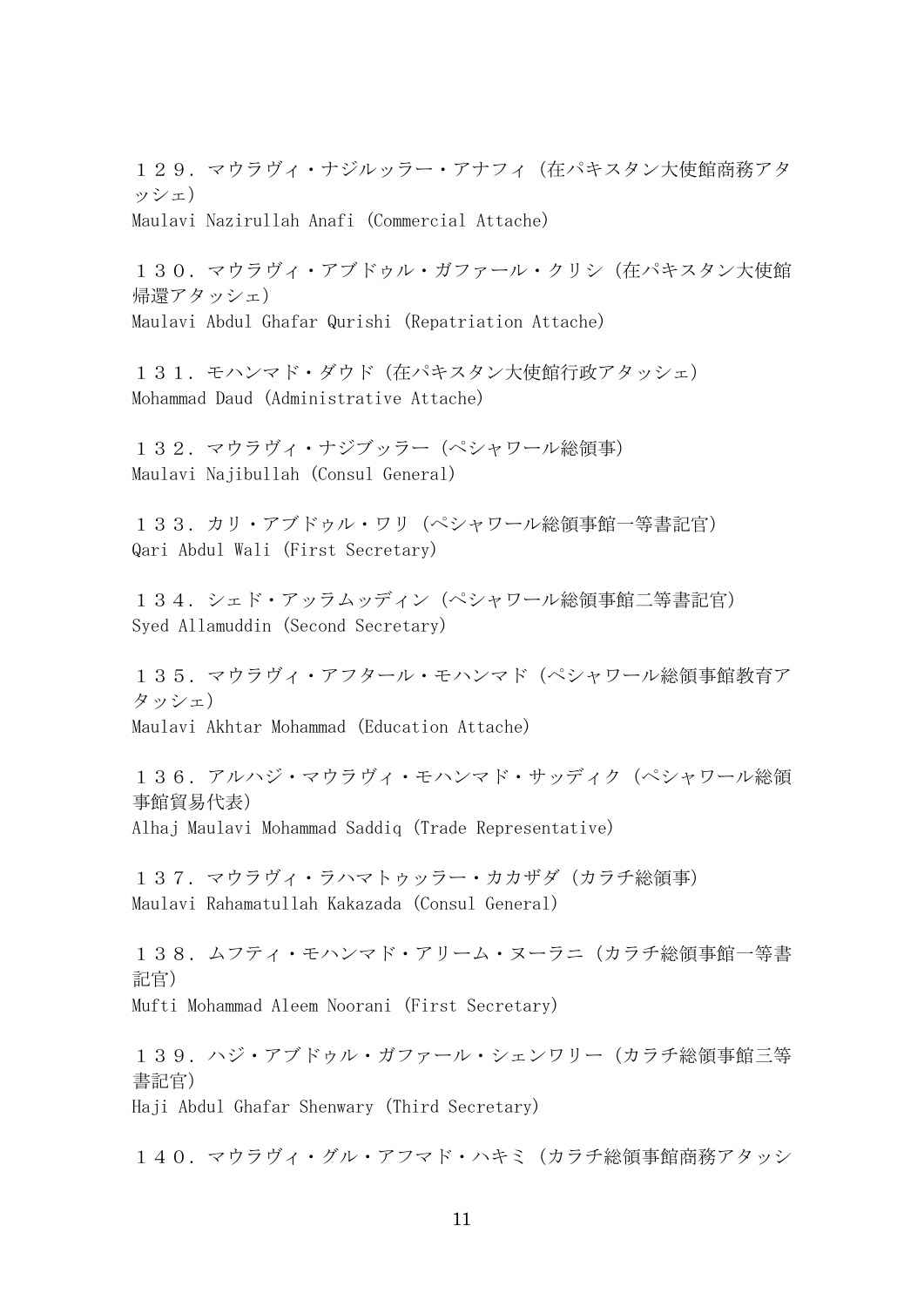１２９．マウラヴィ・ナジルッラー・アナフィ（在パキスタン大使館商務アタッシェ）
Maulavi Nazirullah Anafi (Commercial Attache)

１３０．マウラヴィ・アブドゥル・ガファール・クリシ（在パキスタン大使館帰還アタッシェ）
Maulavi Abdul Ghafar Qurishi (Repatriation Attache)

１３１．モハンマド・ダウド（在パキスタン大使館行政アタッシェ）
Mohammad Daud (Administrative Attache)

１３２．マウラヴィ・ナジブッラー（ペシャワール総領事）
Maulavi Najibullah (Consul General)

１３３．カリ・アブドゥル・ワリ（ペシャワール総領事館一等書記官）
Qari Abdul Wali (First Secretary)

１３４．シェド・アッラムッディン（ペシャワール総領事館二等書記官）
Syed Allamuddin (Second Secretary)

１３５．マウラヴィ・アフタール・モハンマド（ペシャワール総領事館教育アタッシェ）
Maulavi Akhtar Mohammad (Education Attache)

１３６．アルハジ・マウラヴィ・モハンマド・サッディク（ペシャワール総領事館貿易代表）
Alhaj Maulavi Mohammad Saddiq (Trade Representative)

１３７．マウラヴィ・ラハマトゥッラー・カカザダ（カラチ総領事）
Maulavi Rahamatullah Kakazada (Consul General)

１３８．ムフティ・モハンマド・アリーム・ヌーラニ（カラチ総領事館一等書記官）
Mufti Mohammad Aleem Noorani (First Secretary)

１３９．ハジ・アブドゥル・ガファール・シェンワリー（カラチ総領事館三等書記官）
Haji Abdul Ghafar Shenwary (Third Secretary)

１４０．マウラヴィ・グル・アフマド・ハキミ（カラチ総領事館商務アタッシ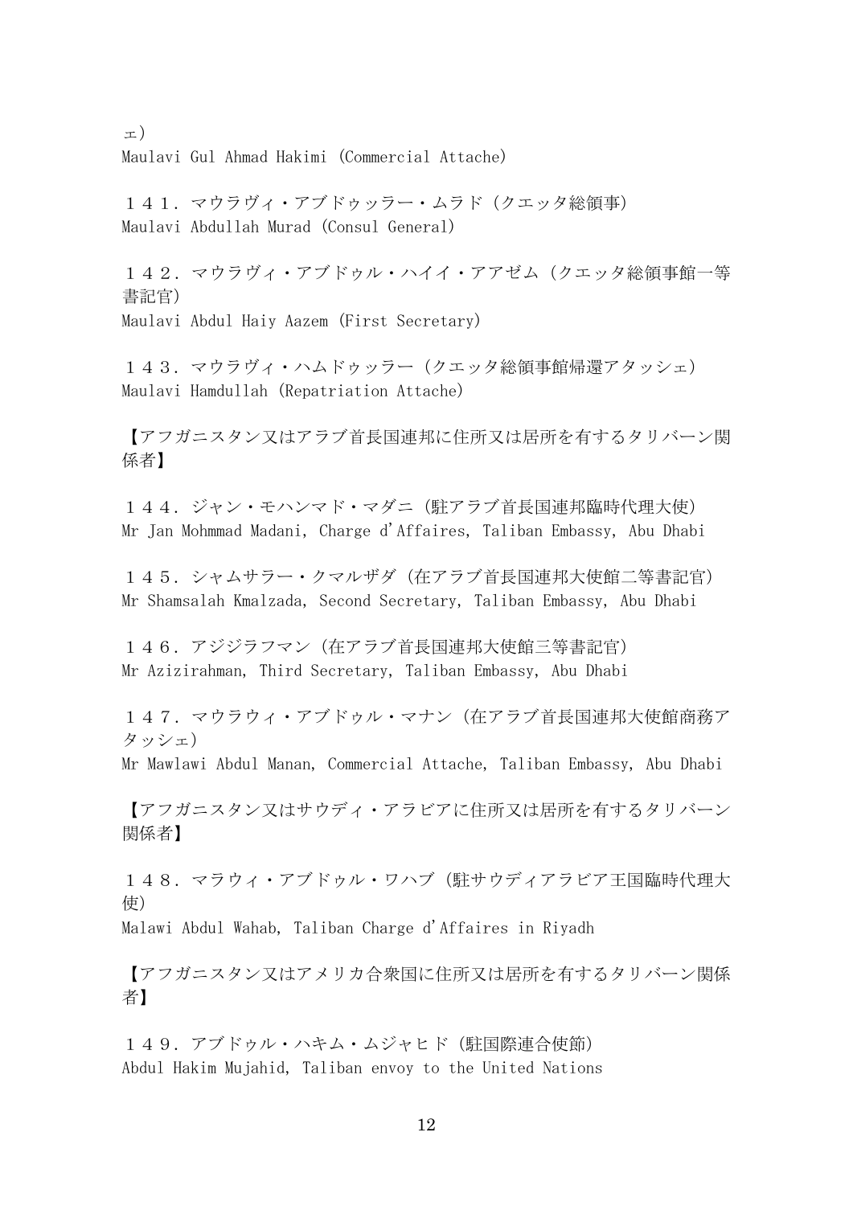ェ）
Maulavi Gul Ahmad Hakimi (Commercial Attache)

１４１．マウラヴィ・アブドゥッラー・ムラド（クエッタ総領事）
Maulavi Abdullah Murad (Consul General)

１４２．マウラヴィ・アブドゥル・ハイイ・アアゼム（クエッタ総領事館一等書記官）
Maulavi Abdul Haiy Aazem (First Secretary)

１４３．マウラヴィ・ハムドゥッラー（クエッタ総領事館帰還アタッシェ）
Maulavi Hamdullah (Repatriation Attache)

【アフガニスタン又はアラブ首長国連邦に住所又は居所を有するタリバーン関係者】

１４４．ジャン・モハンマド・マダニ（駐アラブ首長国連邦臨時代理大使）
Mr Jan Mohmmad Madani, Charge d'Affaires, Taliban Embassy, Abu Dhabi

１４５．シャムサラー・クマルザダ（在アラブ首長国連邦大使館二等書記官）
Mr Shamsalah Kmalzada, Second Secretary, Taliban Embassy, Abu Dhabi

１４６．アジジラフマン（在アラブ首長国連邦大使館三等書記官）
Mr Azizirahman, Third Secretary, Taliban Embassy, Abu Dhabi

１４７．マウラウィ・アブドゥル・マナン（在アラブ首長国連邦大使館商務アタッシェ）
Mr Mawlawi Abdul Manan, Commercial Attache, Taliban Embassy, Abu Dhabi

【アフガニスタン又はサウディ・アラビアに住所又は居所を有するタリバーン関係者】

１４８．マラウィ・アブドゥル・ワハブ（駐サウディアラビア王国臨時代理大使）
Malawi Abdul Wahab, Taliban Charge d'Affaires in Riyadh

【アフガニスタン又はアメリカ合衆国に住所又は居所を有するタリバーン関係者】

１４９．アブドゥル・ハキム・ムジャヒド（駐国際連合使節）
Abdul Hakim Mujahid, Taliban envoy to the United Nations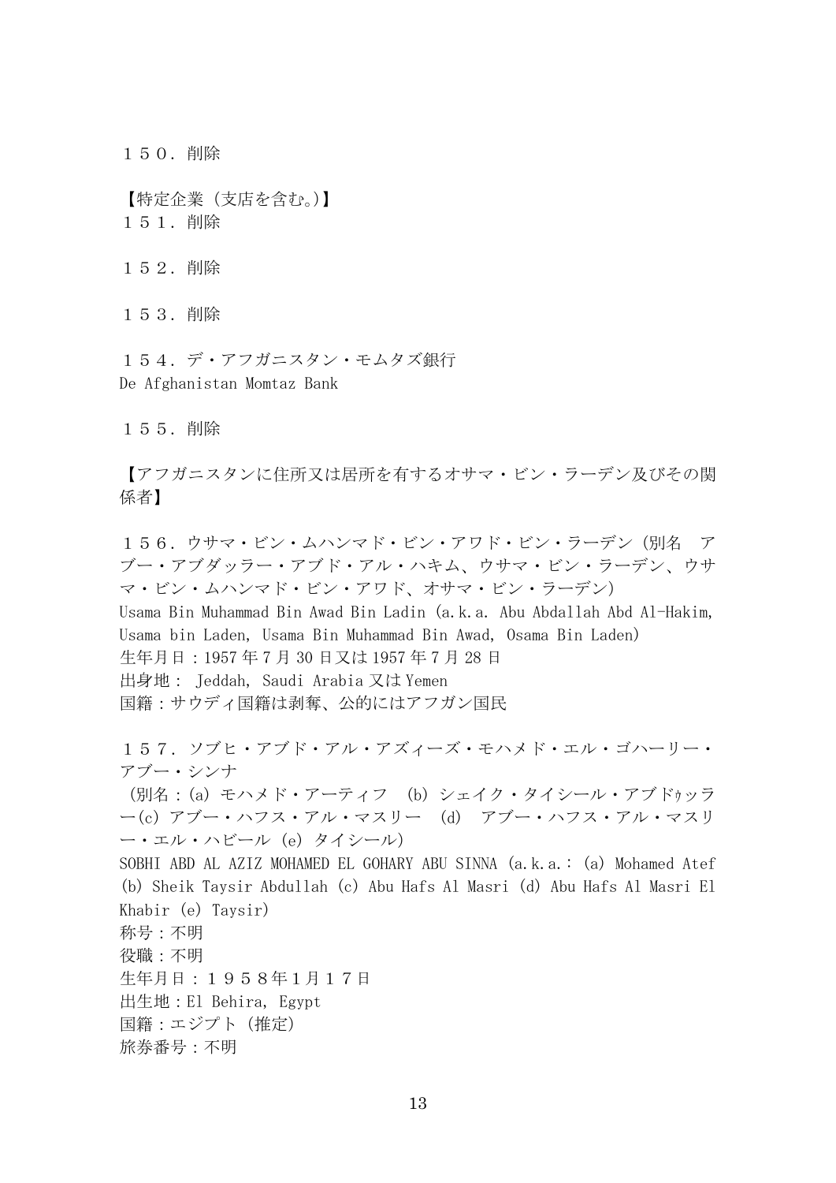１５０．削除

【特定企業（支店を含む。）】

１５１．削除

１５２．削除

１５３．削除

１５４．デ・アフガニスタン・モムタズ銀行
De Afghanistan Momtaz Bank

１５５．削除

【アフガニスタンに住所又は居所を有するオサマ・ビン・ラーデン及びその関係者】

１５６．ウサマ・ビン・ムハンマド・ビン・アワド・ビン・ラーデン（別名　アブー・アブダッラー・アブド・アル・ハキム、ウサマ・ビン・ラーデン、ウサマ・ビン・ムハンマド・ビン・アワド、オサマ・ビン・ラーデン）
Usama Bin Muhammad Bin Awad Bin Ladin (a.k.a. Abu Abdallah Abd Al-Hakim, Usama bin Laden, Usama Bin Muhammad Bin Awad, Osama Bin Laden)
生年月日：1957 年 7 月 30 日又は 1957 年 7 月 28 日
出身地： Jeddah, Saudi Arabia 又は Yemen
国籍：サウディ国籍は剥奪、公的にはアフガン国民

１５７．ソブヒ・アブド・アル・アズィーズ・モハメド・エル・ゴハーリー・アブー・シンナ
（別名：(a) モハメド・アーティフ　(b) シェイク・タイシール・アブドゥッラー(c) アブー・ハフス・アル・マスリー　(d)　アブー・ハフス・アル・マスリー・エル・ハビール (e) タイシール）
SOBHI ABD AL AZIZ MOHAMED EL GOHARY ABU SINNA (a.k.a.: (a) Mohamed Atef (b) Sheik Taysir Abdullah (c) Abu Hafs Al Masri (d) Abu Hafs Al Masri El Khabir (e) Taysir)
称号：不明
役職：不明
生年月日：１９５８年1月１７日
出生地：El Behira, Egypt
国籍：エジプト（推定）
旅券番号：不明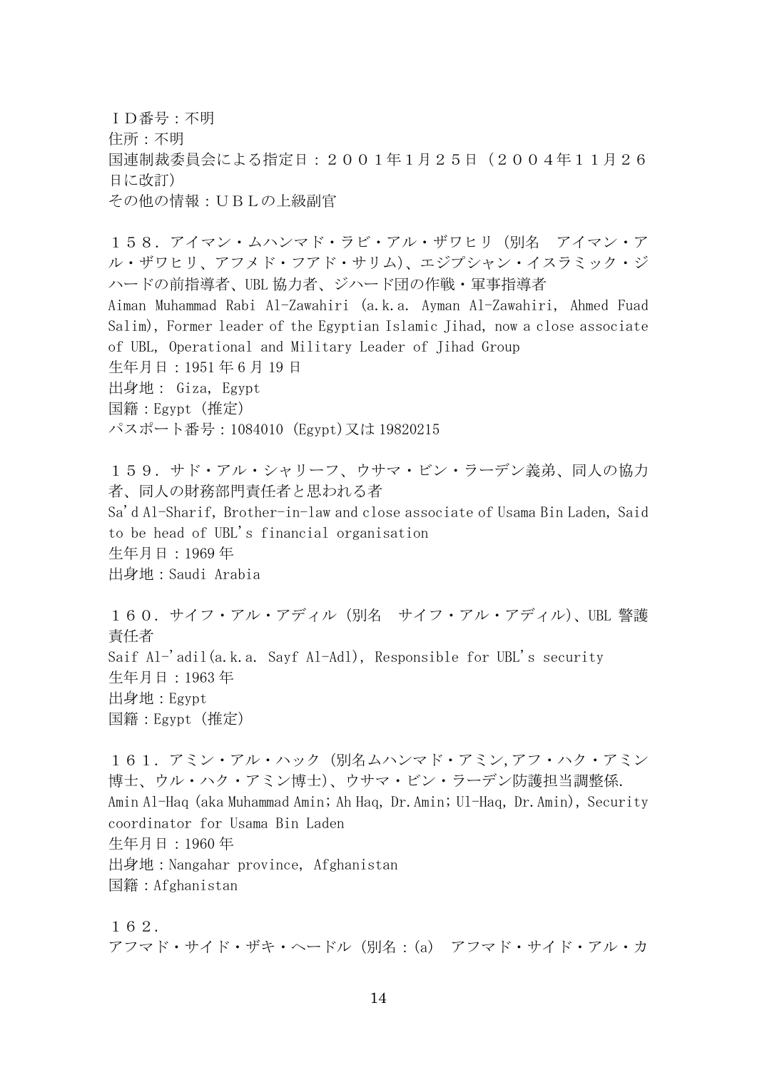ＩＤ番号：不明
住所：不明
国連制裁委員会による指定日：２００１年1月２５日（２００４年１１月２６日に改訂）
その他の情報：ＵＢＬの上級副官

１５８．アイマン・ムハンマド・ラビ・アル・ザワヒリ（別名　アイマン・アル・ザワヒリ、アフメド・フアド・サリム）、エジプシャン・イスラミック・ジハードの前指導者、UBL 協力者、ジハード団の作戦・軍事指導者
Aiman Muhammad Rabi Al-Zawahiri (a.k.a. Ayman Al-Zawahiri, Ahmed Fuad Salim), Former leader of the Egyptian Islamic Jihad, now a close associate of UBL, Operational and Military Leader of Jihad Group
生年月日：1951 年 6 月 19 日
出身地： Giza, Egypt
国籍：Egypt（推定）
パスポート番号：1084010 (Egypt)又は 19820215

１５９．サド・アル・シャリーフ、ウサマ・ビン・ラーデン義弟、同人の協力者、同人の財務部門責任者と思われる者
Sa'd Al-Sharif, Brother-in-law and close associate of Usama Bin Laden, Said to be head of UBL's financial organisation
生年月日：1969 年
出身地：Saudi Arabia

１６０．サイフ・アル・アディル（別名　サイフ・アル・アディル）、UBL 警護責任者
Saif Al-'adil(a.k.a. Sayf Al-Adl), Responsible for UBL's security
生年月日：1963 年
出身地：Egypt
国籍：Egypt（推定）

１６１．アミン・アル・ハック（別名ムハンマド・アミン,アフ・ハク・アミン博士、ウル・ハク・アミン博士）、ウサマ・ビン・ラーデン防護担当調整係.
Amin Al-Haq (aka Muhammad Amin; Ah Haq, Dr.Amin; Ul-Haq, Dr.Amin), Security coordinator for Usama Bin Laden
生年月日：1960 年
出身地：Nangahar province, Afghanistan
国籍：Afghanistan

１６２．
アフマド・サイド・ザキ・ヘードル（別名：(a)　アフマド・サイド・アル・カ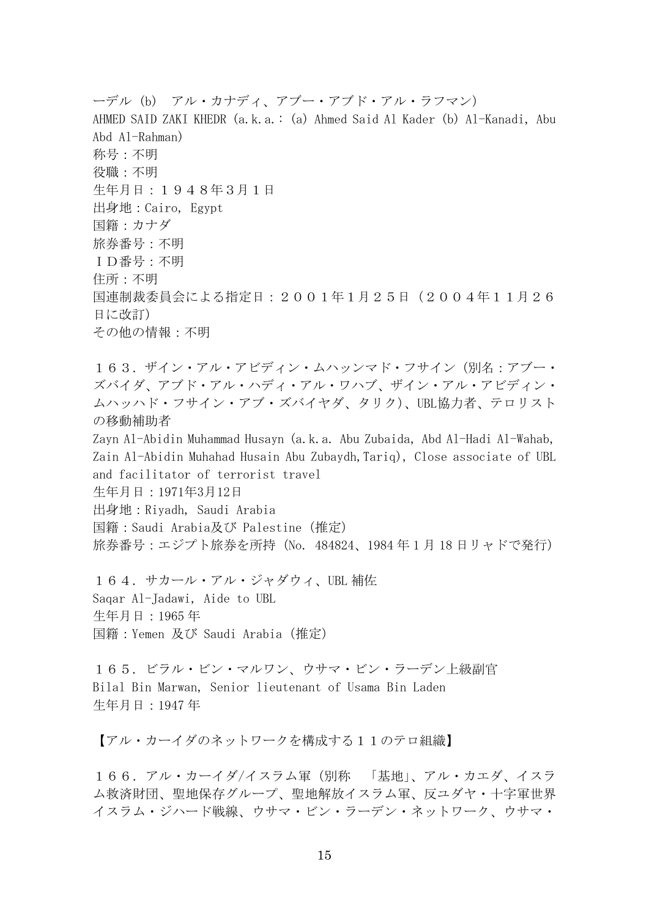ーデル (b) アル・カナディ、アブー・アブド・アル・ラフマン)
AHMED SAID ZAKI KHEDR (a.k.a.: (a) Ahmed Said Al Kader (b) Al-Kanadi, Abu Abd Al-Rahman)
称号：不明
役職：不明
生年月日：１９４８年３月１日
出身地：Cairo, Egypt
国籍：カナダ
旅券番号：不明
ＩＤ番号：不明
住所：不明
国連制裁委員会による指定日：２００１年１月２５日（２００４年１１月２６日に改訂）
その他の情報：不明

１６３．ザイン・アル・アビディン・ムハッンマド・フサイン（別名：アブー・ズバイダ、アブド・アル・ハディ・アル・ワハブ、ザイン・アル・アビディン・ムハッハド・フサイン・アブ・ズバイヤダ、タリク)、UBL協力者、テロリストの移動補助者
Zayn Al-Abidin Muhammad Husayn (a.k.a. Abu Zubaida, Abd Al-Hadi Al-Wahab, Zain Al-Abidin Muhahad Husain Abu Zubaydh,Tariq), Close associate of UBL and facilitator of terrorist travel
生年月日：1971年3月12日
出身地：Riyadh, Saudi Arabia
国籍：Saudi Arabia及び Palestine（推定）
旅券番号：エジプト旅券を所持（No. 484824、1984 年 1 月 18 日リャドで発行）

１６４．サカール・アル・ジャダウィ、UBL 補佐
Saqar Al-Jadawi, Aide to UBL
生年月日：1965 年
国籍：Yemen 及び Saudi Arabia（推定）

１６５．ビラル・ビン・マルワン、ウサマ・ビン・ラーデン上級副官
Bilal Bin Marwan, Senior lieutenant of Usama Bin Laden
生年月日：1947 年

【アル・カーイダのネットワークを構成する１１のテロ組織】

１６６．アル・カーイダ/イスラム軍（別称　「基地」、アル・カエダ、イスラム救済財団、聖地保存グループ、聖地解放イスラム軍、反ユダヤ・十字軍世界イスラム・ジハード戦線、ウサマ・ビン・ラーデン・ネットワーク、ウサマ・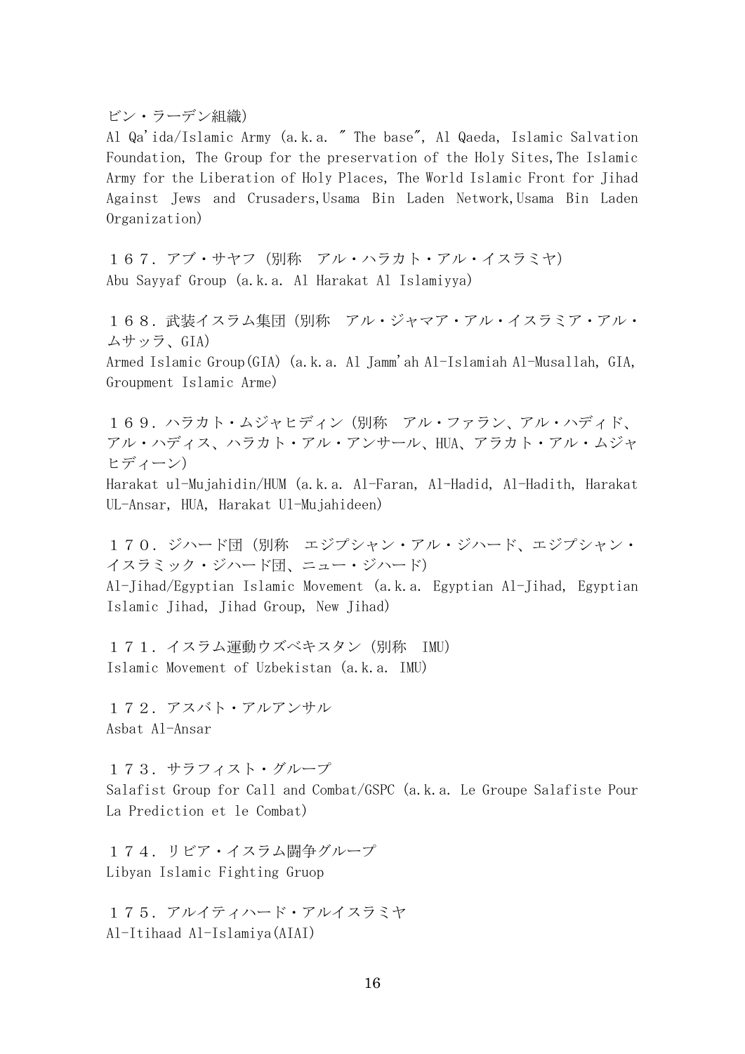ビン・ラーデン組織)
Al Qa'ida/Islamic Army (a.k.a. " The base", Al Qaeda, Islamic Salvation Foundation, The Group for the preservation of the Holy Sites,The Islamic Army for the Liberation of Holy Places, The World Islamic Front for Jihad Against Jews and Crusaders,Usama Bin Laden Network,Usama Bin Laden Organization)

１６７．アブ・サヤフ（別称　アル・ハラカト・アル・イスラミヤ）
Abu Sayyaf Group (a.k.a. Al Harakat Al Islamiyya)

１６８．武装イスラム集団（別称　アル・ジャマア・アル・イスラミア・アル・ムサッラ、GIA）
Armed Islamic Group(GIA) (a.k.a. Al Jamm'ah Al-Islamiah Al-Musallah, GIA, Groupment Islamic Arme)

１６９．ハラカト・ムジャヒディン（別称　アル・ファラン、アル・ハディド、アル・ハディス、ハラカト・アル・アンサール、HUA、アラカト・アル・ムジャヒディーン）
Harakat ul-Mujahidin/HUM (a.k.a. Al-Faran, Al-Hadid, Al-Hadith, Harakat UL-Ansar, HUA, Harakat Ul-Mujahideen)

１７０．ジハード団（別称　エジプシャン・アル・ジハード、エジプシャン・イスラミック・ジハード団、ニュー・ジハード）
Al-Jihad/Egyptian Islamic Movement (a.k.a. Egyptian Al-Jihad, Egyptian Islamic Jihad, Jihad Group, New Jihad)

１７１．イスラム運動ウズベキスタン（別称　IMU）
Islamic Movement of Uzbekistan (a.k.a. IMU)

１７２．アスバト・アルアンサル
Asbat Al-Ansar

１７３．サラフィスト・グループ
Salafist Group for Call and Combat/GSPC (a.k.a. Le Groupe Salafiste Pour La Prediction et le Combat)

１７４．リビア・イスラム闘争グループ
Libyan Islamic Fighting Gruop

１７５．アルイティハード・アルイスラミヤ
Al-Itihaad Al-Islamiya(AIAI)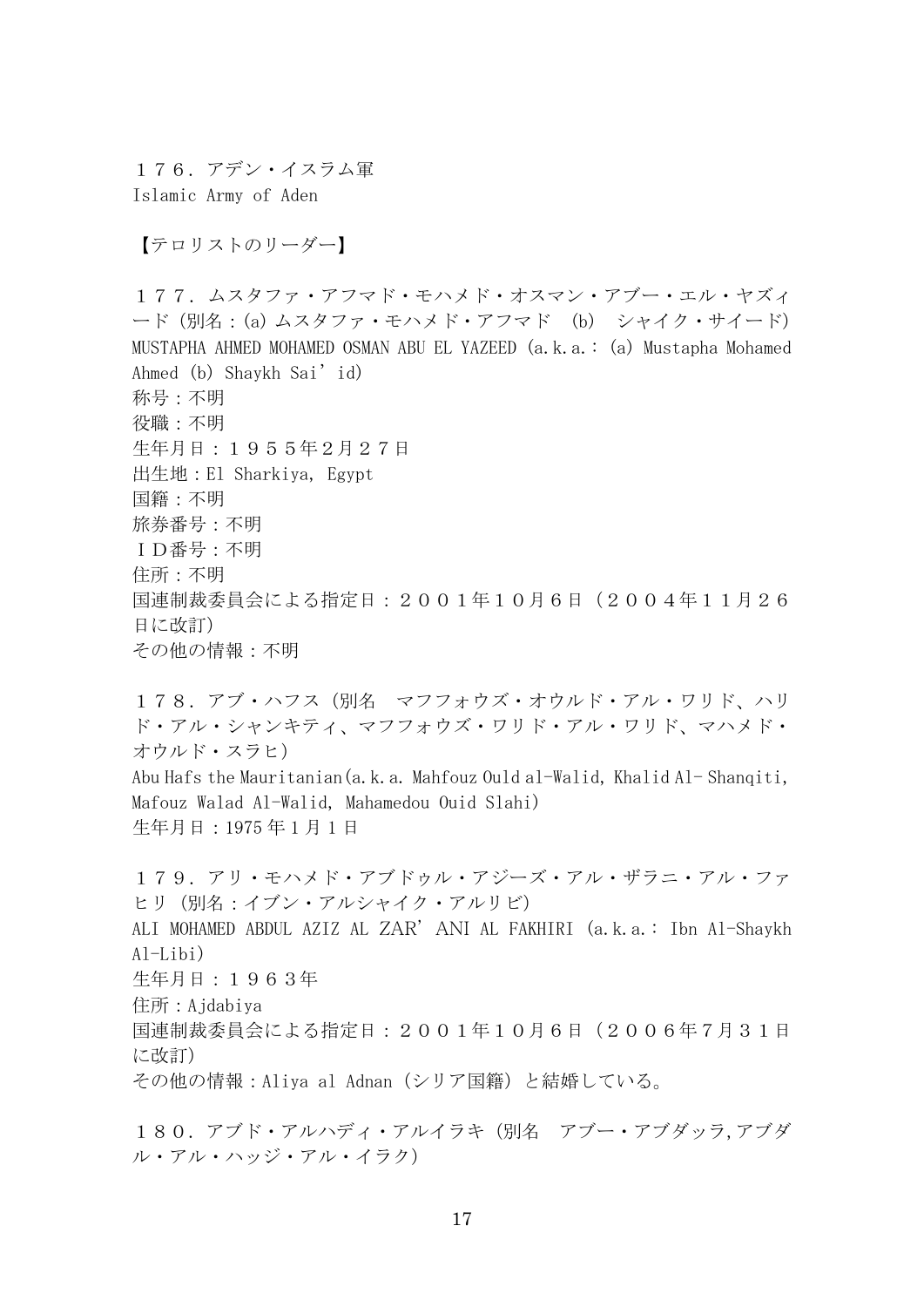１７６．アデン・イスラム軍
Islamic Army of Aden

【テロリストのリーダー】

１７７．ムスタファ・アフマド・モハメド・オスマン・アブー・エル・ヤズィード（別名：(a) ムスタファ・モハメド・アフマド　(b)　シャイク・サイード）
MUSTAPHA AHMED MOHAMED OSMAN ABU EL YAZEED (a.k.a.: (a) Mustapha Mohamed Ahmed (b) Shaykh Sai'id)
称号：不明
役職：不明
生年月日：１９５５年２月２７日
出生地：El Sharkiya, Egypt
国籍：不明
旅券番号：不明
ＩＤ番号：不明
住所：不明
国連制裁委員会による指定日：２００１年１０月６日（２００４年１１月２６日に改訂）
その他の情報：不明

１７８．アブ・ハフス（別名　マフフォウズ・オウルド・アル・ワリド、ハリド・アル・シャンキティ、マフフォウズ・ワリド・アル・ワリド、マハメド・オウルド・スラヒ）
Abu Hafs the Mauritanian(a.k.a. Mahfouz Ould al-Walid, Khalid Al- Shanqiti, Mafouz Walad Al-Walid, Mahamedou Ouid Slahi)
生年月日：1975 年 1 月 1 日

１７９．アリ・モハメド・アブドゥル・アジーズ・アル・ザラニ・アル・ファヒリ（別名：イブン・アルシャイク・アルリビ）
ALI MOHAMED ABDUL AZIZ AL ZAR'ANI AL FAKHIRI (a.k.a.: Ibn Al-Shaykh Al-Libi)
生年月日：１９６３年
住所：Ajdabiya
国連制裁委員会による指定日：２００１年１０月６日（２００６年７月３１日に改訂）
その他の情報：Aliya al Adnan（シリア国籍）と結婚している。

１８０．アブド・アルハディ・アルイラキ（別名　アブー・アブダッラ,アブダル・アル・ハッジ・アル・イラク）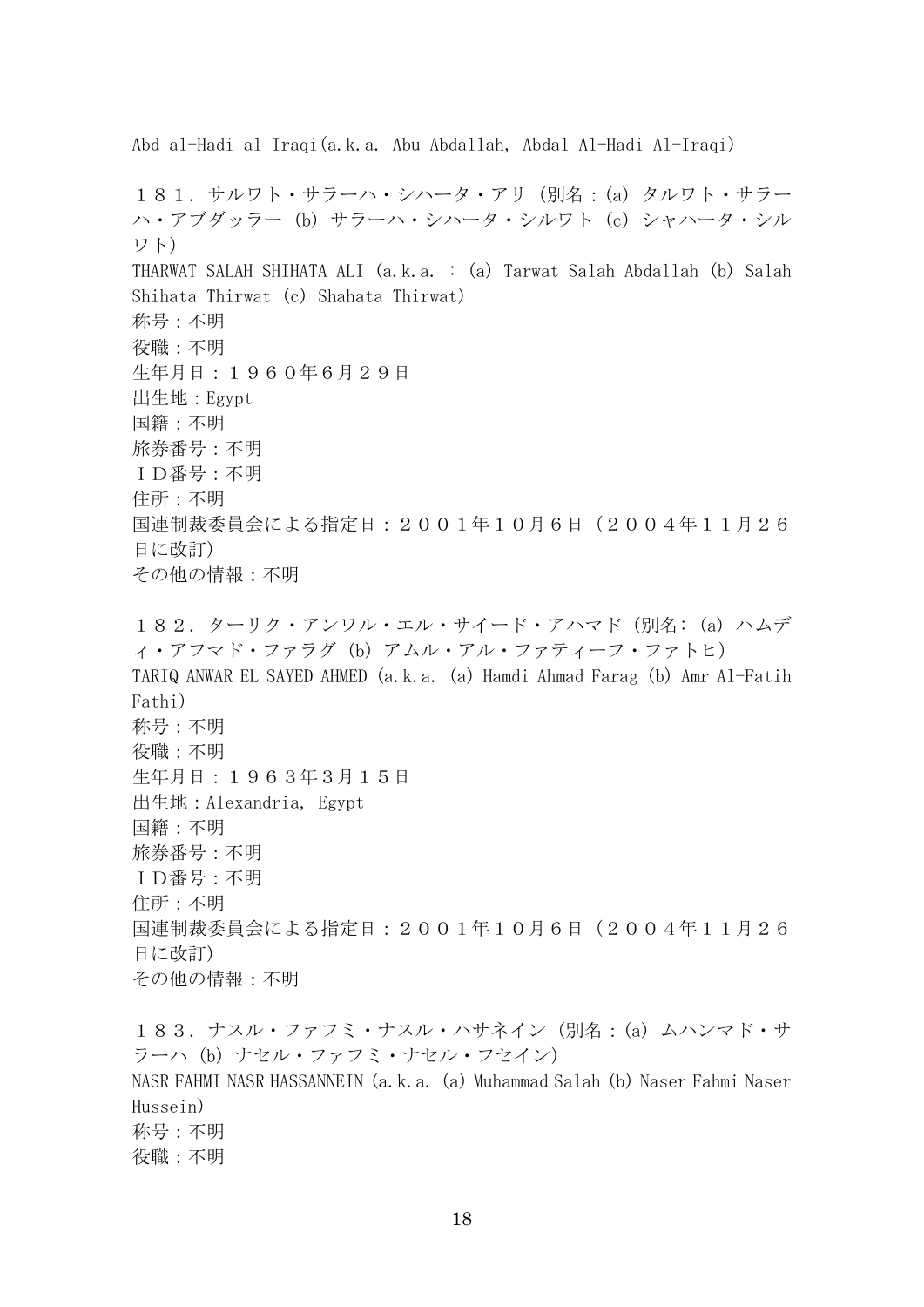Abd al-Hadi al Iraqi(a.k.a. Abu Abdallah, Abdal Al-Hadi Al-Iraqi)

１８１．サルワト・サラーハ・シハータ・アリ（別名：(a) タルワト・サラーハ・アブダッラー (b) サラーハ・シハータ・シルワト (c) シャハータ・シルワト）
THARWAT SALAH SHIHATA ALI (a.k.a. : (a) Tarwat Salah Abdallah (b) Salah Shihata Thirwat (c) Shahata Thirwat)
称号：不明
役職：不明
生年月日：１９６０年6月２９日
出生地：Egypt
国籍：不明
旅券番号：不明
ＩＤ番号：不明
住所：不明
国連制裁委員会による指定日：２００１年１０月６日（２００４年１１月２６日に改訂）
その他の情報：不明

１８２．ターリク・アンワル・エル・サイード・アハマド（別名：(a) ハムディ・アフマド・ファラグ (b) アムル・アル・ファティーフ・ファトヒ）
TARIQ ANWAR EL SAYED AHMED (a.k.a. (a) Hamdi Ahmad Farag (b) Amr Al-Fatih Fathi)
称号：不明
役職：不明
生年月日：１９６３年3月１５日
出生地：Alexandria, Egypt
国籍：不明
旅券番号：不明
ＩＤ番号：不明
住所：不明
国連制裁委員会による指定日：２００１年１０月６日（２００４年１１月２６日に改訂）
その他の情報：不明

１８３．ナスル・ファフミ・ナスル・ハサネイン（別名：(a) ムハンマド・サラーハ (b) ナセル・ファフミ・ナセル・フセイン）
NASR FAHMI NASR HASSANNEIN (a.k.a. (a) Muhammad Salah (b) Naser Fahmi Naser Hussein)
称号：不明
役職：不明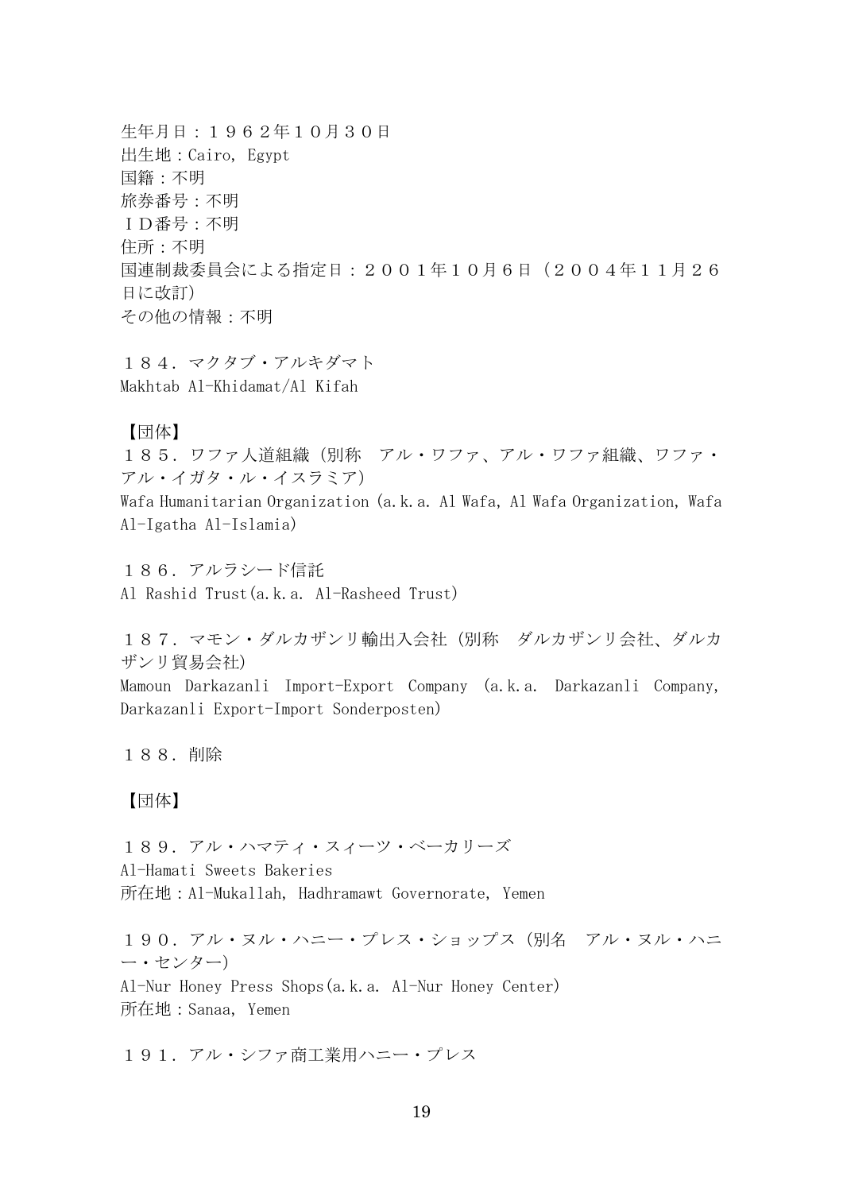生年月日：１９６２年１０月３０日
出生地：Cairo, Egypt
国籍：不明
旅券番号：不明
ＩＤ番号：不明
住所：不明
国連制裁委員会による指定日：２００１年１０月６日（２００４年１１月２６日に改訂）
その他の情報：不明

１８４．マクタブ・アルキダマト
Makhtab Al-Khidamat/Al Kifah

【団体】

１８５．ワファ人道組織（別称　アル・ワファ、アル・ワファ組織、ワファ・アル・イガタ・ル・イスラミア）
Wafa Humanitarian Organization (a.k.a. Al Wafa, Al Wafa Organization, Wafa Al-Igatha Al-Islamia)

１８６．アルラシード信託
Al Rashid Trust(a.k.a. Al-Rasheed Trust)

１８７．マモン・ダルカザンリ輸出入会社（別称　ダルカザンリ会社、ダルカザンリ貿易会社）
Mamoun Darkazanli Import-Export Company (a.k.a. Darkazanli Company, Darkazanli Export-Import Sonderposten)

１８８．削除

【団体】

１８９．アル・ハマティ・スィーツ・ベーカリーズ
Al-Hamati Sweets Bakeries
所在地：Al-Mukallah, Hadhramawt Governorate, Yemen

１９０．アル・ヌル・ハニー・プレス・ショップス（別名　アル・ヌル・ハニー・センター）
Al-Nur Honey Press Shops(a.k.a. Al-Nur Honey Center)
所在地：Sanaa, Yemen

１９１．アル・シファ商工業用ハニー・プレス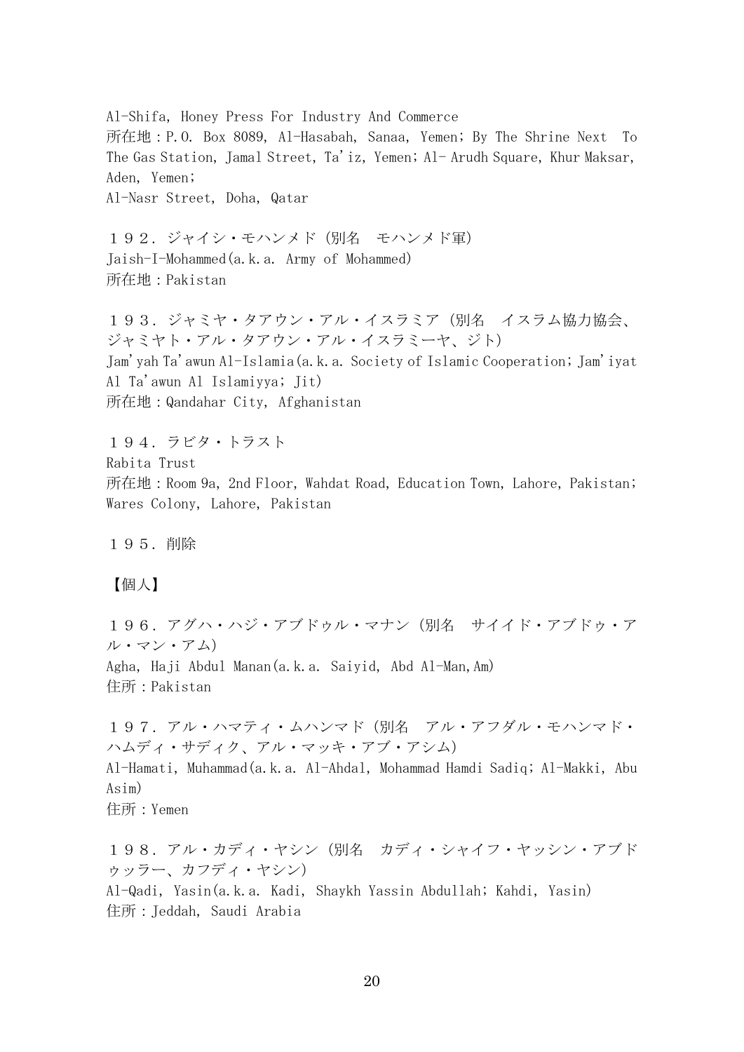Al-Shifa, Honey Press For Industry And Commerce
所在地：P.O. Box 8089, Al-Hasabah, Sanaa, Yemen; By The Shrine Next To The Gas Station, Jamal Street, Ta'iz, Yemen; Al- Arudh Square, Khur Maksar, Aden, Yemen;
Al-Nasr Street, Doha, Qatar

１９２．ジャイシ・モハンメド（別名　モハンメド軍）
Jaish-I-Mohammed(a.k.a. Army of Mohammed)
所在地：Pakistan

１９３．ジャミヤ・タアウン・アル・イスラミア（別名　イスラム協力協会、ジャミヤト・アル・タアウン・アル・イスラミーヤ、ジト）
Jam'yah Ta'awun Al-Islamia(a.k.a. Society of Islamic Cooperation; Jam'iyat Al Ta'awun Al Islamiyya; Jit)
所在地：Qandahar City, Afghanistan

１９４．ラビタ・トラスト
Rabita Trust
所在地：Room 9a, 2nd Floor, Wahdat Road, Education Town, Lahore, Pakistan; Wares Colony, Lahore, Pakistan

１９５．削除

【個人】

１９６．アグハ・ハジ・アブドゥル・マナン（別名　サイイド・アブドゥ・アル・マン・アム）
Agha, Haji Abdul Manan(a.k.a. Saiyid, Abd Al-Man,Am)
住所：Pakistan

１９７．アル・ハマティ・ムハンマド（別名　アル・アフダル・モハンマド・ハムディ・サディク、アル・マッキ・アブ・アシム）
Al-Hamati, Muhammad(a.k.a. Al-Ahdal, Mohammad Hamdi Sadiq; Al-Makki, Abu Asim)
住所：Yemen

１９８．アル・カディ・ヤシン（別名　カディ・シャイフ・ヤッシン・アブドゥッラー、カフディ・ヤシン）
Al-Qadi, Yasin(a.k.a. Kadi, Shaykh Yassin Abdullah; Kahdi, Yasin)
住所：Jeddah, Saudi Arabia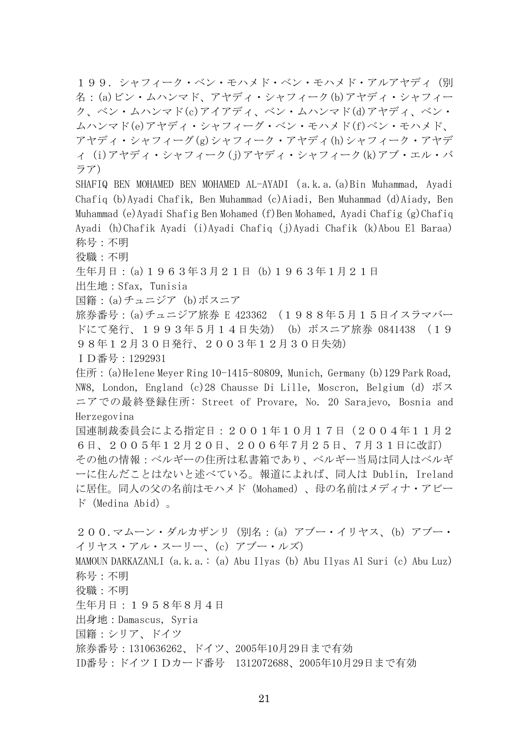１９９．シャフィーク・ベン・モハメド・ベン・モハメド・アルアヤディ（別名：(a)ビン・ムハンマド、アヤディ・シャフィーク(b)アヤディ・シャフィーク、ベン・ムハンマド(c)アイアディ、ベン・ムハンマド(d)アヤディ、ベン・ムハンマド(e)アヤディ・シャフィーグ・ベン・モハメド(f)ベン・モハメド、アヤディ・シャフィーグ(g)シャフィーク・アヤディ(h)シャフィーク・アヤディ（i)アヤディ・シャフィーク(j)アヤディ・シャフィーク(k)アブ・エル・バラア）

SHAFIQ BEN MOHAMED BEN MOHAMED AL-AYADI (a.k.a.(a)Bin Muhammad, Ayadi Chafiq (b)Ayadi Chafik, Ben Muhammad (c)Aiadi, Ben Muhammad (d)Aiady, Ben Muhammad (e)Ayadi Shafig Ben Mohamed (f)Ben Mohamed, Ayadi Chafig (g)Chafiq Ayadi (h)Chafik Ayadi (i)Ayadi Chafiq (j)Ayadi Chafik (k)Abou El Baraa)

称号：不明

役職：不明

生年月日：(a)１９６３年３月２１日 (b)１９６３年１月２１日

出生地：Sfax, Tunisia

国籍：(a)チュニジア (b)ボスニア

旅券番号：(a)チュニジア旅券 E 423362 （１９８８年５月１５日イスラマバードにて発行、１９９３年５月１４日失効） (b) ボスニア旅券 0841438 （１９９８年１２月３０日発行、２００３年１２月３０日失効）

ＩＤ番号：1292931

住所：(a)Helene Meyer Ring 10-1415-80809, Munich, Germany (b)129 Park Road, NW8, London, England (c)28 Chausse Di Lille, Moscron, Belgium (d) ボスニアでの最終登録住所: Street of Provare, No. 20 Sarajevo, Bosnia and Herzegovina

国連制裁委員会による指定日：２００１年１０月１７日（２００４年１１月２６日、２００５年１２月２０日、２００６年７月２５日、７月３１日に改訂）

その他の情報：ベルギーの住所は私書箱であり、ベルギー当局は同人はベルギーに住んだことはないと述べている。報道によれば、同人は Dublin, Ireland に居住。同人の父の名前はモハメド（Mohamed）、母の名前はメディナ・アビード（Medina Abid）。

２００．マムーン・ダルカザンリ（別名：(a) アブー・イリヤス、(b) アブー・イリヤス・アル・スーリー、(c) アブー・ルズ）

MAMOUN DARKAZANLI (a.k.a.: (a) Abu Ilyas (b) Abu Ilyas Al Suri (c) Abu Luz)

称号：不明

役職：不明

生年月日：１９５８年８月４日

出身地：Damascus, Syria

国籍：シリア、ドイツ

旅券番号：1310636262、ドイツ、2005年10月29日まで有効

ID番号：ドイツＩＤカード番号　1312072688、2005年10月29日まで有効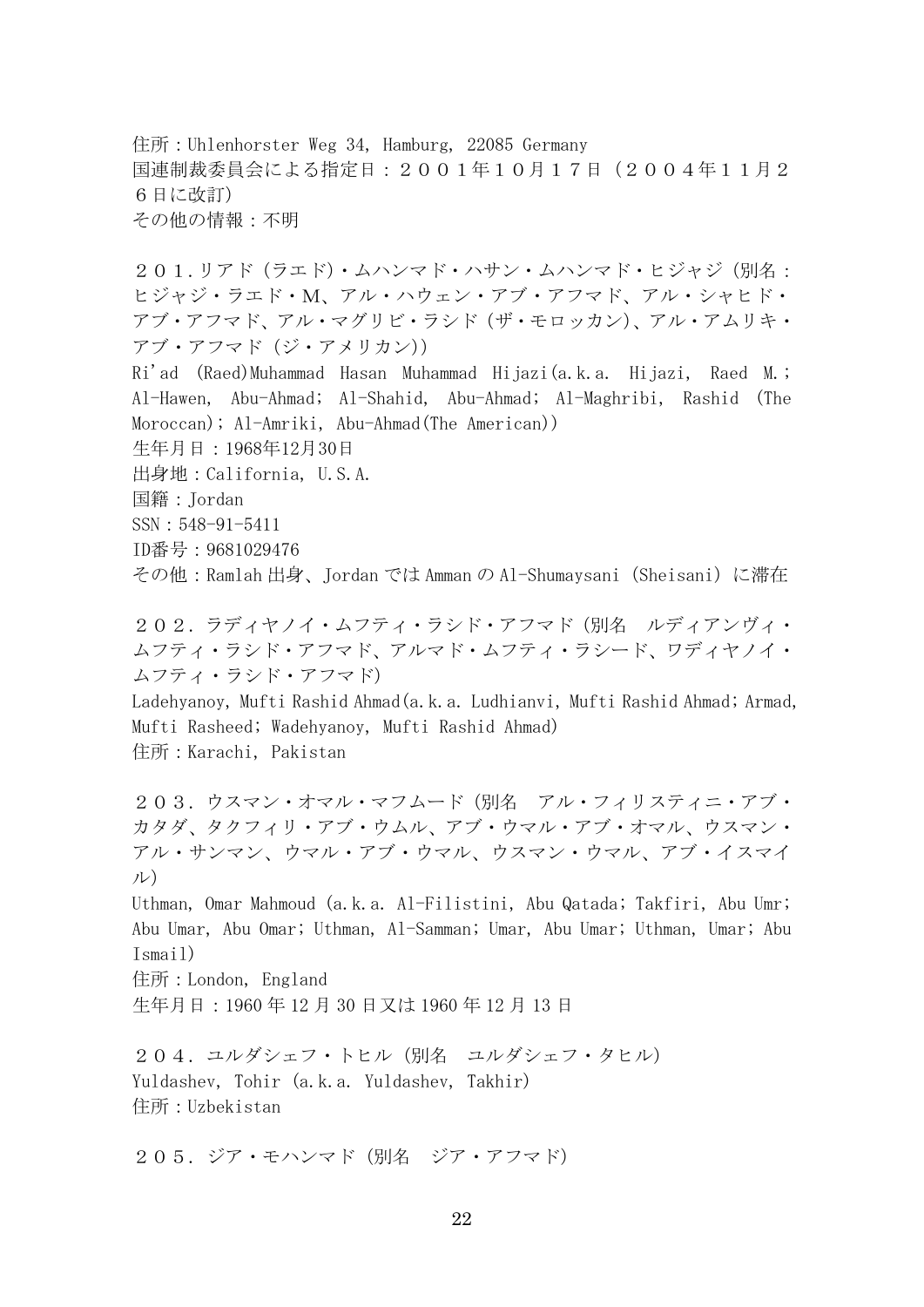住所：Uhlenhorster Weg 34, Hamburg, 22085 Germany
国連制裁委員会による指定日：２００１年１０月１７日（２００４年１１月２６日に改訂）
その他の情報：不明

２０１．リアド（ラエド）・ムハンマド・ハサン・ムハンマド・ヒジャジ（別名：ヒジャジ・ラエド・M、アル・ハウェン・アブ・アフマド、アル・シャヒド・アブ・アフマド、アル・マグリビ・ラシド（ザ・モロッカン）、アル・アムリキ・アブ・アフマド（ジ・アメリカン））
Ri'ad (Raed)Muhammad Hasan Muhammad Hijazi(a.k.a. Hijazi, Raed M.; Al-Hawen, Abu-Ahmad; Al-Shahid, Abu-Ahmad; Al-Maghribi, Rashid (The Moroccan); Al-Amriki, Abu-Ahmad(The American))
生年月日：1968年12月30日
出身地：California, U.S.A.
国籍：Jordan
SSN：548-91-5411
ID番号：9681029476
その他：Ramlah 出身、Jordan では Amman の Al-Shumaysani (Sheisani) に滞在

２０２．ラディヤノイ・ムフティ・ラシド・アフマド（別名　ルディアンヴィ・ムフティ・ラシド・アフマド、アルマド・ムフティ・ラシード、ワディヤノイ・ムフティ・ラシド・アフマド）
Ladehyanoy, Mufti Rashid Ahmad(a.k.a. Ludhianvi, Mufti Rashid Ahmad; Armad, Mufti Rasheed; Wadehyanoy, Mufti Rashid Ahmad)
住所：Karachi, Pakistan

２０３．ウスマン・オマル・マフムード（別名　アル・フィリスティニ・アブ・カタダ、タクフィリ・アブ・ウムル、アブ・ウマル・アブ・オマル、ウスマン・アル・サンマン、ウマル・アブ・ウマル、ウスマン・ウマル、アブ・イスマイル）
Uthman, Omar Mahmoud (a.k.a. Al-Filistini, Abu Qatada; Takfiri, Abu Umr; Abu Umar, Abu Omar; Uthman, Al-Samman; Umar, Abu Umar; Uthman, Umar; Abu Ismail)
住所：London, England
生年月日：1960 年 12 月 30 日又は 1960 年 12 月 13 日

２０４．ユルダシェフ・トヒル（別名　ユルダシェフ・タヒル）
Yuldashev, Tohir (a.k.a. Yuldashev, Takhir)
住所：Uzbekistan

２０５．ジア・モハンマド（別名　ジア・アフマド）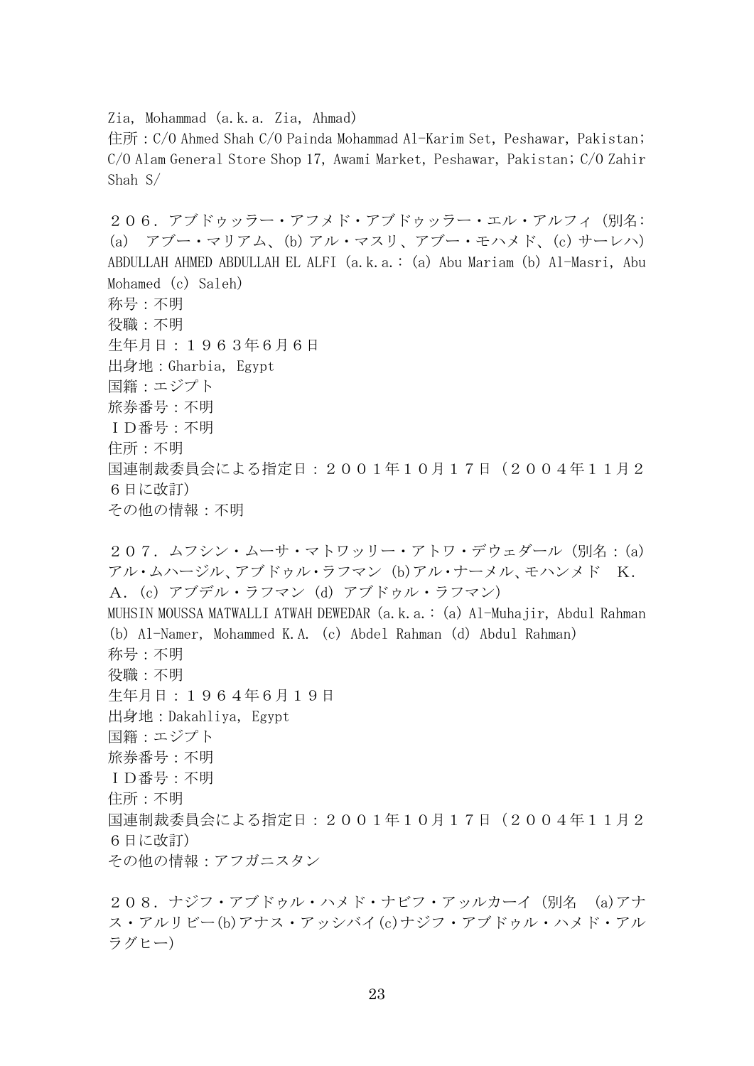Zia, Mohammad (a.k.a. Zia, Ahmad)
住所：C/O Ahmed Shah C/O Painda Mohammad Al-Karim Set, Peshawar, Pakistan; C/O Alam General Store Shop 17, Awami Market, Peshawar, Pakistan; C/O Zahir Shah S/

２０６．アブドゥッラー・アフメド・アブドゥッラー・エル・アルフィ（別名：(a) アブー・マリアム、(b) アル・マスリ、アブー・モハメド、(c) サーレハ）
ABDULLAH AHMED ABDULLAH EL ALFI (a.k.a.：(a) Abu Mariam (b) Al-Masri, Abu Mohamed (c) Saleh)
称号：不明
役職：不明
生年月日：１９６３年６月６日
出身地：Gharbia, Egypt
国籍：エジプト
旅券番号：不明
ＩＤ番号：不明
住所：不明
国連制裁委員会による指定日：２００１年１０月１７日（２００４年１１月２６日に改訂）
その他の情報：不明

２０７．ムフシン・ムーサ・マトワッリー・アトワ・デウェダール（別名：(a) アル・ムハージル、アブドゥル・ラフマン (b)アル・ナーメル、モハンメド Ｋ．Ａ．(c) アブデル・ラフマン (d) アブドゥル・ラフマン）
MUHSIN MOUSSA MATWALLI ATWAH DEWEDAR (a.k.a.：(a) Al-Muhajir, Abdul Rahman (b) Al-Namer, Mohammed K.A. (c) Abdel Rahman (d) Abdul Rahman)
称号：不明
役職：不明
生年月日：１９６４年６月１９日
出身地：Dakahliya, Egypt
国籍：エジプト
旅券番号：不明
ＩＤ番号：不明
住所：不明
国連制裁委員会による指定日：２００１年１０月１７日（２００４年１１月２６日に改訂）
その他の情報：アフガニスタン

２０８．ナジフ・アブドゥル・ハメド・ナビフ・アッルカーイ（別名 (a)アナス・アルリビー(b)アナス・アッシバイ(c)ナジフ・アブドゥル・ハメド・アルラグヒー）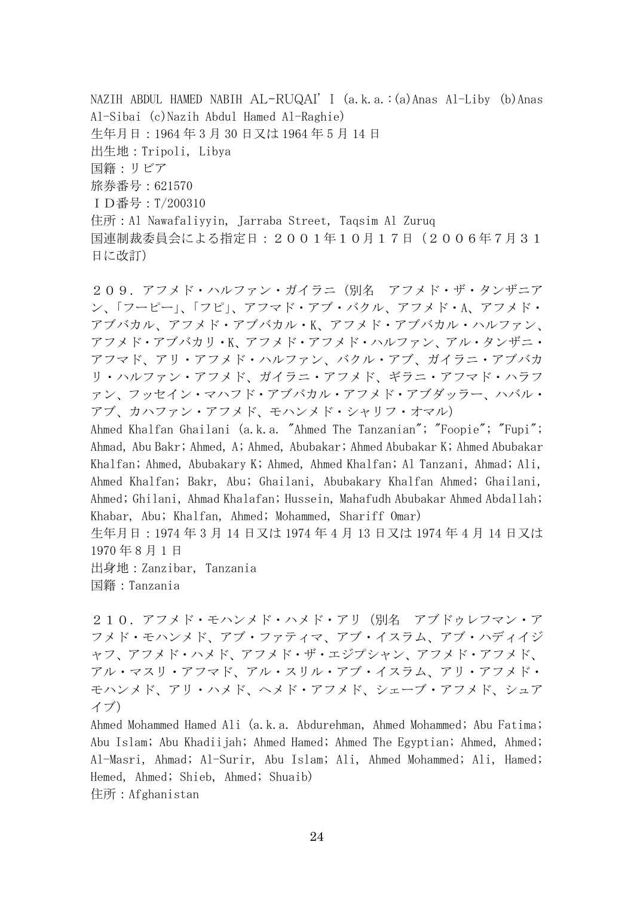NAZIH ABDUL HAMED NABIH AL-RUQAI'I (a.k.a.:(a)Anas Al-Liby (b)Anas Al-Sibai (c)Nazih Abdul Hamed Al-Raghie)
生年月日：1964 年 3 月 30 日又は 1964 年 5 月 14 日
出生地：Tripoli, Libya
国籍：リビア
旅券番号：621570
ＩＤ番号：T/200310
住所：Al Nawafaliyyin, Jarraba Street, Taqsim Al Zuruq
国連制裁委員会による指定日：２００１年１０月１７日（２００６年７月３１日に改訂）

２０９．アフメド・ハルファン・ガイラニ（別名　アフメド・ザ・タンザニアン、「フーピー」、「フピ」、アフマド・アブ・バクル、アフメド・A、アフメド・アブバカル、アフメド・アブバカル・K、アフメド・アブバカル・ハルファン、アフメド・アブバカリ・K、アフメド・アフメド・ハルファン、アル・タンザニ・アフマド、アリ・アフメド・ハルファン、バクル・アブ、ガイラニ・アブバカリ・ハルファン・アフメド、ガイラニ・アフメド、ギラニ・アフマド・ハラファン、フッセイン・マハフド・アブバカル・アフメド・アブダッラー、ハバル・アブ、カハファン・アフメド、モハンメド・シャリフ・オマル）
Ahmed Khalfan Ghailani (a.k.a. "Ahmed The Tanzanian"; "Foopie"; "Fupi"; Ahmad, Abu Bakr; Ahmed, A; Ahmed, Abubakar; Ahmed Abubakar K; Ahmed Abubakar Khalfan; Ahmed, Abubakary K; Ahmed, Ahmed Khalfan; Al Tanzani, Ahmad; Ali, Ahmed Khalfan; Bakr, Abu; Ghailani, Abubakary Khalfan Ahmed; Ghailani, Ahmed; Ghilani, Ahmad Khalafan; Hussein, Mahafudh Abubakar Ahmed Abdallah; Khabar, Abu; Khalfan, Ahmed; Mohammed, Shariff Omar)
生年月日：1974 年 3 月 14 日又は 1974 年 4 月 13 日又は 1974 年 4 月 14 日又は 1970 年 8 月 1 日
出身地：Zanzibar, Tanzania
国籍：Tanzania

２１０．アフメド・モハンメド・ハメド・アリ（別名　アブドゥレフマン・アフメド・モハンメド、アブ・ファティマ、アブ・イスラム、アブ・ハディイジャフ、アフメド・ハメド、アフメド・ザ・エジプシャン、アフメド・アフメド、アル・マスリ・アフマド、アル・スリル・アブ・イスラム、アリ・アフメド・モハンメド、アリ・ハメド、ヘメド・アフメド、シェーブ・アフメド、シュアイブ）
Ahmed Mohammed Hamed Ali (a.k.a. Abdurehman, Ahmed Mohammed; Abu Fatima; Abu Islam; Abu Khadiijah; Ahmed Hamed; Ahmed The Egyptian; Ahmed, Ahmed; Al-Masri, Ahmad; Al-Surir, Abu Islam; Ali, Ahmed Mohammed; Ali, Hamed; Hemed, Ahmed; Shieb, Ahmed; Shuaib)
住所：Afghanistan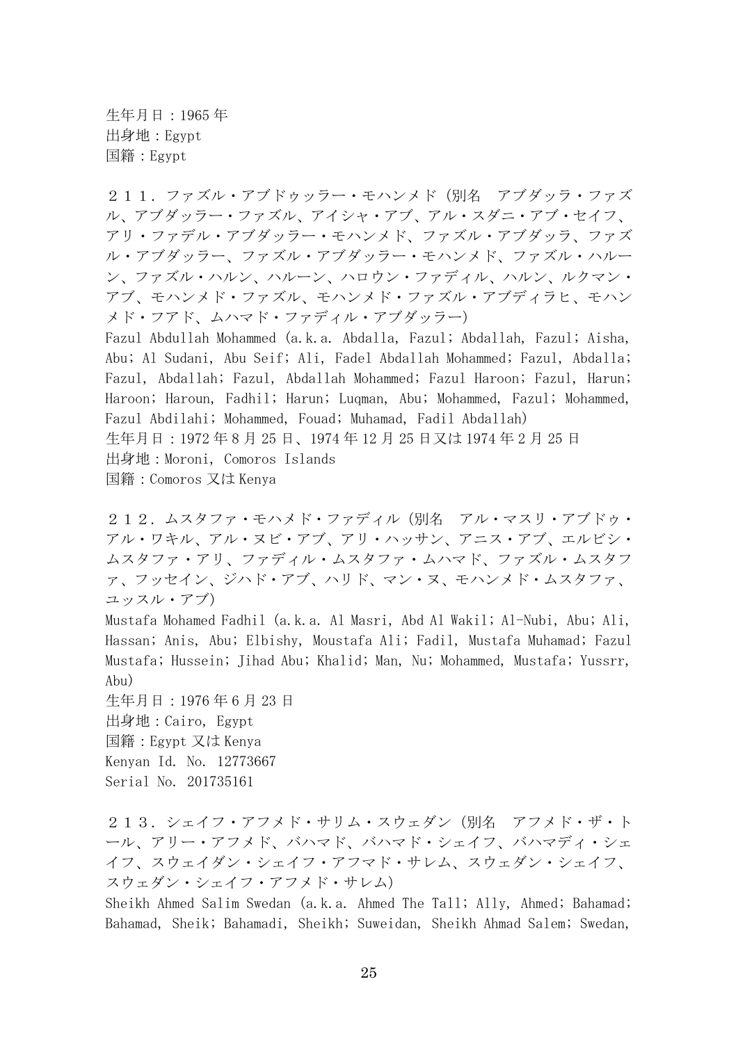生年月日：1965 年
出身地：Egypt
国籍：Egypt

２１１．ファズル・アブドゥッラー・モハンメド（別名　アブダッラ・ファズル、アブダッラー・ファズル、アイシャ・アブ、アル・スダニ・アブ・セイフ、アリ・ファデル・アブダッラー・モハンメド、ファズル・アブダッラ、ファズル・アブダッラー、ファズル・アブダッラー・モハンメド、ファズル・ハルーン、ファズル・ハルン、ハルーン、ハロウン・ファディル、ハルン、ルクマン・アブ、モハンメド・ファズル、モハンメド・ファズル・アブディラヒ、モハンメド・フアド、ムハマド・ファディル・アブダッラー）
Fazul Abdullah Mohammed (a.k.a. Abdalla, Fazul; Abdallah, Fazul; Aisha, Abu; Al Sudani, Abu Seif; Ali, Fadel Abdallah Mohammed; Fazul, Abdalla; Fazul, Abdallah; Fazul, Abdallah Mohammed; Fazul Haroon; Fazul, Harun; Haroon; Haroun, Fadhil; Harun; Luqman, Abu; Mohammed, Fazul; Mohammed, Fazul Abdilahi; Mohammed, Fouad; Muhamad, Fadil Abdallah)
生年月日：1972 年 8 月 25 日、1974 年 12 月 25 日又は 1974 年 2 月 25 日
出身地：Moroni, Comoros Islands
国籍：Comoros 又は Kenya

２１２．ムスタファ・モハメド・ファディル（別名　アル・マスリ・アブドゥ・アル・ワキル、アル・ヌビ・アブ、アリ・ハッサン、アニス・アブ、エルビシ・ムスタファ・アリ、ファディル・ムスタファ・ムハマド、ファズル・ムスタファ、フッセイン、ジハド・アブ、ハリド、マン・ヌ、モハンメド・ムスタファ、ユッスル・アブ）
Mustafa Mohamed Fadhil (a.k.a. Al Masri, Abd Al Wakil; Al-Nubi, Abu; Ali, Hassan; Anis, Abu; Elbishy, Moustafa Ali; Fadil, Mustafa Muhamad; Fazul Mustafa; Hussein; Jihad Abu; Khalid; Man, Nu; Mohammed, Mustafa; Yussrr, Abu)
生年月日：1976 年 6 月 23 日
出身地：Cairo, Egypt
国籍：Egypt 又は Kenya
Kenyan Id. No. 12773667
Serial No. 201735161

２１３．シェイフ・アフメド・サリム・スウェダン（別名　アフメド・ザ・トール、アリー・アフメド、バハマド、バハマド・シェイフ、バハマディ・シェイフ、スウェイダン・シェイフ・アフマド・サレム、スウェダン・シェイフ、スウェダン・シェイフ・アフメド・サレム）
Sheikh Ahmed Salim Swedan (a.k.a. Ahmed The Tall; Ally, Ahmed; Bahamad; Bahamad, Sheik; Bahamadi, Sheikh; Suweidan, Sheikh Ahmad Salem; Swedan,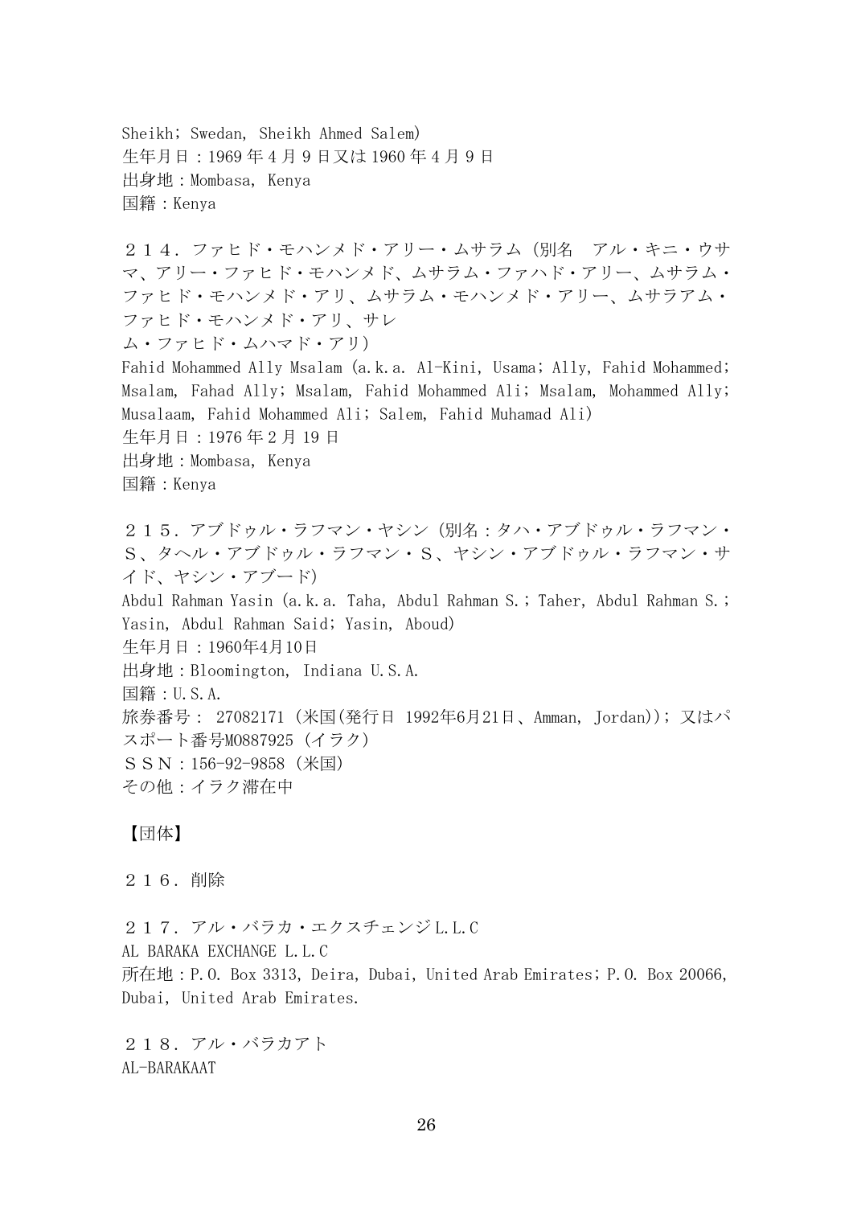Sheikh; Swedan, Sheikh Ahmed Salem)
生年月日：1969 年 4 月 9 日又は 1960 年 4 月 9 日
出身地：Mombasa, Kenya
国籍：Kenya

２１４．ファヒド・モハンメド・アリー・ムサラム（別名　アル・キニ・ウサマ、アリー・ファヒド・モハンメド、ムサラム・ファハド・アリー、ムサラム・ファヒド・モハンメド・アリ、ムサラム・モハンメド・アリー、ムサラアム・ファヒド・モハンメド・アリ、サレム・ファヒド・ムハマド・アリ）
Fahid Mohammed Ally Msalam (a.k.a. Al-Kini, Usama; Ally, Fahid Mohammed; Msalam, Fahad Ally; Msalam, Fahid Mohammed Ali; Msalam, Mohammed Ally; Musalaam, Fahid Mohammed Ali; Salem, Fahid Muhamad Ali)
生年月日：1976 年 2 月 19 日
出身地：Mombasa, Kenya
国籍：Kenya

２１５．アブドゥル・ラフマン・ヤシン（別名：タハ・アブドゥル・ラフマン・Ｓ、タヘル・アブドゥル・ラフマン・Ｓ、ヤシン・アブドゥル・ラフマン・サイド、ヤシン・アブード）
Abdul Rahman Yasin (a.k.a. Taha, Abdul Rahman S.; Taher, Abdul Rahman S.; Yasin, Abdul Rahman Said; Yasin, Aboud)
生年月日：1960年4月10日
出身地：Bloomington, Indiana U.S.A.
国籍：U.S.A.
旅券番号： 27082171（米国(発行日 1992年6月21日、Amman, Jordan)）；又はパスポート番号MO887925（イラク）
ＳＳＮ：156-92-9858（米国）
その他：イラク滞在中

【団体】

２１６．削除

２１７．アル・バラカ・エクスチェンジL.L.C
AL BARAKA EXCHANGE L.L.C
所在地：P.O. Box 3313, Deira, Dubai, United Arab Emirates; P.O. Box 20066, Dubai, United Arab Emirates.

２１８．アル・バラカアト
AL-BARAKAAT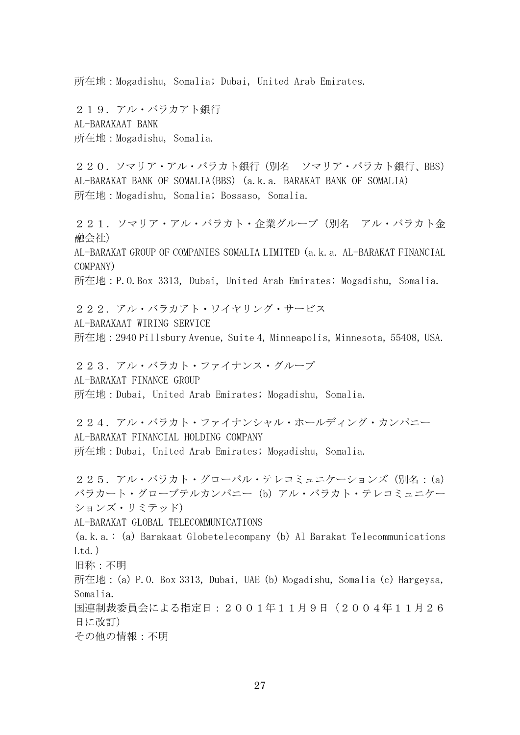所在地：Mogadishu, Somalia; Dubai, United Arab Emirates.

２１９．アル・バラカアト銀行
AL-BARAKAAT BANK
所在地：Mogadishu, Somalia.

２２０．ソマリア・アル・バラカト銀行（別名　ソマリア・バラカト銀行、BBS）
AL-BARAKAT BANK OF SOMALIA(BBS) (a.k.a. BARAKAT BANK OF SOMALIA)
所在地：Mogadishu, Somalia; Bossaso, Somalia.

２２１．ソマリア・アル・バラカト・企業グループ（別名　アル・バラカト金融会社）
AL-BARAKAT GROUP OF COMPANIES SOMALIA LIMITED (a.k.a. AL-BARAKAT FINANCIAL COMPANY)
所在地：P.O.Box 3313, Dubai, United Arab Emirates; Mogadishu, Somalia.

２２２．アル・バラカアト・ワイヤリング・サービス
AL-BARAKAAT WIRING SERVICE
所在地：2940 Pillsbury Avenue, Suite 4, Minneapolis, Minnesota, 55408, USA.

２２３．アル・バラカト・ファイナンス・グループ
AL-BARAKAT FINANCE GROUP
所在地：Dubai, United Arab Emirates; Mogadishu, Somalia.

２２４．アル・バラカト・ファイナンシャル・ホールディング・カンパニー
AL-BARAKAT FINANCIAL HOLDING COMPANY
所在地：Dubai, United Arab Emirates; Mogadishu, Somalia.

２２５．アル・バラカト・グローバル・テレコミュニケーションズ（別名：(a) バラカート・グローブテルカンパニー (b) アル・バラカト・テレコミュニケーションズ・リミテッド）
AL-BARAKAT GLOBAL TELECOMMUNICATIONS
(a.k.a.: (a) Barakaat Globetelecompany (b) Al Barakat Telecommunications Ltd.)
旧称：不明
所在地：(a) P.O. Box 3313, Dubai, UAE (b) Mogadishu, Somalia (c) Hargeysa, Somalia.
国連制裁委員会による指定日：２００１年１１月９日（２００４年１１月２６日に改訂）
その他の情報：不明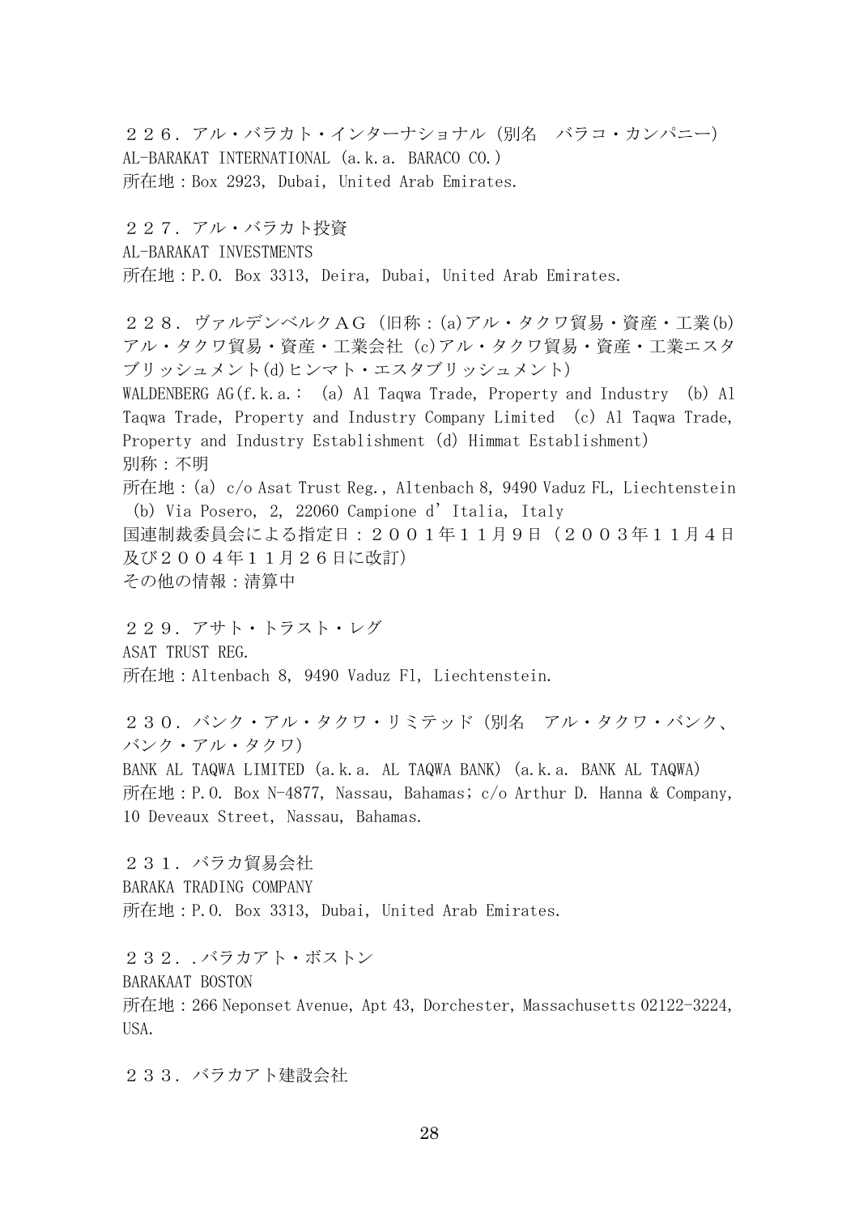２２６．アル・バラカト・インターナショナル（別名　バラコ・カンパニー）
AL-BARAKAT INTERNATIONAL (a.k.a. BARACO CO.)
所在地：Box 2923, Dubai, United Arab Emirates.

２２７．アル・バラカト投資
AL-BARAKAT INVESTMENTS
所在地：P.O. Box 3313, Deira, Dubai, United Arab Emirates.

２２８．ヴァルデンベルクＡＧ（旧称：(a)アル・タクワ貿易・資産・工業(b)アル・タクワ貿易・資産・工業会社 (c)アル・タクワ貿易・資産・工業エスタブリッシュメント(d)ヒンマト・エスタブリッシュメント）
WALDENBERG AG(f.k.a.: (a) Al Taqwa Trade, Property and Industry (b) Al Taqwa Trade, Property and Industry Company Limited (c) Al Taqwa Trade, Property and Industry Establishment (d) Himmat Establishment)
別称：不明
所在地：(a) c/o Asat Trust Reg., Altenbach 8, 9490 Vaduz FL, Liechtenstein (b) Via Posero, 2, 22060 Campione d'Italia, Italy
国連制裁委員会による指定日：２００１年１１月９日（２００３年１１月４日及び２００４年１１月２６日に改訂）
その他の情報：清算中

２２９．アサト・トラスト・レグ
ASAT TRUST REG.
所在地：Altenbach 8, 9490 Vaduz Fl, Liechtenstein.

２３０．バンク・アル・タクワ・リミテッド（別名　アル・タクワ・バンク、バンク・アル・タクワ）
BANK AL TAQWA LIMITED (a.k.a. AL TAQWA BANK) (a.k.a. BANK AL TAQWA)
所在地：P.O. Box N-4877, Nassau, Bahamas; c/o Arthur D. Hanna & Company, 10 Deveaux Street, Nassau, Bahamas.

２３１．バラカ貿易会社
BARAKA TRADING COMPANY
所在地：P.O. Box 3313, Dubai, United Arab Emirates.

２３２．.バラカアト・ボストン
BARAKAAT BOSTON
所在地：266 Neponset Avenue, Apt 43, Dorchester, Massachusetts 02122-3224, USA.

２３３．バラカアト建設会社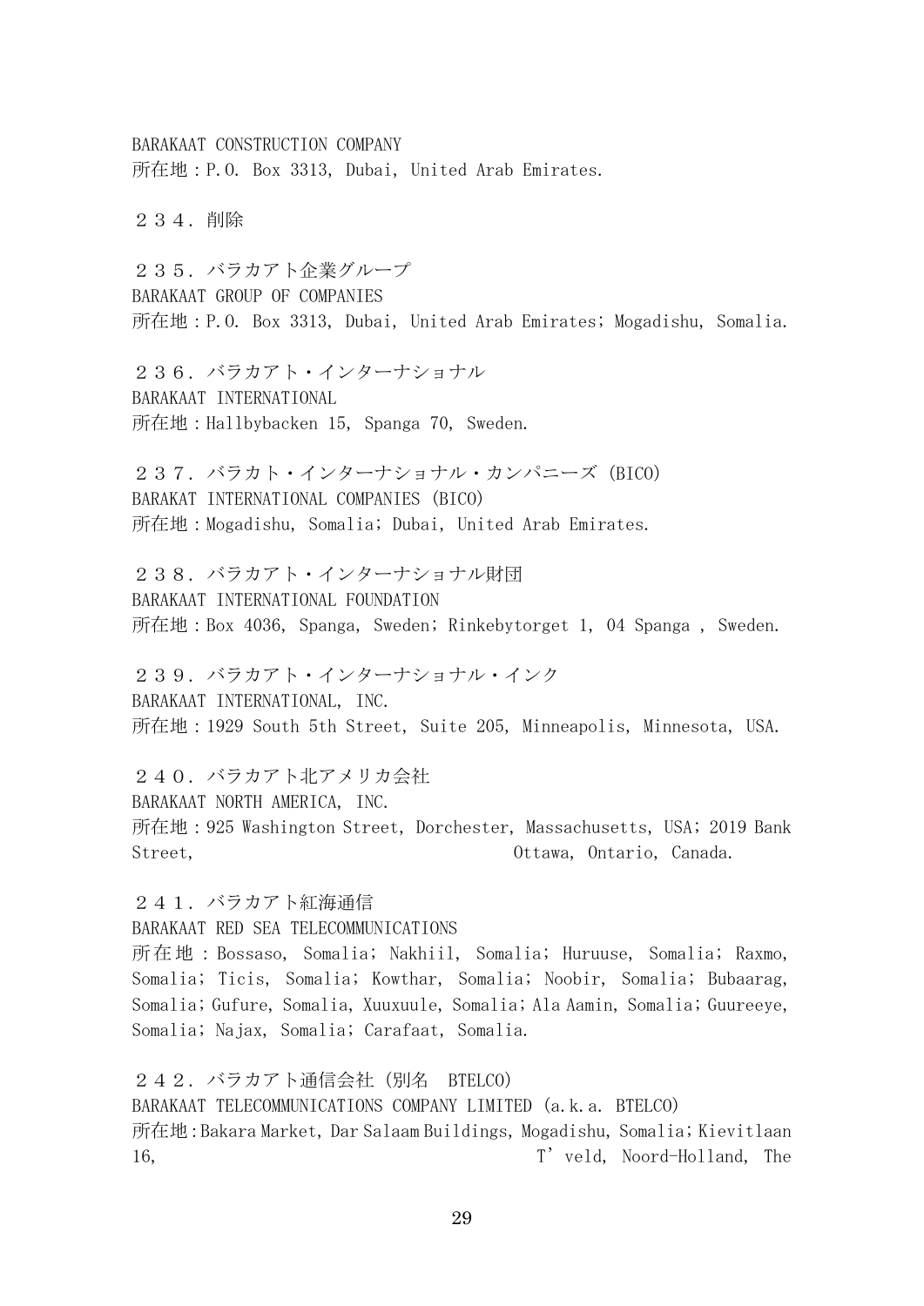BARAKAAT CONSTRUCTION COMPANY
所在地：P.O. Box 3313, Dubai, United Arab Emirates.

２３４．削除

２３５．バラカアト企業グループ
BARAKAAT GROUP OF COMPANIES
所在地：P.O. Box 3313, Dubai, United Arab Emirates; Mogadishu, Somalia.

２３６．バラカアト・インターナショナル
BARAKAAT INTERNATIONAL
所在地：Hallbybacken 15, Spanga 70, Sweden.

２３７．バラカト・インターナショナル・カンパニーズ (BICO)
BARAKAT INTERNATIONAL COMPANIES (BICO)
所在地：Mogadishu, Somalia; Dubai, United Arab Emirates.

２３８．バラカアト・インターナショナル財団
BARAKAAT INTERNATIONAL FOUNDATION
所在地：Box 4036, Spanga, Sweden; Rinkebytorget 1, 04 Spanga , Sweden.

２３９．バラカアト・インターナショナル・インク
BARAKAAT INTERNATIONAL, INC.
所在地：1929 South 5th Street, Suite 205, Minneapolis, Minnesota, USA.

２４０．バラカアト北アメリカ会社
BARAKAAT NORTH AMERICA, INC.
所在地：925 Washington Street, Dorchester, Massachusetts, USA; 2019 Bank Street, Ottawa, Ontario, Canada.

２４１．バラカアト紅海通信
BARAKAAT RED SEA TELECOMMUNICATIONS
所在地：Bossaso, Somalia; Nakhiil, Somalia; Huruuse, Somalia; Raxmo, Somalia; Ticis, Somalia; Kowthar, Somalia; Noobir, Somalia; Bubaarag, Somalia; Gufure, Somalia, Xuuxuule, Somalia; Ala Aamin, Somalia; Guureeye, Somalia; Najax, Somalia; Carafaat, Somalia.

２４２．バラカアト通信会社 (別名　BTELCO)
BARAKAAT TELECOMMUNICATIONS COMPANY LIMITED (a.k.a. BTELCO)
所在地：Bakara Market, Dar Salaam Buildings, Mogadishu, Somalia; Kievitlaan 16, T'veld, Noord-Holland, The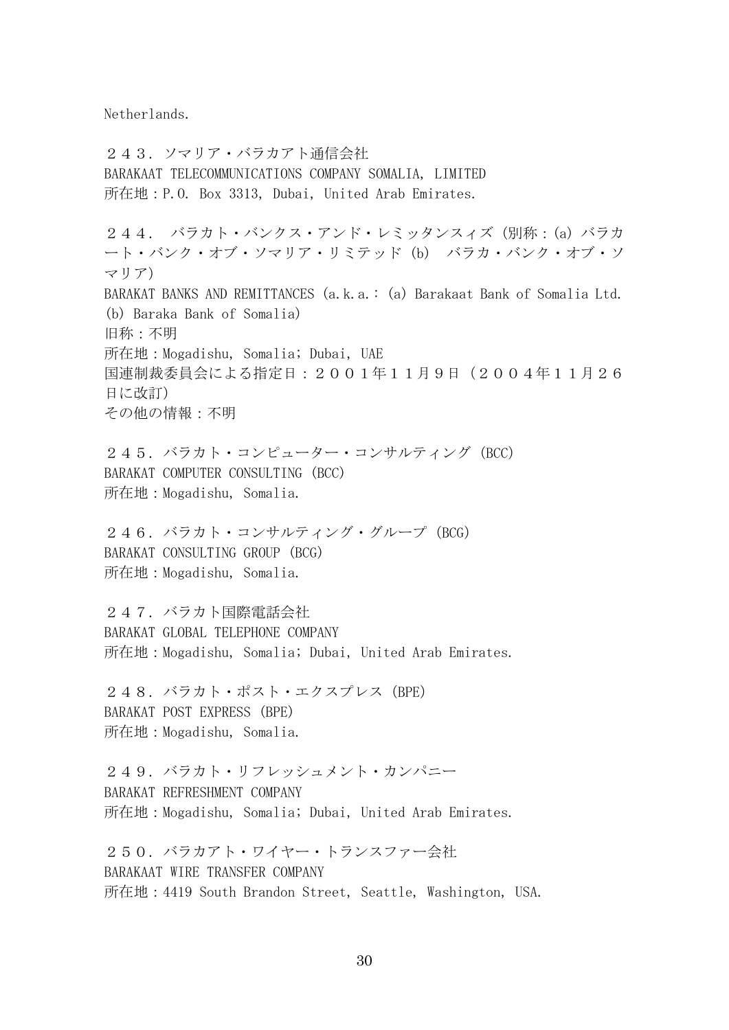Netherlands.

２４３．ソマリア・バラカアト通信会社
BARAKAAT TELECOMMUNICATIONS COMPANY SOMALIA, LIMITED
所在地：P.O. Box 3313, Dubai, United Arab Emirates.

２４４． バラカト・バンクス・アンド・レミッタンスィズ（別称：(a) バラカート・バンク・オブ・ソマリア・リミテッド (b) バラカ・バンク・オブ・ソマリア）
BARAKAT BANKS AND REMITTANCES (a.k.a.: (a) Barakaat Bank of Somalia Ltd. (b) Baraka Bank of Somalia)
旧称：不明
所在地：Mogadishu, Somalia; Dubai, UAE
国連制裁委員会による指定日：２００１年１１月９日（２００４年１１月２６日に改訂）
その他の情報：不明

２４５．バラカト・コンピューター・コンサルティング（BCC）
BARAKAT COMPUTER CONSULTING (BCC)
所在地：Mogadishu, Somalia.

２４６．バラカト・コンサルティング・グループ（BCG）
BARAKAT CONSULTING GROUP (BCG)
所在地：Mogadishu, Somalia.

２４７．バラカト国際電話会社
BARAKAT GLOBAL TELEPHONE COMPANY
所在地：Mogadishu, Somalia; Dubai, United Arab Emirates.

２４８．バラカト・ポスト・エクスプレス（BPE）
BARAKAT POST EXPRESS (BPE)
所在地：Mogadishu, Somalia.

２４９．バラカト・リフレッシュメント・カンパニー
BARAKAT REFRESHMENT COMPANY
所在地：Mogadishu, Somalia; Dubai, United Arab Emirates.

２５０．バラカアト・ワイヤー・トランスファー会社
BARAKAAT WIRE TRANSFER COMPANY
所在地：4419 South Brandon Street, Seattle, Washington, USA.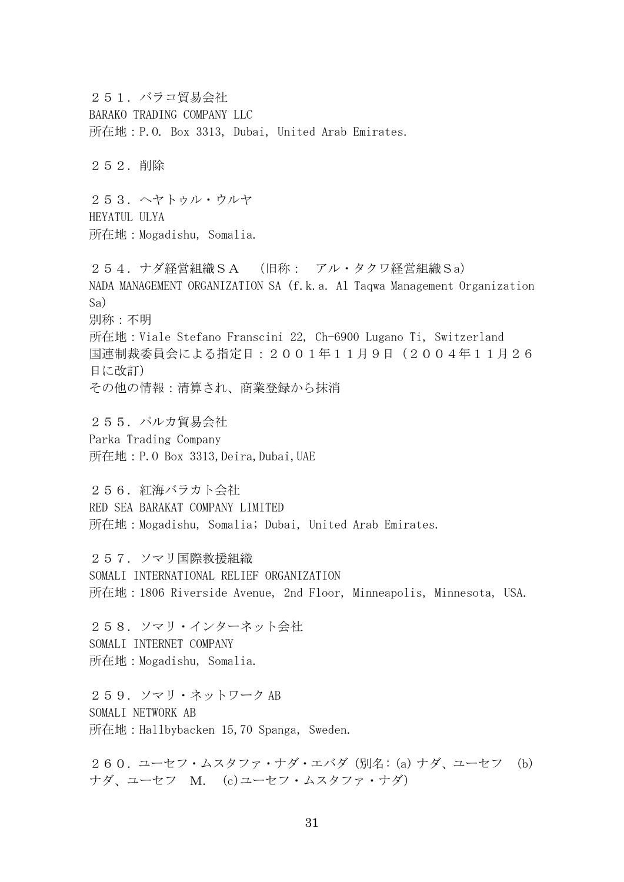２５１．バラコ貿易会社
BARAKO TRADING COMPANY LLC
所在地：P.O. Box 3313, Dubai, United Arab Emirates.

２５２．削除

２５３．ヘヤトゥル・ウルヤ
HEYATUL ULYA
所在地：Mogadishu, Somalia.

２５４．ナダ経営組織ＳＡ　（旧称：　アル・タクワ経営組織Ｓa）
NADA MANAGEMENT ORGANIZATION SA (f.k.a. Al Taqwa Management Organization Sa)
別称：不明
所在地：Viale Stefano Franscini 22, Ch-6900 Lugano Ti, Switzerland
国連制裁委員会による指定日：２００１年１１月９日（２００４年１１月２６日に改訂）
その他の情報：清算され、商業登録から抹消

２５５．パルカ貿易会社
Parka Trading Company
所在地：P.O Box 3313,Deira,Dubai,UAE

２５６．紅海バラカト会社
RED SEA BARAKAT COMPANY LIMITED
所在地：Mogadishu, Somalia; Dubai, United Arab Emirates.

２５７．ソマリ国際救援組織
SOMALI INTERNATIONAL RELIEF ORGANIZATION
所在地：1806 Riverside Avenue, 2nd Floor, Minneapolis, Minnesota, USA.

２５８．ソマリ・インターネット会社
SOMALI INTERNET COMPANY
所在地：Mogadishu, Somalia.

２５９．ソマリ・ネットワーク AB
SOMALI NETWORK AB
所在地：Hallbybacken 15,70 Spanga, Sweden.

２６０．ユーセフ・ムスタファ・ナダ・エバダ（別名：(a) ナダ、ユーセフ　(b) ナダ、ユーセフ　M.　(c)ユーセフ・ムスタファ・ナダ）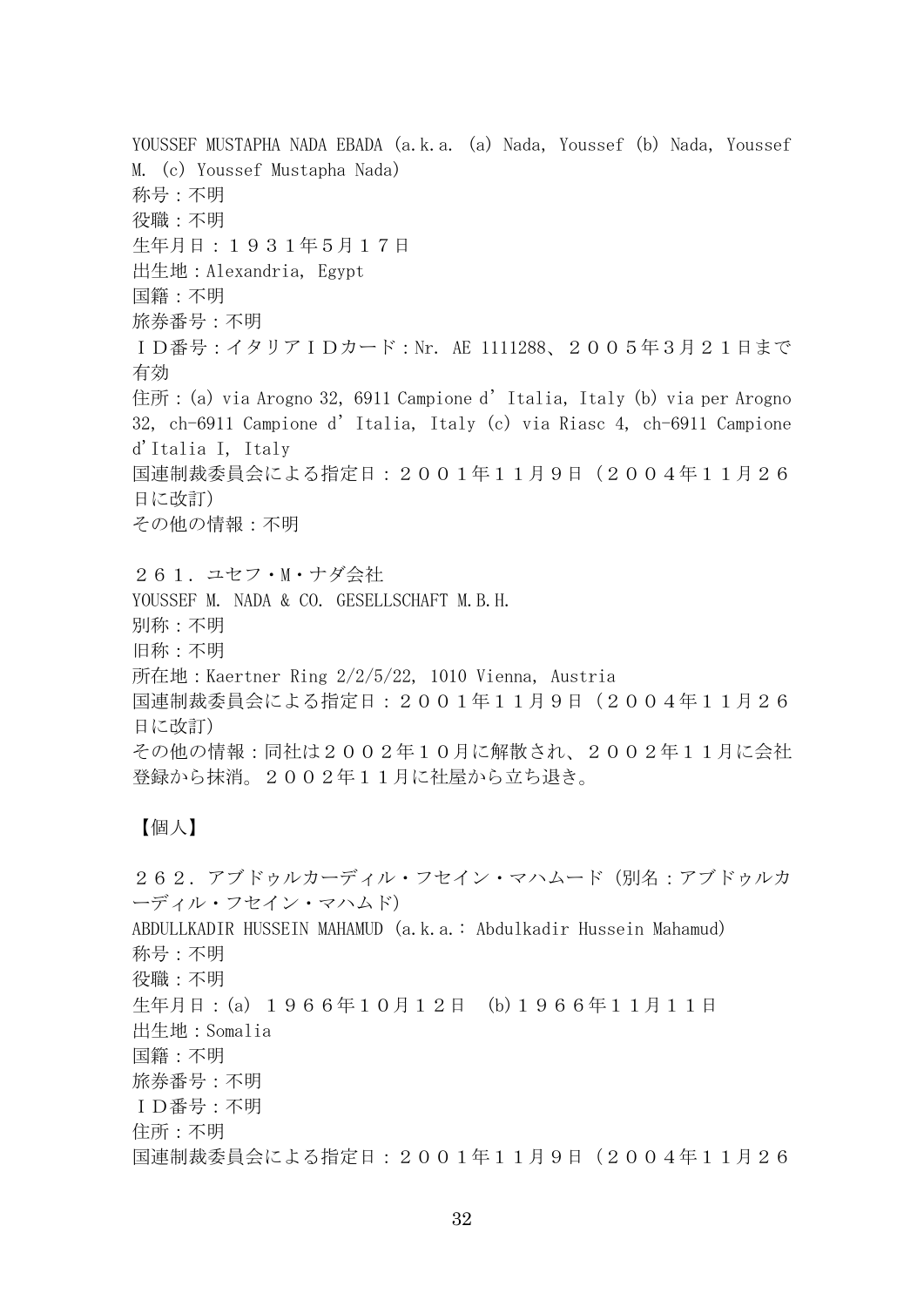YOUSSEF MUSTAPHA NADA EBADA (a.k.a. (a) Nada, Youssef (b) Nada, Youssef M. (c) Youssef Mustapha Nada)
称号：不明
役職：不明
生年月日：１９３１年5月１７日
出生地：Alexandria, Egypt
国籍：不明
旅券番号：不明
ＩＤ番号：イタリアＩＤカード：Nr. AE 1111288、２００５年3月２１日まで有効
住所：(a) via Arogno 32, 6911 Campione d'Italia, Italy (b) via per Arogno 32, ch-6911 Campione d'Italia, Italy (c) via Riasc 4, ch-6911 Campione d'Italia I, Italy
国連制裁委員会による指定日：２００１年１１月９日（２００４年１１月２６日に改訂）
その他の情報：不明

２６１．ユセフ・M・ナダ会社
YOUSSEF M. NADA & CO. GESELLSCHAFT M.B.H.
別称：不明
旧称：不明
所在地：Kaertner Ring 2/2/5/22, 1010 Vienna, Austria
国連制裁委員会による指定日：２００１年１１月９日（２００４年１１月２６日に改訂）
その他の情報：同社は２００２年１０月に解散され、２００２年１１月に会社登録から抹消。２００２年１１月に社屋から立ち退き。

【個人】

２６２．アブドゥルカーディル・フセイン・マハムード（別名：アブドゥルカーディル・フセイン・マハムド）
ABDULLKADIR HUSSEIN MAHAMUD (a.k.a.: Abdulkadir Hussein Mahamud)
称号：不明
役職：不明
生年月日：(a) １９６６年１０月１２日　(b)１９６６年１１月１１日
出生地：Somalia
国籍：不明
旅券番号：不明
ＩＤ番号：不明
住所：不明
国連制裁委員会による指定日：２００１年１１月９日（２００４年１１月２６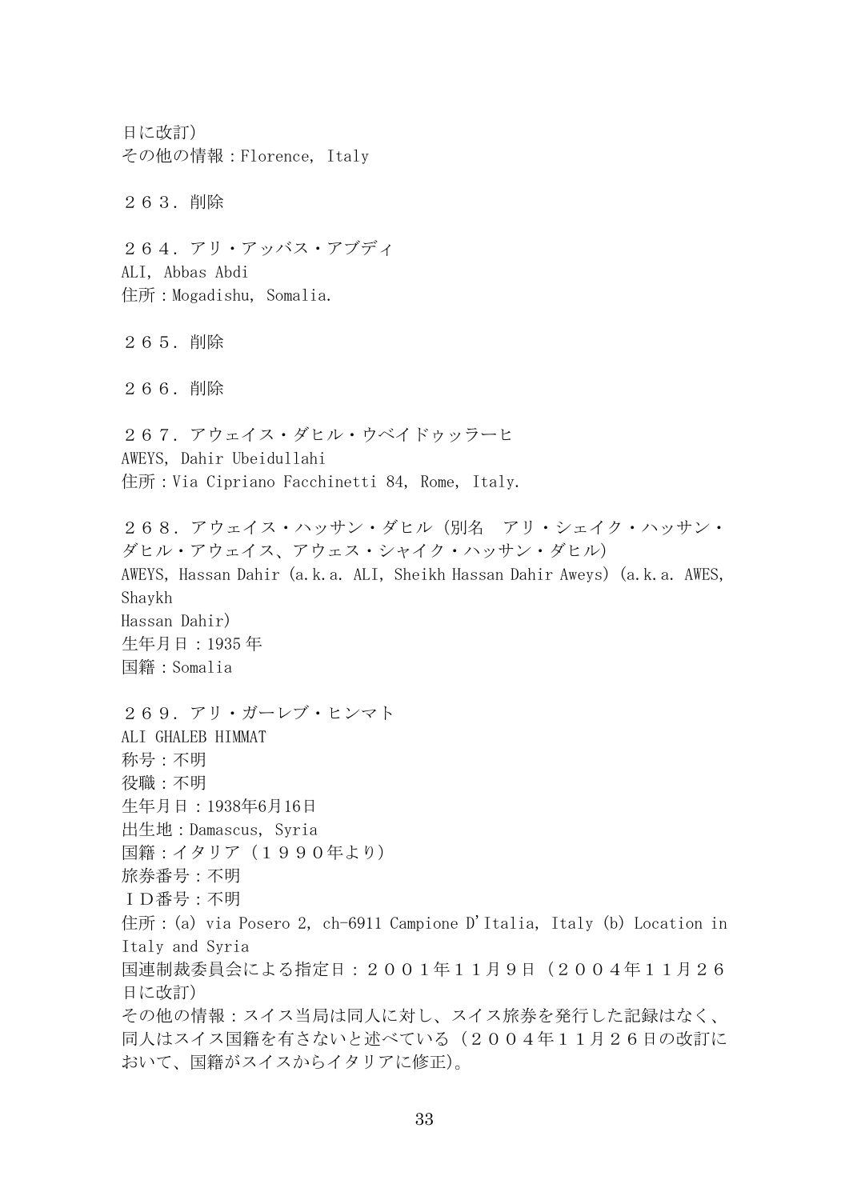日に改訂)
その他の情報：Florence, Italy

２６３．削除

２６４．アリ・アッバス・アブディ
ALI, Abbas Abdi
住所：Mogadishu, Somalia.

２６５．削除

２６６．削除

２６７．アウェイス・ダヒル・ウベイドゥッラーヒ
AWEYS, Dahir Ubeidullahi
住所：Via Cipriano Facchinetti 84, Rome, Italy.

２６８．アウェイス・ハッサン・ダヒル（別名　アリ・シェイク・ハッサン・ダヒル・アウェイス、アウェス・シャイク・ハッサン・ダヒル）
AWEYS, Hassan Dahir (a.k.a. ALI, Sheikh Hassan Dahir Aweys) (a.k.a. AWES, Shaykh
Hassan Dahir)
生年月日：1935 年
国籍：Somalia

２６９．アリ・ガーレブ・ヒンマト
ALI GHALEB HIMMAT
称号：不明
役職：不明
生年月日：1938年6月16日
出生地：Damascus, Syria
国籍：イタリア（１９９０年より）
旅券番号：不明
ＩＤ番号：不明
住所：(a) via Posero 2, ch-6911 Campione D'Italia, Italy (b) Location in Italy and Syria
国連制裁委員会による指定日：２００１年１１月９日（２００４年１１月２６日に改訂）
その他の情報：スイス当局は同人に対し、スイス旅券を発行した記録はなく、同人はスイス国籍を有さないと述べている（２００４年１１月２６日の改訂において、国籍がスイスからイタリアに修正)。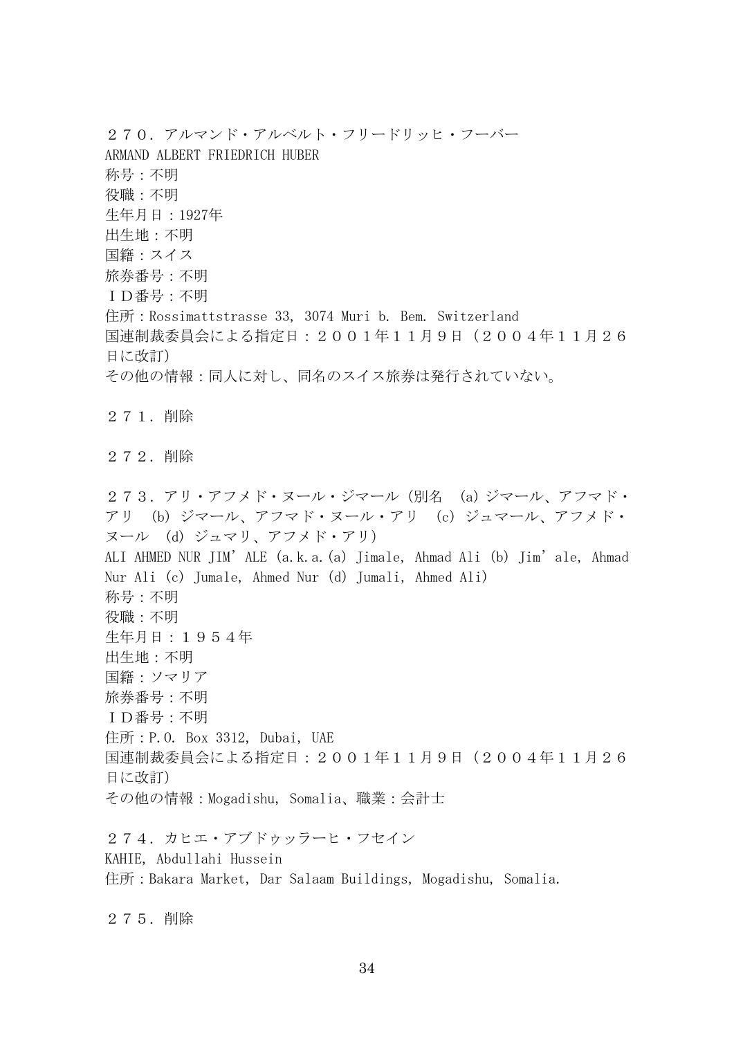２７０．アルマンド・アルベルト・フリードリッヒ・フーバー
ARMAND ALBERT FRIEDRICH HUBER
称号：不明
役職：不明
生年月日：1927年
出生地：不明
国籍：スイス
旅券番号：不明
ＩＤ番号：不明
住所：Rossimattstrasse 33, 3074 Muri b. Bem. Switzerland
国連制裁委員会による指定日：２００１年１１月９日（２００４年１１月２６日に改訂）
その他の情報：同人に対し、同名のスイス旅券は発行されていない。

２７１．削除

２７２．削除

２７３．アリ・アフメド・ヌール・ジマール（別名 (a) ジマール、アフマド・アリ (b) ジマール、アフマド・ヌール・アリ (c) ジュマール、アフメド・ヌール (d) ジュマリ、アフメド・アリ）
ALI AHMED NUR JIM'ALE (a.k.a.(a) Jimale, Ahmad Ali (b) Jim'ale, Ahmad Nur Ali (c) Jumale, Ahmed Nur (d) Jumali, Ahmed Ali)
称号：不明
役職：不明
生年月日：１９５４年
出生地：不明
国籍：ソマリア
旅券番号：不明
ＩＤ番号：不明
住所：P.O. Box 3312, Dubai, UAE
国連制裁委員会による指定日：２００１年１１月９日（２００４年１１月２６日に改訂）
その他の情報：Mogadishu, Somalia、職業：会計士

２７４．カヒエ・アブドゥッラーヒ・フセイン
KAHIE, Abdullahi Hussein
住所：Bakara Market, Dar Salaam Buildings, Mogadishu, Somalia.

２７５．削除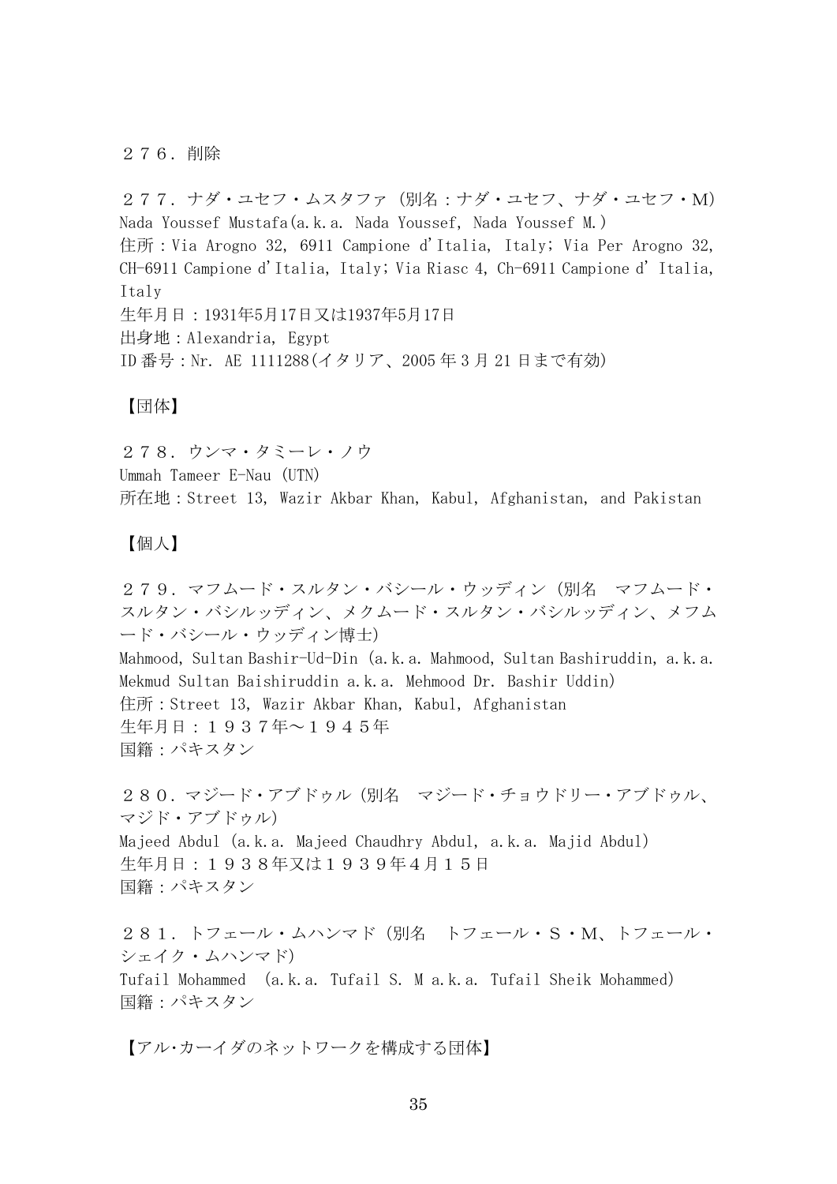２７６．削除

２７７．ナダ・ユセフ・ムスタファ（別名：ナダ・ユセフ、ナダ・ユセフ・M）
Nada Youssef Mustafa(a.k.a. Nada Youssef, Nada Youssef M.)
住所：Via Arogno 32, 6911 Campione d'Italia, Italy; Via Per Arogno 32, CH-6911 Campione d'Italia, Italy; Via Riasc 4, Ch-6911 Campione d'Italia, Italy
生年月日：1931年5月17日又は1937年5月17日
出身地：Alexandria, Egypt
ID番号：Nr. AE 1111288(イタリア、2005年3月21日まで有効)

【団体】

２７８．ウンマ・タミーレ・ノウ
Ummah Tameer E-Nau (UTN)
所在地：Street 13, Wazir Akbar Khan, Kabul, Afghanistan, and Pakistan

【個人】

２７９．マフムード・スルタン・バシール・ウッディン（別名　マフムード・スルタン・バシルッディン、メクムード・スルタン・バシルッディン、メフムード・バシール・ウッディン博士）
Mahmood, Sultan Bashir-Ud-Din (a.k.a. Mahmood, Sultan Bashiruddin, a.k.a. Mekmud Sultan Baishiruddin a.k.a. Mehmood Dr. Bashir Uddin)
住所：Street 13, Wazir Akbar Khan, Kabul, Afghanistan
生年月日：１９３７年～１９４５年
国籍：パキスタン

２８０．マジード・アブドゥル（別名　マジード・チョウドリー・アブドゥル、マジド・アブドゥル）
Majeed Abdul (a.k.a. Majeed Chaudhry Abdul, a.k.a. Majid Abdul)
生年月日：１９３８年又は１９３９年４月１５日
国籍：パキスタン

２８１．トフェール・ムハンマド（別名　トフェール・S・M、トフェール・シェイク・ムハンマド）
Tufail Mohammed (a.k.a. Tufail S. M a.k.a. Tufail Sheik Mohammed)
国籍：パキスタン

【アル･カーイダのネットワークを構成する団体】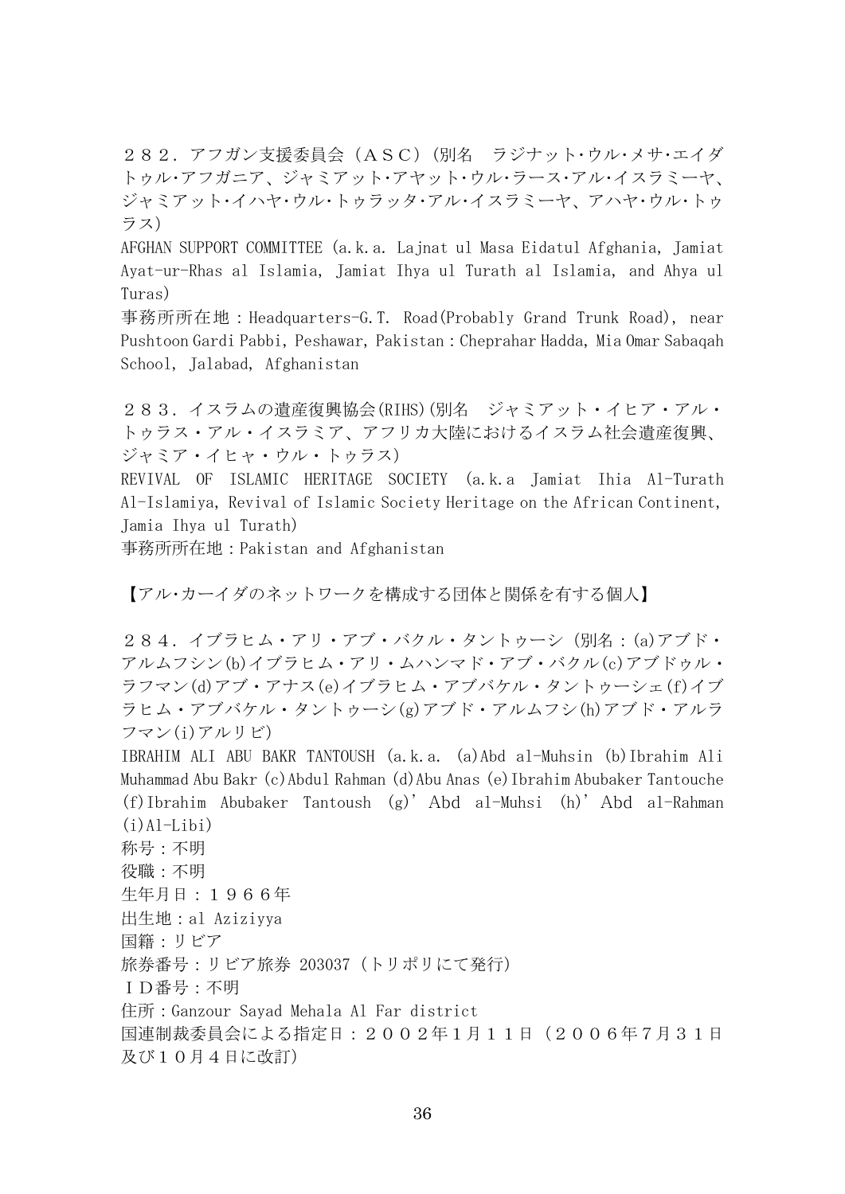２８２．アフガン支援委員会（ＡＳＣ）（別名　ラジナット･ウル･メサ･エイダトゥル･アフガニア、ジャミアット･アヤット･ウル･ラース･アル･イスラミーヤ、ジャミアット･イハヤ･ウル･トゥラッタ･アル･イスラミーヤ、アハヤ･ウル･トゥラス）
AFGHAN SUPPORT COMMITTEE (a.k.a. Lajnat ul Masa Eidatul Afghania, Jamiat Ayat-ur-Rhas al Islamia, Jamiat Ihya ul Turath al Islamia, and Ahya ul Turas)
事務所所在地：Headquarters-G.T. Road(Probably Grand Trunk Road), near Pushtoon Gardi Pabbi, Peshawar, Pakistan：Cheprahar Hadda, Mia Omar Sabaqah School, Jalabad, Afghanistan

２８３．イスラムの遺産復興協会(RIHS)(別名　ジャミアット・イヒア・アル・トゥラス・アル・イスラミア、アフリカ大陸におけるイスラム社会遺産復興、ジャミア・イヒャ・ウル・トゥラス)
REVIVAL OF ISLAMIC HERITAGE SOCIETY (a.k.a Jamiat Ihia Al-Turath Al-Islamiya, Revival of Islamic Society Heritage on the African Continent, Jamia Ihya ul Turath)
事務所所在地：Pakistan and Afghanistan

【アル･カーイダのネットワークを構成する団体と関係を有する個人】

２８４．イブラヒム・アリ・アブ・バクル・タントゥーシ（別名：(a)アブド・アルムフシン(b)イブラヒム・アリ・ムハンマド・アブ・バクル(c)アブドゥル・ラフマン(d)アブ・アナス(e)イブラヒム・アブバケル・タントゥーシェ(f)イブラヒム・アブバケル・タントゥーシ(g)アブド・アルムフシ(h)アブド・アルラフマン(i)アルリビ）
IBRAHIM ALI ABU BAKR TANTOUSH (a.k.a. (a)Abd al-Muhsin (b)Ibrahim Ali Muhammad Abu Bakr (c)Abdul Rahman (d)Abu Anas (e)Ibrahim Abubaker Tantouche (f)Ibrahim Abubaker Tantoush (g)' Abd al-Muhsi (h)' Abd al-Rahman (i)Al-Libi)
称号：不明
役職：不明
生年月日：１９６６年
出生地：al Aziziyya
国籍：リビア
旅券番号：リビア旅券 203037（トリポリにて発行）
ＩＤ番号：不明
住所：Ganzour Sayad Mehala Al Far district
国連制裁委員会による指定日：２００２年１月１１日（２００６年７月３１日及び１０月４日に改訂）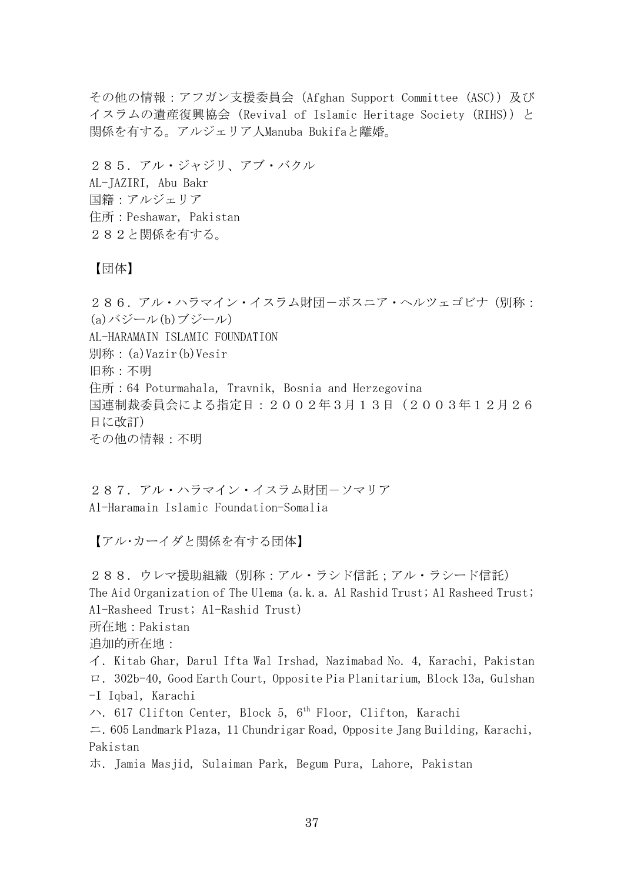その他の情報：アフガン支援委員会（Afghan Support Committee (ASC)）及びイスラムの遺産復興協会（Revival of Islamic Heritage Society (RIHS)）と関係を有する。アルジェリア人Manuba Bukifaと離婚。

２８５．アル・ジャジリ、アブ・バクル
AL-JAZIRI, Abu Bakr
国籍：アルジェリア
住所：Peshawar, Pakistan
２８２と関係を有する。

【団体】

２８６．アル・ハラマイン・イスラム財団－ボスニア・ヘルツェゴビナ（別称：(a)バジール(b)ブジール）
AL-HARAMAIN ISLAMIC FOUNDATION
別称：(a)Vazir(b)Vesir
旧称：不明
住所：64 Poturmahala, Travnik, Bosnia and Herzegovina
国連制裁委員会による指定日：２００２年３月１３日（２００３年１２月２６日に改訂）
その他の情報：不明

２８７．アル・ハラマイン・イスラム財団－ソマリア
Al-Haramain Islamic Foundation-Somalia

【アル･カーイダと関係を有する団体】

２８８．ウレマ援助組織（別称：アル・ラシド信託；アル・ラシード信託）
The Aid Organization of The Ulema (a.k.a. Al Rashid Trust; Al Rasheed Trust; Al-Rasheed Trust; Al-Rashid Trust)
所在地：Pakistan
追加的所在地：
イ．Kitab Ghar, Darul Ifta Wal Irshad, Nazimabad No. 4, Karachi, Pakistan
ロ．302b-40, Good Earth Court, Opposite Pia Planitarium, Block 13a, Gulshan -I Iqbal, Karachi
ハ．617 Clifton Center, Block 5, 6th Floor, Clifton, Karachi
ニ．605 Landmark Plaza, 11 Chundrigar Road, Opposite Jang Building, Karachi, Pakistan
ホ．Jamia Masjid, Sulaiman Park, Begum Pura, Lahore, Pakistan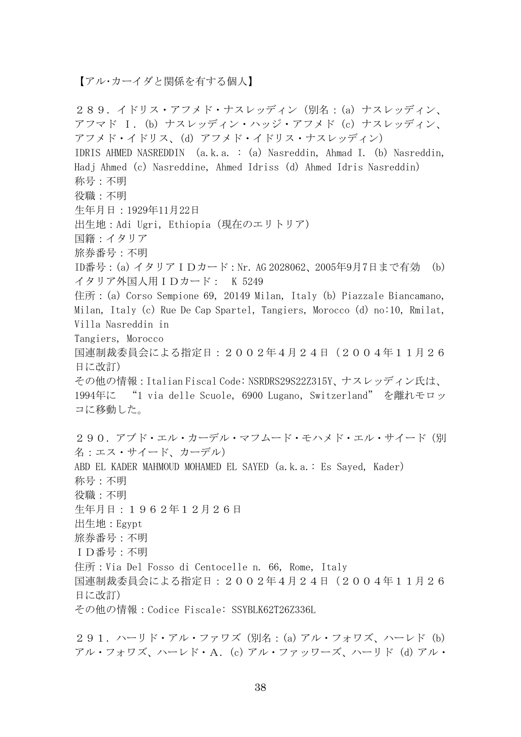【アル･カーイダと関係を有する個人】

２８９．イドリス・アフメド・ナスレッディン（別名：(a) ナスレッディン、アフマド Ｉ．(b) ナスレッディン・ハッジ・アフメド (c) ナスレッディン、アフメド・イドリス、(d) アフメド・イドリス・ナスレッディン）
IDRIS AHMED NASREDDIN (a.k.a. : (a) Nasreddin, Ahmad I. (b) Nasreddin, Hadj Ahmed (c) Nasreddine, Ahmed Idriss (d) Ahmed Idris Nasreddin)
称号：不明
役職：不明
生年月日：1929年11月22日
出生地：Adi Ugri, Ethiopia（現在のエリトリア）
国籍：イタリア
旅券番号：不明
ID番号：(a) イタリアＩＤカード：Nr. AG 2028062、2005年9月7日まで有効 (b) イタリア外国人用ＩＤカード： K 5249
住所：(a) Corso Sempione 69, 20149 Milan, Italy (b) Piazzale Biancamano, Milan, Italy (c) Rue De Cap Spartel, Tangiers, Morocco (d) no:10, Rmilat, Villa Nasreddin in
Tangiers, Morocco
国連制裁委員会による指定日：２００２年４月２４日（２００４年１１月２６日に改訂）
その他の情報：Italian Fiscal Code: NSRDRS29S22Z315Y、ナスレッディン氏は、1994年に “1 via delle Scuole, 6900 Lugano, Switzerland” を離れモロッコに移動した。

２９０．アブド・エル・カーデル・マフムード・モハメド・エル・サイード（別名：エス・サイード、カーデル）
ABD EL KADER MAHMOUD MOHAMED EL SAYED (a.k.a.: Es Sayed, Kader)
称号：不明
役職：不明
生年月日：１９６２年１２月２６日
出生地：Egypt
旅券番号：不明
ＩＤ番号：不明
住所：Via Del Fosso di Centocelle n. 66, Rome, Italy
国連制裁委員会による指定日：２００２年４月２４日（２００４年１１月２６日に改訂）
その他の情報：Codice Fiscale: SSYBLK62T26Z336L

２９１．ハーリド・アル・ファワズ（別名：(a) アル・フォワズ、ハーレド (b) アル・フォワズ、ハーレド・Ａ．(c) アル・ファッワーズ、ハーリド (d) アル・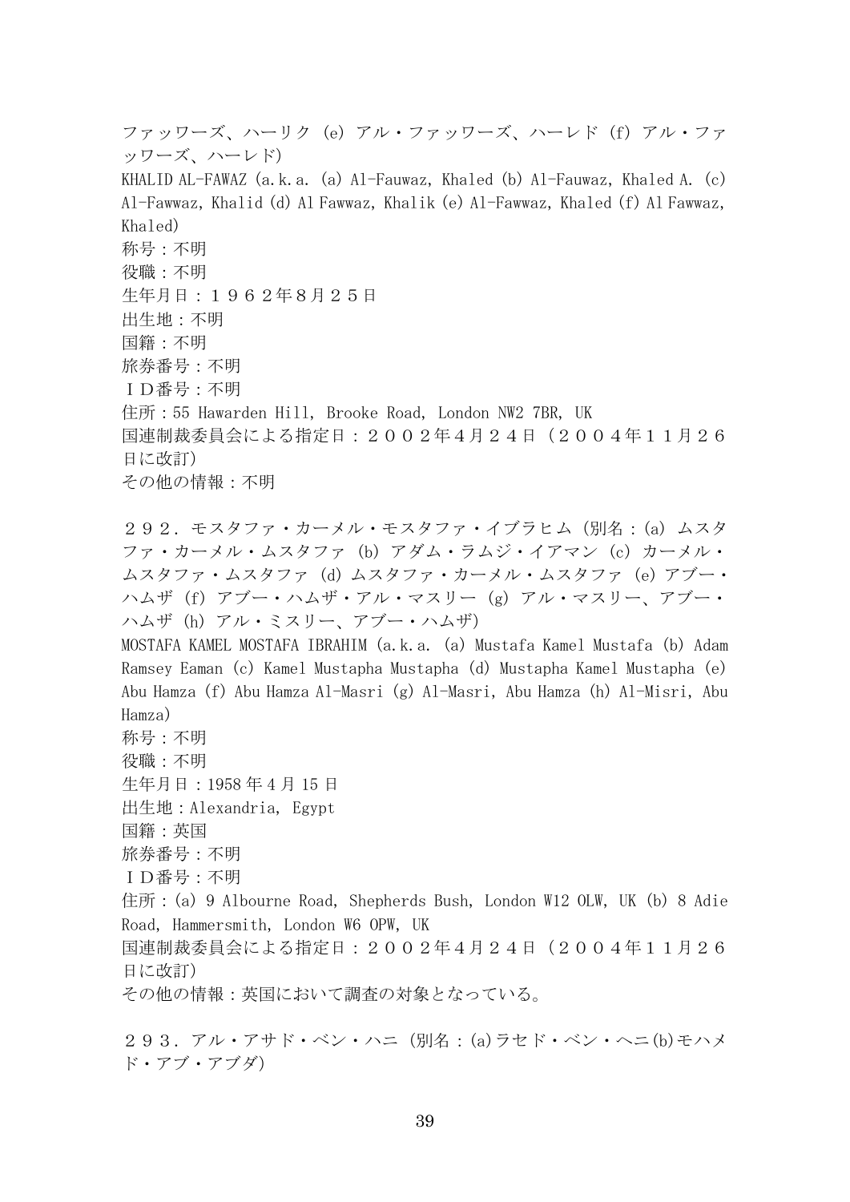ファッワーズ、ハーリク (e) アル・ファッワーズ、ハーレド (f) アル・ファッワーズ、ハーレド)
KHALID AL-FAWAZ (a.k.a. (a) Al-Fauwaz, Khaled (b) Al-Fauwaz, Khaled A. (c) Al-Fawwaz, Khalid (d) Al Fawwaz, Khalik (e) Al-Fawwaz, Khaled (f) Al Fawwaz, Khaled)
称号：不明
役職：不明
生年月日：１９６２年８月２５日
出生地：不明
国籍：不明
旅券番号：不明
ＩＤ番号：不明
住所：55 Hawarden Hill, Brooke Road, London NW2 7BR, UK
国連制裁委員会による指定日：２００２年４月２４日（２００４年１１月２６日に改訂）
その他の情報：不明

２９２．モスタファ・カーメル・モスタファ・イブラヒム（別名：(a) ムスタファ・カーメル・ムスタファ (b) アダム・ラムジ・イアマン (c) カーメル・ムスタファ・ムスタファ (d) ムスタファ・カーメル・ムスタファ (e) アブー・ハムザ (f) アブー・ハムザ・アル・マスリー (g) アル・マスリー、アブー・ハムザ (h) アル・ミスリー、アブー・ハムザ)
MOSTAFA KAMEL MOSTAFA IBRAHIM (a.k.a. (a) Mustafa Kamel Mustafa (b) Adam Ramsey Eaman (c) Kamel Mustapha Mustapha (d) Mustapha Kamel Mustapha (e) Abu Hamza (f) Abu Hamza Al-Masri (g) Al-Masri, Abu Hamza (h) Al-Misri, Abu Hamza)
称号：不明
役職：不明
生年月日：1958 年 4 月 15 日
出生地：Alexandria, Egypt
国籍：英国
旅券番号：不明
ＩＤ番号：不明
住所：(a) 9 Albourne Road, Shepherds Bush, London W12 OLW, UK (b) 8 Adie Road, Hammersmith, London W6 OPW, UK
国連制裁委員会による指定日：２００２年４月２４日（２００４年１１月２６日に改訂）
その他の情報：英国において調査の対象となっている。

２９３．アル・アサド・ベン・ハニ（別名：(a)ラセド・ベン・ヘニ(b)モハメド・アブ・アブダ)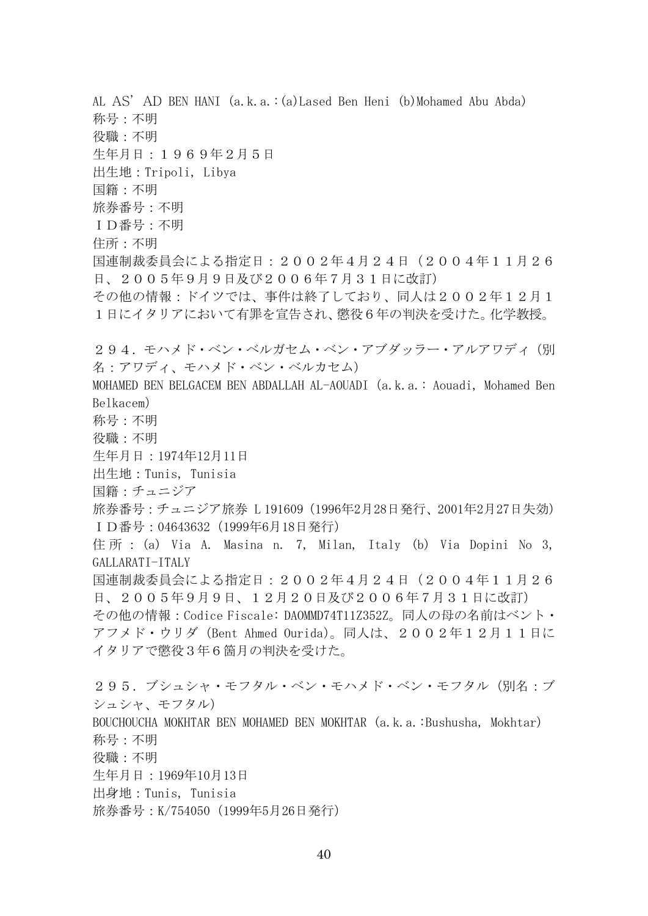AL AS’AD BEN HANI (a.k.a.:(a)Lased Ben Heni (b)Mohamed Abu Abda)
称号：不明
役職：不明
生年月日：１９６９年２月５日
出生地：Tripoli, Libya
国籍：不明
旅券番号：不明
ＩＤ番号：不明
住所：不明
国連制裁委員会による指定日：２００２年４月２４日（２００４年１１月２６日、２００５年９月９日及び２００６年７月３１日に改訂）
その他の情報：ドイツでは、事件は終了しており、同人は２００２年１２月１１日にイタリアにおいて有罪を宣告され、懲役６年の判決を受けた。化学教授。

２９４．モハメド・ベン・ベルガセム・ベン・アブダッラー・アルアワディ（別名：アワディ、モハメド・ベン・ベルカセム）
MOHAMED BEN BELGACEM BEN ABDALLAH AL-AOUADI (a.k.a.: Aouadi, Mohamed Ben Belkacem)
称号：不明
役職：不明
生年月日：1974年12月11日
出生地：Tunis, Tunisia
国籍：チュニジア
旅券番号：チュニジア旅券 L 191609（1996年2月28日発行、2001年2月27日失効）
ＩＤ番号：04643632（1999年6月18日発行）
住所：(a) Via A. Masina n. 7, Milan, Italy (b) Via Dopini No 3, GALLARATI-ITALY
国連制裁委員会による指定日：２００２年４月２４日（２００４年１１月２６日、２００５年９月９日、１２月２０日及び２００６年７月３１日に改訂）
その他の情報：Codice Fiscale: DAOMMD74T11Z352Z。同人の母の名前はベント・アフメド・ウリダ（Bent Ahmed Ourida）。同人は、２００２年１２月１１日にイタリアで懲役３年６箇月の判決を受けた。

２９５．ブシュシャ・モフタル・ベン・モハメド・ベン・モフタル（別名：ブシュシャ、モフタル）
BOUCHOUCHA MOKHTAR BEN MOHAMED BEN MOKHTAR (a.k.a.:Bushusha, Mokhtar)
称号：不明
役職：不明
生年月日：1969年10月13日
出身地：Tunis, Tunisia
旅券番号：K/754050（1999年5月26日発行）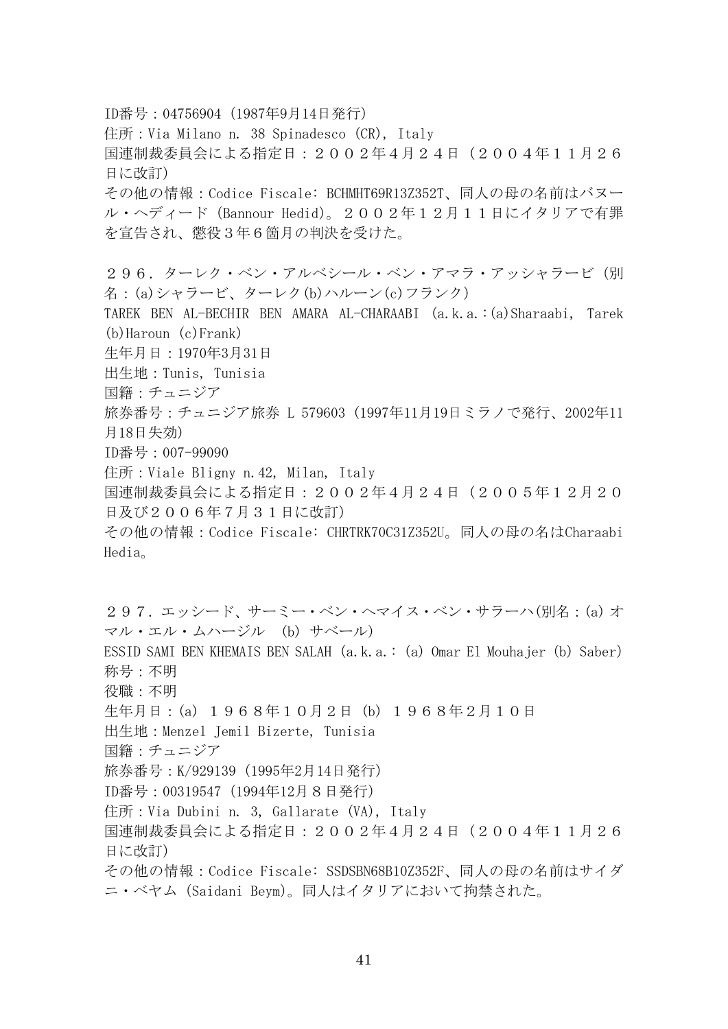ID番号：04756904（1987年9月14日発行）
住所：Via Milano n. 38 Spinadesco (CR), Italy
国連制裁委員会による指定日：２００２年４月２４日（２００４年１１月２６日に改訂）
その他の情報：Codice Fiscale: BCHMHT69R13Z352T、同人の母の名前はバヌール・ヘディード（Bannour Hedid）。２００２年１２月１１日にイタリアで有罪を宣告され、懲役３年６箇月の判決を受けた。

２９６．ターレク・ベン・アルベシール・ベン・アマラ・アッシャラービ（別名：(a)シャラービ、ターレク(b)ハルーン(c)フランク）
TAREK BEN AL-BECHIR BEN AMARA AL-CHARAABI (a.k.a.:(a)Sharaabi, Tarek (b)Haroun (c)Frank)
生年月日：1970年3月31日
出生地：Tunis, Tunisia
国籍：チュニジア
旅券番号：チュニジア旅券 L 579603（1997年11月19日ミラノで発行、2002年11月18日失効）
ID番号：007-99090
住所：Viale Bligny n.42, Milan, Italy
国連制裁委員会による指定日：２００２年４月２４日（２００５年１２月２０日及び２００６年７月３１日に改訂）
その他の情報：Codice Fiscale: CHRTRK70C31Z352U。同人の母の名はCharaabi Hedia。

２９７．エッシード、サーミー・ベン・ヘマイス・ベン・サラーハ(別名：(a) オマル・エル・ムハージル　(b) サベール)
ESSID SAMI BEN KHEMAIS BEN SALAH (a.k.a.: (a) Omar El Mouhajer (b) Saber)
称号：不明
役職：不明
生年月日：(a) １９６８年１０月２日 (b) １９６８年２月１０日
出生地：Menzel Jemil Bizerte, Tunisia
国籍：チュニジア
旅券番号：K/929139（1995年2月14日発行）
ID番号：00319547（1994年12月８日発行）
住所：Via Dubini n. 3, Gallarate (VA), Italy
国連制裁委員会による指定日：２００２年４月２４日（２００４年１１月２６日に改訂）
その他の情報：Codice Fiscale: SSDSBN68B10Z352F、同人の母の名前はサイダニ・ベヤム（Saidani Beym）。同人はイタリアにおいて拘禁された。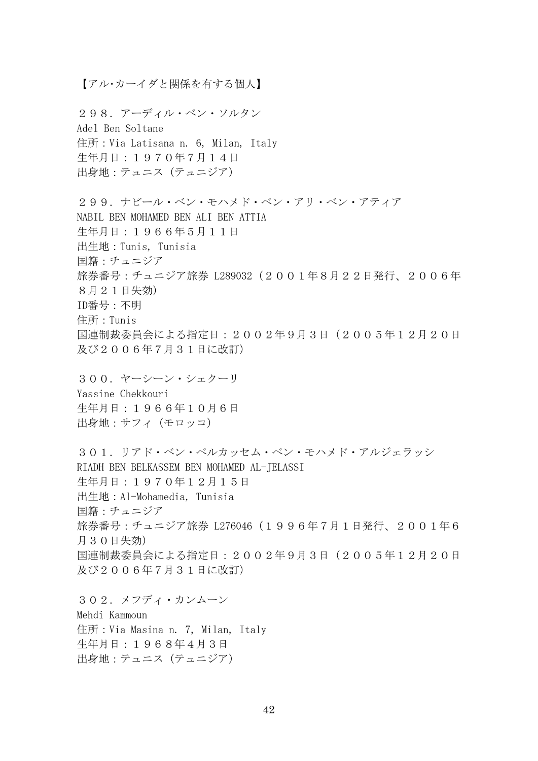【アル·カーイダと関係を有する個人】

２９８．アーディル・ベン・ソルタン
Adel Ben Soltane
住所：Via Latisana n. 6, Milan, Italy
生年月日：１９７０年７月１４日
出身地：テュニス（テュニジア）

２９９．ナビール・ベン・モハメド・ベン・アリ・ベン・アティア
NABIL BEN MOHAMED BEN ALI BEN ATTIA
生年月日：１９６６年５月１１日
出生地：Tunis, Tunisia
国籍：チュニジア
旅券番号：チュニジア旅券 L289032（２００１年８月２２日発行、２００６年８月２１日失効）
ID番号：不明
住所：Tunis
国連制裁委員会による指定日：２００２年９月３日（２００５年１２月２０日及び２００６年７月３１日に改訂）

３００．ヤーシーン・シェクーリ
Yassine Chekkouri
生年月日：１９６６年１０月６日
出身地：サフィ（モロッコ）

３０１．リアド・ベン・ベルカッセム・ベン・モハメド・アルジェラッシ
RIADH BEN BELKASSEM BEN MOHAMED AL-JELASSI
生年月日：１９７０年１２月１５日
出生地：Al-Mohamedia, Tunisia
国籍：チュニジア
旅券番号：チュニジア旅券 L276046（１９９６年７月１日発行、２００１年６月３０日失効）
国連制裁委員会による指定日：２００２年９月３日（２００５年１２月２０日及び２００６年７月３１日に改訂）

３０２．メフディ・カンムーン
Mehdi Kammoun
住所：Via Masina n. 7, Milan, Italy
生年月日：１９６８年４月３日
出身地：テュニス（テュニジア）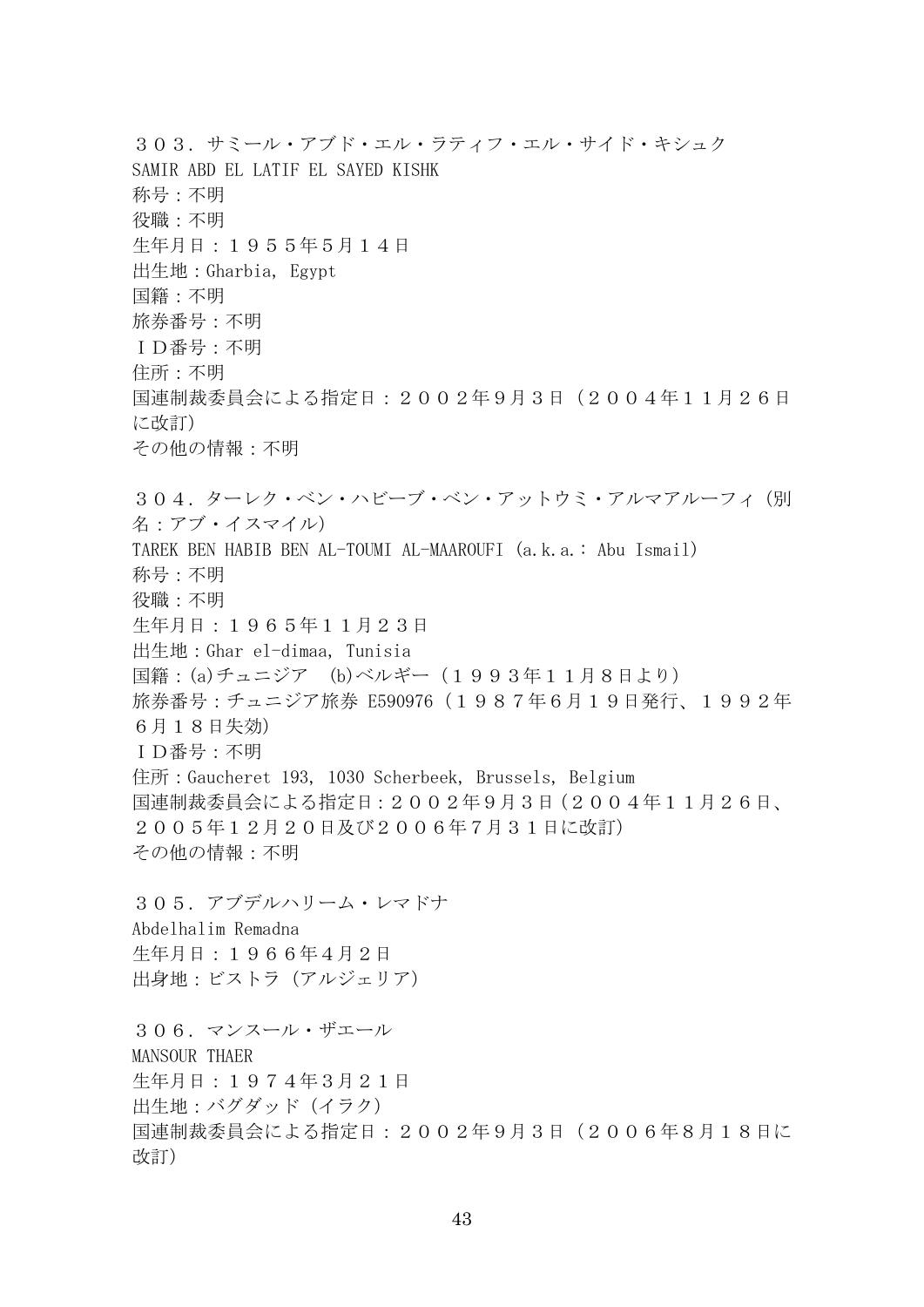３０３．サミール・アブド・エル・ラティフ・エル・サイド・キシュク
SAMIR ABD EL LATIF EL SAYED KISHK
称号：不明
役職：不明
生年月日：１９５５年5月１４日
出生地：Gharbia, Egypt
国籍：不明
旅券番号：不明
ＩＤ番号：不明
住所：不明
国連制裁委員会による指定日：２００２年９月３日（２００４年１１月２６日に改訂）
その他の情報：不明

３０４．ターレク・ベン・ハビーブ・ベン・アットウミ・アルマアルーフィ（別名：アブ・イスマイル）
TAREK BEN HABIB BEN AL-TOUMI AL-MAAROUFI (a.k.a.: Abu Ismail)
称号：不明
役職：不明
生年月日：１９６５年１１月２３日
出生地：Ghar el-dimaa, Tunisia
国籍：(a)チュニジア　(b)ベルギー（１９９３年１１月８日より）
旅券番号：チュニジア旅券 E590976（１９８７年６月１９日発行、１９９２年６月１８日失効）
ＩＤ番号：不明
住所：Gaucheret 193, 1030 Scherbeek, Brussels, Belgium
国連制裁委員会による指定日：２００２年９月３日（２００４年１１月２６日、２００５年１２月２０日及び２００６年７月３１日に改訂）
その他の情報：不明

３０５．アブデルハリーム・レマドナ
Abdelhalim Remadna
生年月日：１９６６年４月２日
出身地：ビストラ（アルジェリア）

３０６．マンスール・ザエール
MANSOUR THAER
生年月日：１９７４年３月２１日
出生地：バグダッド（イラク）
国連制裁委員会による指定日：２００２年９月３日（２００６年８月１８日に改訂）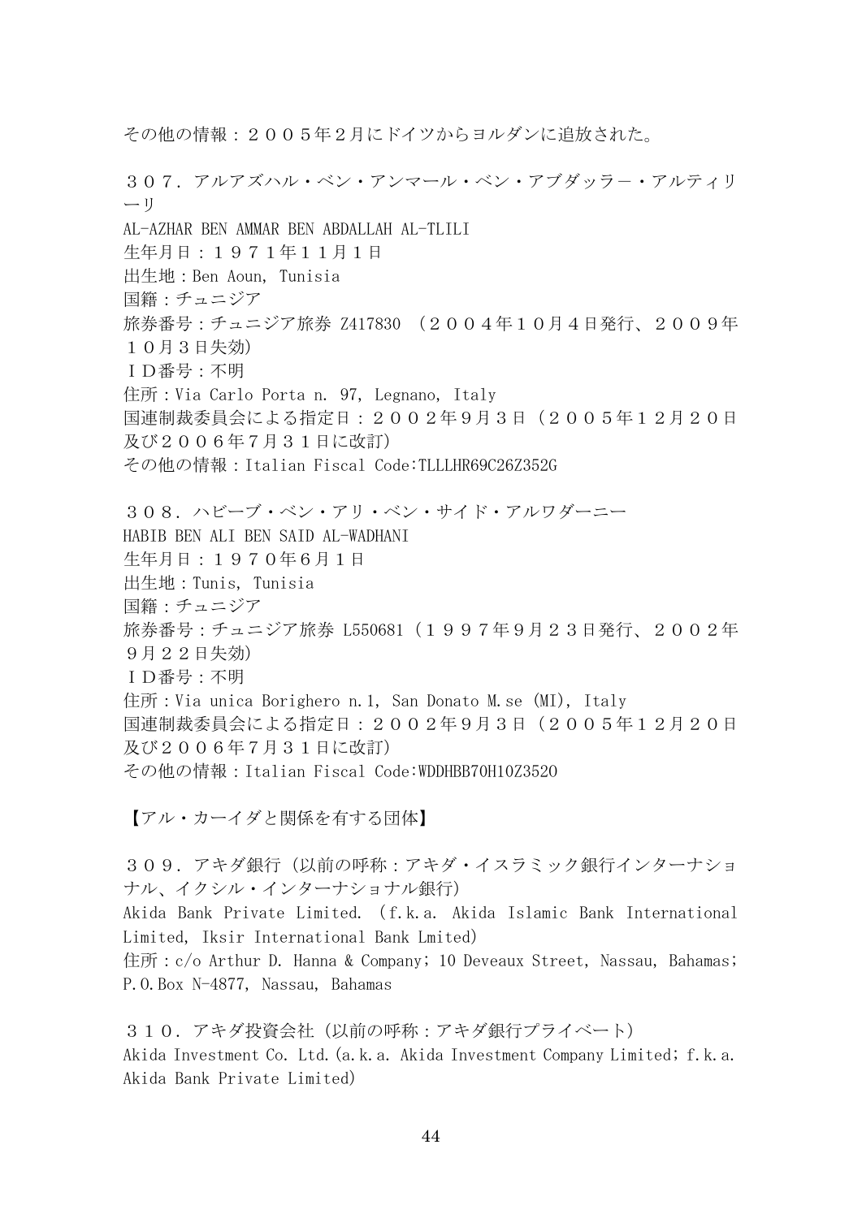その他の情報：２００５年２月にドイツからヨルダンに追放された。

３０７．アルアズハル・ベン・アンマール・ベン・アブダッラー・アルティリーリ
AL-AZHAR BEN AMMAR BEN ABDALLAH AL-TLILI
生年月日：１９７１年１１月１日
出生地：Ben Aoun, Tunisia
国籍：チュニジア
旅券番号：チュニジア旅券 Z417830 （２００４年１０月４日発行、２００９年１０月３日失効）
ＩＤ番号：不明
住所：Via Carlo Porta n. 97, Legnano, Italy
国連制裁委員会による指定日：２００２年９月３日（２００５年１２月２０日及び２００６年７月３１日に改訂）
その他の情報：Italian Fiscal Code:TLLLHR69C26Z352G

３０８．ハビーブ・ベン・アリ・ベン・サイド・アルワダーニー
HABIB BEN ALI BEN SAID AL-WADHANI
生年月日：１９７０年６月１日
出生地：Tunis, Tunisia
国籍：チュニジア
旅券番号：チュニジア旅券 L550681（１９９７年９月２３日発行、２００２年９月２２日失効）
ＩＤ番号：不明
住所：Via unica Borighero n.1, San Donato M.se (MI), Italy
国連制裁委員会による指定日：２００２年９月３日（２００５年１２月２０日及び２００６年７月３１日に改訂）
その他の情報：Italian Fiscal Code:WDDHBB70H10Z3520

【アル・カーイダと関係を有する団体】

３０９．アキダ銀行（以前の呼称：アキダ・イスラミック銀行インターナショナル、イクシル・インターナショナル銀行）
Akida Bank Private Limited. (f.k.a. Akida Islamic Bank International Limited, Iksir International Bank Lmited)
住所：c/o Arthur D. Hanna & Company; 10 Deveaux Street, Nassau, Bahamas; P.O.Box N-4877, Nassau, Bahamas

３１０．アキダ投資会社（以前の呼称：アキダ銀行プライベート）
Akida Investment Co. Ltd.(a.k.a. Akida Investment Company Limited; f.k.a. Akida Bank Private Limited)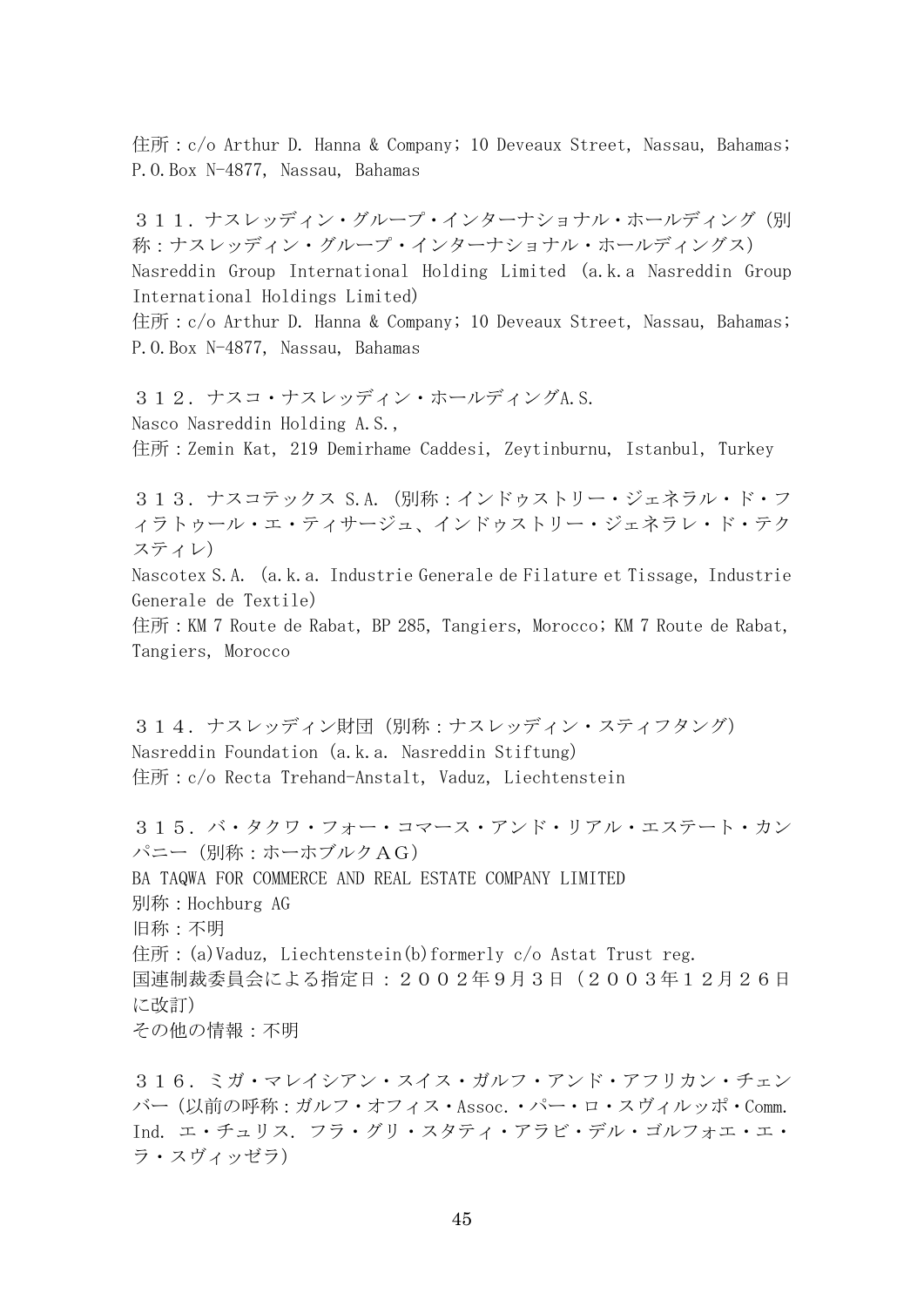住所：c/o Arthur D. Hanna & Company; 10 Deveaux Street, Nassau, Bahamas; P.O.Box N-4877, Nassau, Bahamas

３１１．ナスレッディン・グループ・インターナショナル・ホールディング（別称：ナスレッディン・グループ・インターナショナル・ホールディングス）
Nasreddin Group International Holding Limited (a.k.a Nasreddin Group International Holdings Limited)
住所：c/o Arthur D. Hanna & Company; 10 Deveaux Street, Nassau, Bahamas; P.O.Box N-4877, Nassau, Bahamas

３１２．ナスコ・ナスレッディン・ホールディングA.S.
Nasco Nasreddin Holding A.S.,
住所：Zemin Kat, 219 Demirhame Caddesi, Zeytinburnu, Istanbul, Turkey

３１３．ナスコテックス S.A.（別称：インドゥストリー・ジェネラル・ド・フィラトゥール・エ・ティサージュ、インドゥストリー・ジェネラレ・ド・テクスティレ）
Nascotex S.A. (a.k.a. Industrie Generale de Filature et Tissage, Industrie Generale de Textile)
住所：KM 7 Route de Rabat, BP 285, Tangiers, Morocco; KM 7 Route de Rabat, Tangiers, Morocco

３１４．ナスレッディン財団（別称：ナスレッディン・スティフタング）
Nasreddin Foundation (a.k.a. Nasreddin Stiftung)
住所：c/o Recta Trehand-Anstalt, Vaduz, Liechtenstein

３１５．バ・タクワ・フォー・コマース・アンド・リアル・エステート・カンパニー（別称：ホーホブルクＡＧ）
BA TAQWA FOR COMMERCE AND REAL ESTATE COMPANY LIMITED
別称：Hochburg AG
旧称：不明
住所：(a)Vaduz, Liechtenstein(b)formerly c/o Astat Trust reg.
国連制裁委員会による指定日：２００２年９月３日（２００３年１２月２６日に改訂）
その他の情報：不明

３１６．ミガ・マレイシアン・スイス・ガルフ・アンド・アフリカン・チェンバー（以前の呼称：ガルフ・オフィス・Assoc.・パー・ロ・スヴィルッポ・Comm. Ind. エ・チュリス. フラ・グリ・スタティ・アラビ・デル・ゴルフォエ・エ・ラ・スヴィッゼラ）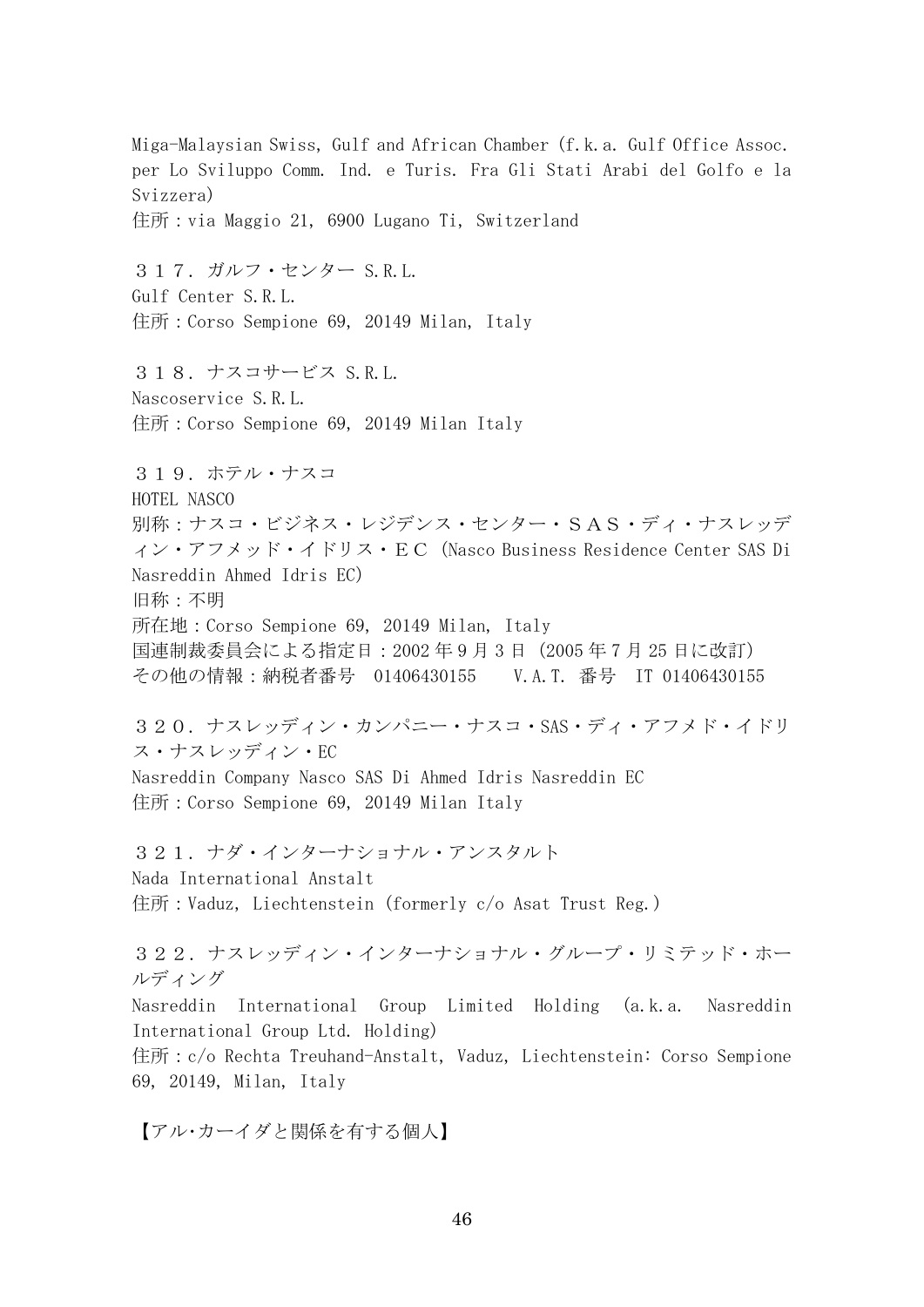Miga-Malaysian Swiss, Gulf and African Chamber (f.k.a. Gulf Office Assoc. per Lo Sviluppo Comm. Ind. e Turis. Fra Gli Stati Arabi del Golfo e la Svizzera)
住所：via Maggio 21, 6900 Lugano Ti, Switzerland

３１７．ガルフ・センター S.R.L.
Gulf Center S.R.L.
住所：Corso Sempione 69, 20149 Milan, Italy

３１８．ナスコサービス S.R.L.
Nascoservice S.R.L.
住所：Corso Sempione 69, 20149 Milan Italy

３１９．ホテル・ナスコ
HOTEL NASCO
別称：ナスコ・ビジネス・レジデンス・センター・ＳＡＳ・ディ・ナスレッディン・アフメッド・イドリス・ＥＣ（Nasco Business Residence Center SAS Di Nasreddin Ahmed Idris EC）
旧称：不明
所在地：Corso Sempione 69, 20149 Milan, Italy
国連制裁委員会による指定日：2002 年 9 月 3 日（2005 年 7 月 25 日に改訂）
その他の情報：納税者番号　01406430155　　V.A.T. 番号　IT 01406430155

３２０．ナスレッディン・カンパニー・ナスコ・SAS・ディ・アフメド・イドリス・ナスレッディン・EC
Nasreddin Company Nasco SAS Di Ahmed Idris Nasreddin EC
住所：Corso Sempione 69, 20149 Milan Italy

３２１．ナダ・インターナショナル・アンスタルト
Nada International Anstalt
住所：Vaduz, Liechtenstein (formerly c/o Asat Trust Reg.)

３２２．ナスレッディン・インターナショナル・グループ・リミテッド・ホールディング
Nasreddin International Group Limited Holding (a.k.a. Nasreddin International Group Ltd. Holding)
住所：c/o Rechta Treuhand-Anstalt, Vaduz, Liechtenstein: Corso Sempione 69, 20149, Milan, Italy

【アル･カーイダと関係を有する個人】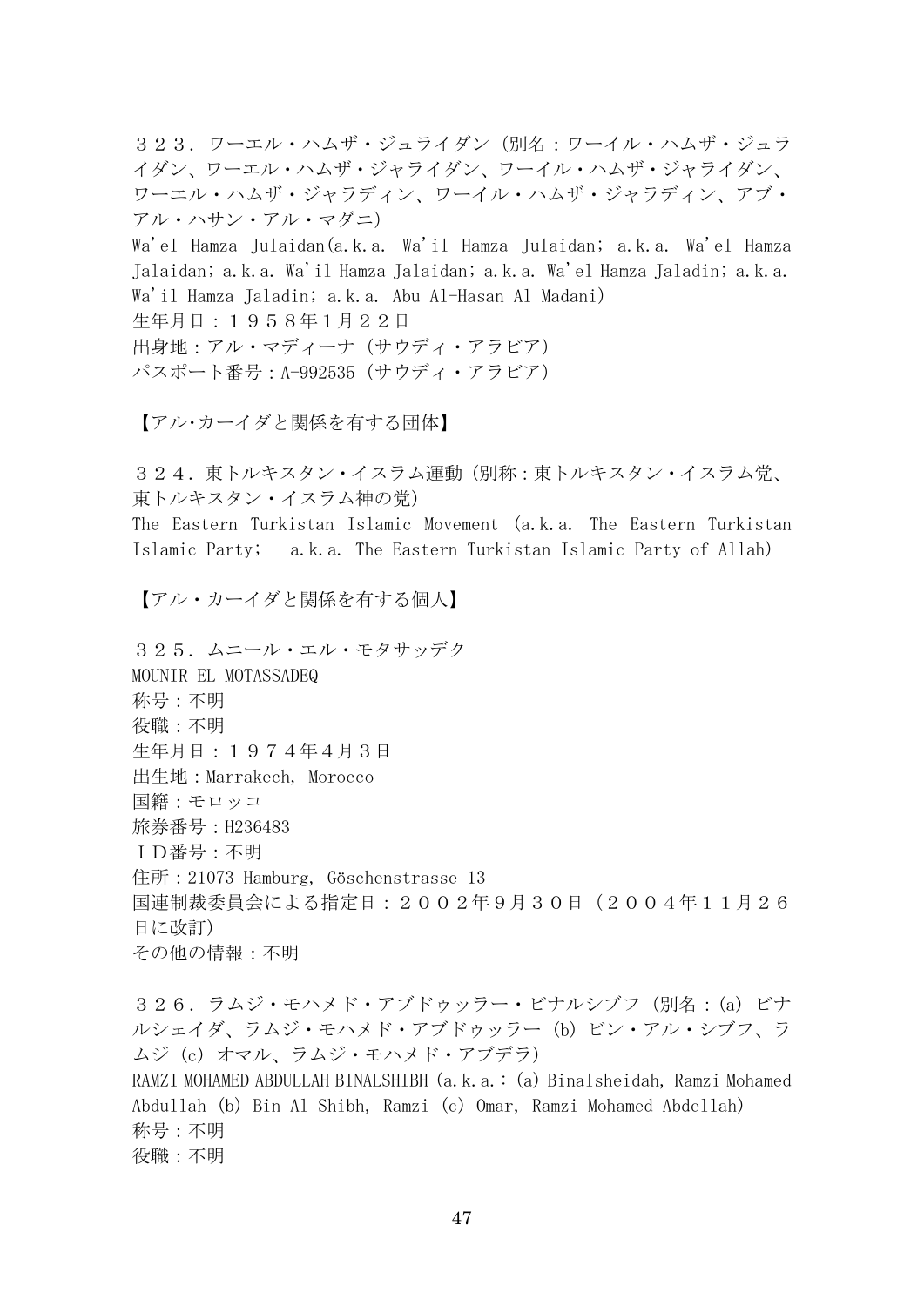３２３．ワーエル・ハムザ・ジュライダン（別名：ワーイル・ハムザ・ジュライダン、ワーエル・ハムザ・ジャライダン、ワーイル・ハムザ・ジャライダン、ワーエル・ハムザ・ジャラディン、ワーイル・ハムザ・ジャラディン、アブ・アル・ハサン・アル・マダニ）
Wa'el Hamza Julaidan(a.k.a. Wa'il Hamza Julaidan; a.k.a. Wa'el Hamza Jalaidan; a.k.a. Wa'il Hamza Jalaidan; a.k.a. Wa'el Hamza Jaladin; a.k.a. Wa'il Hamza Jaladin; a.k.a. Abu Al-Hasan Al Madani)
生年月日：１９５８年1月２２日
出身地：アル・マディーナ（サウディ・アラビア）
パスポート番号：A-992535（サウディ・アラビア）

【アル･カーイダと関係を有する団体】

３２４．東トルキスタン・イスラム運動（別称：東トルキスタン・イスラム党、東トルキスタン・イスラム神の党）
The Eastern Turkistan Islamic Movement (a.k.a. The Eastern Turkistan Islamic Party;  a.k.a. The Eastern Turkistan Islamic Party of Allah)

【アル・カーイダと関係を有する個人】

３２５．ムニール・エル・モタサッデク
MOUNIR EL MOTASSADEQ
称号：不明
役職：不明
生年月日：１９７４年4月３日
出生地：Marrakech, Morocco
国籍：モロッコ
旅券番号：H236483
ＩＤ番号：不明
住所：21073 Hamburg, Göschenstrasse 13
国連制裁委員会による指定日：２００２年９月３０日（２００４年１１月２６日に改訂）
その他の情報：不明

３２６．ラムジ・モハメド・アブドゥッラー・ビナルシブフ（別名：(a) ビナルシェイダ、ラムジ・モハメド・アブドゥッラー (b) ビン・アル・シブフ、ラムジ (c) オマル、ラムジ・モハメド・アブデラ）
RAMZI MOHAMED ABDULLAH BINALSHIBH (a.k.a.：(a) Binalsheidah, Ramzi Mohamed Abdullah (b) Bin Al Shibh, Ramzi (c) Omar, Ramzi Mohamed Abdellah)
称号：不明
役職：不明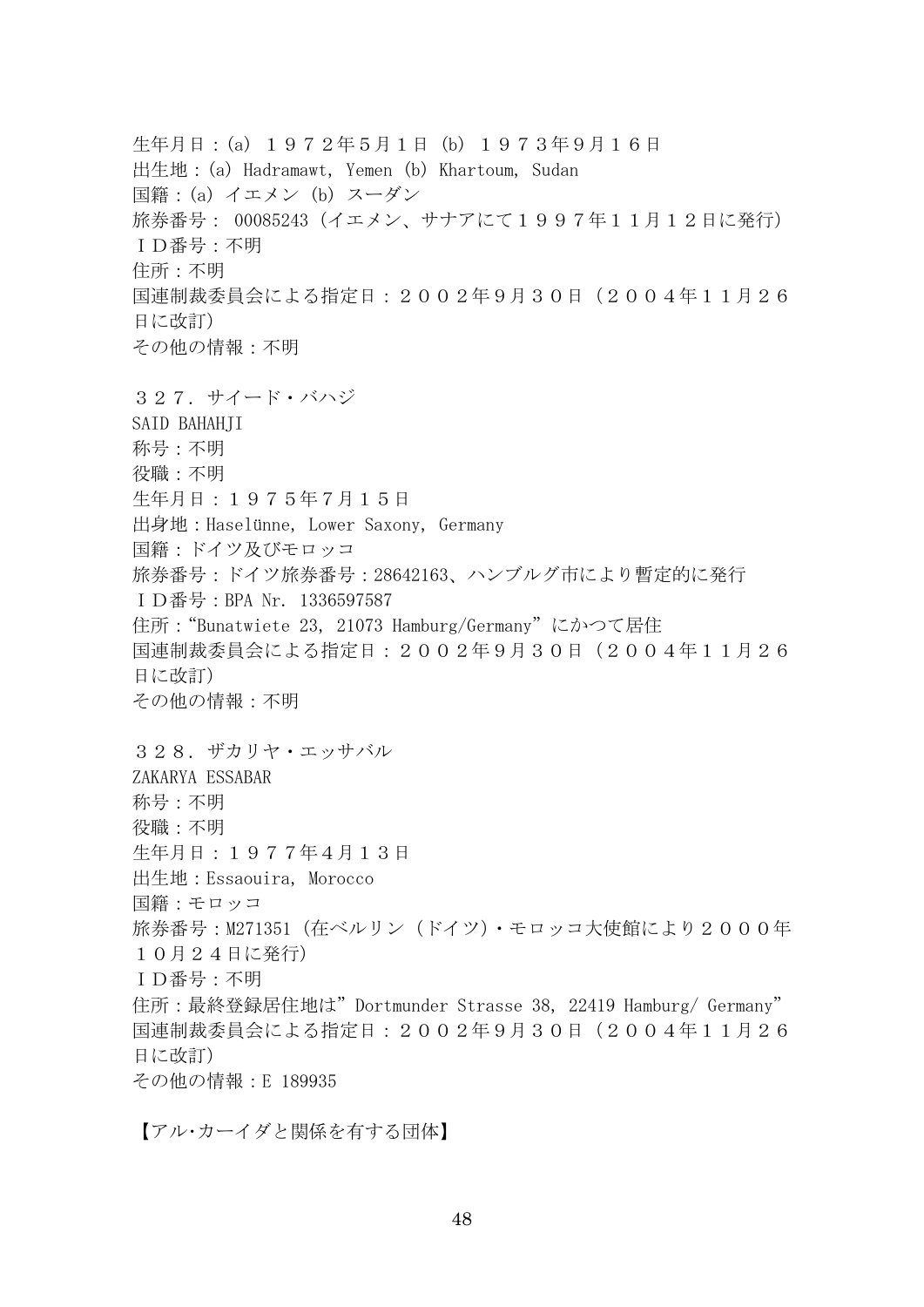生年月日：(a) １９７２年5月１日 (b) １９７３年9月１６日
出生地：(a) Hadramawt, Yemen (b) Khartoum, Sudan
国籍：(a) イエメン (b) スーダン
旅券番号： 00085243 (イエメン、サナアにて１９９７年１１月１２日に発行)
ＩＤ番号：不明
住所：不明
国連制裁委員会による指定日：２００２年9月３０日（２００４年１１月２６日に改訂）
その他の情報：不明

３２７．サイード・バハジ
SAID BAHAHJI
称号：不明
役職：不明
生年月日：１９７５年7月１５日
出身地：Haselünne, Lower Saxony, Germany
国籍：ドイツ及びモロッコ
旅券番号：ドイツ旅券番号：28642163、ハンブルグ市により暫定的に発行
ＩＤ番号：BPA Nr. 1336597587
住所："Bunatwiete 23, 21073 Hamburg/Germany" にかつて居住
国連制裁委員会による指定日：２００２年9月３０日（２００４年１１月２６日に改訂）
その他の情報：不明

３２８．ザカリヤ・エッサバル
ZAKARYA ESSABAR
称号：不明
役職：不明
生年月日：１９７７年4月１３日
出生地：Essaouira, Morocco
国籍：モロッコ
旅券番号：M271351 (在ベルリン（ドイツ）・モロッコ大使館により２０００年１０月２４日に発行)
ＩＤ番号：不明
住所：最終登録居住地は" Dortmunder Strasse 38, 22419 Hamburg/ Germany"
国連制裁委員会による指定日：２００２年9月３０日（２００４年１１月２６日に改訂）
その他の情報：E 189935

【アル･カーイダと関係を有する団体】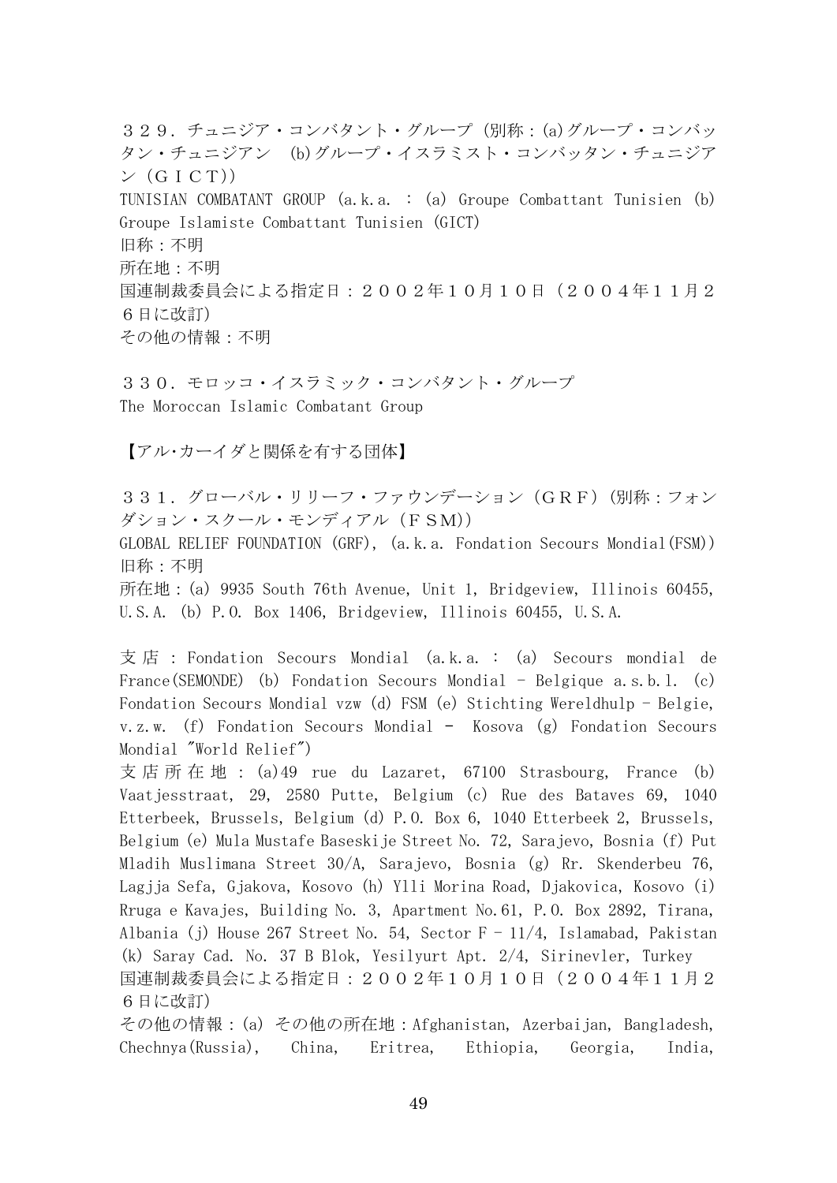３２９．チュニジア・コンバタント・グループ（別称：(a)グループ・コンバッタン・チュニジアン　(b)グループ・イスラミスト・コンバッタン・チュニジアン（ＧＩＣＴ））
TUNISIAN COMBATANT GROUP (a.k.a. : (a) Groupe Combattant Tunisien (b) Groupe Islamiste Combattant Tunisien (GICT)
旧称：不明
所在地：不明
国連制裁委員会による指定日：２００２年１０月１０日（２００４年１１月２６日に改訂）
その他の情報：不明

３３０．モロッコ・イスラミック・コンバタント・グループ
The Moroccan Islamic Combatant Group

【アル･カーイダと関係を有する団体】

３３１．グローバル・リリーフ・ファウンデーション（ＧＲＦ）（別称：フォンダション・スクール・モンディアル（ＦＳＭ））
GLOBAL RELIEF FOUNDATION (GRF), (a.k.a. Fondation Secours Mondial(FSM))
旧称：不明
所在地：(a) 9935 South 76th Avenue, Unit 1, Bridgeview, Illinois 60455, U.S.A. (b) P.O. Box 1406, Bridgeview, Illinois 60455, U.S.A.

支店：Fondation Secours Mondial (a.k.a. : (a) Secours mondial de France(SEMONDE) (b) Fondation Secours Mondial - Belgique a.s.b.l. (c) Fondation Secours Mondial vzw (d) FSM (e) Stichting Wereldhulp - Belgie, v.z.w. (f) Fondation Secours Mondial - Kosova (g) Fondation Secours Mondial "World Relief")
支店所在地：(a)49 rue du Lazaret, 67100 Strasbourg, France (b) Vaatjesstraat, 29, 2580 Putte, Belgium (c) Rue des Bataves 69, 1040 Etterbeek, Brussels, Belgium (d) P.O. Box 6, 1040 Etterbeek 2, Brussels, Belgium (e) Mula Mustafe Baseskije Street No. 72, Sarajevo, Bosnia (f) Put Mladih Muslimana Street 30/A, Sarajevo, Bosnia (g) Rr. Skenderbeu 76, Lagjja Sefa, Gjakova, Kosovo (h) Ylli Morina Road, Djakovica, Kosovo (i) Rruga e Kavajes, Building No. 3, Apartment No.61, P.O. Box 2892, Tirana, Albania (j) House 267 Street No. 54, Sector F - 11/4, Islamabad, Pakistan (k) Saray Cad. No. 37 B Blok, Yesilyurt Apt. 2/4, Sirinevler, Turkey
国連制裁委員会による指定日：２００２年１０月１０日（２００４年１１月２６日に改訂）
その他の情報：(a) その他の所在地：Afghanistan, Azerbaijan, Bangladesh, Chechnya(Russia), China, Eritrea, Ethiopia, Georgia, India,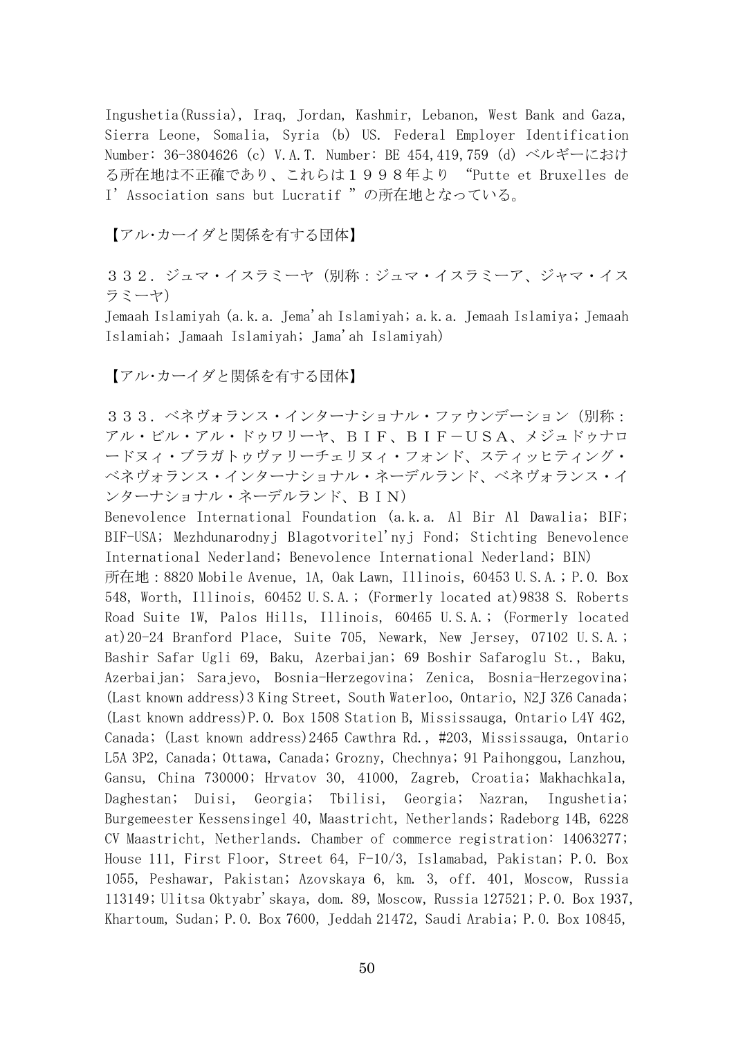Ingushetia(Russia), Iraq, Jordan, Kashmir, Lebanon, West Bank and Gaza, Sierra Leone, Somalia, Syria (b) US. Federal Employer Identification Number: 36-3804626 (c) V.A.T. Number: BE 454,419,759 (d) ベルギーにおける所在地は不正確であり、これらは１９９８年より "Putte et Bruxelles de I' Association sans but Lucratif " の所在地となっている。

【アル･カーイダと関係を有する団体】

３３２．ジュマ・イスラミーヤ（別称：ジュマ・イスラミーア、ジャマ・イスラミーヤ）
Jemaah Islamiyah (a.k.a. Jema'ah Islamiyah; a.k.a. Jemaah Islamiya; Jemaah Islamiah; Jamaah Islamiyah; Jama'ah Islamiyah)

【アル･カーイダと関係を有する団体】

３３３．ベネヴォランス・インターナショナル・ファウンデーション（別称：アル・ビル・アル・ドゥワリーヤ、ＢＩＦ、ＢＩＦ－ＵＳＡ、メジュドゥナロードヌィ・ブラガトゥヴァリーチェリヌィ・フォンド、スティッヒティング・ベネヴォランス・インターナショナル・ネーデルランド、ベネヴォランス・インターナショナル・ネーデルランド、ＢＩＮ）
Benevolence International Foundation (a.k.a. Al Bir Al Dawalia; BIF; BIF-USA; Mezhdunarodnyj Blagotvoritel'nyj Fond; Stichting Benevolence International Nederland; Benevolence International Nederland; BIN)
所在地：8820 Mobile Avenue, 1A, Oak Lawn, Illinois, 60453 U.S.A.; P.O. Box 548, Worth, Illinois, 60452 U.S.A.; (Formerly located at)9838 S. Roberts Road Suite 1W, Palos Hills, Illinois, 60465 U.S.A.; (Formerly located at)20-24 Branford Place, Suite 705, Newark, New Jersey, 07102 U.S.A.; Bashir Safar Ugli 69, Baku, Azerbaijan; 69 Boshir Safaroglu St., Baku, Azerbaijan; Sarajevo, Bosnia-Herzegovina; Zenica, Bosnia-Herzegovina; (Last known address)3 King Street, South Waterloo, Ontario, N2J 3Z6 Canada; (Last known address)P.O. Box 1508 Station B, Mississauga, Ontario L4Y 4G2, Canada; (Last known address)2465 Cawthra Rd., #203, Mississauga, Ontario L5A 3P2, Canada; Ottawa, Canada; Grozny, Chechnya; 91 Paihonggou, Lanzhou, Gansu, China 730000; Hrvatov 30, 41000, Zagreb, Croatia; Makhachkala, Daghestan; Duisi, Georgia; Tbilisi, Georgia; Nazran, Ingushetia; Burgemeester Kessensingel 40, Maastricht, Netherlands; Radeborg 14B, 6228 CV Maastricht, Netherlands. Chamber of commerce registration: 14063277; House 111, First Floor, Street 64, F-10/3, Islamabad, Pakistan; P.O. Box 1055, Peshawar, Pakistan; Azovskaya 6, km. 3, off. 401, Moscow, Russia 113149; Ulitsa Oktyabr'skaya, dom. 89, Moscow, Russia 127521; P.O. Box 1937, Khartoum, Sudan; P.O. Box 7600, Jeddah 21472, Saudi Arabia; P.O. Box 10845,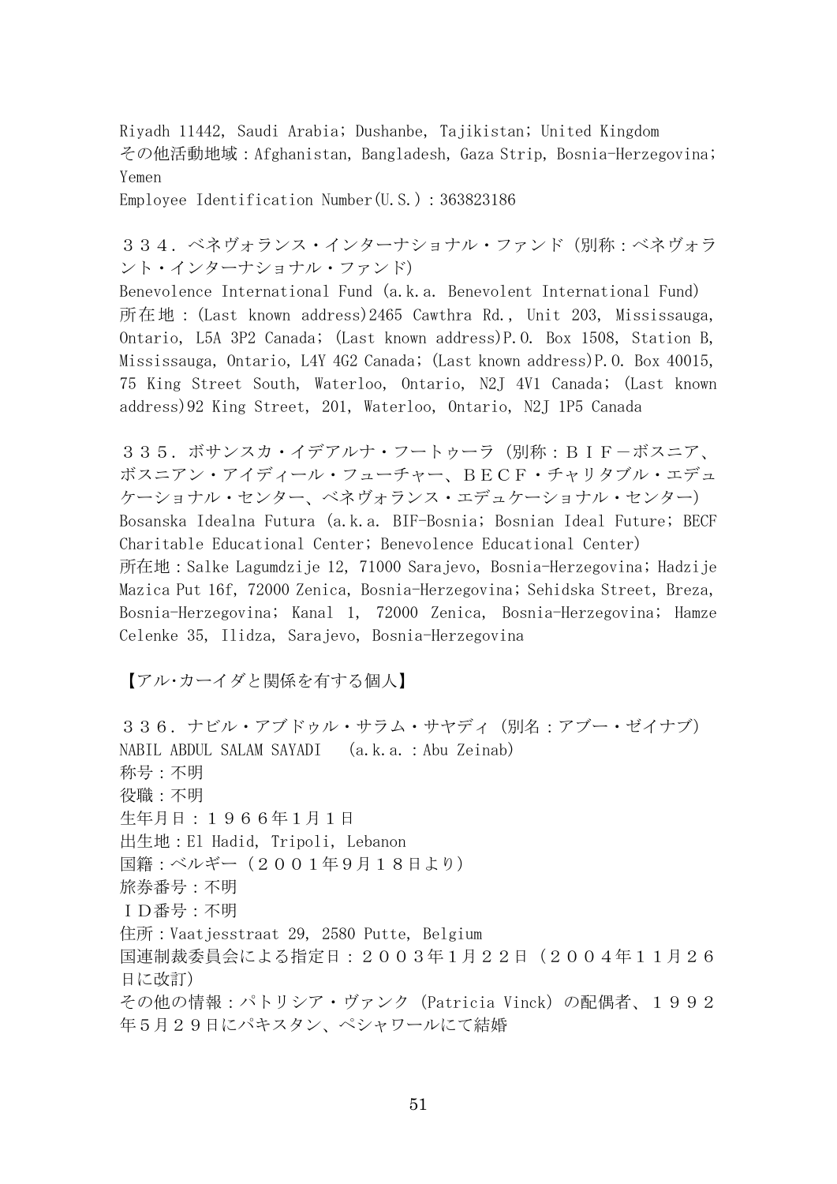Riyadh 11442, Saudi Arabia; Dushanbe, Tajikistan; United Kingdom
その他活動地域：Afghanistan, Bangladesh, Gaza Strip, Bosnia-Herzegovina; Yemen
Employee Identification Number(U.S.)：363823186

３３４．ベネヴォランス・インターナショナル・ファンド（別称：ベネヴォラント・インターナショナル・ファンド）
Benevolence International Fund (a.k.a. Benevolent International Fund)
所在地：(Last known address)2465 Cawthra Rd., Unit 203, Mississauga, Ontario, L5A 3P2 Canada; (Last known address)P.O. Box 1508, Station B, Mississauga, Ontario, L4Y 4G2 Canada; (Last known address)P.O. Box 40015, 75 King Street South, Waterloo, Ontario, N2J 4V1 Canada; (Last known address)92 King Street, 201, Waterloo, Ontario, N2J 1P5 Canada

３３５．ボサンスカ・イデアルナ・フートゥーラ（別称：ＢＩＦ－ボスニア、ボスニアン・アイディール・フューチャー、ＢＥＣＦ・チャリタブル・エデュケーショナル・センター、ベネヴォランス・エデュケーショナル・センター）
Bosanska Idealna Futura (a.k.a. BIF-Bosnia; Bosnian Ideal Future; BECF Charitable Educational Center; Benevolence Educational Center)
所在地：Salke Lagumdzije 12, 71000 Sarajevo, Bosnia-Herzegovina; Hadzije Mazica Put 16f, 72000 Zenica, Bosnia-Herzegovina; Sehidska Street, Breza, Bosnia-Herzegovina; Kanal 1, 72000 Zenica, Bosnia-Herzegovina; Hamze Celenke 35, Ilidza, Sarajevo, Bosnia-Herzegovina

【アル･カーイダと関係を有する個人】

３３６．ナビル・アブドゥル・サラム・サヤディ（別名：アブー・ゼイナブ）
NABIL ABDUL SALAM SAYADI (a.k.a.：Abu Zeinab)
称号：不明
役職：不明
生年月日：１９６６年１月１日
出生地：El Hadid, Tripoli, Lebanon
国籍：ベルギー（２００１年９月１８日より）
旅券番号：不明
ＩＤ番号：不明
住所：Vaatjesstraat 29, 2580 Putte, Belgium
国連制裁委員会による指定日：２００３年１月２２日（２００４年１１月２６日に改訂）
その他の情報：パトリシア・ヴァンク（Patricia Vinck）の配偶者、１９９２年５月２９日にパキスタン、ペシャワールにて結婚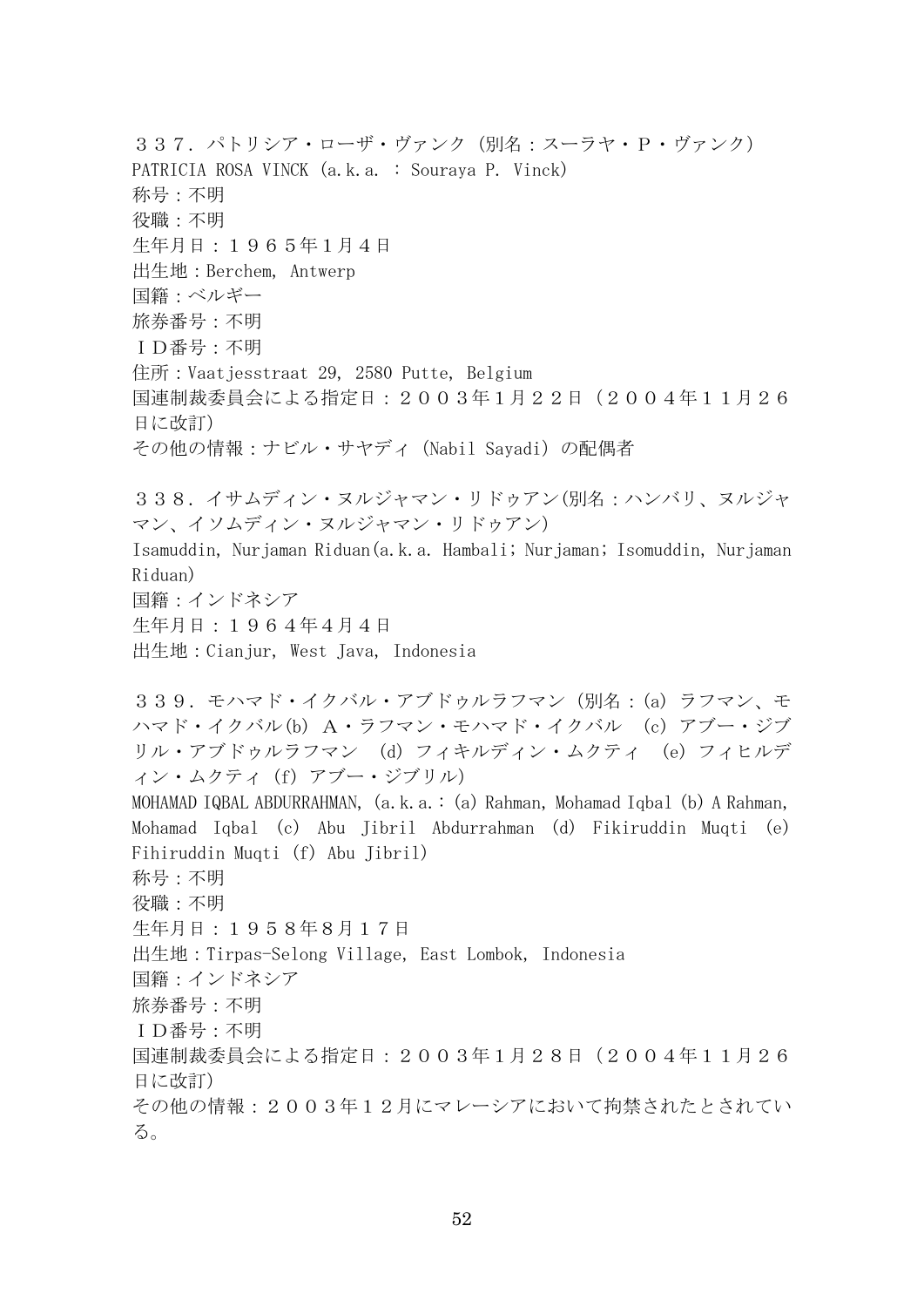３３７．パトリシア・ローザ・ヴァンク（別名：スーラヤ・Ｐ・ヴァンク）
PATRICIA ROSA VINCK (a.k.a. : Souraya P. Vinck)
称号：不明
役職：不明
生年月日：１９６５年１月４日
出生地：Berchem, Antwerp
国籍：ベルギー
旅券番号：不明
ＩＤ番号：不明
住所：Vaatjesstraat 29, 2580 Putte, Belgium
国連制裁委員会による指定日：２００３年１月２２日（２００４年１１月２６日に改訂）
その他の情報：ナビル・サヤディ（Nabil Sayadi）の配偶者

３３８．イサムディン・ヌルジャマン・リドゥアン(別名：ハンバリ、ヌルジャマン、イソムディン・ヌルジャマン・リドゥアン)
Isamuddin, Nurjaman Riduan(a.k.a. Hambali; Nurjaman; Isomuddin, Nurjaman Riduan)
国籍：インドネシア
生年月日：１９６４年４月４日
出生地：Cianjur, West Java, Indonesia

３３９．モハマド・イクバル・アブドゥルラフマン（別名：(a) ラフマン、モハマド・イクバル(b) Ａ・ラフマン・モハマド・イクバル (c) アブー・ジブリル・アブドゥルラフマン (d) フィキルディン・ムクティ (e) フィヒルディン・ムクティ (f) アブー・ジブリル）
MOHAMAD IQBAL ABDURRAHMAN, (a.k.a.: (a) Rahman, Mohamad Iqbal (b) A Rahman, Mohamad Iqbal (c) Abu Jibril Abdurrahman (d) Fikiruddin Muqti (e) Fihiruddin Muqti (f) Abu Jibril)
称号：不明
役職：不明
生年月日：１９５８年８月１７日
出生地：Tirpas-Selong Village, East Lombok, Indonesia
国籍：インドネシア
旅券番号：不明
ＩＤ番号：不明
国連制裁委員会による指定日：２００３年１月２８日（２００４年１１月２６日に改訂）
その他の情報：２００３年１２月にマレーシアにおいて拘禁されたとされている。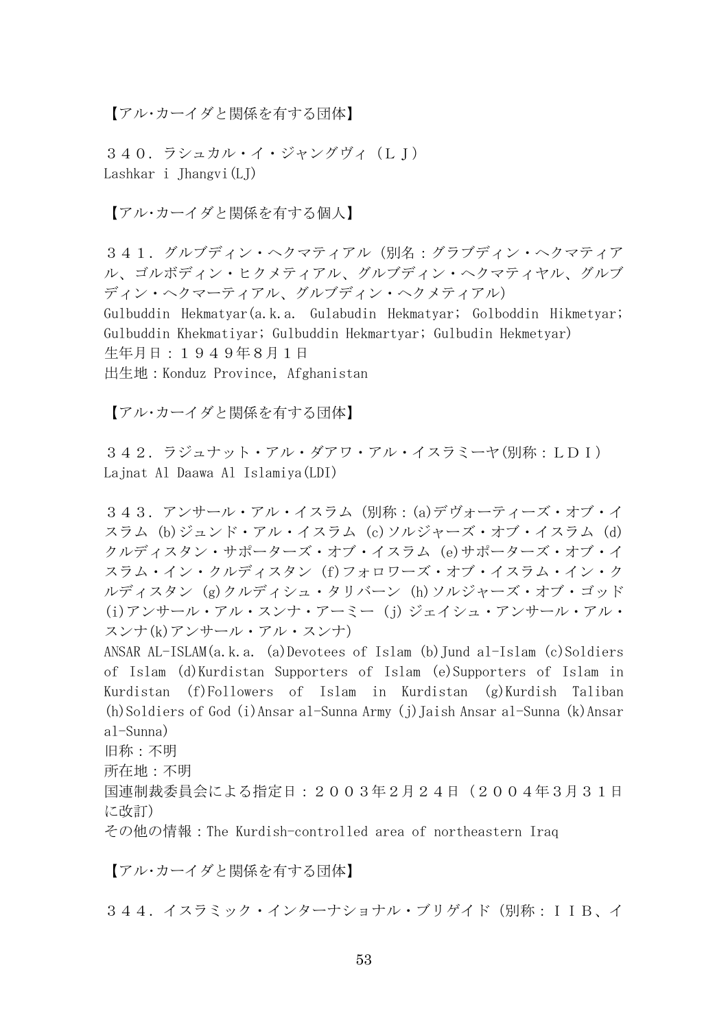【アル･カーイダと関係を有する団体】

３４０．ラシュカル・イ・ジャングヴィ（ＬＪ）
Lashkar i Jhangvi(LJ)

【アル･カーイダと関係を有する個人】

３４１．グルブディン・ヘクマティアル（別名：グラブディン・ヘクマティアル、ゴルボディン・ヒクメティアル、グルブディン・ヘクマティヤル、グルブディン・ヘクマーティアル、グルブディン・ヘクメティアル）
Gulbuddin Hekmatyar(a.k.a. Gulabudin Hekmatyar; Golboddin Hikmetyar; Gulbuddin Khekmatiyar; Gulbuddin Hekmartyar; Gulbudin Hekmetyar)
生年月日：１９４９年８月１日
出生地：Konduz Province, Afghanistan

【アル･カーイダと関係を有する団体】

３４２．ラジュナット・アル・ダアワ・アル・イスラミーヤ(別称：ＬＤＩ)
Lajnat Al Daawa Al Islamiya(LDI)

３４３．アンサール・アル・イスラム（別称：(a)デヴォーティーズ・オブ・イスラム (b)ジュンド・アル・イスラム (c)ソルジャーズ・オブ・イスラム (d)クルディスタン・サポーターズ・オブ・イスラム (e)サポーターズ・オブ・イスラム・イン・クルディスタン (f)フォロワーズ・オブ・イスラム・イン・クルディスタン (g)クルディシュ・タリバーン (h)ソルジャーズ・オブ・ゴッド (i)アンサール・アル・スンナ・アーミー (j) ジェイシュ・アンサール・アル・スンナ(k)アンサール・アル・スンナ)
ANSAR AL-ISLAM(a.k.a. (a)Devotees of Islam (b)Jund al-Islam (c)Soldiers of Islam (d)Kurdistan Supporters of Islam (e)Supporters of Islam in Kurdistan (f)Followers of Islam in Kurdistan (g)Kurdish Taliban (h)Soldiers of God (i)Ansar al-Sunna Army (j)Jaish Ansar al-Sunna (k)Ansar al-Sunna)
旧称：不明
所在地：不明
国連制裁委員会による指定日：２００３年２月２４日（２００４年３月３１日に改訂）
その他の情報：The Kurdish-controlled area of northeastern Iraq

【アル･カーイダと関係を有する団体】

３４４．イスラミック・インターナショナル・ブリゲイド（別称：ＩＩＢ、イ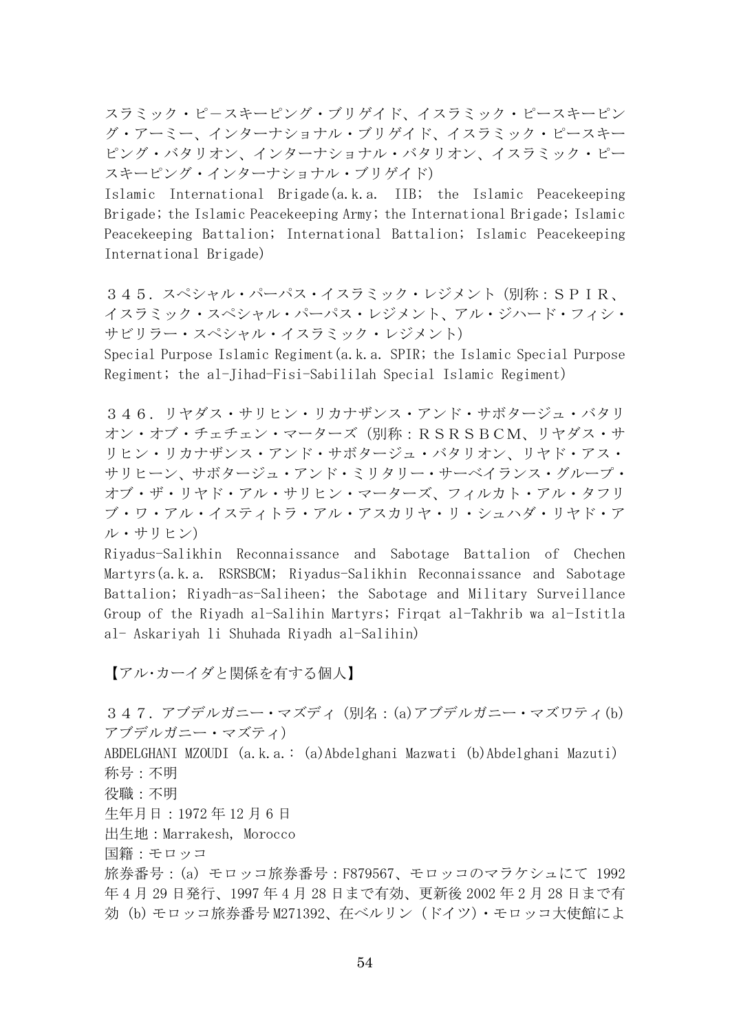スラミック・ピースキーピング・ブリゲイド、イスラミック・ピースキーピング・アーミー、インターナショナル・ブリゲイド、イスラミック・ピースキーピング・バタリオン、インターナショナル・バタリオン、イスラミック・ピースキーピング・インターナショナル・ブリゲイド)
Islamic International Brigade(a.k.a. IIB; the Islamic Peacekeeping Brigade; the Islamic Peacekeeping Army; the International Brigade; Islamic Peacekeeping Battalion; International Battalion; Islamic Peacekeeping International Brigade)

３４５．スペシャル・パーパス・イスラミック・レジメント（別称：ＳＰＩＲ、イスラミック・スペシャル・パーパス・レジメント、アル・ジハード・フィシ・サビリラー・スペシャル・イスラミック・レジメント）
Special Purpose Islamic Regiment(a.k.a. SPIR; the Islamic Special Purpose Regiment; the al-Jihad-Fisi-Sabililah Special Islamic Regiment)

３４６．リヤダス・サリヒン・リカナザンス・アンド・サボタージュ・バタリオン・オブ・チェチェン・マーターズ（別称：ＲＳＲＳＢＣＭ、リヤダス・サリヒン・リカナザンス・アンド・サボタージュ・バタリオン、リヤド・アス・サリヒーン、サボタージュ・アンド・ミリタリー・サーベイランス・グループ・オブ・ザ・リヤド・アル・サリヒン・マーターズ、フィルカト・アル・タフリブ・ワ・アル・イスティトラ・アル・アスカリヤ・リ・シュハダ・リヤド・アル・サリヒン）
Riyadus-Salikhin Reconnaissance and Sabotage Battalion of Chechen Martyrs(a.k.a. RSRSBCM; Riyadus-Salikhin Reconnaissance and Sabotage Battalion; Riyadh-as-Saliheen; the Sabotage and Military Surveillance Group of the Riyadh al-Salihin Martyrs; Firqat al-Takhrib wa al-Istitla al- Askariyah li Shuhada Riyadh al-Salihin)

【アル･カーイダと関係を有する個人】

３４７．アブデルガニー・マズディ（別名：(a)アブデルガニー・マズワティ(b)アブデルガニー・マズティ）
ABDELGHANI MZOUDI (a.k.a.: (a)Abdelghani Mazwati (b)Abdelghani Mazuti)
称号：不明
役職：不明
生年月日：1972 年 12 月 6 日
出生地：Marrakesh, Morocco
国籍：モロッコ
旅券番号：(a) モロッコ旅券番号：F879567、モロッコのマラケシュにて 1992 年 4 月 29 日発行、1997 年 4 月 28 日まで有効、更新後 2002 年 2 月 28 日まで有効 (b) モロッコ旅券番号 M271392、在ベルリン（ドイツ）・モロッコ大使館によ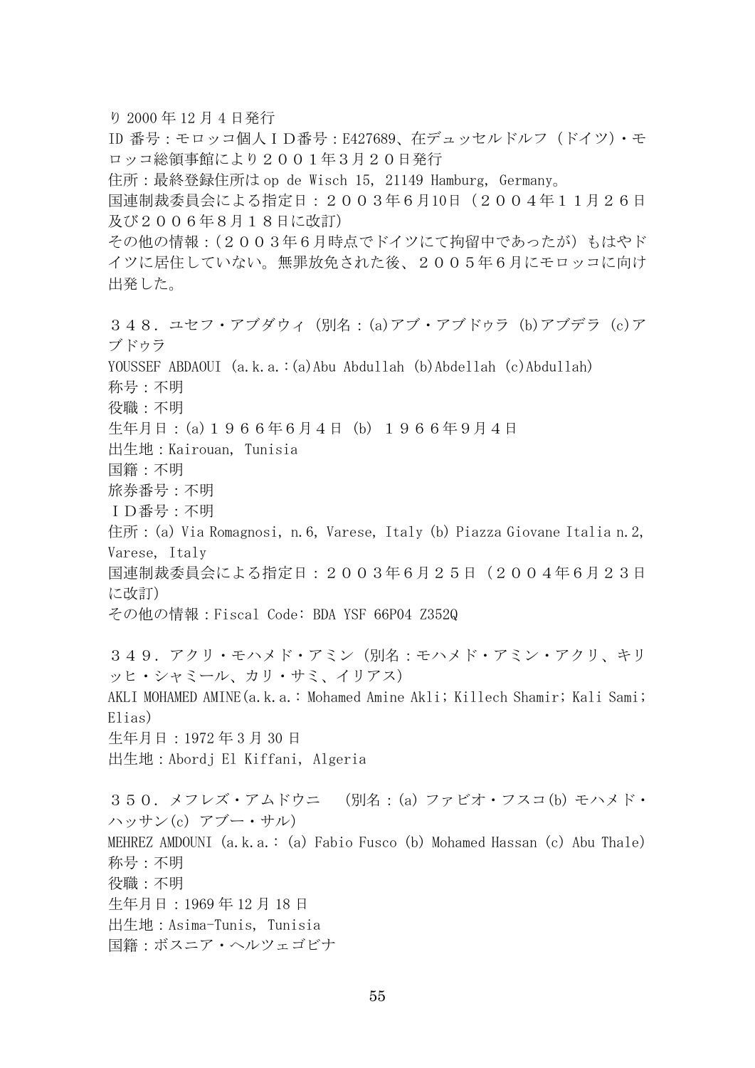り 2000 年 12 月 4 日発行

ID 番号：モロッコ個人ＩＤ番号：E427689、在デュッセルドルフ（ドイツ）・モロッコ総領事館により２００１年３月２０日発行

住所：最終登録住所は op de Wisch 15, 21149 Hamburg, Germany。

国連制裁委員会による指定日：２００３年６月10日（２００４年１１月２６日及び２００６年８月１８日に改訂）

その他の情報：（２００３年６月時点でドイツにて拘留中であったが）もはやドイツに居住していない。無罪放免された後、２００５年６月にモロッコに向け出発した。

３４８．ユセフ・アブダウィ（別名：(a)アブ・アブドゥラ (b)アブデラ (c)アブドゥラ

YOUSSEF ABDAOUI (a.k.a.:(a)Abu Abdullah (b)Abdellah (c)Abdullah)

称号：不明

役職：不明

生年月日：(a)１９６６年６月４日 (b) １９６６年９月４日

出生地：Kairouan, Tunisia

国籍：不明

旅券番号：不明

ＩＤ番号：不明

住所：(a) Via Romagnosi, n.6, Varese, Italy (b) Piazza Giovane Italia n.2, Varese, Italy

国連制裁委員会による指定日：２００３年６月２５日（２００４年６月２３日に改訂）

その他の情報：Fiscal Code: BDA YSF 66P04 Z352Q

３４９．アクリ・モハメド・アミン（別名：モハメド・アミン・アクリ、キリッヒ・シャミール、カリ・サミ、イリアス）

AKLI MOHAMED AMINE(a.k.a.: Mohamed Amine Akli; Killech Shamir; Kali Sami; Elias)

生年月日：1972 年 3 月 30 日

出生地：Abordj El Kiffani, Algeria

３５０．メフレズ・アムドウニ　（別名：(a) ファビオ・フスコ(b) モハメド・ハッサン(c) アブー・サル）

MEHREZ AMDOUNI (a.k.a.: (a) Fabio Fusco (b) Mohamed Hassan (c) Abu Thale)

称号：不明

役職：不明

生年月日：1969 年 12 月 18 日

出生地：Asima-Tunis, Tunisia

国籍：ボスニア・ヘルツェゴビナ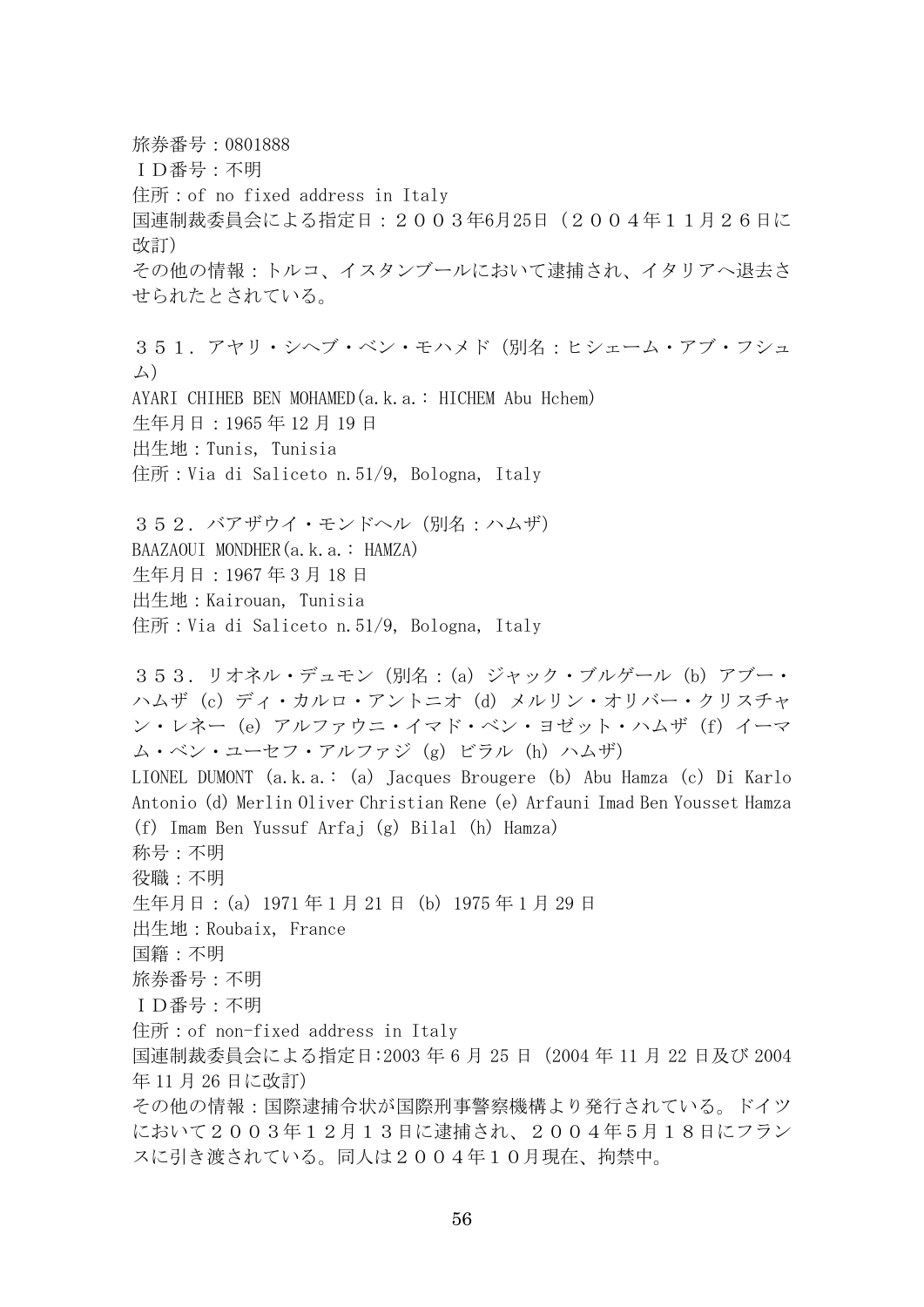旅券番号：0801888
ＩＤ番号：不明
住所：of no fixed address in Italy
国連制裁委員会による指定日：２００３年6月25日（２００４年１１月２６日に改訂）
その他の情報：トルコ、イスタンブールにおいて逮捕され、イタリアへ退去させられたとされている。

３５１．アヤリ・シヘブ・ベン・モハメド（別名：ヒシェーム・アブ・フシュム）
AYARI CHIHEB BEN MOHAMED(a.k.a.： HICHEM Abu Hchem)
生年月日：1965 年 12 月 19 日
出生地：Tunis, Tunisia
住所：Via di Saliceto n.51/9, Bologna, Italy

３５２．バアザウイ・モンドヘル（別名：ハムザ）
BAAZAOUI MONDHER(a.k.a.： HAMZA)
生年月日：1967 年 3 月 18 日
出生地：Kairouan, Tunisia
住所：Via di Saliceto n.51/9, Bologna, Italy

３５３．リオネル・デュモン（別名：(a) ジャック・ブルゲール (b) アブー・ハムザ (c) ディ・カルロ・アントニオ (d) メルリン・オリバー・クリスチャン・レネー (e) アルファウニ・イマド・ベン・ヨゼット・ハムザ (f) イーマム・ベン・ユーセフ・アルファジ (g) ビラル (h) ハムザ）
LIONEL DUMONT (a.k.a.： (a) Jacques Brougere (b) Abu Hamza (c) Di Karlo Antonio (d) Merlin Oliver Christian Rene (e) Arfauni Imad Ben Yousset Hamza (f) Imam Ben Yussuf Arfaj (g) Bilal (h) Hamza)
称号：不明
役職：不明
生年月日：(a) 1971 年 1 月 21 日 (b) 1975 年 1 月 29 日
出生地：Roubaix, France
国籍：不明
旅券番号：不明
ＩＤ番号：不明
住所：of non-fixed address in Italy
国連制裁委員会による指定日:2003 年 6 月 25 日 (2004 年 11 月 22 日及び 2004 年 11 月 26 日に改訂)
その他の情報：国際逮捕令状が国際刑事警察機構より発行されている。ドイツにおいて２００３年１２月１３日に逮捕され、２００４年５月１８日にフランスに引き渡されている。同人は２００４年１０月現在、拘禁中。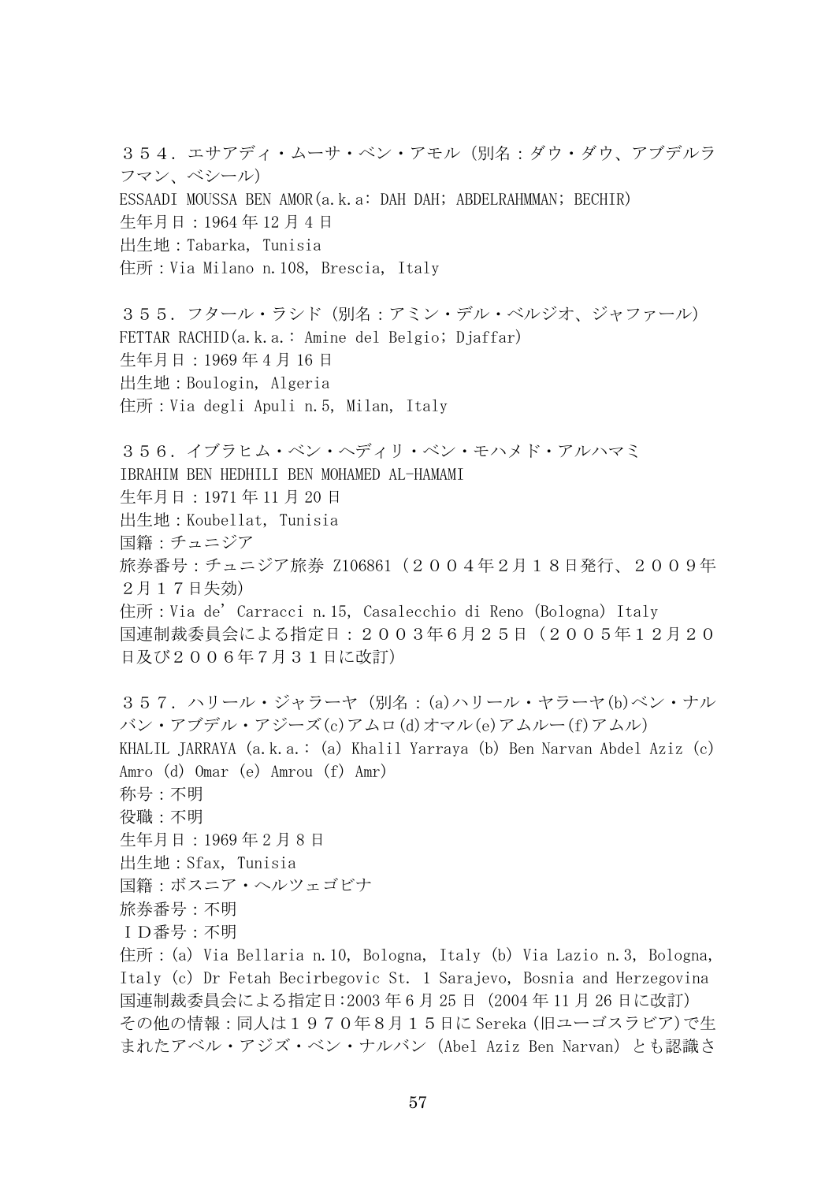３５４．エサアディ・ムーサ・ベン・アモル（別名：ダウ・ダウ、アブデルラフマン、ベシール）
ESSAADI MOUSSA BEN AMOR(a.k.a: DAH DAH; ABDELRAHMMAN; BECHIR)
生年月日：1964 年 12 月 4 日
出生地：Tabarka, Tunisia
住所：Via Milano n.108, Brescia, Italy

３５５．フタール・ラシド（別名：アミン・デル・ベルジオ、ジャファール）
FETTAR RACHID(a.k.a.: Amine del Belgio; Djaffar)
生年月日：1969 年 4 月 16 日
出生地：Boulogin, Algeria
住所：Via degli Apuli n.5, Milan, Italy

３５６．イブラヒム・ベン・ヘディリ・ベン・モハメド・アルハマミ
IBRAHIM BEN HEDHILI BEN MOHAMED AL-HAMAMI
生年月日：1971 年 11 月 20 日
出生地：Koubellat, Tunisia
国籍：チュニジア
旅券番号：チュニジア旅券 Z106861（２００４年２月１８日発行、２００９年２月１７日失効）
住所：Via de' Carracci n.15, Casalecchio di Reno (Bologna) Italy
国連制裁委員会による指定日：２００３年６月２５日（２００５年１２月２０日及び２００６年７月３１日に改訂）

３５７．ハリール・ジャラーヤ（別名：(a)ハリール・ヤラーヤ(b)ベン・ナルバン・アブデル・アジーズ(c)アムロ(d)オマル(e)アムルー(f)アムル）
KHALIL JARRAYA (a.k.a.: (a) Khalil Yarraya (b) Ben Narvan Abdel Aziz (c) Amro (d) Omar (e) Amrou (f) Amr)
称号：不明
役職：不明
生年月日：1969 年 2 月 8 日
出生地：Sfax, Tunisia
国籍：ボスニア・ヘルツェゴビナ
旅券番号：不明
ＩＤ番号：不明
住所：(a) Via Bellaria n.10, Bologna, Italy (b) Via Lazio n.3, Bologna, Italy (c) Dr Fetah Becirbegovic St. 1 Sarajevo, Bosnia and Herzegovina
国連制裁委員会による指定日:2003 年 6 月 25 日 (2004 年 11 月 26 日に改訂)
その他の情報：同人は１９７０年８月１５日に Sereka（旧ユーゴスラビア）で生まれたアベル・アジズ・ベン・ナルバン（Abel Aziz Ben Narvan）とも認識さ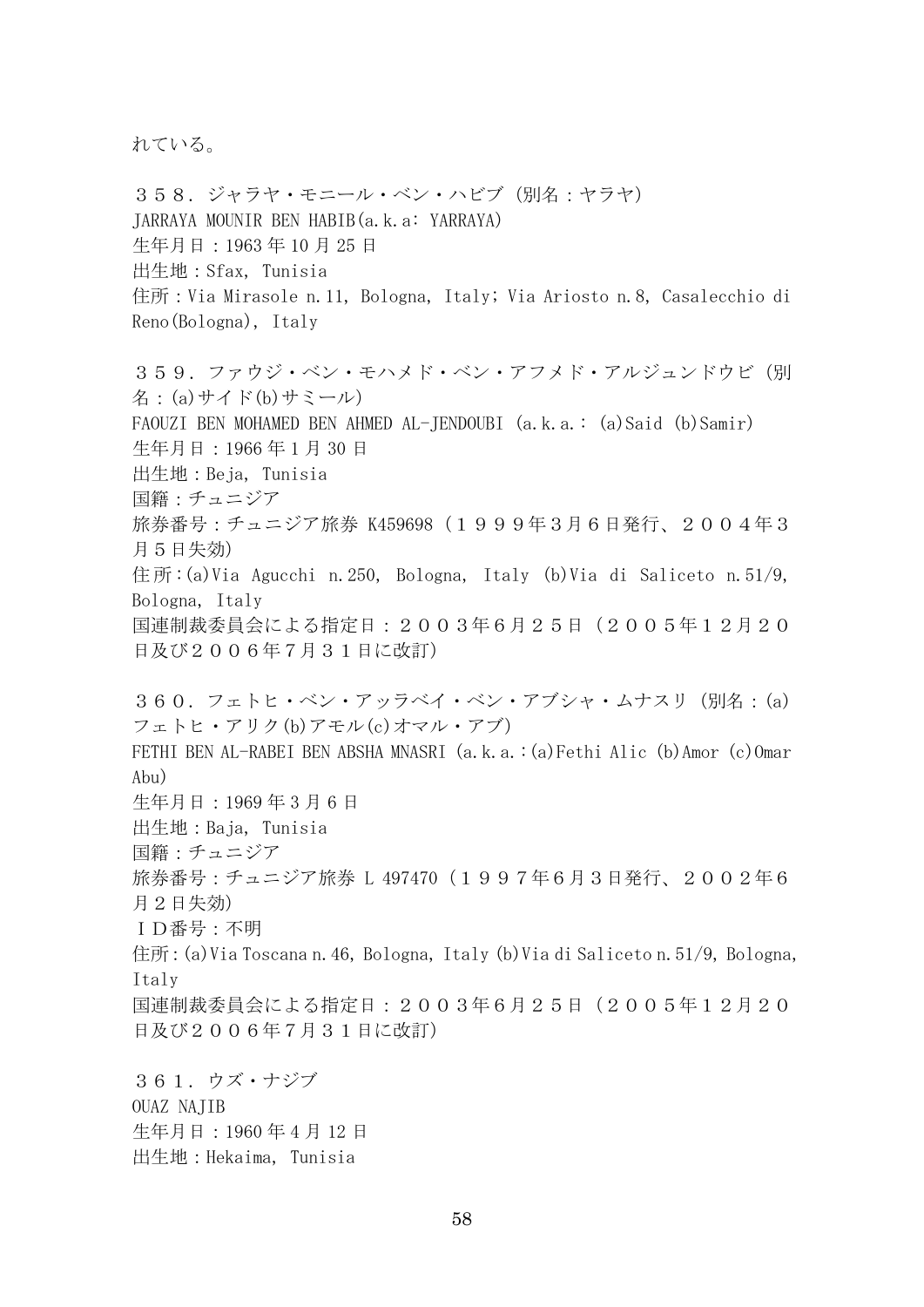れている。

３５８．ジャラヤ・モニール・ベン・ハビブ（別名：ヤラヤ）
JARRAYA MOUNIR BEN HABIB(a.k.a: YARRAYA)
生年月日：1963 年 10 月 25 日
出生地：Sfax, Tunisia
住所：Via Mirasole n.11, Bologna, Italy; Via Ariosto n.8, Casalecchio di Reno(Bologna), Italy

３５９．ファウジ・ベン・モハメド・ベン・アフメド・アルジュンドウビ（別名：(a)サイド(b)サミール）
FAOUZI BEN MOHAMED BEN AHMED AL-JENDOUBI (a.k.a.: (a)Said (b)Samir)
生年月日：1966 年 1 月 30 日
出生地：Beja, Tunisia
国籍：チュニジア
旅券番号：チュニジア旅券 K459698（１９９９年３月６日発行、２００４年３月５日失効）
住所：(a)Via Agucchi n.250, Bologna, Italy (b)Via di Saliceto n.51/9, Bologna, Italy
国連制裁委員会による指定日：２００３年６月２５日（２００５年１２月２０日及び２００６年７月３１日に改訂）

３６０．フェトヒ・ベン・アッラベイ・ベン・アブシャ・ムナスリ（別名：(a)フェトヒ・アリク(b)アモル(c)オマル・アブ）
FETHI BEN AL-RABEI BEN ABSHA MNASRI (a.k.a.:(a)Fethi Alic (b)Amor (c)Omar Abu)
生年月日：1969 年 3 月 6 日
出生地：Baja, Tunisia
国籍：チュニジア
旅券番号：チュニジア旅券 L 497470（１９９７年６月３日発行、２００２年６月２日失効）
ＩＤ番号：不明
住所：(a)Via Toscana n.46, Bologna, Italy (b)Via di Saliceto n.51/9, Bologna, Italy
国連制裁委員会による指定日：２００３年６月２５日（２００５年１２月２０日及び２００６年７月３１日に改訂）

３６１．ウズ・ナジブ
OUAZ NAJIB
生年月日：1960 年 4 月 12 日
出生地：Hekaima, Tunisia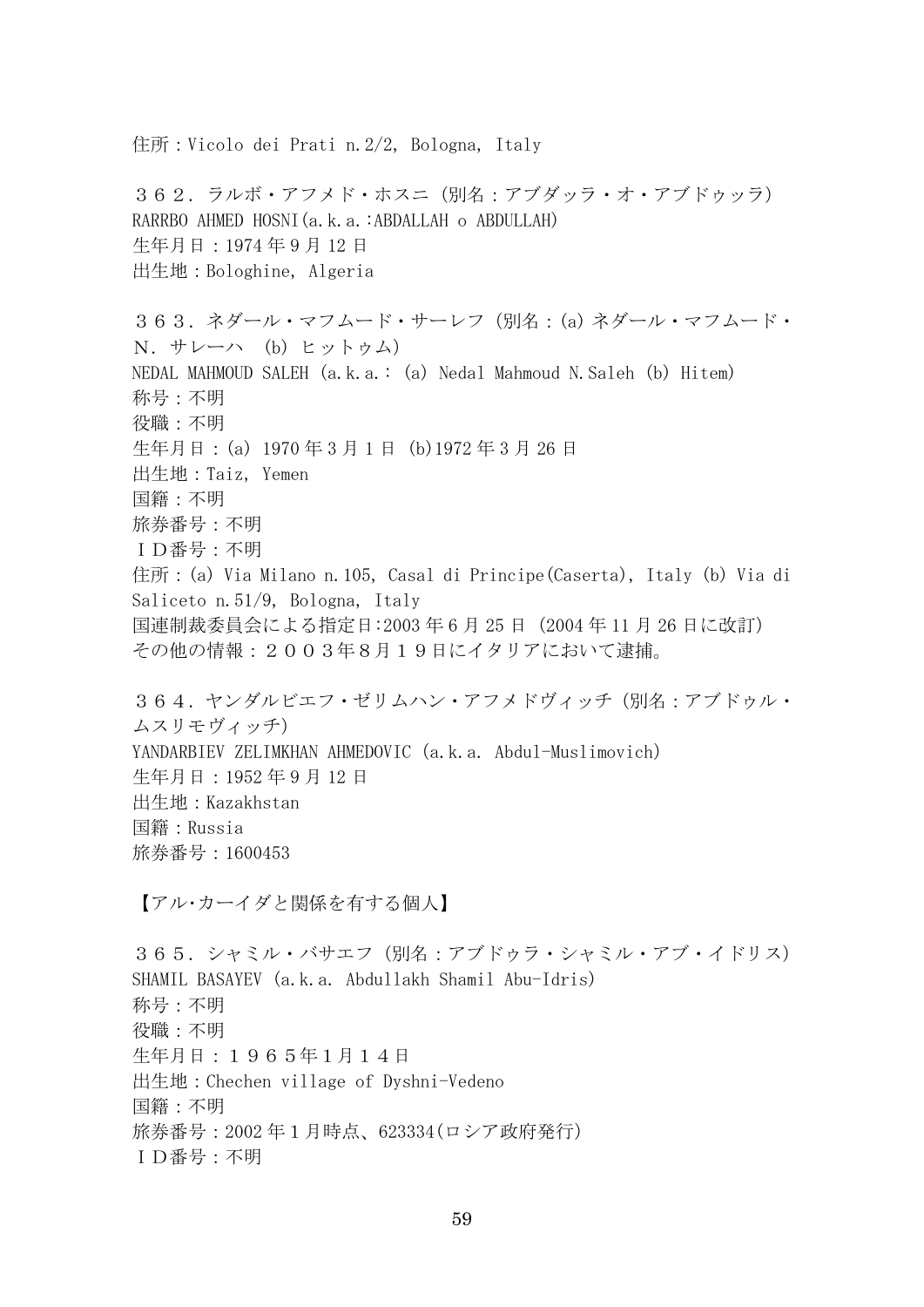住所：Vicolo dei Prati n.2/2, Bologna, Italy

３６２．ラルボ・アフメド・ホスニ（別名：アブダッラ・オ・アブドゥッラ）
RARRBO AHMED HOSNI(a.k.a.:ABDALLAH o ABDULLAH)
生年月日：1974 年 9 月 12 日
出生地：Bologhine, Algeria

３６３．ネダール・マフムード・サーレフ（別名：(a) ネダール・マフムード・Ｎ．サレーハ　(b) ヒットゥム）
NEDAL MAHMOUD SALEH (a.k.a.: (a) Nedal Mahmoud N.Saleh (b) Hitem)
称号：不明
役職：不明
生年月日：(a) 1970 年 3 月 1 日 (b)1972 年 3 月 26 日
出生地：Taiz, Yemen
国籍：不明
旅券番号：不明
ＩＤ番号：不明
住所：(a) Via Milano n.105, Casal di Principe(Caserta), Italy (b) Via di Saliceto n.51/9, Bologna, Italy
国連制裁委員会による指定日:2003 年 6 月 25 日 (2004 年 11 月 26 日に改訂)
その他の情報：２００３年８月１９日にイタリアにおいて逮捕。

３６４．ヤンダルビエフ・ゼリムハン・アフメドヴィッチ（別名：アブドゥル・ムスリモヴィッチ）
YANDARBIEV ZELIMKHAN AHMEDOVIC (a.k.a. Abdul-Muslimovich)
生年月日：1952 年 9 月 12 日
出生地：Kazakhstan
国籍：Russia
旅券番号：1600453

【アル･カーイダと関係を有する個人】

３６５．シャミル・バサエフ（別名：アブドゥラ・シャミル・アブ・イドリス）
SHAMIL BASAYEV (a.k.a. Abdullakh Shamil Abu-Idris)
称号：不明
役職：不明
生年月日：１９６５年1月１４日
出生地：Chechen village of Dyshni-Vedeno
国籍：不明
旅券番号：2002 年 1 月時点、623334(ロシア政府発行)
ＩＤ番号：不明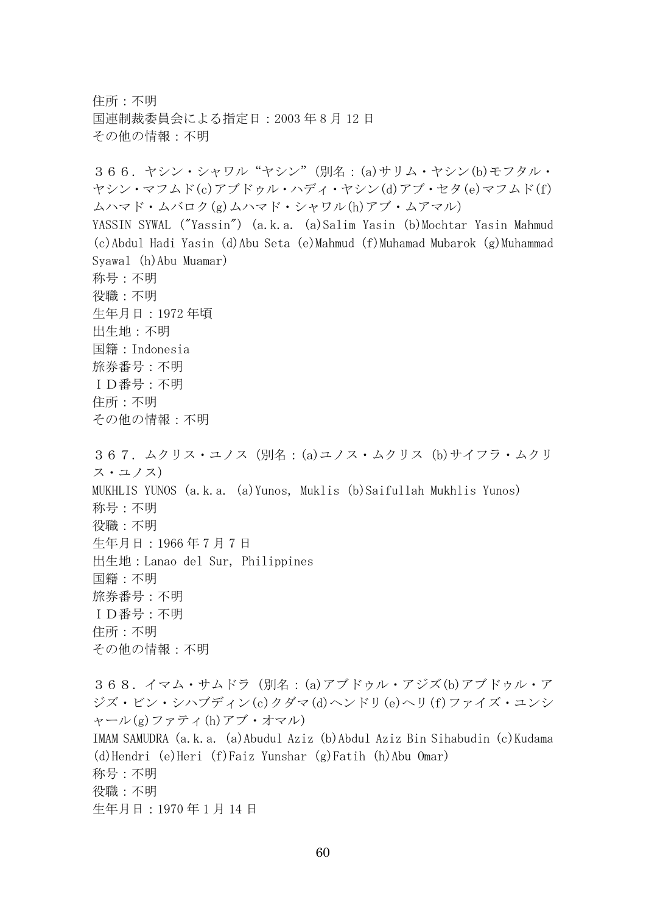住所：不明
国連制裁委員会による指定日：2003 年 8 月 12 日
その他の情報：不明

３６６．ヤシン・シャワル“ヤシン”(別名：(a)サリム・ヤシン(b)モフタル・ヤシン・マフムド(c)アブドゥル・ハディ・ヤシン(d)アブ・セタ(e)マフムド(f)ムハマド・ムバロク(g)ムハマド・シャワル(h)アブ・ムアマル)
YASSIN SYWAL ("Yassin") (a.k.a. (a)Salim Yasin (b)Mochtar Yasin Mahmud (c)Abdul Hadi Yasin (d)Abu Seta (e)Mahmud (f)Muhamad Mubarok (g)Muhammad Syawal (h)Abu Muamar)
称号：不明
役職：不明
生年月日：1972 年頃
出生地：不明
国籍：Indonesia
旅券番号：不明
ＩＤ番号：不明
住所：不明
その他の情報：不明

３６７．ムクリス・ユノス (別名：(a)ユノス・ムクリス (b)サイフラ・ムクリス・ユノス)
MUKHLIS YUNOS (a.k.a. (a)Yunos, Muklis (b)Saifullah Mukhlis Yunos)
称号：不明
役職：不明
生年月日：1966 年 7 月 7 日
出生地：Lanao del Sur, Philippines
国籍：不明
旅券番号：不明
ＩＤ番号：不明
住所：不明
その他の情報：不明

３６８．イマム・サムドラ (別名：(a)アブドゥル・アジズ(b)アブドゥル・アジズ・ビン・シハブディン(c)クダマ(d)ヘンドリ(e)ヘリ(f)ファイズ・ユンシャール(g)ファティ(h)アブ・オマル)
IMAM SAMUDRA (a.k.a. (a)Abudul Aziz (b)Abdul Aziz Bin Sihabudin (c)Kudama (d)Hendri (e)Heri (f)Faiz Yunshar (g)Fatih (h)Abu Omar)
称号：不明
役職：不明
生年月日：1970 年 1 月 14 日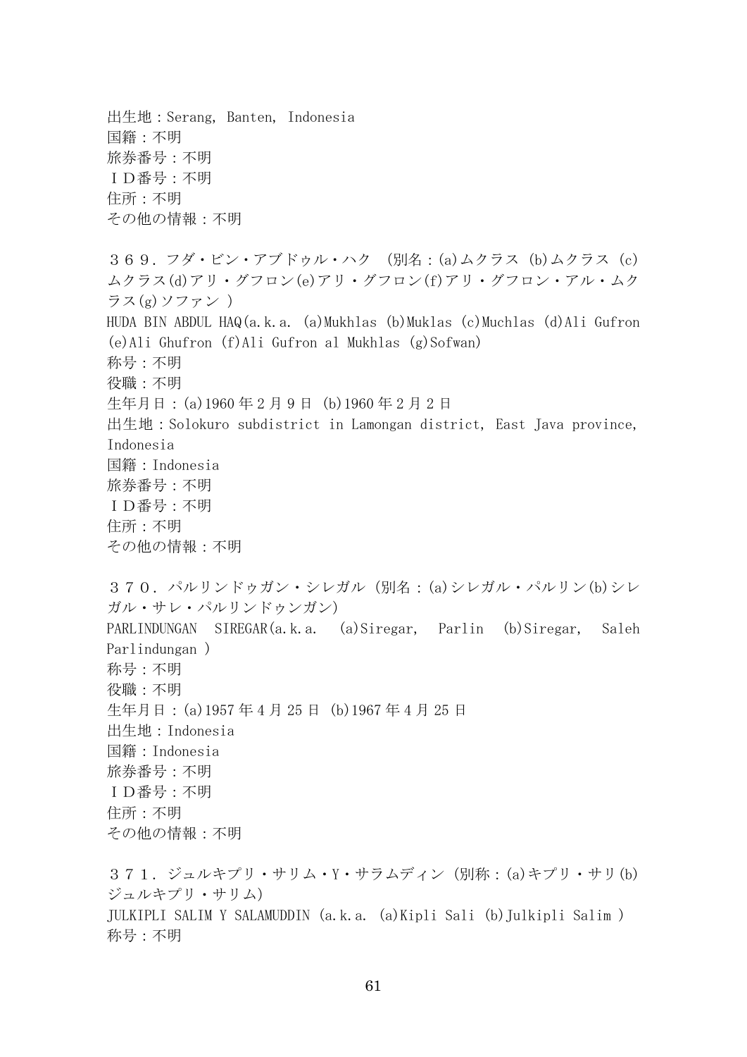出生地：Serang, Banten, Indonesia
国籍：不明
旅券番号：不明
ＩＤ番号：不明
住所：不明
その他の情報：不明

３６９．フダ・ビン・アブドゥル・ハク （別名：(a)ムクラス (b)ムクラス (c)ムクラス(d)アリ・グフロン(e)アリ・グフロン(f)アリ・グフロン・アル・ムクラス(g)ソファン ）
HUDA BIN ABDUL HAQ(a.k.a. (a)Mukhlas (b)Muklas (c)Muchlas (d)Ali Gufron (e)Ali Ghufron (f)Ali Gufron al Mukhlas (g)Sofwan)
称号：不明
役職：不明
生年月日：(a)1960 年 2 月 9 日 (b)1960 年 2 月 2 日
出生地：Solokuro subdistrict in Lamongan district, East Java province, Indonesia
国籍：Indonesia
旅券番号：不明
ＩＤ番号：不明
住所：不明
その他の情報：不明

３７０．パルリンドゥガン・シレガル (別名：(a)シレガル・パルリン(b)シレガル・サレ・パルリンドゥンガン)
PARLINDUNGAN SIREGAR(a.k.a. (a)Siregar, Parlin (b)Siregar, Saleh Parlindungan )
称号：不明
役職：不明
生年月日：(a)1957 年 4 月 25 日 (b)1967 年 4 月 25 日
出生地：Indonesia
国籍：Indonesia
旅券番号：不明
ＩＤ番号：不明
住所：不明
その他の情報：不明

３７１．ジュルキプリ・サリム・Y・サラムディン (別称：(a)キプリ・サリ(b)ジュルキプリ・サリム)
JULKIPLI SALIM Y SALAMUDDIN (a.k.a. (a)Kipli Sali (b)Julkipli Salim )
称号：不明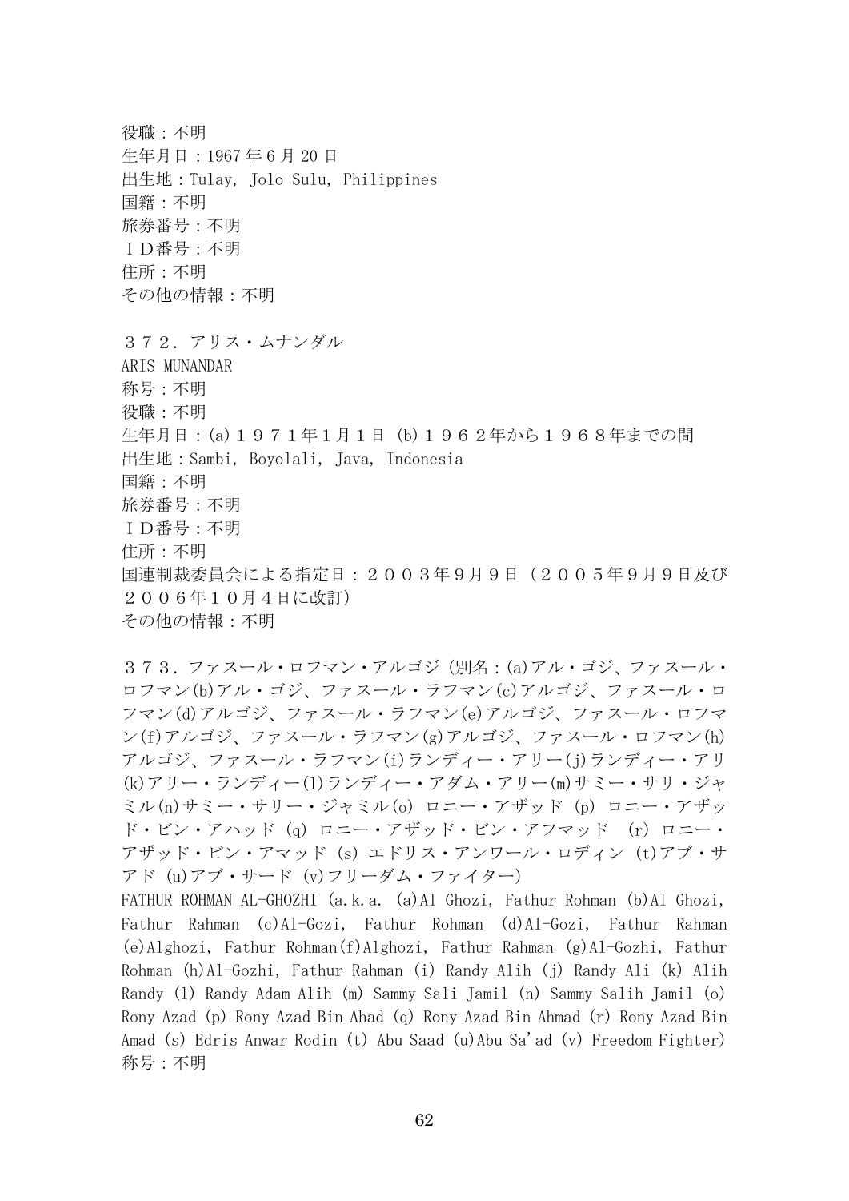役職：不明
生年月日：1967 年 6 月 20 日
出生地：Tulay, Jolo Sulu, Philippines
国籍：不明
旅券番号：不明
ＩＤ番号：不明
住所：不明
その他の情報：不明

３７２．アリス・ムナンダル
ARIS MUNANDAR
称号：不明
役職：不明
生年月日：(a)１９７１年１月１日 (b)１９６２年から１９６８年までの間
出生地：Sambi, Boyolali, Java, Indonesia
国籍：不明
旅券番号：不明
ＩＤ番号：不明
住所：不明
国連制裁委員会による指定日：２００３年９月９日（２００５年９月９日及び２００６年１０月４日に改訂）
その他の情報：不明

３７３．ファスール・ロフマン・アルゴジ（別名：(a)アル・ゴジ、ファスール・ロフマン(b)アル・ゴジ、ファスール・ラフマン(c)アルゴジ、ファスール・ロフマン(d)アルゴジ、ファスール・ラフマン(e)アルゴジ、ファスール・ロフマン(f)アルゴジ、ファスール・ラフマン(g)アルゴジ、ファスール・ロフマン(h)アルゴジ、ファスール・ラフマン(i)ランディー・アリー(j)ランディー・アリ(k)アリー・ランディー(l)ランディー・アダム・アリー(m)サミー・サリ・ジャミル(n)サミー・サリー・ジャミル(o) ロニー・アザッド (p) ロニー・アザッド・ビン・アハッド (q) ロニー・アザッド・ビン・アフマッド (r) ロニー・アザッド・ビン・アマッド (s) エドリス・アンワール・ロディン (t)アブ・サアド (u)アブ・サード (v)フリーダム・ファイター）
FATHUR ROHMAN AL-GHOZHI (a.k.a. (a)Al Ghozi, Fathur Rohman (b)Al Ghozi, Fathur Rahman (c)Al-Gozi, Fathur Rohman (d)Al-Gozi, Fathur Rahman (e)Alghozi, Fathur Rohman(f)Alghozi, Fathur Rahman (g)Al-Gozhi, Fathur Rohman (h)Al-Gozhi, Fathur Rahman (i) Randy Alih (j) Randy Ali (k) Alih Randy (l) Randy Adam Alih (m) Sammy Sali Jamil (n) Sammy Salih Jamil (o) Rony Azad (p) Rony Azad Bin Ahad (q) Rony Azad Bin Ahmad (r) Rony Azad Bin Amad (s) Edris Anwar Rodin (t) Abu Saad (u)Abu Sa'ad (v) Freedom Fighter)
称号：不明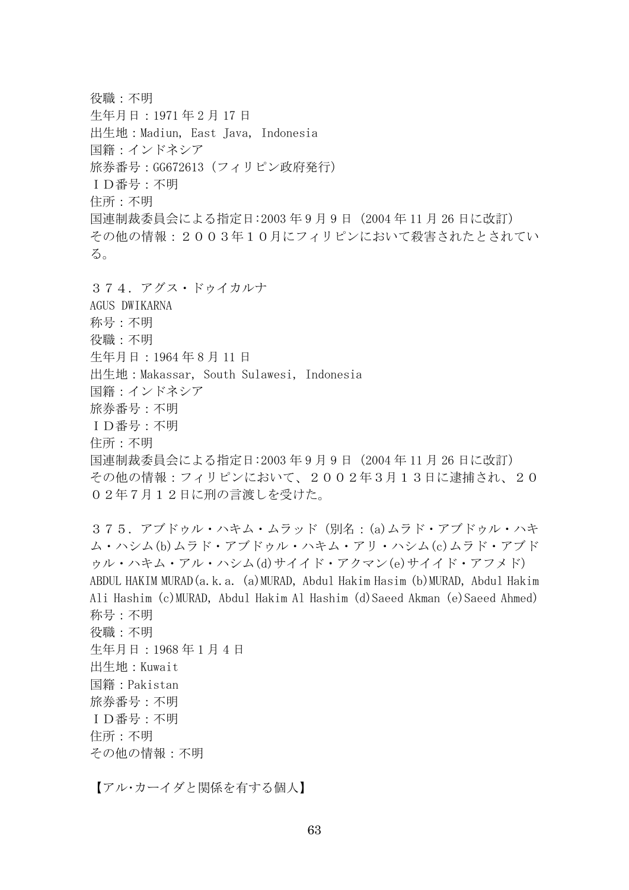役職：不明
生年月日：1971 年 2 月 17 日
出生地：Madiun, East Java, Indonesia
国籍：インドネシア
旅券番号：GG672613（フィリピン政府発行）
ＩＤ番号：不明
住所：不明
国連制裁委員会による指定日:2003 年 9 月 9 日（2004 年 11 月 26 日に改訂）
その他の情報：２００３年１０月にフィリピンにおいて殺害されたとされている。

３７４．アグス・ドゥイカルナ
AGUS DWIKARNA
称号：不明
役職：不明
生年月日：1964 年 8 月 11 日
出生地：Makassar, South Sulawesi, Indonesia
国籍：インドネシア
旅券番号：不明
ＩＤ番号：不明
住所：不明
国連制裁委員会による指定日:2003 年 9 月 9 日（2004 年 11 月 26 日に改訂）
その他の情報：フィリピンにおいて、２００２年３月１３日に逮捕され、２００２年７月１２日に刑の言渡しを受けた。

３７５．アブドゥル・ハキム・ムラッド（別名：(a)ムラド・アブドゥル・ハキム・ハシム(b)ムラド・アブドゥル・ハキム・アリ・ハシム(c)ムラド・アブドゥル・ハキム・アル・ハシム(d)サイイド・アクマン(e)サイイド・アフメド）
ABDUL HAKIM MURAD(a.k.a. (a)MURAD, Abdul Hakim Hasim (b)MURAD, Abdul Hakim Ali Hashim (c)MURAD, Abdul Hakim Al Hashim (d)Saeed Akman (e)Saeed Ahmed)
称号：不明
役職：不明
生年月日：1968 年 1 月 4 日
出生地：Kuwait
国籍：Pakistan
旅券番号：不明
ＩＤ番号：不明
住所：不明
その他の情報：不明

【アル･カーイダと関係を有する個人】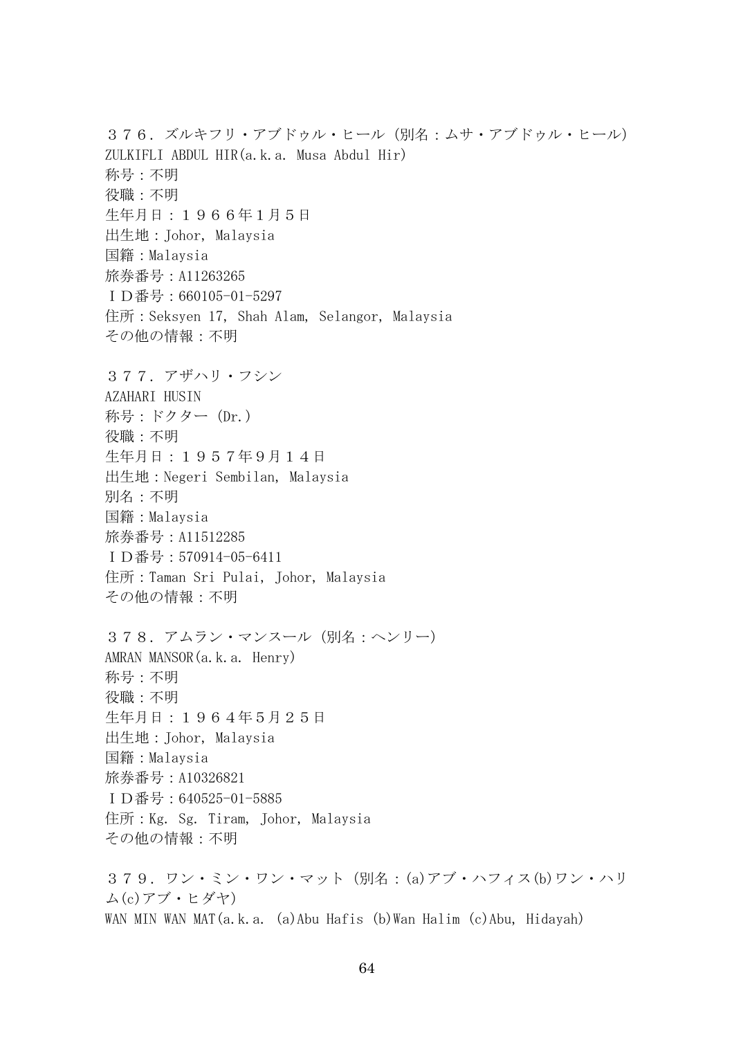３７６．ズルキフリ・アブドゥル・ヒール（別名：ムサ・アブドゥル・ヒール）
ZULKIFLI ABDUL HIR(a.k.a. Musa Abdul Hir)
称号：不明
役職：不明
生年月日：１９６６年１月５日
出生地：Johor, Malaysia
国籍：Malaysia
旅券番号：A11263265
ＩＤ番号：660105-01-5297
住所：Seksyen 17, Shah Alam, Selangor, Malaysia
その他の情報：不明

３７７．アザハリ・フシン
AZAHARI HUSIN
称号：ドクター（Dr.）
役職：不明
生年月日：１９５７年９月１４日
出生地：Negeri Sembilan, Malaysia
別名：不明
国籍：Malaysia
旅券番号：A11512285
ＩＤ番号：570914-05-6411
住所：Taman Sri Pulai, Johor, Malaysia
その他の情報：不明

３７８．アムラン・マンスール（別名：ヘンリー）
AMRAN MANSOR(a.k.a. Henry)
称号：不明
役職：不明
生年月日：１９６４年５月２５日
出生地：Johor, Malaysia
国籍：Malaysia
旅券番号：A10326821
ＩＤ番号：640525-01-5885
住所：Kg. Sg. Tiram, Johor, Malaysia
その他の情報：不明

３７９．ワン・ミン・ワン・マット（別名：(a)アブ・ハフィス(b)ワン・ハリム(c)アブ・ヒダヤ）
WAN MIN WAN MAT(a.k.a. (a)Abu Hafis (b)Wan Halim (c)Abu, Hidayah)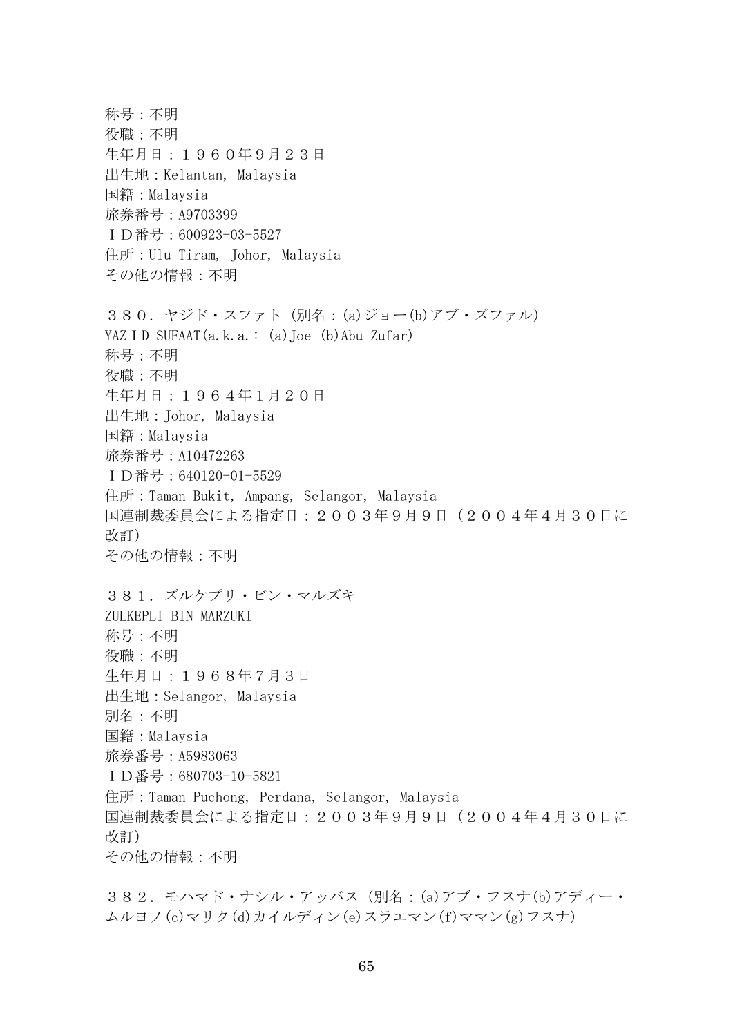称号：不明
役職：不明
生年月日：１９６０年９月２３日
出生地：Kelantan, Malaysia
国籍：Malaysia
旅券番号：A9703399
ＩＤ番号：600923-03-5527
住所：Ulu Tiram, Johor, Malaysia
その他の情報：不明

３８０．ヤジド・スファト（別名：(a)ジョー(b)アブ・ズファル）
YAZＩD SUFAAT(a.k.a.: (a)Joe (b)Abu Zufar)
称号：不明
役職：不明
生年月日：１９６４年１月２０日
出生地：Johor, Malaysia
国籍：Malaysia
旅券番号：A10472263
ＩＤ番号：640120-01-5529
住所：Taman Bukit, Ampang, Selangor, Malaysia
国連制裁委員会による指定日：２００３年９月９日（２００４年４月３０日に改訂）
その他の情報：不明

３８１．ズルケプリ・ビン・マルズキ
ZULKEPLI BIN MARZUKI
称号：不明
役職：不明
生年月日：１９６８年７月３日
出生地：Selangor, Malaysia
別名：不明
国籍：Malaysia
旅券番号：A5983063
ＩＤ番号：680703-10-5821
住所：Taman Puchong, Perdana, Selangor, Malaysia
国連制裁委員会による指定日：２００３年９月９日（２００４年４月３０日に改訂）
その他の情報：不明

３８２．モハマド・ナシル・アッバス（別名：(a)アブ・フスナ(b)アディー・ムルヨノ(c)マリク(d)カイルディン(e)スラエマン(f)ママン(g)フスナ）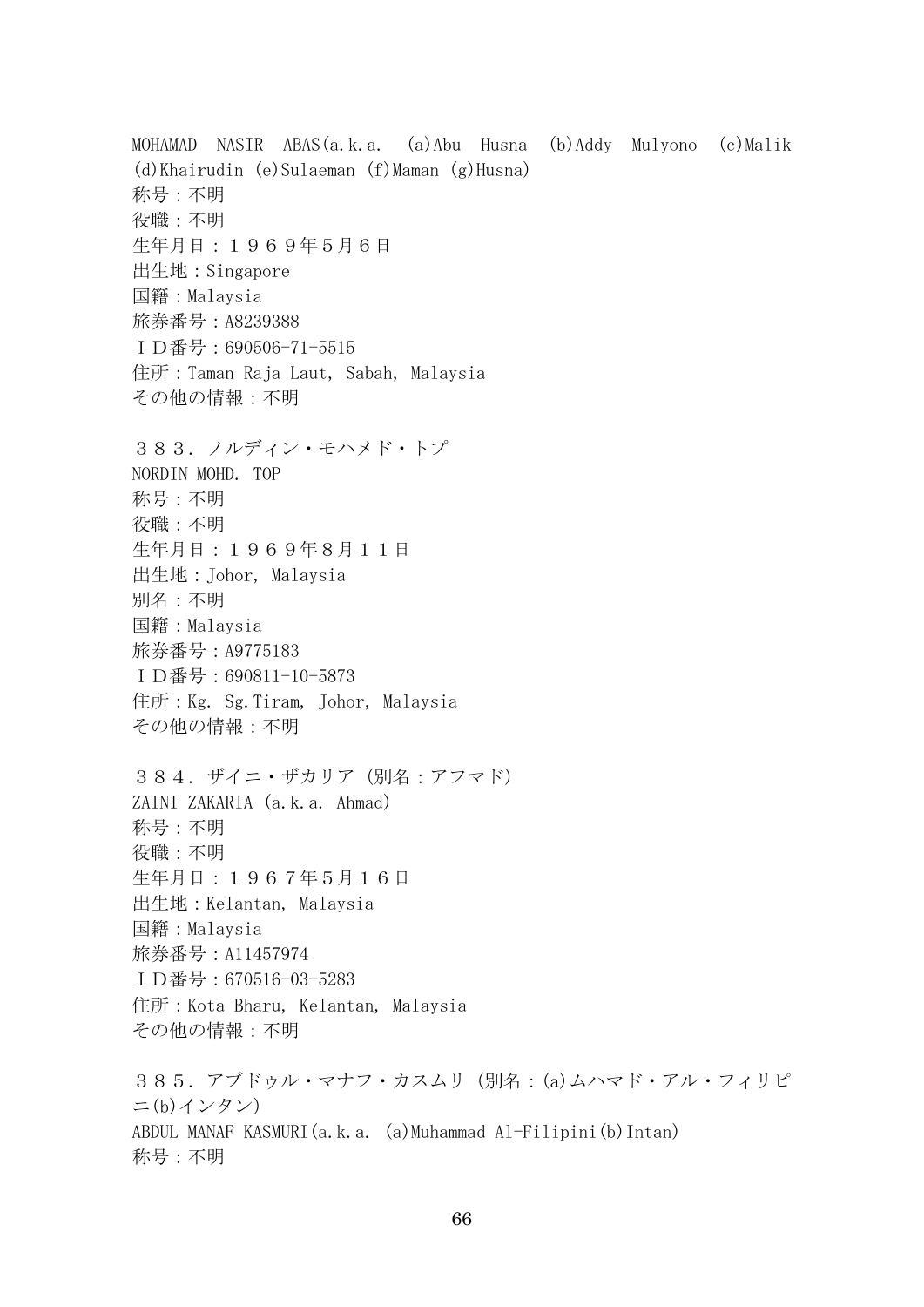MOHAMAD NASIR ABAS(a.k.a. (a)Abu Husna (b)Addy Mulyono (c)Malik (d)Khairudin (e)Sulaeman (f)Maman (g)Husna)
称号：不明
役職：不明
生年月日：１９６９年５月６日
出生地：Singapore
国籍：Malaysia
旅券番号：A8239388
ＩＤ番号：690506-71-5515
住所：Taman Raja Laut, Sabah, Malaysia
その他の情報：不明

３８３．ノルディン・モハメド・トプ
NORDIN MOHD. TOP
称号：不明
役職：不明
生年月日：１９６９年８月１１日
出生地：Johor, Malaysia
別名：不明
国籍：Malaysia
旅券番号：A9775183
ＩＤ番号：690811-10-5873
住所：Kg. Sg.Tiram, Johor, Malaysia
その他の情報：不明

３８４．ザイニ・ザカリア（別名：アフマド）
ZAINI ZAKARIA (a.k.a. Ahmad)
称号：不明
役職：不明
生年月日：１９６７年５月１６日
出生地：Kelantan, Malaysia
国籍：Malaysia
旅券番号：A11457974
ＩＤ番号：670516-03-5283
住所：Kota Bharu, Kelantan, Malaysia
その他の情報：不明

３８５．アブドゥル・マナフ・カスムリ（別名：(a)ムハマド・アル・フィリピニ(b)インタン）
ABDUL MANAF KASMURI(a.k.a. (a)Muhammad Al-Filipini(b)Intan)
称号：不明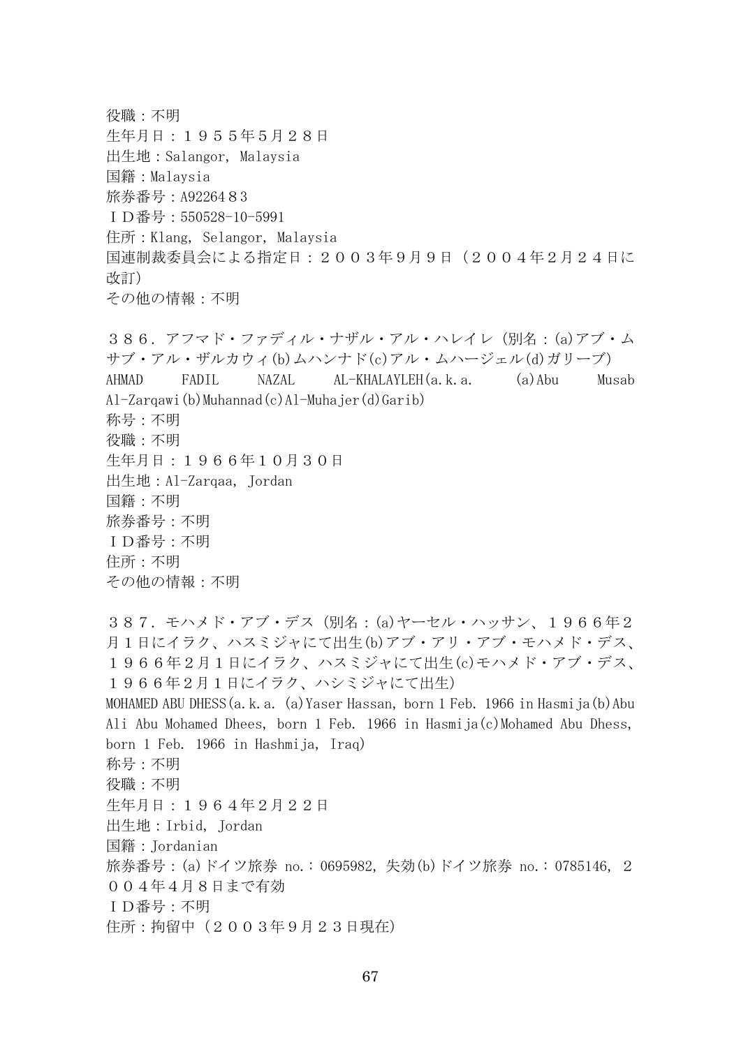役職：不明
生年月日：１９５５年5月２８日
出生地：Salangor, Malaysia
国籍：Malaysia
旅券番号：A92264８3
ＩＤ番号：550528-10-5991
住所：Klang, Selangor, Malaysia
国連制裁委員会による指定日：２００３年９月９日（２００４年２月２４日に改訂)
その他の情報：不明

３８６．アフマド・ファディル・ナザル・アル・ハレイレ（別名：(a)アブ・ムサブ・アル・ザルカウィ(b)ムハンナド(c)アル・ムハージェル(d)ガリーブ)
AHMAD FADIL NAZAL AL-KHALAYLEH(a.k.a. (a)Abu Musab Al-Zarqawi(b)Muhannad(c)Al-Muhajer(d)Garib)
称号：不明
役職：不明
生年月日：１９６６年１０月３０日
出生地：Al-Zarqaa, Jordan
国籍：不明
旅券番号：不明
ＩＤ番号：不明
住所：不明
その他の情報：不明

３８７．モハメド・アブ・デス（別名：(a)ヤーセル・ハッサン、１９６６年２月１日にイラク、ハスミジャにて出生(b)アブ・アリ・アブ・モハメド・デス、１９６６年２月１日にイラク、ハスミジャにて出生(c)モハメド・アブ・デス、１９６６年２月１日にイラク、ハシミジャにて出生)
MOHAMED ABU DHESS(a.k.a. (a)Yaser Hassan, born 1 Feb. 1966 in Hasmija(b)Abu Ali Abu Mohamed Dhees, born 1 Feb. 1966 in Hasmija(c)Mohamed Abu Dhess, born 1 Feb. 1966 in Hashmija, Iraq)
称号：不明
役職：不明
生年月日：１９６４年２月２２日
出生地：Irbid, Jordan
国籍：Jordanian
旅券番号：(a)ドイツ旅券 no.：0695982, 失効(b)ドイツ旅券 no.：0785146, ２００４年４月８日まで有効
ＩＤ番号：不明
住所：拘留中（２００３年９月２３日現在)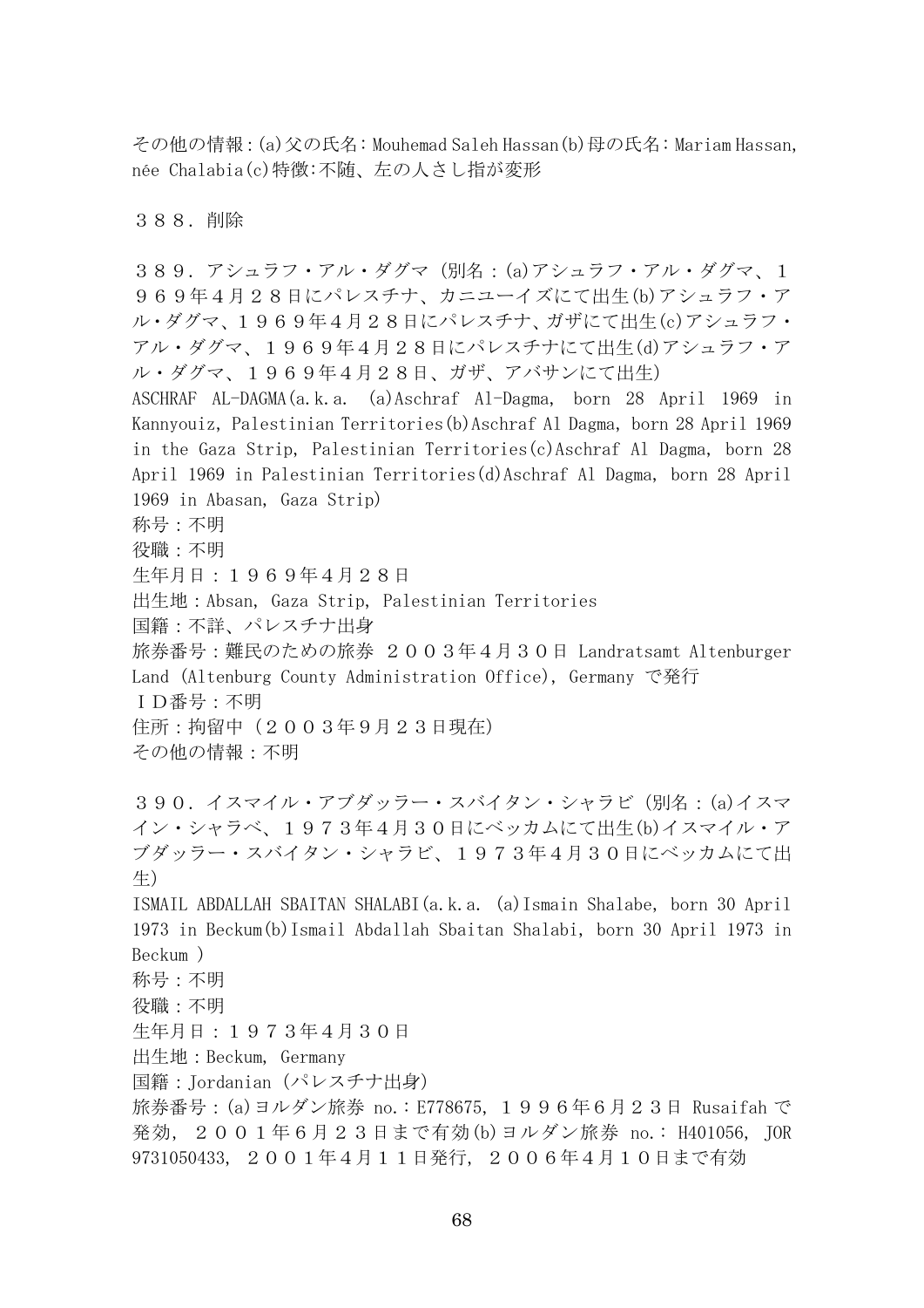その他の情報：(a)父の氏名：Mouhemad Saleh Hassan(b)母の氏名：Mariam Hassan, née Chalabia(c)特徴:不随、左の人さし指が変形

３８８．削除

３８９．アシュラフ・アル・ダグマ（別名：(a)アシュラフ・アル・ダグマ、１９６９年４月２８日にパレスチナ、カニユーイズにて出生(b)アシュラフ・アル・ダグマ、１９６９年４月２８日にパレスチナ、ガザにて出生(c)アシュラフ・アル・ダグマ、１９６９年４月２８日にパレスチナにて出生(d)アシュラフ・アル・ダグマ、１９６９年４月２８日、ガザ、アバサンにて出生）
ASCHRAF AL-DAGMA(a.k.a. (a)Aschraf Al-Dagma, born 28 April 1969 in Kannyouiz, Palestinian Territories(b)Aschraf Al Dagma, born 28 April 1969 in the Gaza Strip, Palestinian Territories(c)Aschraf Al Dagma, born 28 April 1969 in Palestinian Territories(d)Aschraf Al Dagma, born 28 April 1969 in Abasan, Gaza Strip)
称号：不明
役職：不明
生年月日：１９６９年４月２８日
出生地：Absan, Gaza Strip, Palestinian Territories
国籍：不詳、パレスチナ出身
旅券番号：難民のための旅券　２００３年４月３０日 Landratsamt Altenburger Land (Altenburg County Administration Office), Germany で発行
ＩＤ番号：不明
住所：拘留中（２００３年９月２３日現在）
その他の情報：不明

３９０．イスマイル・アブダッラー・スバイタン・シャラビ（別名：(a)イスマイン・シャラベ、１９７３年４月３０日にベッカムにて出生(b)イスマイル・アブダッラー・スバイタン・シャラビ、１９７３年４月３０日にベッカムにて出生）
ISMAIL ABDALLAH SBAITAN SHALABI(a.k.a. (a)Ismain Shalabe, born 30 April 1973 in Beckum(b)Ismail Abdallah Sbaitan Shalabi, born 30 April 1973 in Beckum )
称号：不明
役職：不明
生年月日：１９７３年４月３０日
出生地：Beckum, Germany
国籍：Jordanian（パレスチナ出身）
旅券番号：(a)ヨルダン旅券 no.：E778675，１９９６年６月２３日 Rusaifah で発効，２００１年６月２３日まで有効(b)ヨルダン旅券 no.： H401056, JOR 9731050433，２００１年４月１１日発行，２００６年４月１０日まで有効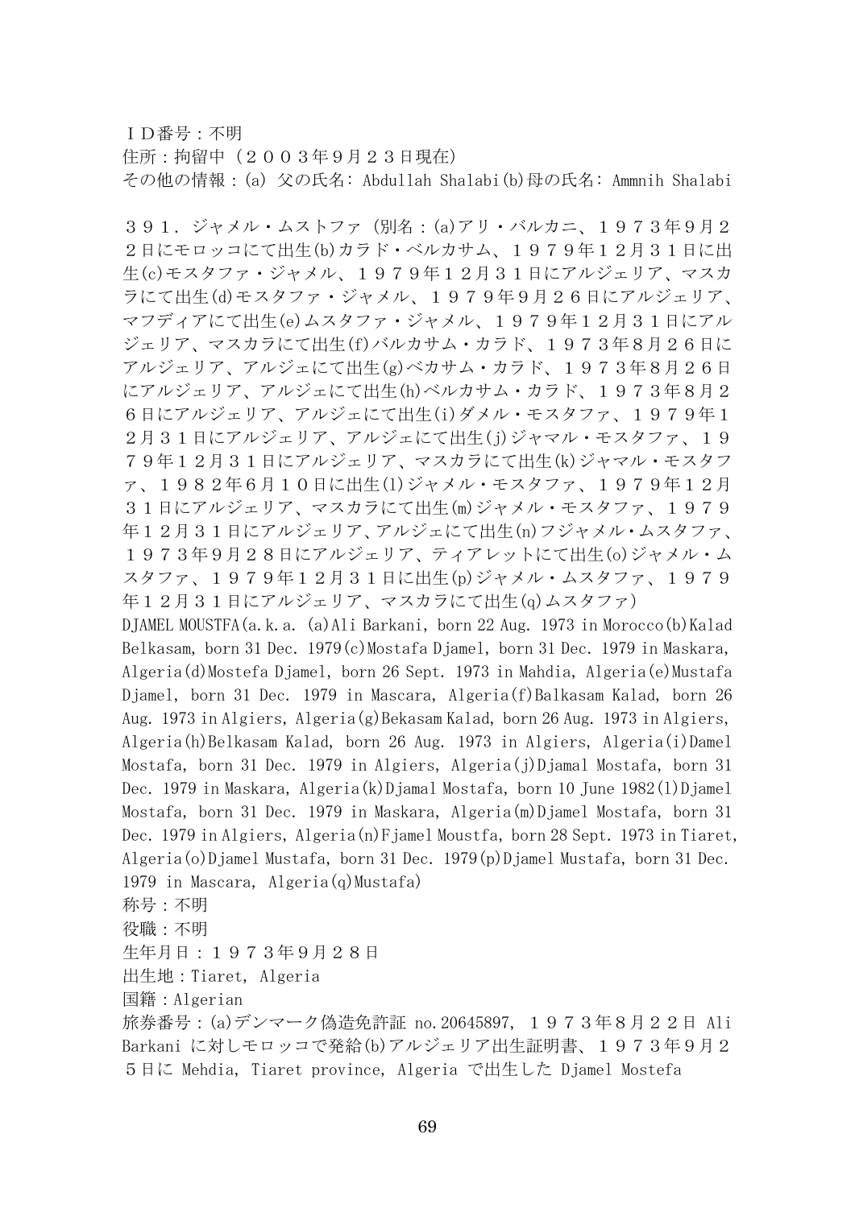ＩＤ番号：不明
住所：拘留中（２００３年９月２３日現在)
その他の情報：(a) 父の氏名: Abdullah Shalabi(b)母の氏名: Ammnih Shalabi

３９１．ジャメル・ムストファ（別名：(a)アリ・バルカニ、１９７３年９月２２日にモロッコにて出生(b)カラド・ベルカサム、１９７９年１２月３１日に出生(c)モスタファ・ジャメル、１９７９年１２月３１日にアルジェリア、マスカラにて出生(d)モスタファ・ジャメル、１９７９年９月２６日にアルジェリア、マフディアにて出生(e)ムスタファ・ジャメル、１９７９年１２月３１日にアルジェリア、マスカラにて出生(f)バルカサム・カラド、１９７３年８月２６日にアルジェリア、アルジェにて出生(g)ベカサム・カラド、１９７３年８月２６日にアルジェリア、アルジェにて出生(h)ベルカサム・カラド、１９７３年８月２６日にアルジェリア、アルジェにて出生(i)ダメル・モスタファ、１９７９年１２月３１日にアルジェリア、アルジェにて出生(j)ジャマル・モスタファ、１９７９年１２月３１日にアルジェリア、マスカラにて出生(k)ジャマル・モスタファ、１９８２年６月１０日に出生(l)ジャメル・モスタファ、１９７９年１２月３１日にアルジェリア、マスカラにて出生(m)ジャメル・モスタファ、１９７９年１２月３１日にアルジェリア、アルジェにて出生(n)フジャメル・ムスタファ、１９７３年９月２８日にアルジェリア、ティアレットにて出生(o)ジャメル・ムスタファ、１９７９年１２月３１日に出生(p)ジャメル・ムスタファ、１９７９年１２月３１日にアルジェリア、マスカラにて出生(q)ムスタファ）
DJAMEL MOUSTFA(a.k.a. (a)Ali Barkani, born 22 Aug. 1973 in Morocco(b)Kalad Belkasam, born 31 Dec. 1979(c)Mostafa Djamel, born 31 Dec. 1979 in Maskara, Algeria(d)Mostefa Djamel, born 26 Sept. 1973 in Mahdia, Algeria(e)Mustafa Djamel, born 31 Dec. 1979 in Mascara, Algeria(f)Balkasam Kalad, born 26 Aug. 1973 in Algiers, Algeria(g)Bekasam Kalad, born 26 Aug. 1973 in Algiers, Algeria(h)Belkasam Kalad, born 26 Aug. 1973 in Algiers, Algeria(i)Damel Mostafa, born 31 Dec. 1979 in Algiers, Algeria(j)Djamal Mostafa, born 31 Dec. 1979 in Maskara, Algeria(k)Djamal Mostafa, born 10 June 1982(l)Djamel Mostafa, born 31 Dec. 1979 in Maskara, Algeria(m)Djamel Mostafa, born 31 Dec. 1979 in Algiers, Algeria(n)Fjamel Moustfa, born 28 Sept. 1973 in Tiaret, Algeria(o)Djamel Mustafa, born 31 Dec. 1979(p)Djamel Mustafa, born 31 Dec. 1979 in Mascara, Algeria(q)Mustafa)
称号：不明
役職：不明
生年月日：１９７３年９月２８日
出生地：Tiaret, Algeria
国籍：Algerian
旅券番号：(a)デンマーク偽造免許証 no.20645897, １９７３年８月２２日 Ali Barkani に対しモロッコで発給(b)アルジェリア出生証明書、１９７３年９月２５日に Mehdia, Tiaret province, Algeria で出生した Djamel Mostefa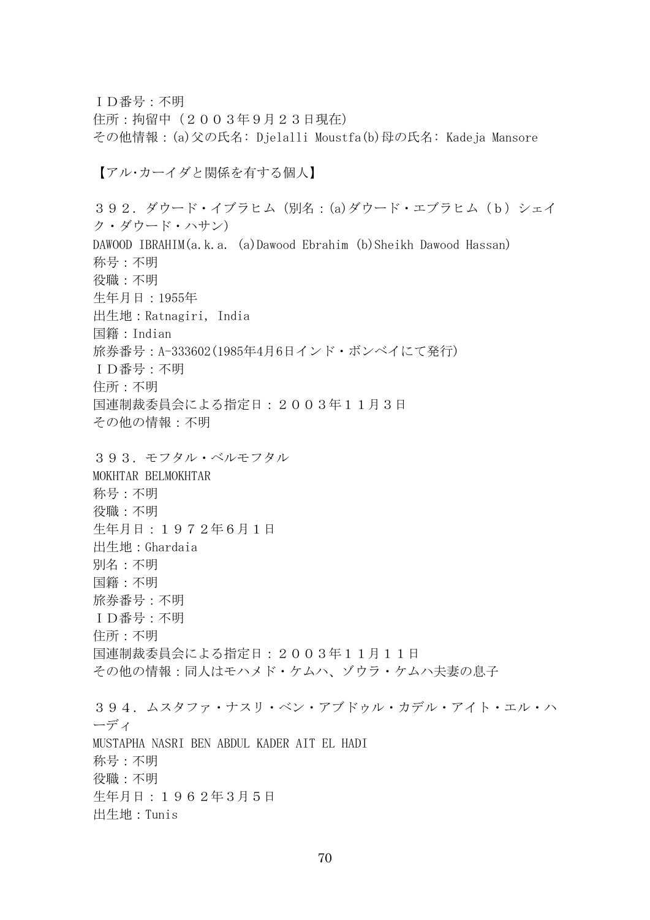ＩＤ番号：不明
住所：拘留中（２００３年９月２３日現在)
その他情報：(a)父の氏名: Djelalli Moustfa(b)母の氏名: Kadeja Mansore

【アル･カーイダと関係を有する個人】

３９２．ダウード・イブラヒム (別名：(a)ダウード・エブラヒム（ｂ）シェイク・ダウード・ハサン)
DAWOOD IBRAHIM(a.k.a. (a)Dawood Ebrahim (b)Sheikh Dawood Hassan)
称号：不明
役職：不明
生年月日：1955年
出生地：Ratnagiri, India
国籍：Indian
旅券番号：A-333602(1985年4月6日インド・ボンベイにて発行)
ＩＤ番号：不明
住所：不明
国連制裁委員会による指定日：２００３年１１月３日
その他の情報：不明

３９３．モフタル・ベルモフタル
MOKHTAR BELMOKHTAR
称号：不明
役職：不明
生年月日：１９７２年６月１日
出生地：Ghardaia
別名：不明
国籍：不明
旅券番号：不明
ＩＤ番号：不明
住所：不明
国連制裁委員会による指定日：２００３年１１月１１日
その他の情報：同人はモハメド・ケムハ、ゾウラ・ケムハ夫妻の息子

３９４．ムスタファ・ナスリ・ベン・アブドゥル・カデル・アイト・エル・ハーディ
MUSTAPHA NASRI BEN ABDUL KADER AIT EL HADI
称号：不明
役職：不明
生年月日：１９６２年３月５日
出生地：Tunis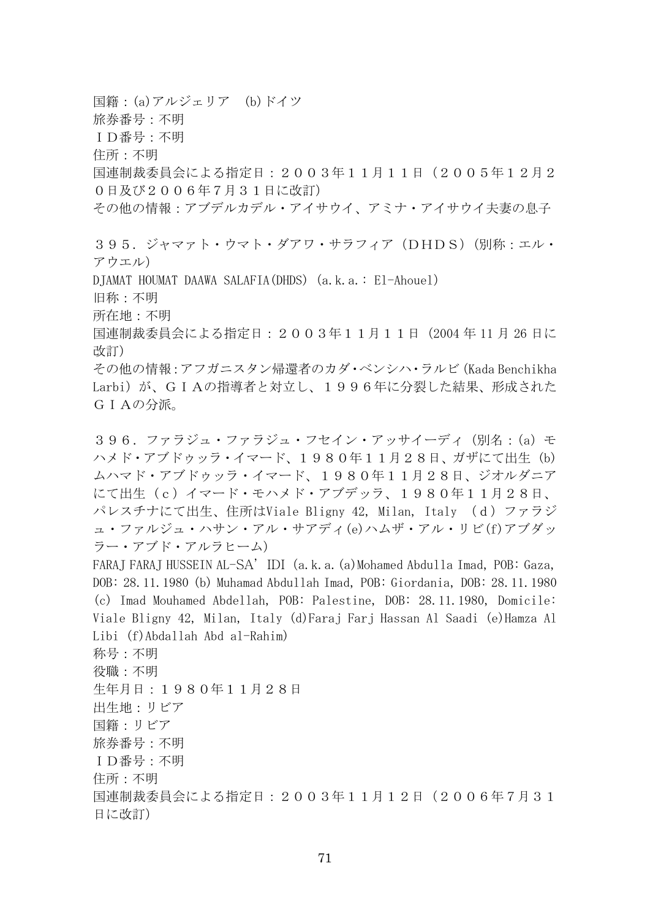国籍：(a)アルジェリア　(b)ドイツ
旅券番号：不明
ＩＤ番号：不明
住所：不明
国連制裁委員会による指定日：２００３年１１月１１日（２００５年１２月２０日及び２００６年７月３１日に改訂）
その他の情報：アブデルカデル・アイサウイ、アミナ・アイサウイ夫妻の息子

３９５．ジャマァト・ウマト・ダアワ・サラフィア（ＤＨＤＳ）（別称：エル・アウエル）
DJAMAT HOUMAT DAAWA SALAFIA(DHDS) (a.k.a.: El-Ahouel)
旧称：不明
所在地：不明
国連制裁委員会による指定日：２００３年１１月１１日（2004 年 11 月 26 日に改訂）
その他の情報：アフガニスタン帰還者のカダ・ベンシハ・ラルビ（Kada Benchikha Larbi）が、ＧＩＡの指導者と対立し、１９９６年に分裂した結果、形成されたＧＩＡの分派。

３９６．ファラジュ・ファラジュ・フセイン・アッサイーディ（別名：(a) モハメド・アブドゥッラ・イマード、１９８０年１１月２８日、ガザにて出生 (b) ムハマド・アブドゥッラ・イマード、１９８０年１１月２８日、ジオルダニアにて出生（ｃ）イマード・モハメド・アブデッラ、１９８０年１１月２８日、パレスチナにて出生、住所はViale Bligny 42, Milan, Italy （ｄ）ファラジュ・ファルジュ・ハサン・アル・サアディ(e)ハムザ・アル・リビ(f)アブダッラー・アブド・アルラヒーム）
FARAJ FARAJ HUSSEIN AL-SA'IDI (a.k.a.(a)Mohamed Abdulla Imad, POB: Gaza, DOB: 28.11.1980 (b) Muhamad Abdullah Imad, POB: Giordania, DOB: 28.11.1980 (c) Imad Mouhamed Abdellah, POB: Palestine, DOB: 28.11.1980, Domicile: Viale Bligny 42, Milan, Italy (d)Faraj Farj Hassan Al Saadi (e)Hamza Al Libi (f)Abdallah Abd al-Rahim)
称号：不明
役職：不明
生年月日：１９８０年１１月２８日
出生地：リビア
国籍：リビア
旅券番号：不明
ＩＤ番号：不明
住所：不明
国連制裁委員会による指定日：２００３年１１月１２日（２００６年７月３１日に改訂）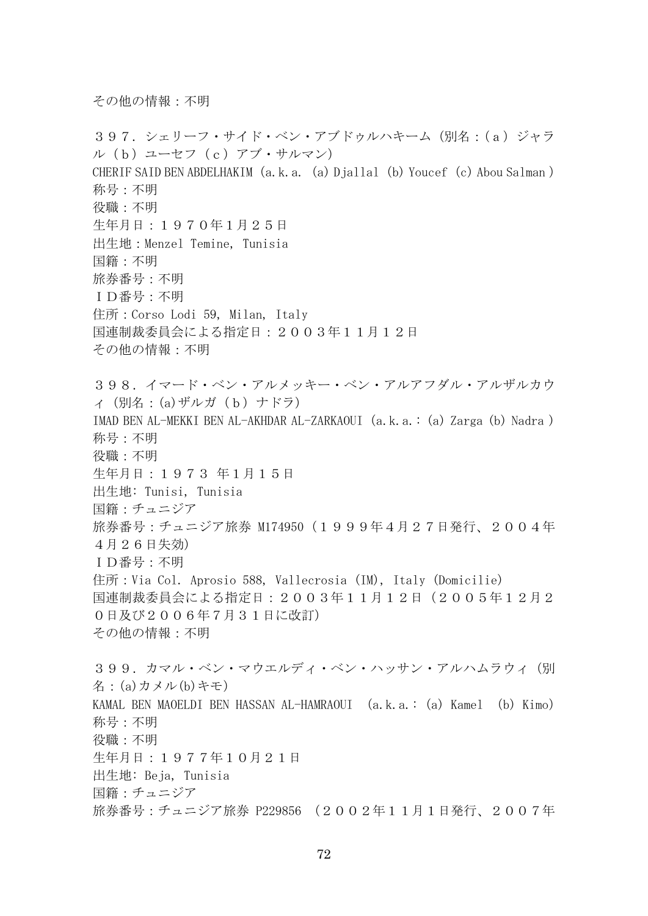その他の情報：不明

３９７．シェリーフ・サイド・ベン・アブドゥルハキーム（別名：（ａ）ジャラル（ｂ）ユーセフ（ｃ）アブ・サルマン）
CHERIF SAID BEN ABDELHAKIM (a.k.a. (a) Djallal (b) Youcef (c) Abou Salman )
称号：不明
役職：不明
生年月日：１９７０年１月２５日
出生地：Menzel Temine, Tunisia
国籍：不明
旅券番号：不明
ＩＤ番号：不明
住所：Corso Lodi 59, Milan, Italy
国連制裁委員会による指定日：２００３年１１月１２日
その他の情報：不明

３９８．イマード・ベン・アルメッキー・ベン・アルアフダル・アルザルカウィ（別名：(a)ザルガ（ｂ）ナドラ）
IMAD BEN AL-MEKKI BEN AL-AKHDAR AL-ZARKAOUI (a.k.a.: (a) Zarga (b) Nadra )
称号：不明
役職：不明
生年月日：１９７３ 年１月１５日
出生地: Tunisi, Tunisia
国籍：チュニジア
旅券番号：チュニジア旅券 M174950（１９９９年４月２７日発行、２００４年４月２６日失効)
ＩＤ番号：不明
住所：Via Col. Aprosio 588, Vallecrosia (IM), Italy (Domicilie)
国連制裁委員会による指定日：２００３年１１月１２日（２００５年１２月２０日及び２００６年７月３１日に改訂)
その他の情報：不明

３９９．カマル・ベン・マウエルディ・ベン・ハッサン・アルハムラウィ（別名：(a)カメル(b)キモ)
KAMAL BEN MAOELDI BEN HASSAN AL-HAMRAOUI (a.k.a.: (a) Kamel (b) Kimo)
称号：不明
役職：不明
生年月日：１９７７年１０月２１日
出生地: Beja, Tunisia
国籍：チュニジア
旅券番号：チュニジア旅券 P229856 （２００２年１１月１日発行、２００７年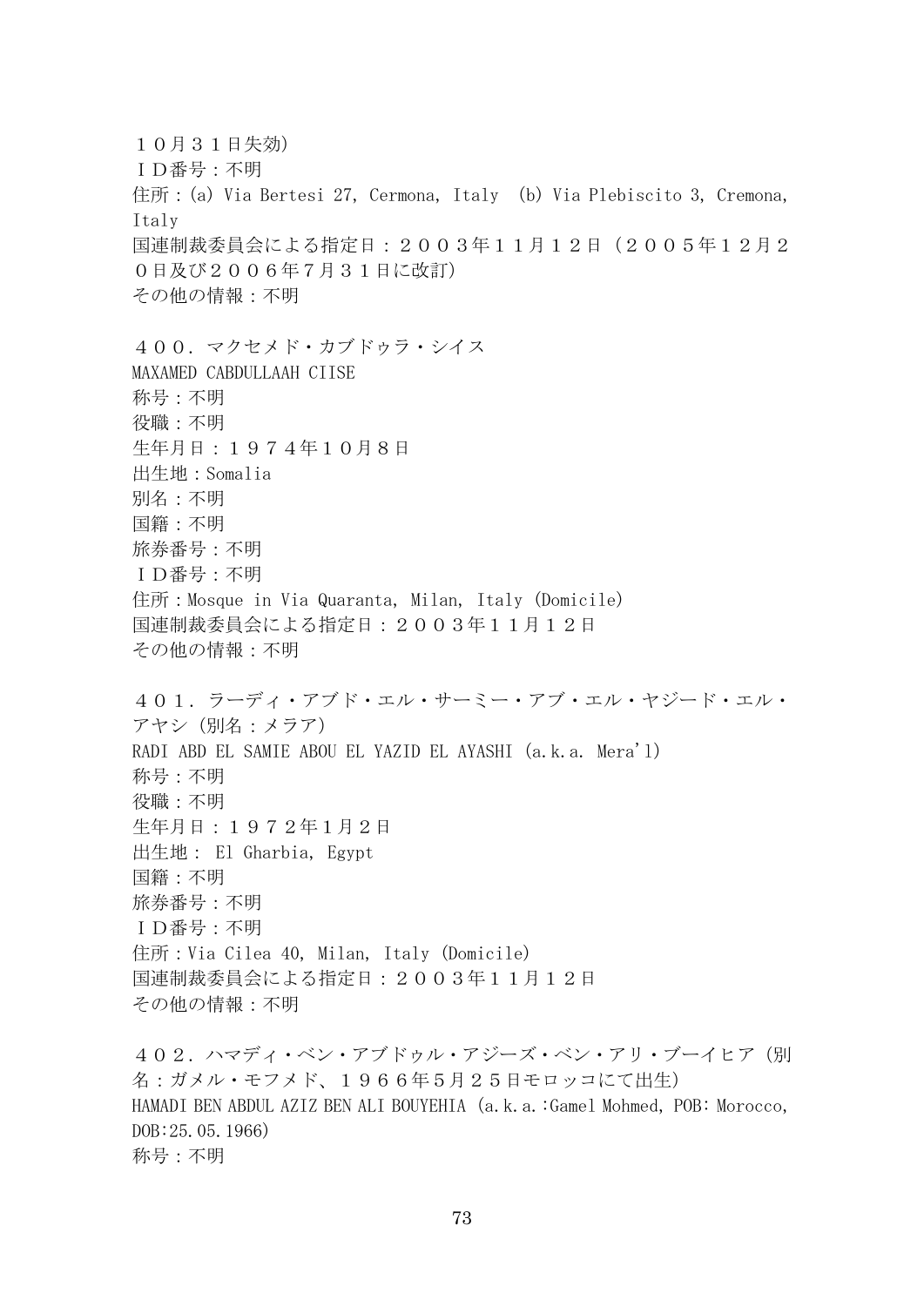１０月３１日失効）
ＩＤ番号：不明
住所：(a) Via Bertesi 27, Cermona, Italy　(b) Via Plebiscito 3, Cremona, Italy
国連制裁委員会による指定日：２００３年１１月１２日（２００５年１２月２０日及び２００６年７月３１日に改訂）
その他の情報：不明

４００．マクセメド・カブドゥラ・シイス
MAXAMED CABDULLAAH CIISE
称号：不明
役職：不明
生年月日：１９７４年１０月８日
出生地：Somalia
別名：不明
国籍：不明
旅券番号：不明
ＩＤ番号：不明
住所：Mosque in Via Quaranta, Milan, Italy (Domicile)
国連制裁委員会による指定日：２００３年１１月１２日
その他の情報：不明

４０１．ラーディ・アブド・エル・サーミー・アブ・エル・ヤジード・エル・アヤシ（別名：メラア）
RADI ABD EL SAMIE ABOU EL YAZID EL AYASHI (a.k.a. Mera'l)
称号：不明
役職：不明
生年月日：１９７２年１月２日
出生地： El Gharbia, Egypt
国籍：不明
旅券番号：不明
ＩＤ番号：不明
住所：Via Cilea 40, Milan, Italy (Domicile)
国連制裁委員会による指定日：２００３年１１月１２日
その他の情報：不明

４０２．ハマディ・ベン・アブドゥル・アジーズ・ベン・アリ・ブーイヒア（別名：ガメル・モフメド、１９６６年５月２５日モロッコにて出生）
HAMADI BEN ABDUL AZIZ BEN ALI BOUYEHIA (a.k.a.:Gamel Mohmed, POB: Morocco, DOB:25.05.1966)
称号：不明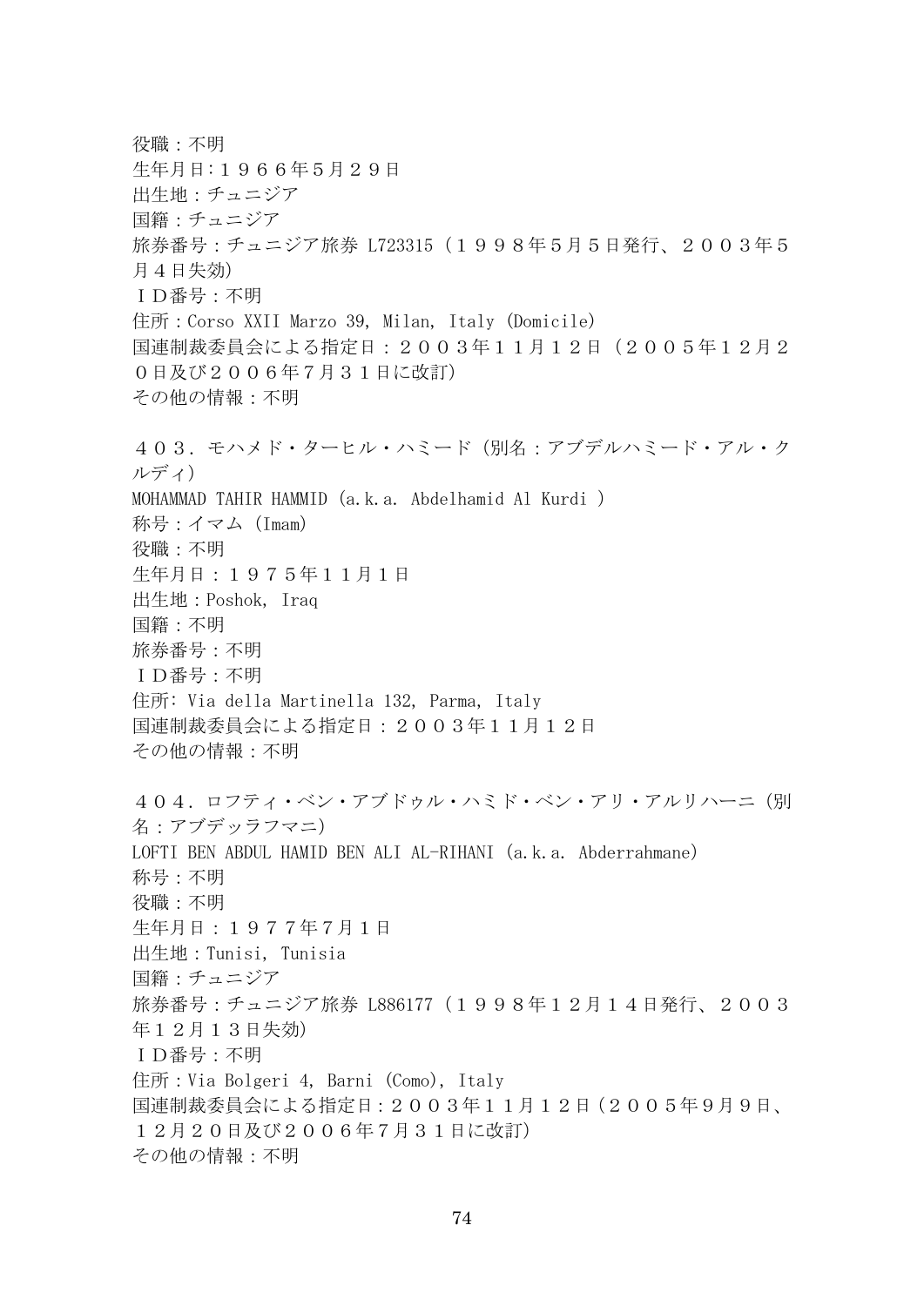役職：不明
生年月日:１９６６年5月２９日
出生地：チュニジア
国籍：チュニジア
旅券番号：チュニジア旅券 L723315（１９９８年5月5日発行、２００３年5月４日失効）
ＩＤ番号：不明
住所：Corso XXII Marzo 39, Milan, Italy (Domicile)
国連制裁委員会による指定日：２００３年１１月１２日（２００５年１２月２０日及び２００６年７月３１日に改訂）
その他の情報：不明

４０３．モハメド・ターヒル・ハミード（別名：アブデルハミード・アル・クルディ）
MOHAMMAD TAHIR HAMMID (a.k.a. Abdelhamid Al Kurdi )
称号：イマム（Imam）
役職：不明
生年月日：１９７５年１１月１日
出生地：Poshok, Iraq
国籍：不明
旅券番号：不明
ＩＤ番号：不明
住所: Via della Martinella 132, Parma, Italy
国連制裁委員会による指定日：２００３年１１月１２日
その他の情報：不明

４０４．ロフティ・ベン・アブドゥル・ハミド・ベン・アリ・アルリハーニ（別名：アブデッラフマニ）
LOFTI BEN ABDUL HAMID BEN ALI AL-RIHANI (a.k.a. Abderrahmane)
称号：不明
役職：不明
生年月日：１９７７年７月１日
出生地：Tunisi, Tunisia
国籍：チュニジア
旅券番号：チュニジア旅券 L886177（１９９８年１２月１４日発行、２００３年１２月１３日失効）
ＩＤ番号：不明
住所：Via Bolgeri 4, Barni (Como), Italy
国連制裁委員会による指定日：２００３年１１月１２日（２００５年９月９日、１２月２０日及び２００６年７月３１日に改訂）
その他の情報：不明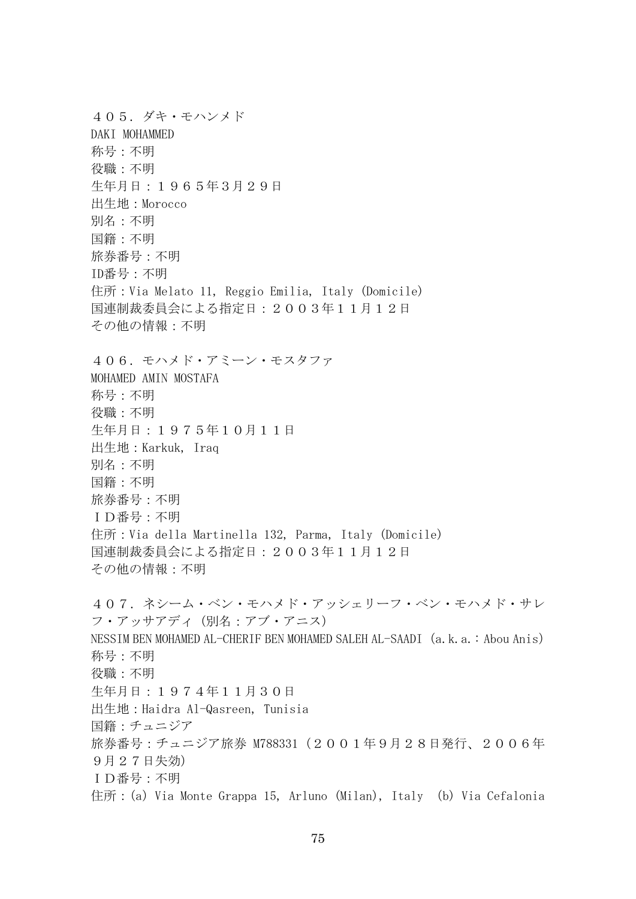４０５．ダキ・モハンメド
DAKI MOHAMMED
称号：不明
役職：不明
生年月日：１９６５年3月２９日
出生地：Morocco
別名：不明
国籍：不明
旅券番号：不明
ID番号：不明
住所：Via Melato 11, Reggio Emilia, Italy (Domicile)
国連制裁委員会による指定日：２００３年１１月１２日
その他の情報：不明

４０６．モハメド・アミーン・モスタファ
MOHAMED AMIN MOSTAFA
称号：不明
役職：不明
生年月日：１９７５年１０月１１日
出生地：Karkuk, Iraq
別名：不明
国籍：不明
旅券番号：不明
ＩＤ番号：不明
住所：Via della Martinella 132, Parma, Italy (Domicile)
国連制裁委員会による指定日：２００３年１１月１２日
その他の情報：不明

４０７．ネシーム・ベン・モハメド・アッシェリーフ・ベン・モハメド・サレフ・アッサアディ（別名：アブ・アニス）
NESSIM BEN MOHAMED AL-CHERIF BEN MOHAMED SALEH AL-SAADI (a.k.a.：Abou Anis)
称号：不明
役職：不明
生年月日：１９７４年１１月３０日
出生地：Haidra Al-Qasreen, Tunisia
国籍：チュニジア
旅券番号：チュニジア旅券 M788331（２００１年９月２８日発行、２００６年９月２７日失効）
ＩＤ番号：不明
住所：(a) Via Monte Grappa 15, Arluno (Milan), Italy (b) Via Cefalonia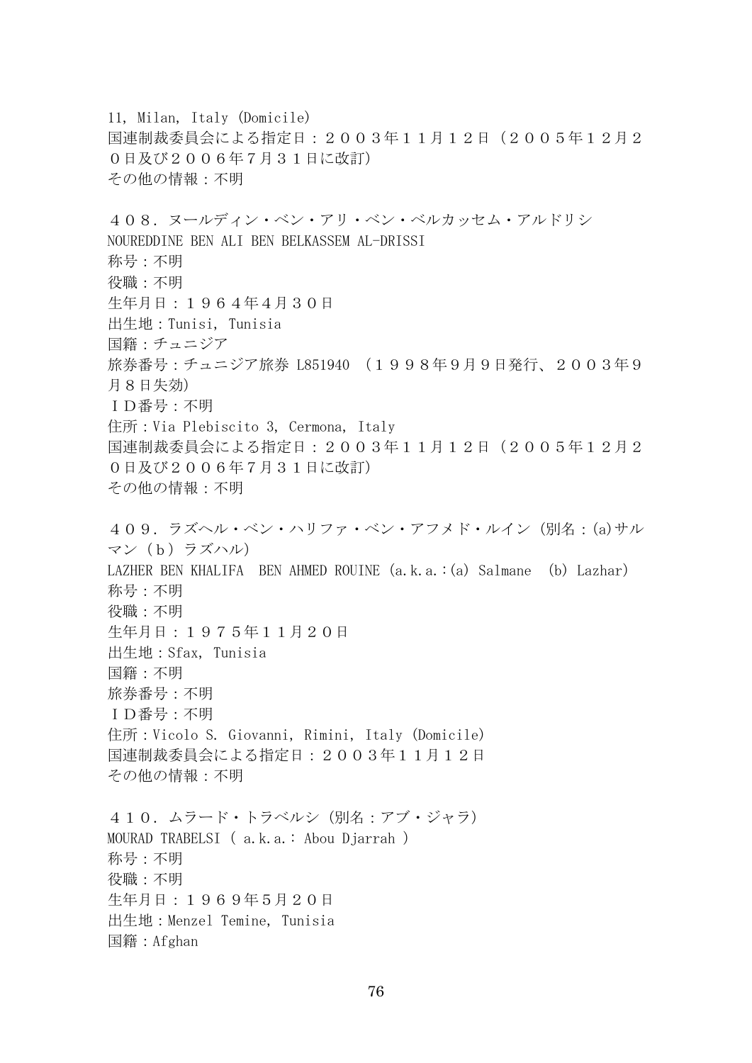11, Milan, Italy (Domicile)
国連制裁委員会による指定日：２００３年１１月１２日（２００５年１２月２０日及び２００６年７月３１日に改訂）
その他の情報：不明

４０８．ヌールディン・ベン・アリ・ベン・ベルカッセム・アルドリシ
NOUREDDINE BEN ALI BEN BELKASSEM AL-DRISSI
称号：不明
役職：不明
生年月日：１９６４年4月３０日
出生地：Tunisi, Tunisia
国籍：チュニジア
旅券番号：チュニジア旅券 L851940 （１９９８年9月9日発行、２００３年9月８日失効)
ＩＤ番号：不明
住所：Via Plebiscito 3, Cermona, Italy
国連制裁委員会による指定日：２００３年１１月１２日（２００５年１２月２０日及び２００６年７月３１日に改訂)
その他の情報：不明

４０９．ラズヘル・ベン・ハリファ・ベン・アフメド・ルイン（別名：(a)サルマン（ｂ）ラズハル)
LAZHER BEN KHALIFA  BEN AHMED ROUINE (a.k.a.:(a) Salmane  (b) Lazhar)
称号：不明
役職：不明
生年月日：１９７５年１１月２０日
出生地：Sfax, Tunisia
国籍：不明
旅券番号：不明
ＩＤ番号：不明
住所：Vicolo S. Giovanni, Rimini, Italy (Domicile)
国連制裁委員会による指定日：２００３年１１月１２日
その他の情報：不明

４１０．ムラード・トラベルシ（別名：アブ・ジャラ)
MOURAD TRABELSI ( a.k.a.: Abou Djarrah )
称号：不明
役職：不明
生年月日：１９６９年5月２０日
出生地：Menzel Temine, Tunisia
国籍：Afghan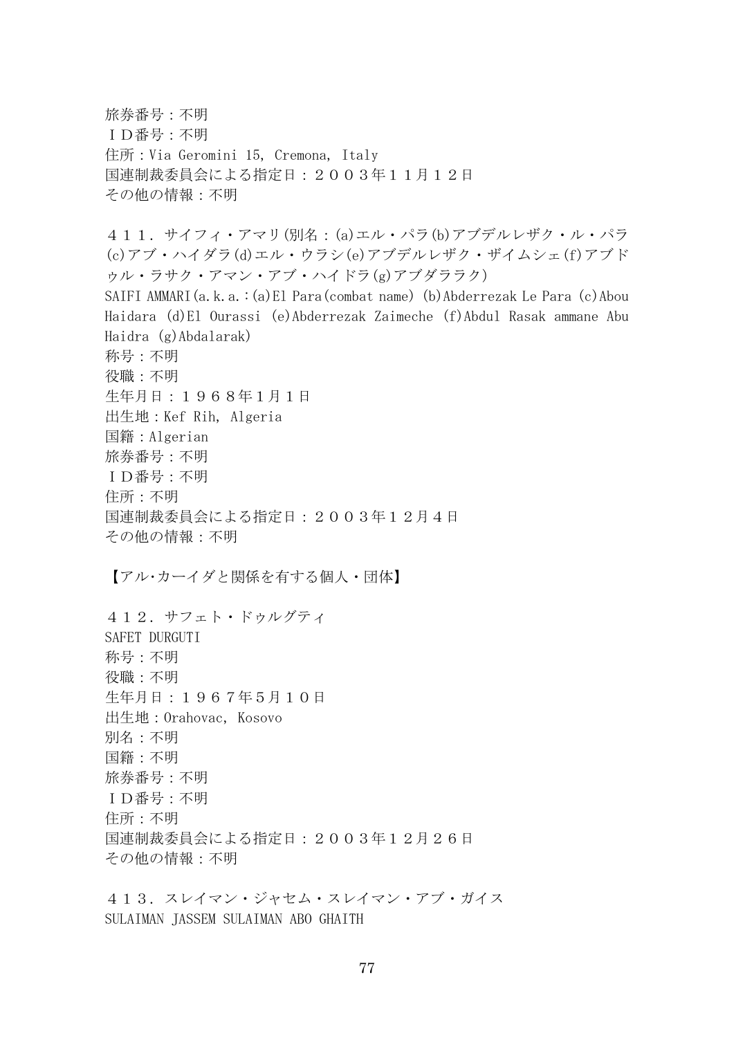旅券番号：不明
ＩＤ番号：不明
住所：Via Geromini 15, Cremona, Italy
国連制裁委員会による指定日：２００３年１１月１２日
その他の情報：不明

４１１．サイフィ・アマリ(別名：(a)エル・パラ(b)アブデルレザク・ル・パラ(c)アブ・ハイダラ(d)エル・ウラシ(e)アブデルレザク・ザイムシェ(f)アブドゥル・ラサク・アマン・アブ・ハイドラ(g)アブダララク)
SAIFI AMMARI(a.k.a.:(a)El Para(combat name) (b)Abderrezak Le Para (c)Abou Haidara (d)El Ourassi (e)Abderrezak Zaimeche (f)Abdul Rasak ammane Abu Haidra (g)Abdalarak)
称号：不明
役職：不明
生年月日：１９６８年1月1日
出生地：Kef Rih, Algeria
国籍：Algerian
旅券番号：不明
ＩＤ番号：不明
住所：不明
国連制裁委員会による指定日：２００３年１２月４日
その他の情報：不明

【アル･カーイダと関係を有する個人・団体】

４１２．サフェト・ドゥルグティ
SAFET DURGUTI
称号：不明
役職：不明
生年月日：１９６７年5月１０日
出生地：Orahovac, Kosovo
別名：不明
国籍：不明
旅券番号：不明
ＩＤ番号：不明
住所：不明
国連制裁委員会による指定日：２００３年１２月２６日
その他の情報：不明

４１３．スレイマン・ジャセム・スレイマン・アブ・ガイス
SULAIMAN JASSEM SULAIMAN ABO GHAITH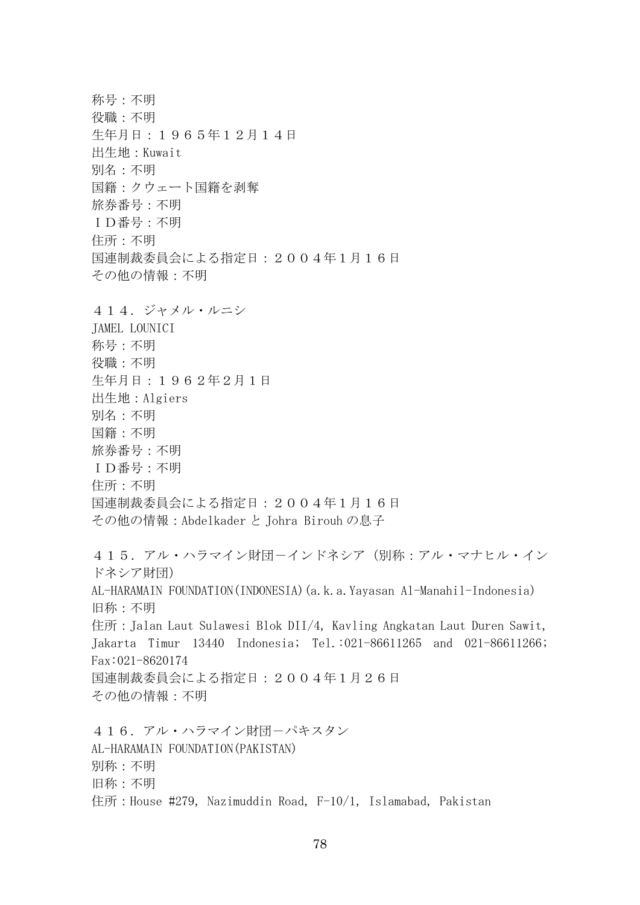称号：不明
役職：不明
生年月日：１９６５年１２月１４日
出生地：Kuwait
別名：不明
国籍：クウェート国籍を剥奪
旅券番号：不明
ＩＤ番号：不明
住所：不明
国連制裁委員会による指定日：２００４年１月１６日
その他の情報：不明

４１４．ジャメル・ルニシ
JAMEL LOUNICI
称号：不明
役職：不明
生年月日：１９６２年2月１日
出生地：Algiers
別名：不明
国籍：不明
旅券番号：不明
ＩＤ番号：不明
住所：不明
国連制裁委員会による指定日：２００４年１月１６日
その他の情報：Abdelkader と Johra Birouh の息子

４１５．アル・ハラマイン財団－インドネシア（別称：アル・マナヒル・インドネシア財団）
AL-HARAMAIN FOUNDATION(INDONESIA)(a.k.a.Yayasan Al-Manahil-Indonesia)
旧称：不明
住所：Jalan Laut Sulawesi Blok DII/4, Kavling Angkatan Laut Duren Sawit, Jakarta Timur 13440 Indonesia; Tel.:021-86611265 and 021-86611266; Fax:021-8620174
国連制裁委員会による指定日：２００４年１月２６日
その他の情報：不明

４１６．アル・ハラマイン財団－パキスタン
AL-HARAMAIN FOUNDATION(PAKISTAN)
別称：不明
旧称：不明
住所：House #279, Nazimuddin Road, F-10/1, Islamabad, Pakistan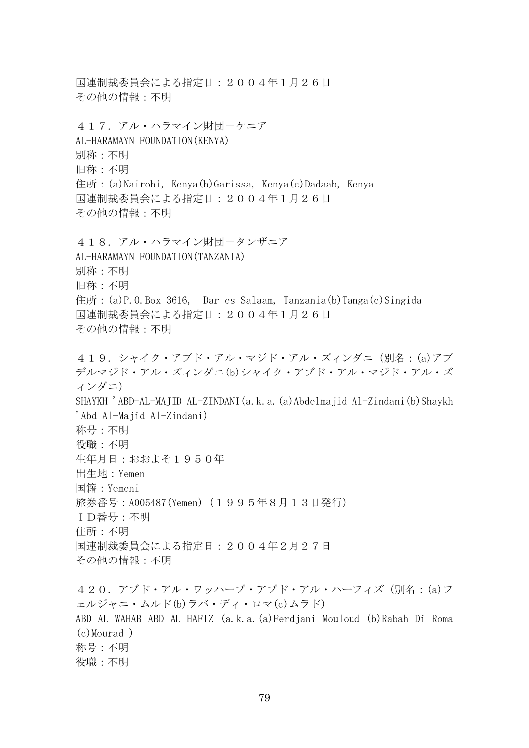国連制裁委員会による指定日：２００４年１月２６日
その他の情報：不明

４１７．アル・ハラマイン財団－ケニア
AL-HARAMAYN FOUNDATION(KENYA)
別称：不明
旧称：不明
住所：(a)Nairobi, Kenya(b)Garissa, Kenya(c)Dadaab, Kenya
国連制裁委員会による指定日：２００４年１月２６日
その他の情報：不明

４１８．アル・ハラマイン財団－タンザニア
AL-HARAMAYN FOUNDATION(TANZANIA)
別称：不明
旧称：不明
住所：(a)P.O.Box 3616, Dar es Salaam, Tanzania(b)Tanga(c)Singida
国連制裁委員会による指定日：２００４年１月２６日
その他の情報：不明

４１９．シャイク・アブド・アル・マジド・アル・ズィンダニ（別名：(a)アブデルマジド・アル・ズィンダニ(b)シャイク・アブド・アル・マジド・アル・ズィンダニ）
SHAYKH 'ABD-AL-MAJID AL-ZINDANI(a.k.a.(a)Abdelmajid Al-Zindani(b)Shaykh 'Abd Al-Majid Al-Zindani)
称号：不明
役職：不明
生年月日：おおよそ１９５０年
出生地：Yemen
国籍：Yemeni
旅券番号：A005487(Yemen)（１９９５年８月１３日発行）
ＩＤ番号：不明
住所：不明
国連制裁委員会による指定日：２００４年２月２７日
その他の情報：不明

４２０．アブド・アル・ワッハーブ・アブド・アル・ハーフィズ（別名：(a)フェルジャニ・ムルド(b)ラバ・ディ・ロマ(c)ムラド）
ABD AL WAHAB ABD AL HAFIZ (a.k.a.(a)Ferdjani Mouloud (b)Rabah Di Roma (c)Mourad )
称号：不明
役職：不明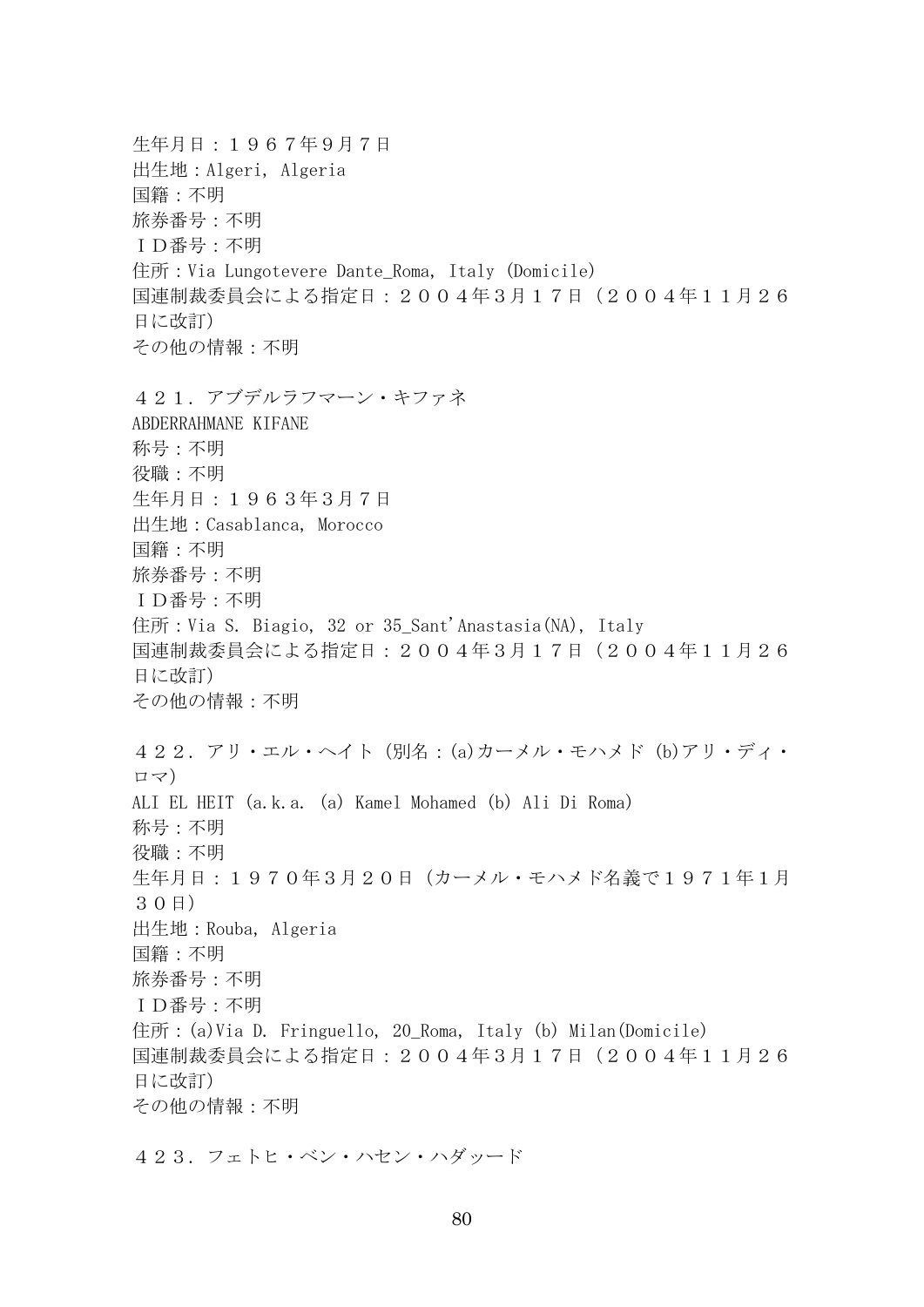生年月日：１９６７年9月７日
出生地：Algeri, Algeria
国籍：不明
旅券番号：不明
ＩＤ番号：不明
住所：Via Lungotevere Dante_Roma, Italy (Domicile)
国連制裁委員会による指定日：２００４年3月１７日（２００４年１１月２６日に改訂）
その他の情報：不明

４２１．アブデルラフマーン・キファネ
ABDERRAHMANE KIFANE
称号：不明
役職：不明
生年月日：１９６３年3月７日
出生地：Casablanca, Morocco
国籍：不明
旅券番号：不明
ＩＤ番号：不明
住所：Via S. Biagio, 32 or 35_Sant'Anastasia(NA), Italy
国連制裁委員会による指定日：２００４年3月１７日（２００４年１１月２６日に改訂）
その他の情報：不明

４２２．アリ・エル・ヘイト（別名：(a)カーメル・モハメド (b)アリ・ディ・ロマ）
ALI EL HEIT (a.k.a. (a) Kamel Mohamed (b) Ali Di Roma)
称号：不明
役職：不明
生年月日：１９７０年3月２０日（カーメル・モハメド名義で１９７１年1月３０日）
出生地：Rouba, Algeria
国籍：不明
旅券番号：不明
ＩＤ番号：不明
住所：(a)Via D. Fringuello, 20_Roma, Italy (b) Milan(Domicile)
国連制裁委員会による指定日：２００４年3月１７日（２００４年１１月２６日に改訂）
その他の情報：不明

４２３．フェトヒ・ベン・ハセン・ハダッード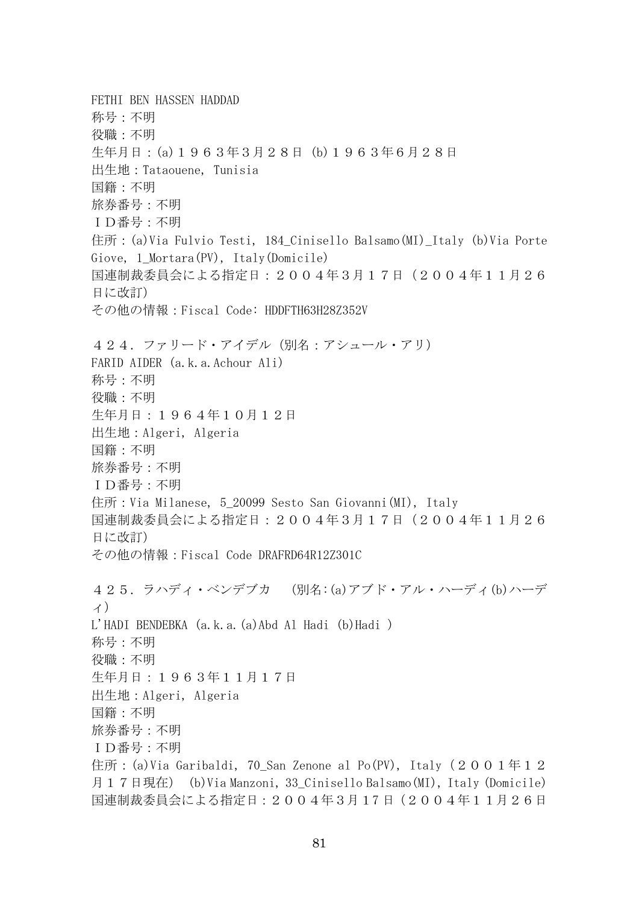FETHI BEN HASSEN HADDAD
称号：不明
役職：不明
生年月日：(a)１９６３年３月２８日 (b)１９６３年６月２８日
出生地：Tataouene, Tunisia
国籍：不明
旅券番号：不明
ＩＤ番号：不明
住所：(a)Via Fulvio Testi, 184_Cinisello Balsamo(MI)_Italy (b)Via Porte Giove, 1_Mortara(PV), Italy(Domicile)
国連制裁委員会による指定日：２００４年３月１７日（２００４年１１月２６日に改訂）
その他の情報：Fiscal Code: HDDFTH63H28Z352V

４２４．ファリード・アイデル（別名：アシュール・アリ）
FARID AIDER (a.k.a.Achour Ali)
称号：不明
役職：不明
生年月日：１９６４年１０月１２日
出生地：Algeri, Algeria
国籍：不明
旅券番号：不明
ＩＤ番号：不明
住所：Via Milanese, 5_20099 Sesto San Giovanni(MI), Italy
国連制裁委員会による指定日：２００４年３月１７日（２００４年１１月２６日に改訂）
その他の情報：Fiscal Code DRAFRD64R12Z301C

４２５．ラハディ・ベンデブカ　(別名:(a)アブド・アル・ハーディ(b)ハーディ)
L'HADI BENDEBKA (a.k.a.(a)Abd Al Hadi (b)Hadi )
称号：不明
役職：不明
生年月日：１９６３年１１月１７日
出生地：Algeri, Algeria
国籍：不明
旅券番号：不明
ＩＤ番号：不明
住所：(a)Via Garibaldi, 70_San Zenone al Po(PV), Italy（２００１年１２月１７日現在） (b)Via Manzoni, 33_Cinisello Balsamo(MI), Italy (Domicile)
国連制裁委員会による指定日：２００４年３月17日（２００４年１１月２６日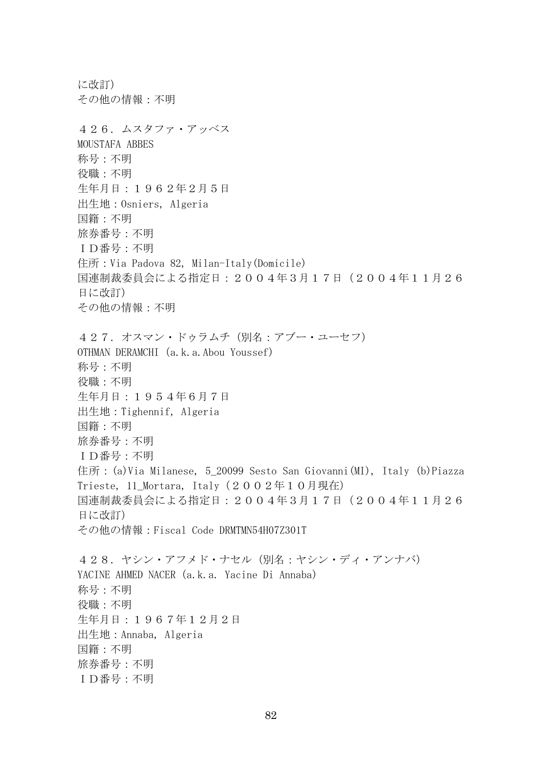に改訂）
その他の情報：不明

４２６．ムスタファ・アッベス
MOUSTAFA ABBES
称号：不明
役職：不明
生年月日：１９６２年２月５日
出生地：Osniers, Algeria
国籍：不明
旅券番号：不明
ＩＤ番号：不明
住所：Via Padova 82, Milan-Italy(Domicile)
国連制裁委員会による指定日：２００４年３月１７日（２００４年１１月２６日に改訂）
その他の情報：不明

４２７．オスマン・ドゥラムチ（別名：アブー・ユーセフ）
OTHMAN DERAMCHI (a.k.a.Abou Youssef)
称号：不明
役職：不明
生年月日：１９５４年６月７日
出生地：Tighennif, Algeria
国籍：不明
旅券番号：不明
ＩＤ番号：不明
住所：(a)Via Milanese, 5_20099 Sesto San Giovanni(MI), Italy (b)Piazza Trieste, 11_Mortara, Italy（２００２年１０月現在）
国連制裁委員会による指定日：２００４年３月１７日（２００４年１１月２６日に改訂）
その他の情報：Fiscal Code DRMTMN54H07Z301T

４２８．ヤシン・アフメド・ナセル（別名：ヤシン・ディ・アンナバ）
YACINE AHMED NACER (a.k.a. Yacine Di Annaba)
称号：不明
役職：不明
生年月日：１９６７年１２月２日
出生地：Annaba, Algeria
国籍：不明
旅券番号：不明
ＩＤ番号：不明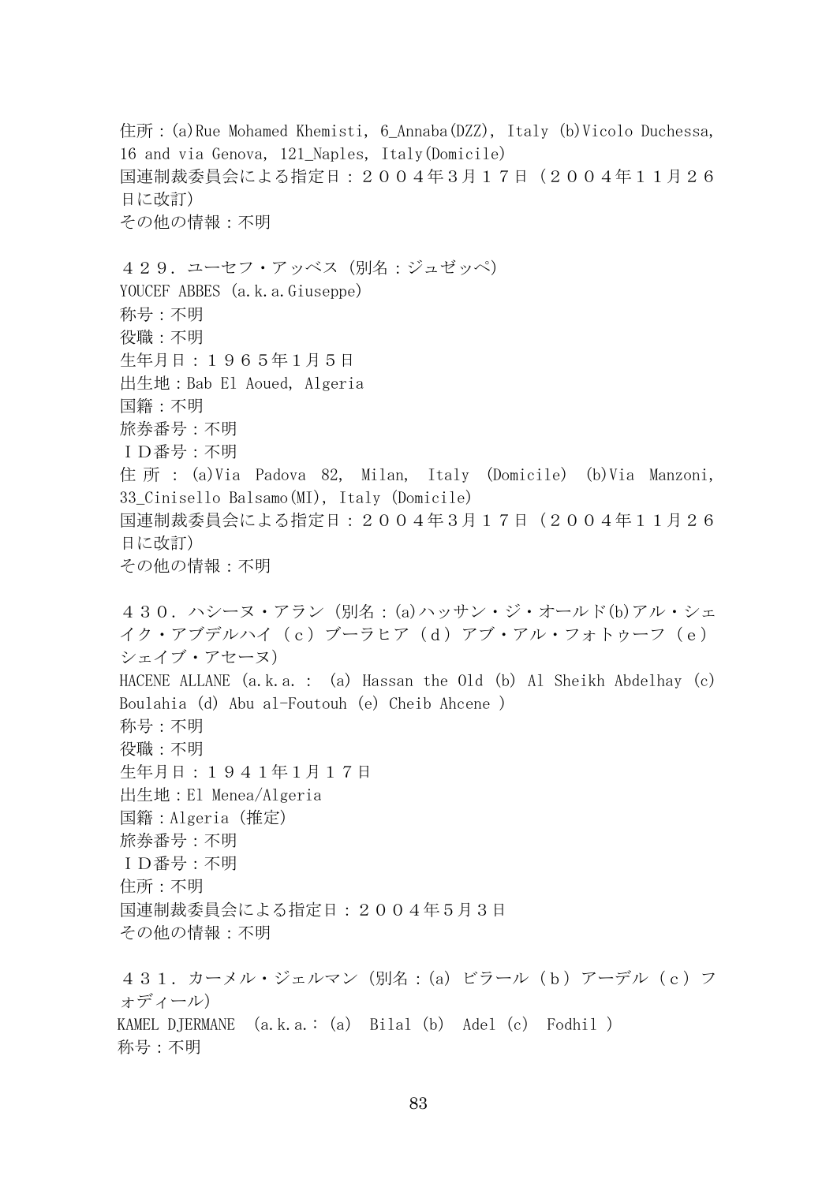住所：(a)Rue Mohamed Khemisti, 6_Annaba(DZZ), Italy (b)Vicolo Duchessa, 16 and via Genova, 121_Naples, Italy(Domicile)
国連制裁委員会による指定日：２００４年３月１７日（２００４年１１月２６日に改訂）
その他の情報：不明

４２９．ユーセフ・アッベス（別名：ジュゼッペ）
YOUCEF ABBES (a.k.a.Giuseppe)
称号：不明
役職：不明
生年月日：１９６５年１月５日
出生地：Bab El Aoued, Algeria
国籍：不明
旅券番号：不明
ＩＤ番号：不明
住所：(a)Via Padova 82, Milan, Italy (Domicile) (b)Via Manzoni, 33_Cinisello Balsamo(MI), Italy (Domicile)
国連制裁委員会による指定日：２００４年３月１７日（２００４年１１月２６日に改訂）
その他の情報：不明

４３０．ハシーヌ・アラン（別名：(a)ハッサン・ジ・オールド(b)アル・シェイク・アブデルハイ（ｃ）ブーラヒア（ｄ）アブ・アル・フォトゥーフ（ｅ）シェイブ・アセーヌ）
HACENE ALLANE (a.k.a. : (a) Hassan the Old (b) Al Sheikh Abdelhay (c) Boulahia (d) Abu al-Foutouh (e) Cheib Ahcene )
称号：不明
役職：不明
生年月日：１９４１年１月１７日
出生地：El Menea/Algeria
国籍：Algeria（推定）
旅券番号：不明
ＩＤ番号：不明
住所：不明
国連制裁委員会による指定日：２００４年５月３日
その他の情報：不明

４３１．カーメル・ジェルマン（別名：(a) ビラール（ｂ）アーデル（ｃ）フォディール）
KAMEL DJERMANE (a.k.a.: (a) Bilal (b) Adel (c) Fodhil )
称号：不明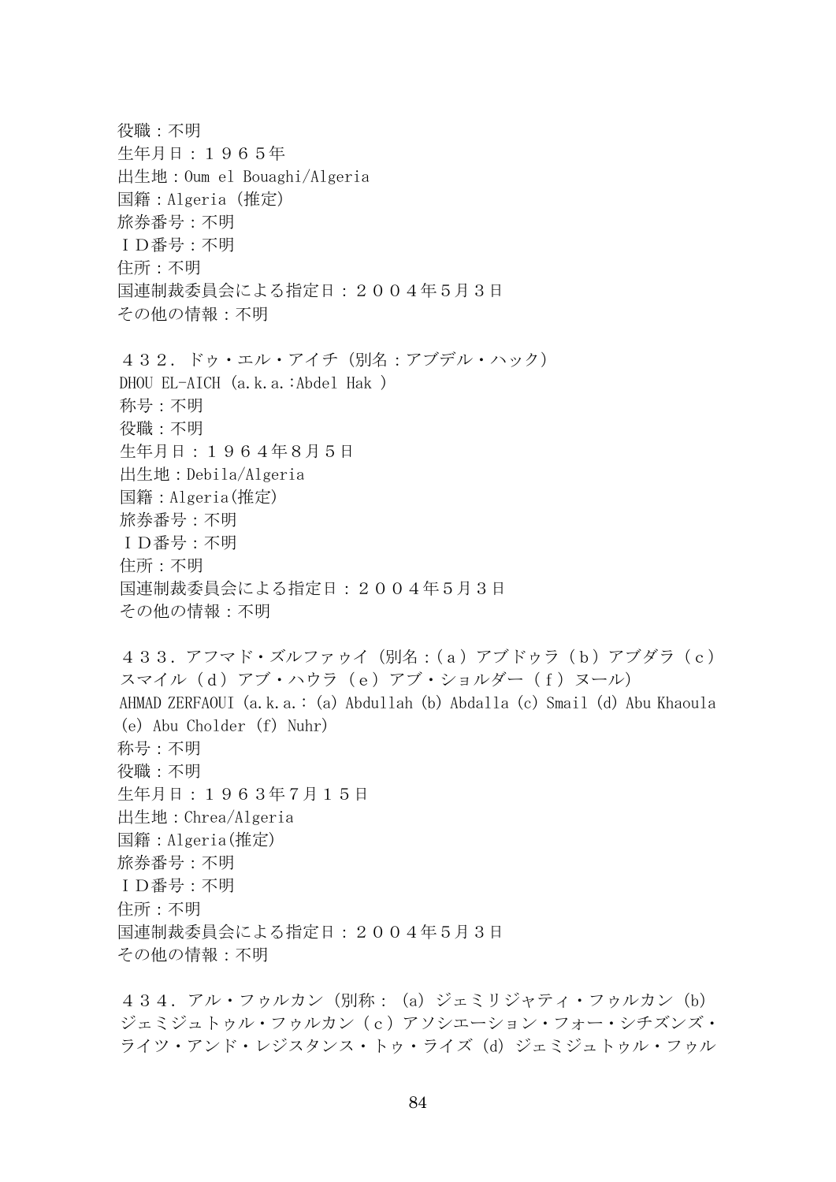役職：不明
生年月日：１９６５年
出生地：Oum el Bouaghi/Algeria
国籍：Algeria (推定)
旅券番号：不明
ＩＤ番号：不明
住所：不明
国連制裁委員会による指定日：２００４年５月３日
その他の情報：不明

４３２．ドゥ・エル・アイチ（別名：アブデル・ハック）
DHOU EL-AICH (a.k.a.:Abdel Hak )
称号：不明
役職：不明
生年月日：１９６４年８月５日
出生地：Debila/Algeria
国籍：Algeria(推定)
旅券番号：不明
ＩＤ番号：不明
住所：不明
国連制裁委員会による指定日：２００４年５月３日
その他の情報：不明

４３３．アフマド・ズルファウイ（別名：（ａ）アブドゥラ（ｂ）アブダラ（ｃ）スマイル（ｄ）アブ・ハウラ（ｅ）アブ・ショルダー（ｆ）ヌール）
AHMAD ZERFAOUI (a.k.a.: (a) Abdullah (b) Abdalla (c) Smail (d) Abu Khaoula (e) Abu Cholder (f) Nuhr)
称号：不明
役職：不明
生年月日：１９６３年７月１５日
出生地：Chrea/Algeria
国籍：Algeria(推定)
旅券番号：不明
ＩＤ番号：不明
住所：不明
国連制裁委員会による指定日：２００４年５月３日
その他の情報：不明

４３４．アル・フゥルカン（別称：(a) ジェミリジャティ・フゥルカン (b) ジェミジュトゥル・フゥルカン（ｃ）アソシエーション・フォー・シチズンズ・ライツ・アンド・レジスタンス・トゥ・ライズ (d) ジェミジュトゥル・フゥル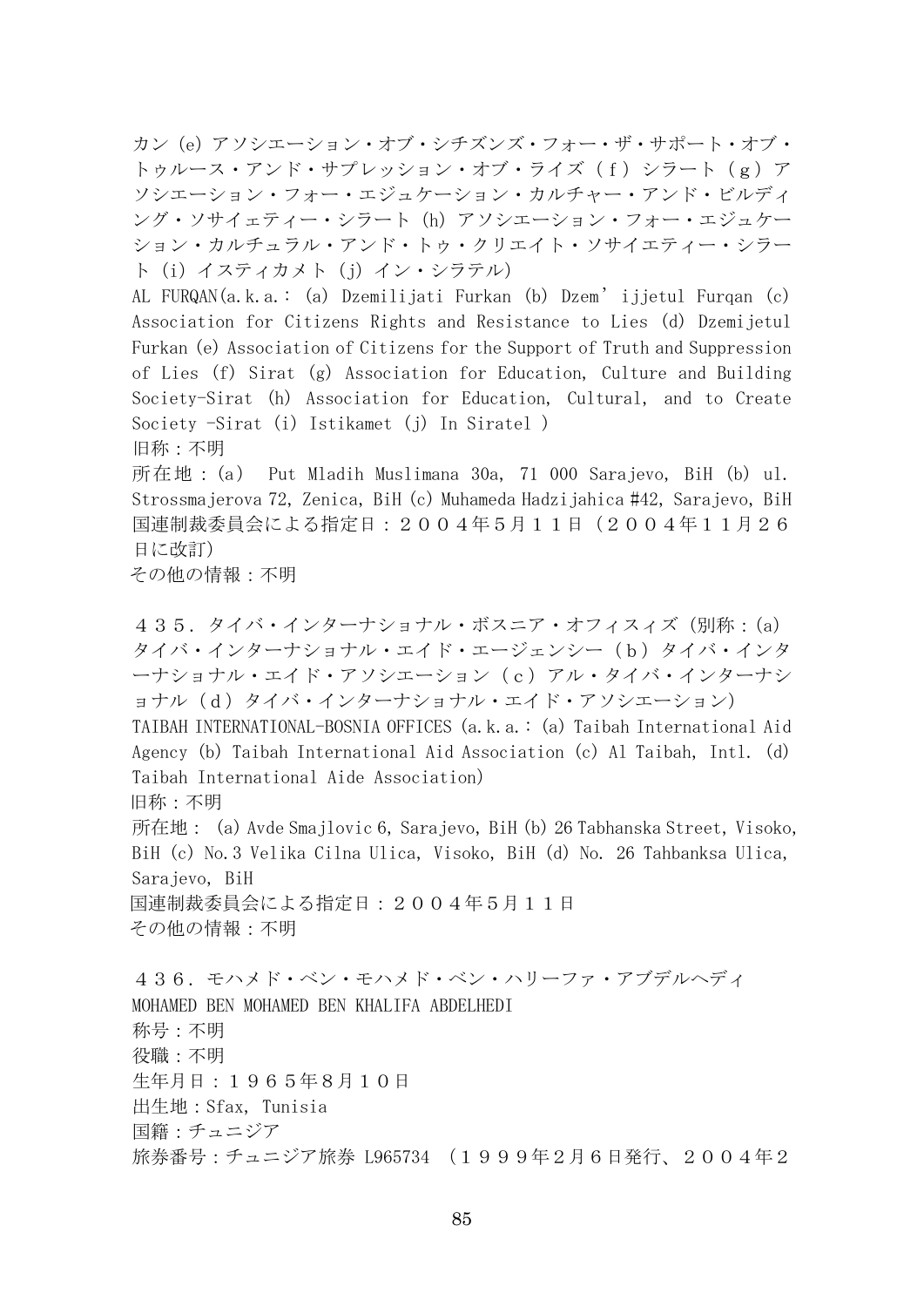カン (e) アソシエーション・オブ・シチズンズ・フォー・ザ・サポート・オブ・トゥルース・アンド・サプレッション・オブ・ライズ（ｆ）シラート（ｇ）アソシエーション・フォー・エジュケーション・カルチャー・アンド・ビルディング・ソサイェティー・シラート (h) アソシエーション・フォー・エジュケーション・カルチュラル・アンド・トゥ・クリエイト・ソサイエティー・シラート (i) イスティカメト (j) イン・シラテル)

AL FURQAN(a.k.a.: (a) Dzemilijati Furkan (b) Dzem'ijjetul Furqan (c) Association for Citizens Rights and Resistance to Lies (d) Dzemijetul Furkan (e) Association of Citizens for the Support of Truth and Suppression of Lies (f) Sirat (g) Association for Education, Culture and Building Society-Sirat (h) Association for Education, Cultural, and to Create Society -Sirat (i) Istikamet (j) In Siratel )

旧称：不明

所在地：(a)　Put Mladih Muslimana 30a, 71 000 Sarajevo, BiH (b) ul. Strossmajerova 72, Zenica, BiH (c) Muhameda Hadzijahica #42, Sarajevo, BiH

国連制裁委員会による指定日：２００４年５月１１日（２００４年１１月２６日に改訂）

その他の情報：不明

４３５．タイバ・インターナショナル・ボスニア・オフィスィズ（別称：(a) タイバ・インターナショナル・エイド・エージェンシー（ｂ）タイバ・インターナショナル・エイド・アソシエーション（ｃ）アル・タイバ・インターナショナル（ｄ）タイバ・インターナショナル・エイド・アソシエーション)

TAIBAH INTERNATIONAL-BOSNIA OFFICES (a.k.a.: (a) Taibah International Aid Agency (b) Taibah International Aid Association (c) Al Taibah, Intl. (d) Taibah International Aide Association)

旧称：不明

所在地： (a) Avde Smajlovic 6, Sarajevo, BiH (b) 26 Tabhanska Street, Visoko, BiH (c) No.3 Velika Cilna Ulica, Visoko, BiH (d) No. 26 Tahbanksa Ulica, Sarajevo, BiH

国連制裁委員会による指定日：２００４年５月１１日

その他の情報：不明

４３６．モハメド・ベン・モハメド・ベン・ハリーファ・アブデルヘディ

MOHAMED BEN MOHAMED BEN KHALIFA ABDELHEDI

称号：不明

役職：不明

生年月日：１９６５年８月１０日

出生地：Sfax, Tunisia

国籍：チュニジア

旅券番号：チュニジア旅券 L965734 （１９９９年２月６日発行、２００４年２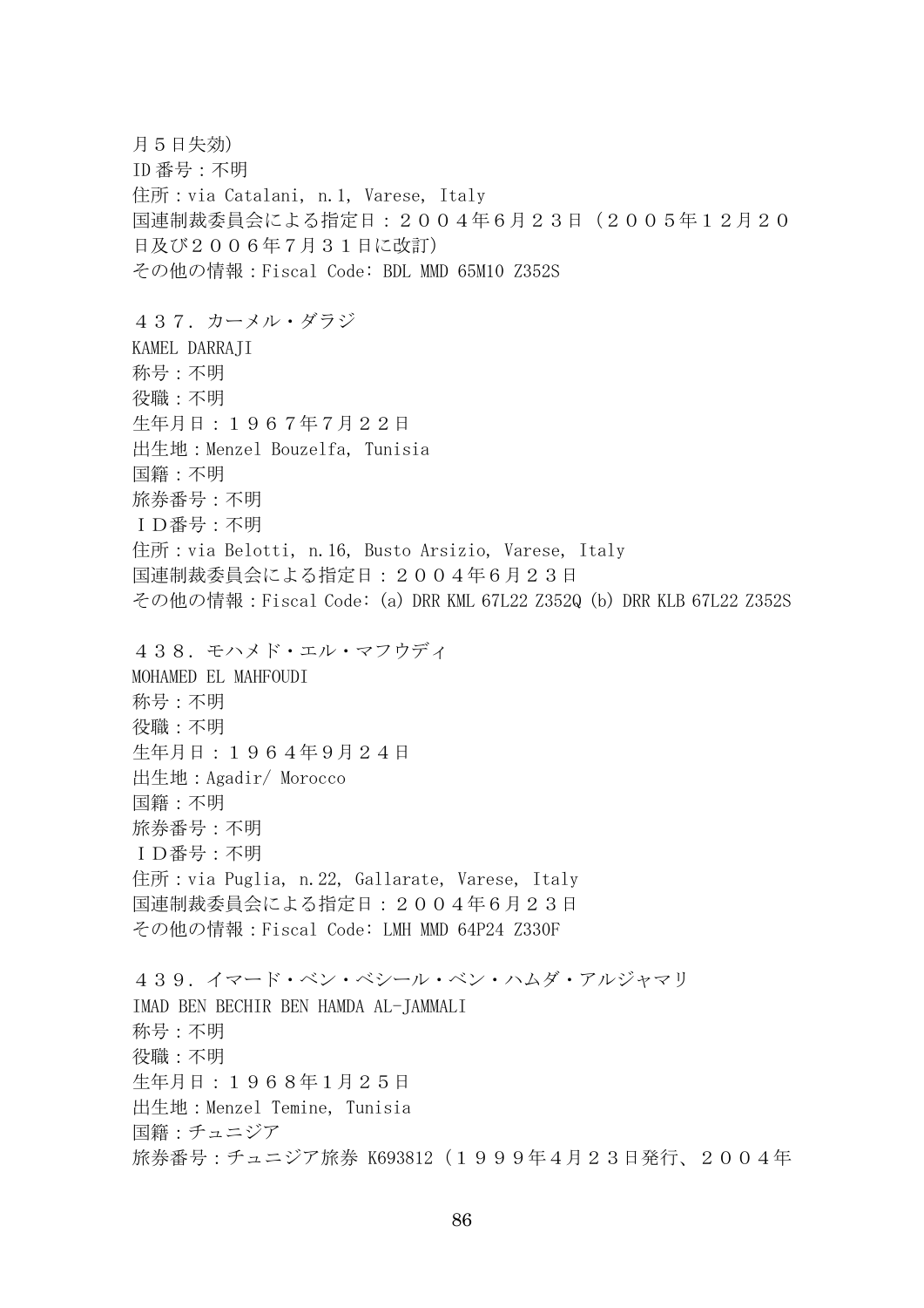月５日失効)
ID 番号：不明
住所：via Catalani, n.1, Varese, Italy
国連制裁委員会による指定日：２００４年６月２３日（２００５年１２月２０日及び２００６年７月３１日に改訂)
その他の情報：Fiscal Code: BDL MMD 65M10 Z352S

４３７．カーメル・ダラジ
KAMEL DARRAJI
称号：不明
役職：不明
生年月日：１９６７年7月２２日
出生地：Menzel Bouzelfa, Tunisia
国籍：不明
旅券番号：不明
ＩＤ番号：不明
住所：via Belotti, n.16, Busto Arsizio, Varese, Italy
国連制裁委員会による指定日：２００４年６月２３日
その他の情報：Fiscal Code: (a) DRR KML 67L22 Z352Q (b) DRR KLB 67L22 Z352S

４３８．モハメド・エル・マフウディ
MOHAMED EL MAHFOUDI
称号：不明
役職：不明
生年月日：１９６４年9月２４日
出生地：Agadir/ Morocco
国籍：不明
旅券番号：不明
ＩＤ番号：不明
住所：via Puglia, n.22, Gallarate, Varese, Italy
国連制裁委員会による指定日：２００４年６月２３日
その他の情報：Fiscal Code: LMH MMD 64P24 Z330F

４３９．イマード・ベン・ベシール・ベン・ハムダ・アルジャマリ
IMAD BEN BECHIR BEN HAMDA AL-JAMMALI
称号：不明
役職：不明
生年月日：１９６８年1月２５日
出生地：Menzel Temine, Tunisia
国籍：チュニジア
旅券番号：チュニジア旅券 K693812（１９９９年４月２３日発行、２００４年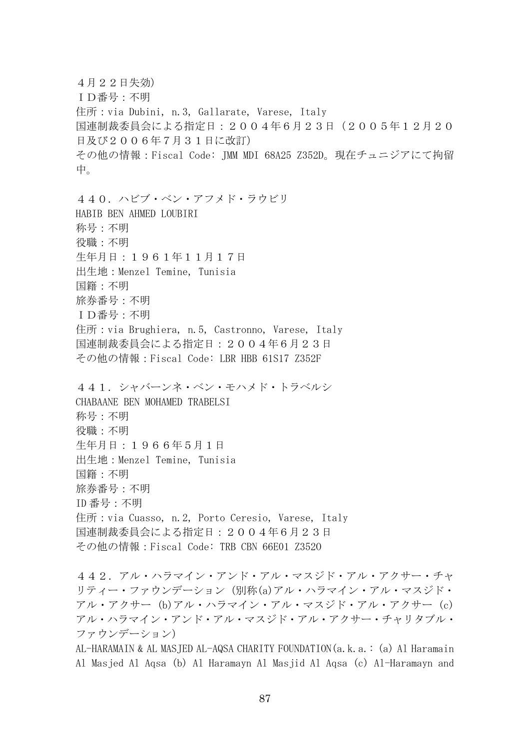４月２２日失効)
ＩＤ番号：不明
住所：via Dubini, n.3, Gallarate, Varese, Italy
国連制裁委員会による指定日：２００４年６月２３日（２００５年１２月２０日及び２００６年７月３１日に改訂）
その他の情報：Fiscal Code: JMM MDI 68A25 Z352D。現在チュニジアにて拘留中。

４４０．ハビブ・ベン・アフメド・ラウビリ
HABIB BEN AHMED LOUBIRI
称号：不明
役職：不明
生年月日：１９６１年１１月１７日
出生地：Menzel Temine, Tunisia
国籍：不明
旅券番号：不明
ＩＤ番号：不明
住所：via Brughiera, n.5, Castronno, Varese, Italy
国連制裁委員会による指定日：２００４年６月２３日
その他の情報：Fiscal Code: LBR HBB 61S17 Z352F

４４１．シャバーンネ・ベン・モハメド・トラベルシ
CHABAANE BEN MOHAMED TRABELSI
称号：不明
役職：不明
生年月日：１９６６年５月１日
出生地：Menzel Temine, Tunisia
国籍：不明
旅券番号：不明
ID 番号：不明
住所：via Cuasso, n.2, Porto Ceresio, Varese, Italy
国連制裁委員会による指定日：２００４年６月２３日
その他の情報：Fiscal Code: TRB CBN 66E01 Z352O

４４２．アル・ハラマイン・アンド・アル・マスジド・アル・アクサー・チャリティー・ファウンデーション（別称(a)アル・ハラマイン・アル・マスジド・アル・アクサー (b)アル・ハラマイン・アル・マスジド・アル・アクサー (c)アル・ハラマイン・アンド・アル・マスジド・アル・アクサー・チャリタブル・ファウンデーション）
AL-HARAMAIN & AL MASJED AL-AQSA CHARITY FOUNDATION(a.k.a.: (a) Al Haramain Al Masjed Al Aqsa (b) Al Haramayn Al Masjid Al Aqsa (c) Al-Haramayn and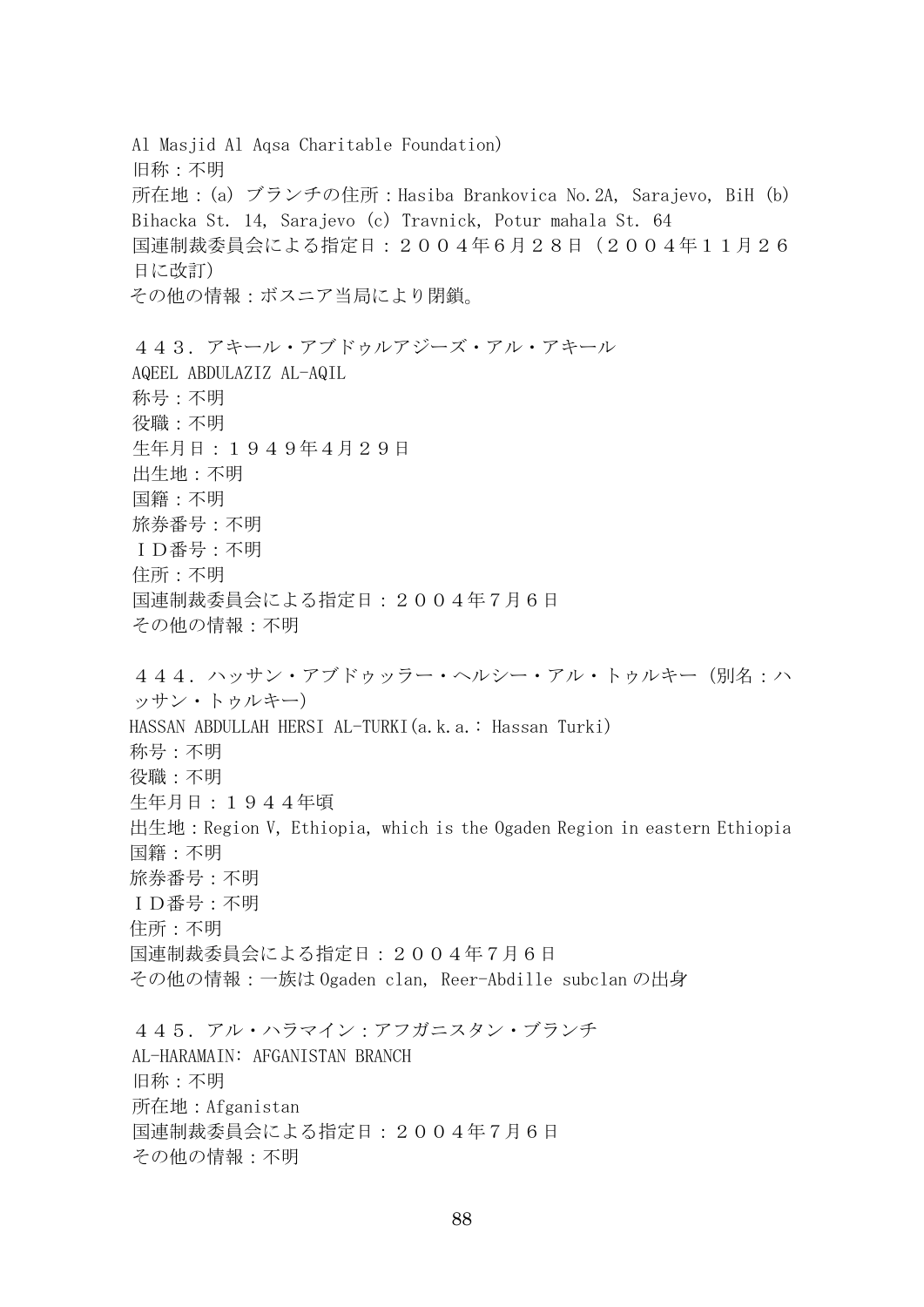Al Masjid Al Aqsa Charitable Foundation)
旧称：不明
所在地：(a) ブランチの住所：Hasiba Brankovica No.2A, Sarajevo, BiH (b) Bihacka St. 14, Sarajevo (c) Travnick, Potur mahala St. 64
国連制裁委員会による指定日：２００４年６月２８日（２００４年１１月２６日に改訂）
その他の情報：ボスニア当局により閉鎖。

４４３．アキール・アブドゥルアジーズ・アル・アキール
AQEEL ABDULAZIZ AL-AQIL
称号：不明
役職：不明
生年月日：１９４９年４月２９日
出生地：不明
国籍：不明
旅券番号：不明
ＩＤ番号：不明
住所：不明
国連制裁委員会による指定日：２００４年７月６日
その他の情報：不明

４４４．ハッサン・アブドゥッラー・ヘルシー・アル・トゥルキー（別名：ハッサン・トゥルキー）
HASSAN ABDULLAH HERSI AL-TURKI(a.k.a.: Hassan Turki)
称号：不明
役職：不明
生年月日：１９４４年頃
出生地：Region V, Ethiopia, which is the Ogaden Region in eastern Ethiopia
国籍：不明
旅券番号：不明
ＩＤ番号：不明
住所：不明
国連制裁委員会による指定日：２００４年７月６日
その他の情報：一族は Ogaden clan, Reer-Abdille subclan の出身

４４５．アル・ハラマイン：アフガニスタン・ブランチ
AL-HARAMAIN: AFGANISTAN BRANCH
旧称：不明
所在地：Afganistan
国連制裁委員会による指定日：２００４年７月６日
その他の情報：不明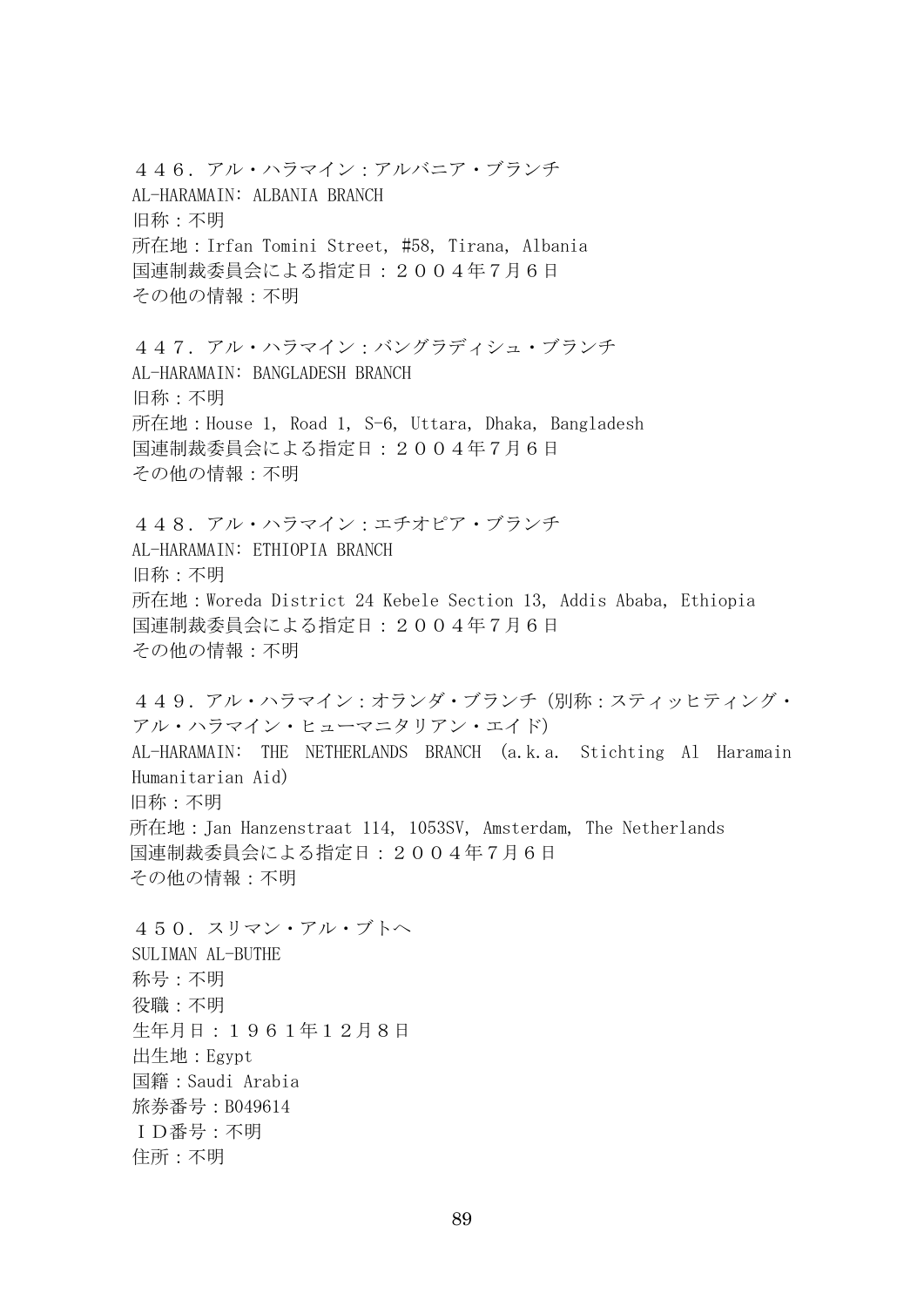４４６．アル・ハラマイン：アルバニア・ブランチ
AL-HARAMAIN: ALBANIA BRANCH
旧称：不明
所在地：Irfan Tomini Street, #58, Tirana, Albania
国連制裁委員会による指定日：２００４年７月６日
その他の情報：不明

４４７．アル・ハラマイン：バングラディシュ・ブランチ
AL-HARAMAIN: BANGLADESH BRANCH
旧称：不明
所在地：House 1, Road 1, S-6, Uttara, Dhaka, Bangladesh
国連制裁委員会による指定日：２００４年７月６日
その他の情報：不明

４４８．アル・ハラマイン：エチオピア・ブランチ
AL-HARAMAIN: ETHIOPIA BRANCH
旧称：不明
所在地：Woreda District 24 Kebele Section 13, Addis Ababa, Ethiopia
国連制裁委員会による指定日：２００４年７月６日
その他の情報：不明

４４９．アル・ハラマイン：オランダ・ブランチ（別称：スティッヒティング・アル・ハラマイン・ヒューマニタリアン・エイド）
AL-HARAMAIN: THE NETHERLANDS BRANCH (a.k.a. Stichting Al Haramain Humanitarian Aid)
旧称：不明
所在地：Jan Hanzenstraat 114, 1053SV, Amsterdam, The Netherlands
国連制裁委員会による指定日：２００４年７月６日
その他の情報：不明

４５０．スリマン・アル・ブトヘ
SULIMAN AL-BUTHE
称号：不明
役職：不明
生年月日：１９６１年１２月８日
出生地：Egypt
国籍：Saudi Arabia
旅券番号：B049614
ＩＤ番号：不明
住所：不明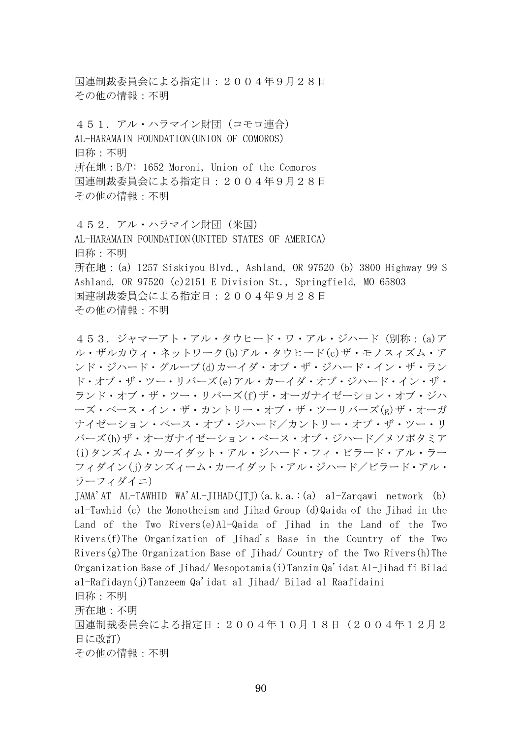国連制裁委員会による指定日：２００４年９月２８日
その他の情報：不明

４５１．アル・ハラマイン財団（コモロ連合）
AL-HARAMAIN FOUNDATION(UNION OF COMOROS)
旧称：不明
所在地：B/P: 1652 Moroni, Union of the Comoros
国連制裁委員会による指定日：２００４年９月２８日
その他の情報：不明

４５２．アル・ハラマイン財団（米国）
AL-HARAMAIN FOUNDATION(UNITED STATES OF AMERICA)
旧称：不明
所在地：(a) 1257 Siskiyou Blvd., Ashland, OR 97520 (b) 3800 Highway 99 S Ashland, OR 97520 (c)2151 E Division St., Springfield, MO 65803
国連制裁委員会による指定日：２００４年９月２８日
その他の情報：不明

４５３．ジャマーアト・アル・タウヒード・ワ・アル・ジハード（別称：(a)アル・ザルカウィ・ネットワーク(b)アル・タウヒード(c)ザ・モノスィズム・アンド・ジハード・グループ(d)カーイダ・オブ・ザ・ジハード・イン・ザ・ランド・オブ・ザ・ツー・リバーズ(e)アル・カーイダ・オブ・ジハード・イン・ザ・ランド・オブ・ザ・ツー・リバーズ(f)ザ・オーガナイゼーション・オブ・ジハーズ・ベース・イン・ザ・カントリー・オブ・ザ・ツーリバーズ(g)ザ・オーガナイゼーション・ベース・オブ・ジハード／カントリー・オブ・ザ・ツー・リバーズ(h)ザ・オーガナイゼーション・ベース・オブ・ジハード／メソポタミア(i)タンズィム・カーイダット・アル・ジハード・フィ・ビラード・アル・ラーフィダイン(j)タンズィーム・カーイダット・アル・ジハード／ビラード・アル・ラーフィダイニ）
JAMA'AT AL-TAWHID WA'AL-JIHAD(JTJ)(a.k.a.:(a) al-Zarqawi network (b) al-Tawhid (c) the Monotheism and Jihad Group (d)Qaida of the Jihad in the Land of the Two Rivers(e)Al-Qaida of Jihad in the Land of the Two Rivers(f)The Organization of Jihad's Base in the Country of the Two Rivers(g)The Organization Base of Jihad/ Country of the Two Rivers(h)The Organization Base of Jihad/ Mesopotamia(i)Tanzim Qa'idat Al-Jihad fi Bilad al-Rafidayn(j)Tanzeem Qa'idat al Jihad/ Bilad al Raafidaini
旧称：不明
所在地：不明
国連制裁委員会による指定日：２００４年１０月１８日（２００４年１２月２日に改訂）
その他の情報：不明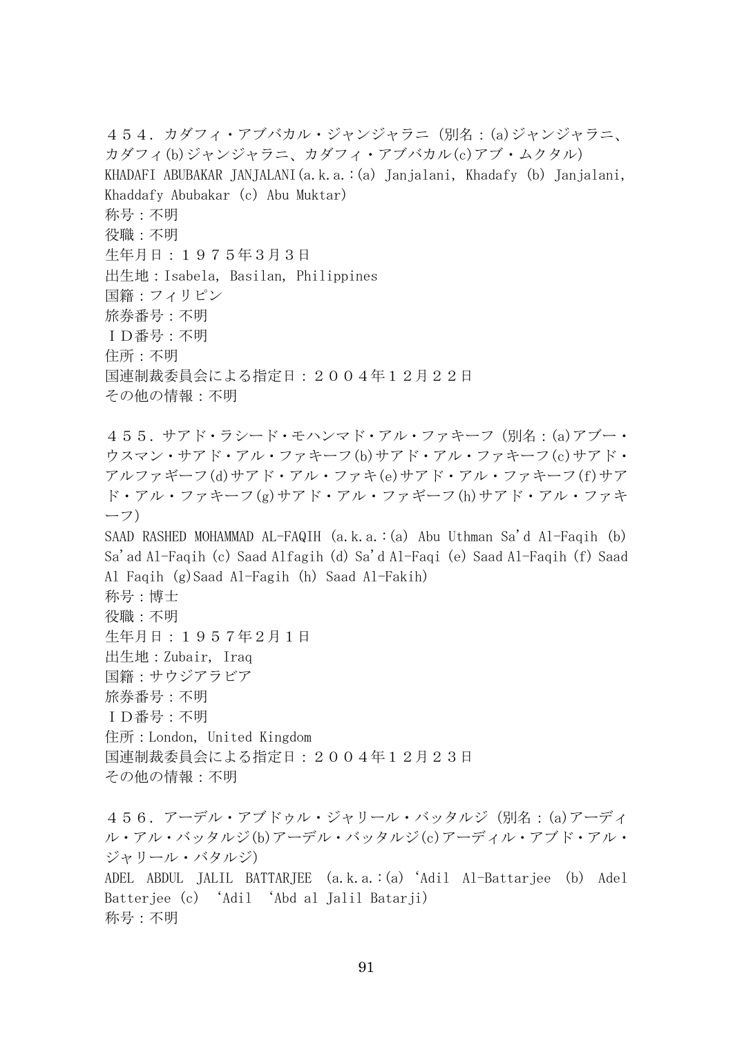４５４．カダフィ・アブバカル・ジャンジャラニ（別名：(a)ジャンジャラニ、カダフィ(b)ジャンジャラニ、カダフィ・アブバカル(c)アブ・ムクタル）
KHADAFI ABUBAKAR JANJALANI(a.k.a.:(a) Janjalani, Khadafy (b) Janjalani, Khaddafy Abubakar (c) Abu Muktar)
称号：不明
役職：不明
生年月日：１９７５年３月３日
出生地：Isabela, Basilan, Philippines
国籍：フィリピン
旅券番号：不明
ＩＤ番号：不明
住所：不明
国連制裁委員会による指定日：２００４年１２月２２日
その他の情報：不明

４５５．サアド・ラシード・モハンマド・アル・ファキーフ（別名：(a)アブー・ウスマン・サアド・アル・ファキーフ(b)サアド・アル・ファキーフ(c)サアド・アルファギーフ(d)サアド・アル・ファキ(e)サアド・アル・ファキーフ(f)サアド・アル・ファキーフ(g)サアド・アル・ファギーフ(h)サアド・アル・ファキーフ）
SAAD RASHED MOHAMMAD AL-FAQIH (a.k.a.:(a) Abu Uthman Sa'd Al-Faqih (b) Sa'ad Al-Faqih (c) Saad Alfagih (d) Sa'd Al-Faqi (e) Saad Al-Faqih (f) Saad Al Faqih (g)Saad Al-Fagih (h) Saad Al-Fakih)
称号：博士
役職：不明
生年月日：１９５７年２月１日
出生地：Zubair, Iraq
国籍：サウジアラビア
旅券番号：不明
ＩＤ番号：不明
住所：London, United Kingdom
国連制裁委員会による指定日：２００４年１２月２３日
その他の情報：不明

４５６．アーデル・アブドゥル・ジャリール・バッタルジ（別名：(a)アーディル・アル・バッタルジ(b)アーデル・バッタルジ(c)アーディル・アブド・アル・ジャリール・バタルジ）
ADEL ABDUL JALIL BATTARJEE (a.k.a.:(a) ʻAdil Al-Battarjee (b) Adel Batterjee (c) ʻAdil ʻAbd al Jalil Batarji)
称号：不明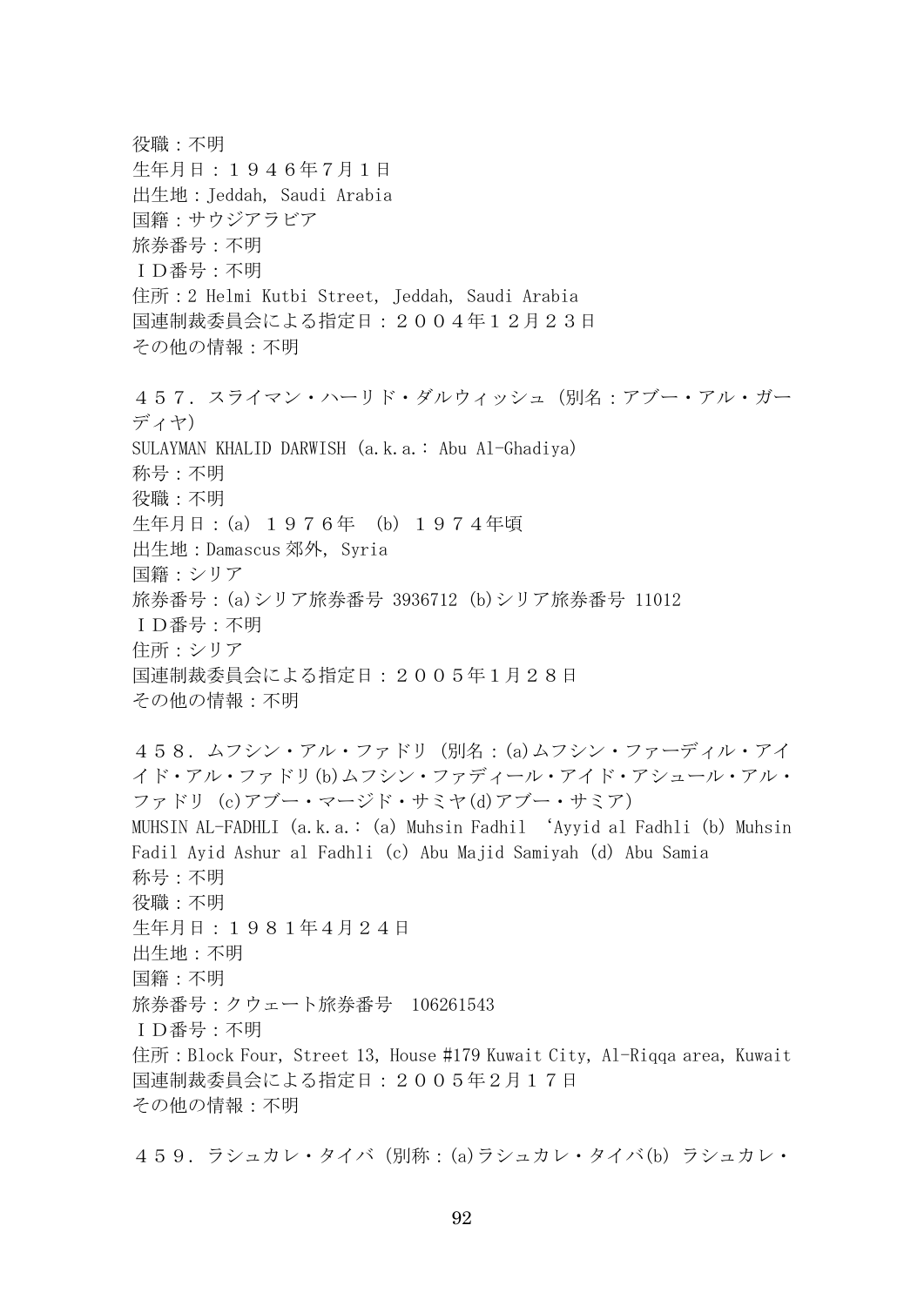役職：不明
生年月日：１９４６年7月１日
出生地：Jeddah, Saudi Arabia
国籍：サウジアラビア
旅券番号：不明
ＩＤ番号：不明
住所：2 Helmi Kutbi Street, Jeddah, Saudi Arabia
国連制裁委員会による指定日：２００４年１２月２３日
その他の情報：不明

４５７．スライマン・ハーリド・ダルウィッシュ（別名：アブー・アル・ガーディヤ）
SULAYMAN KHALID DARWISH (a.k.a.: Abu Al-Ghadiya)
称号：不明
役職：不明
生年月日：(a) １９７６年 (b) １９７４年頃
出生地：Damascus 郊外, Syria
国籍：シリア
旅券番号：(a)シリア旅券番号 3936712 (b)シリア旅券番号 11012
ＩＤ番号：不明
住所：シリア
国連制裁委員会による指定日：２００５年１月２８日
その他の情報：不明

４５８．ムフシン・アル・ファドリ（別名：(a)ムフシン・ファーディル・アイイド・アル・ファドリ(b)ムフシン・ファディール・アイド・アシュール・アル・ファドリ (c)アブー・マージド・サミヤ(d)アブー・サミア）
MUHSIN AL-FADHLI (a.k.a.: (a) Muhsin Fadhil 'Ayyid al Fadhli (b) Muhsin Fadil Ayid Ashur al Fadhli (c) Abu Majid Samiyah (d) Abu Samia
称号：不明
役職：不明
生年月日：１９８１年4月２４日
出生地：不明
国籍：不明
旅券番号：クウェート旅券番号　106261543
ＩＤ番号：不明
住所：Block Four, Street 13, House #179 Kuwait City, Al-Riqqa area, Kuwait
国連制裁委員会による指定日：２００５年２月１７日
その他の情報：不明

４５９．ラシュカレ・タイバ（別称：(a)ラシュカレ・タイバ(b) ラシュカレ・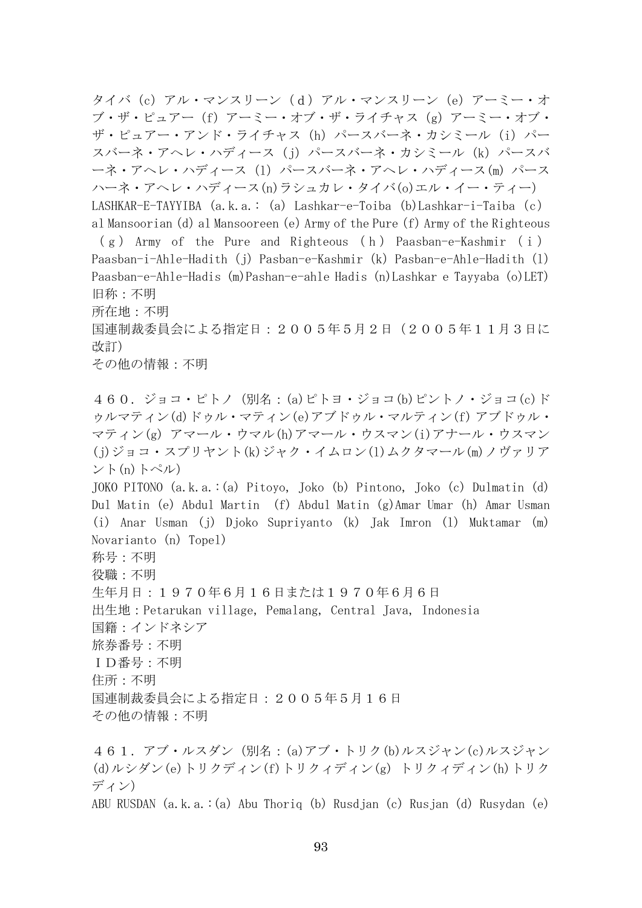タイバ (c) アル・マンスリーン（d）アル・マンスリーン (e) アーミー・オブ・ザ・ピュアー (f) アーミー・オブ・ザ・ライチャス (g) アーミー・オブ・ザ・ピュアー・アンド・ライチャス (h) パースバーネ・カシミール (i) パースバーネ・アヘレ・ハディース (j) パースバーネ・カシミール (k) パースバーネ・アヘレ・ハディース (l) パースバーネ・アヘレ・ハディース(m) パースハーネ・アヘレ・ハディース(n)ラシュカレ・タイバ(o)エル・イー・ティー)
LASHKAR-E-TAYYIBA (a.k.a.: (a) Lashkar-e-Toiba (b)Lashkar-i-Taiba (c) al Mansoorian (d) al Mansooreen (e) Army of the Pure (f) Army of the Righteous (g) Army of the Pure and Righteous (h) Paasban-e-Kashmir (i) Paasban-i-Ahle-Hadith (j) Pasban-e-Kashmir (k) Pasban-e-Ahle-Hadith (l) Paasban-e-Ahle-Hadis (m)Pashan-e-ahle Hadis (n)Lashkar e Tayyaba (o)LET)
旧称：不明
所在地：不明
国連制裁委員会による指定日：２００５年５月２日（２００５年１１月３日に改訂）
その他の情報：不明

４６０．ジョコ・ピトノ (別名：(a)ピトヨ・ジョコ(b)ピントノ・ジョコ(c)ドゥルマティン(d)ドゥル・マティン(e)アブドゥル・マルティン(f) アブドゥル・マティン(g) アマール・ウマル(h)アマール・ウスマン(i)アナール・ウスマン(j)ジョコ・スプリヤント(k)ジャク・イムロン(l)ムクタマール(m)ノヴァリアント(n)トペル)
JOKO PITONO (a.k.a.:(a) Pitoyo, Joko (b) Pintono, Joko (c) Dulmatin (d) Dul Matin (e) Abdul Martin (f) Abdul Matin (g)Amar Umar (h) Amar Usman (i) Anar Usman (j) Djoko Supriyanto (k) Jak Imron (l) Muktamar (m) Novarianto (n) Topel)
称号：不明
役職：不明
生年月日：１９７０年６月１６日または１９７０年６月６日
出生地：Petarukan village, Pemalang, Central Java, Indonesia
国籍：インドネシア
旅券番号：不明
ＩＤ番号：不明
住所：不明
国連制裁委員会による指定日：２００５年５月１６日
その他の情報：不明

４６１．アブ・ルスダン (別名：(a)アブ・トリク(b)ルスジャン(c)ルスジャン(d)ルシダン(e)トリクディン(f)トリクィディン(g) トリクィディン(h)トリクディン)
ABU RUSDAN (a.k.a.:(a) Abu Thoriq (b) Rusdjan (c) Rusjan (d) Rusydan (e)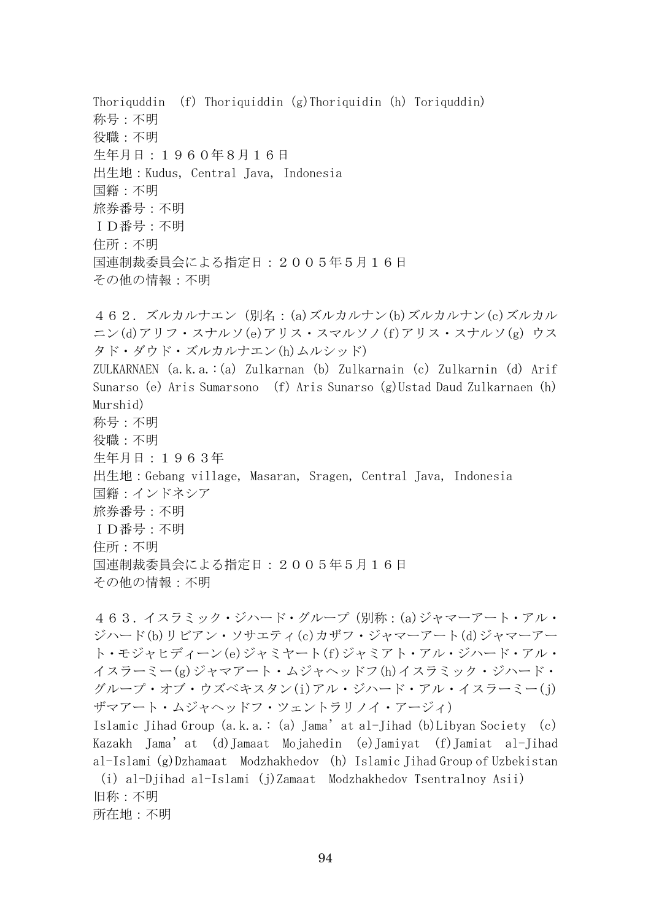Thoriquddin (f) Thoriquiddin (g)Thoriquidin (h) Toriquddin)
称号：不明
役職：不明
生年月日：１９６０年８月１６日
出生地：Kudus, Central Java, Indonesia
国籍：不明
旅券番号：不明
ＩＤ番号：不明
住所：不明
国連制裁委員会による指定日：２００５年５月１６日
その他の情報：不明

４６２．ズルカルナエン（別名：(a)ズルカルナン(b)ズルカルナン(c)ズルカルニン(d)アリフ・スナルソ(e)アリス・スマルソノ(f)アリス・スナルソ(g) ウスタド・ダウド・ズルカルナエン(h)ムルシッド）
ZULKARNAEN (a.k.a.：(a) Zulkarnan (b) Zulkarnain (c) Zulkarnin (d) Arif Sunarso (e) Aris Sumarsono (f) Aris Sunarso (g)Ustad Daud Zulkarnaen (h) Murshid)
称号：不明
役職：不明
生年月日：１９６３年
出生地：Gebang village, Masaran, Sragen, Central Java, Indonesia
国籍：インドネシア
旅券番号：不明
ＩＤ番号：不明
住所：不明
国連制裁委員会による指定日：２００５年５月１６日
その他の情報：不明

４６３．イスラミック・ジハード・グループ（別称：(a)ジャマーアート・アル・ジハード(b)リビアン・ソサエティ(c)カザフ・ジャマーアート(d)ジャマーアート・モジャヒディーン(e)ジャミヤート(f)ジャミアト・アル・ジハード・アル・イスラーミー(g)ジャマアート・ムジャヘッドフ(h)イスラミック・ジハード・グループ・オブ・ウズベキスタン(i)アル・ジハード・アル・イスラーミー(j)ザマアート・ムジャヘッドフ・ツェントラリノイ・アージィ）
Islamic Jihad Group (a.k.a.：(a) Jama'at al-Jihad (b)Libyan Society (c) Kazakh Jama'at (d)Jamaat Mojahedin (e)Jamiyat (f)Jamiat al-Jihad al-Islami (g)Dzhamaat Modzhakhedov (h) Islamic Jihad Group of Uzbekistan (i) al-Djihad al-Islami (j)Zamaat Modzhakhedov Tsentralnoy Asii)
旧称：不明
所在地：不明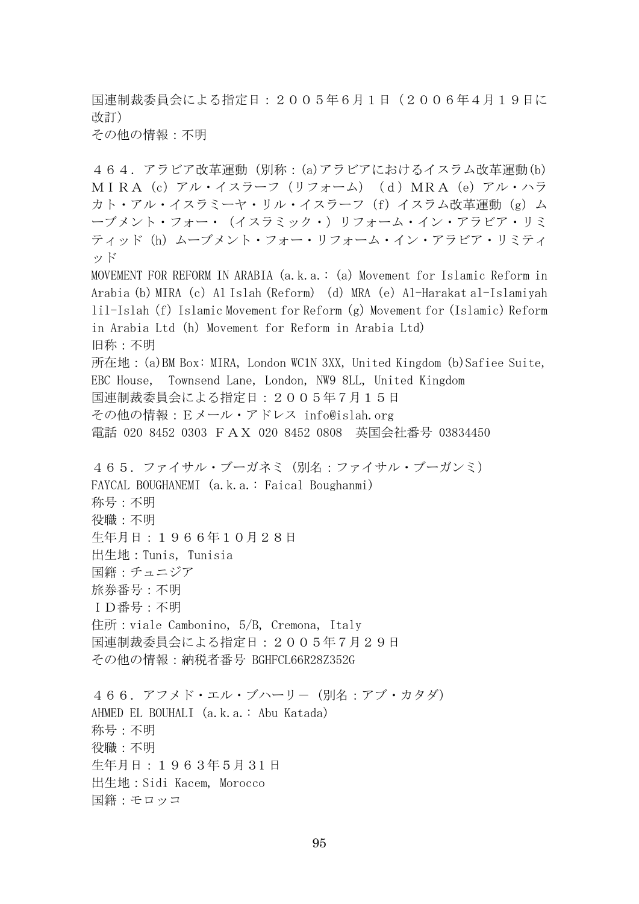国連制裁委員会による指定日：２００５年6月1日（２００６年4月１９日に改訂）
その他の情報：不明

４６４．アラビア改革運動（別称：(a)アラビアにおけるイスラム改革運動(b)ＭＩＲＡ（c）アル・イスラーフ（リフォーム）（ｄ）ＭＲＡ（e）アル・ハラカト・アル・イスラミーヤ・リル・イスラーフ（f）イスラム改革運動（g）ムーブメント・フォー・（イスラミック・）リフォーム・イン・アラビア・リミティッド（h）ムーブメント・フォー・リフォーム・イン・アラビア・リミティッド
MOVEMENT FOR REFORM IN ARABIA (a.k.a.: (a) Movement for Islamic Reform in Arabia (b) MIRA (c) Al Islah (Reform) (d) MRA (e) Al-Harakat al-Islamiyah lil-Islah (f) Islamic Movement for Reform (g) Movement for (Islamic) Reform in Arabia Ltd (h) Movement for Reform in Arabia Ltd)
旧称：不明
所在地：(a)BM Box: MIRA, London WC1N 3XX, United Kingdom (b)Safiee Suite, EBC House, Townsend Lane, London, NW9 8LL, United Kingdom
国連制裁委員会による指定日：２００５年７月１５日
その他の情報：Ｅメール・アドレス info@islah.org
電話 020 8452 0303 ＦＡＸ 020 8452 0808 英国会社番号 03834450

４６５．ファイサル・ブーガネミ（別名：ファイサル・ブーガンミ）
FAYCAL BOUGHANEMI (a.k.a.: Faical Boughanmi)
称号：不明
役職：不明
生年月日：１９６６年１０月２８日
出生地：Tunis, Tunisia
国籍：チュニジア
旅券番号：不明
ＩＤ番号：不明
住所：viale Cambonino, 5/B, Cremona, Italy
国連制裁委員会による指定日：２００５年７月２９日
その他の情報：納税者番号 BGHFCL66R28Z352G

４６６．アフメド・エル・ブハーリー（別名：アブ・カタダ）
AHMED EL BOUHALI (a.k.a.: Abu Katada)
称号：不明
役職：不明
生年月日：１９６３年5月31日
出生地：Sidi Kacem, Morocco
国籍：モロッコ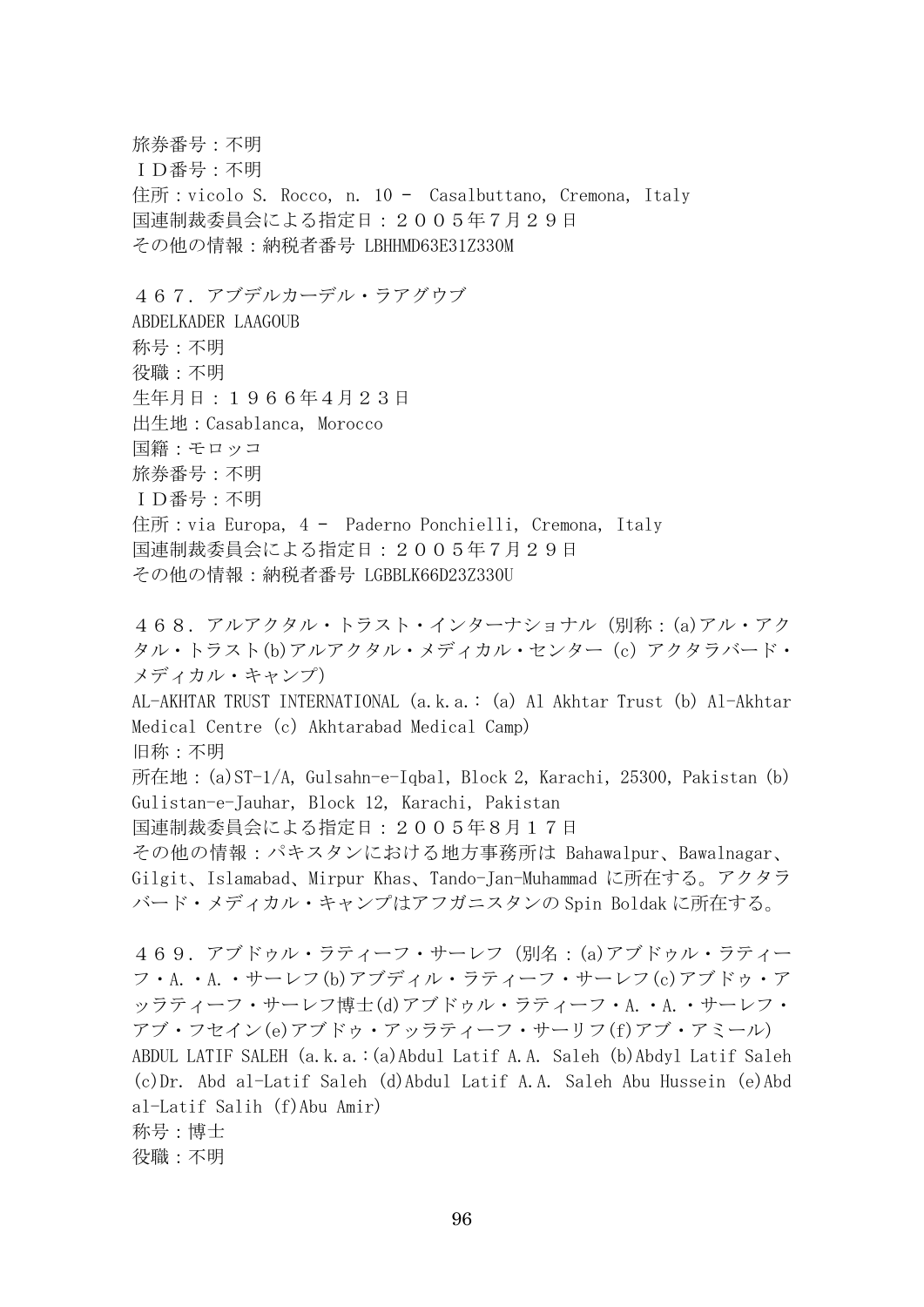旅券番号：不明
ＩＤ番号：不明
住所：vicolo S. Rocco, n. 10 - Casalbuttano, Cremona, Italy
国連制裁委員会による指定日：２００５年７月２９日
その他の情報：納税者番号 LBHHMD63E31Z330M

４６７．アブデルカーデル・ラアグウブ
ABDELKADER LAAGOUB
称号：不明
役職：不明
生年月日：１９６６年４月２３日
出生地：Casablanca, Morocco
国籍：モロッコ
旅券番号：不明
ＩＤ番号：不明
住所：via Europa, 4 - Paderno Ponchielli, Cremona, Italy
国連制裁委員会による指定日：２００５年７月２９日
その他の情報：納税者番号 LGBBLK66D23Z330U

４６８．アルアクタル・トラスト・インターナショナル（別称：(a)アル・アクタル・トラスト(b)アルアクタル・メディカル・センター (c) アクタラバード・メディカル・キャンプ）
AL-AKHTAR TRUST INTERNATIONAL (a.k.a.: (a) Al Akhtar Trust (b) Al-Akhtar Medical Centre (c) Akhtarabad Medical Camp)
旧称：不明
所在地：(a)ST-1/A, Gulsahn-e-Iqbal, Block 2, Karachi, 25300, Pakistan (b) Gulistan-e-Jauhar, Block 12, Karachi, Pakistan
国連制裁委員会による指定日：２００５年８月１７日
その他の情報：パキスタンにおける地方事務所は Bahawalpur、Bawalnagar、Gilgit、Islamabad、Mirpur Khas、Tando-Jan-Muhammad に所在する。アクタラバード・メディカル・キャンプはアフガニスタンの Spin Boldak に所在する。

４６９．アブドゥル・ラティーフ・サーレフ（別名：(a)アブドゥル・ラティーフ・A.・A.・サーレフ(b)アブディル・ラティーフ・サーレフ(c)アブドゥ・アッラティーフ・サーレフ博士(d)アブドゥル・ラティーフ・A.・A.・サーレフ・アブ・フセイン(e)アブドゥ・アッラティーフ・サーリフ(f)アブ・アミール）
ABDUL LATIF SALEH (a.k.a.:(a)Abdul Latif A.A. Saleh (b)Abdyl Latif Saleh (c)Dr. Abd al-Latif Saleh (d)Abdul Latif A.A. Saleh Abu Hussein (e)Abd al-Latif Salih (f)Abu Amir)
称号：博士
役職：不明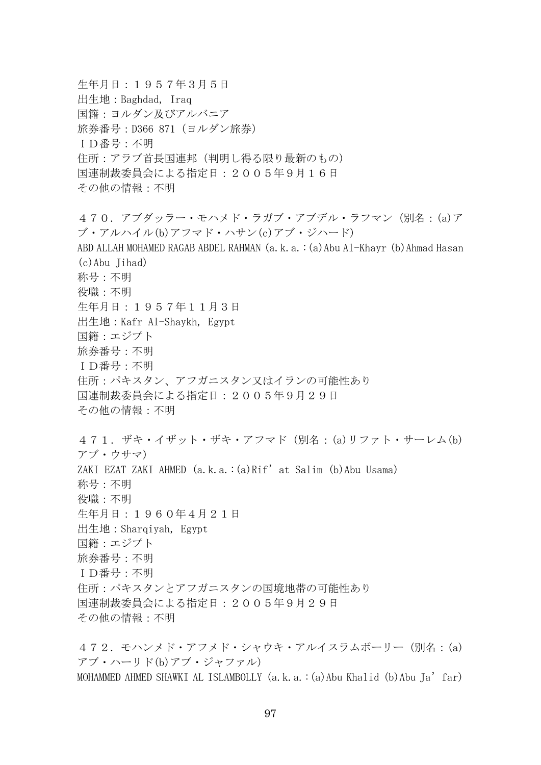生年月日：１９５７年３月５日
出生地：Baghdad, Iraq
国籍：ヨルダン及びアルバニア
旅券番号：D366 871（ヨルダン旅券）
ＩＤ番号：不明
住所：アラブ首長国連邦（判明し得る限り最新のもの）
国連制裁委員会による指定日：２００５年９月１６日
その他の情報：不明

４７０．アブダッラー・モハメド・ラガブ・アブデル・ラフマン（別名：(a)アブ・アルハイル(b)アフマド・ハサン(c)アブ・ジハード）
ABD ALLAH MOHAMED RAGAB ABDEL RAHMAN (a.k.a.:(a)Abu Al-Khayr (b)Ahmad Hasan (c)Abu Jihad)
称号：不明
役職：不明
生年月日：１９５７年１１月３日
出生地：Kafr Al-Shaykh, Egypt
国籍：エジプト
旅券番号：不明
ＩＤ番号：不明
住所：パキスタン、アフガニスタン又はイランの可能性あり
国連制裁委員会による指定日：２００５年９月２９日
その他の情報：不明

４７１．ザキ・イザット・ザキ・アフマド（別名：(a)リファト・サーレム(b)アブ・ウサマ）
ZAKI EZAT ZAKI AHMED (a.k.a.:(a)Rif'at Salim (b)Abu Usama)
称号：不明
役職：不明
生年月日：１９６０年４月２１日
出生地：Sharqiyah, Egypt
国籍：エジプト
旅券番号：不明
ＩＤ番号：不明
住所：パキスタンとアフガニスタンの国境地帯の可能性あり
国連制裁委員会による指定日：２００５年９月２９日
その他の情報：不明

４７２．モハンメド・アフメド・シャウキ・アルイスラムボーリー（別名：(a)アブ・ハーリド(b)アブ・ジャファル）
MOHAMMED AHMED SHAWKI AL ISLAMBOLLY (a.k.a.:(a)Abu Khalid (b)Abu Ja'far)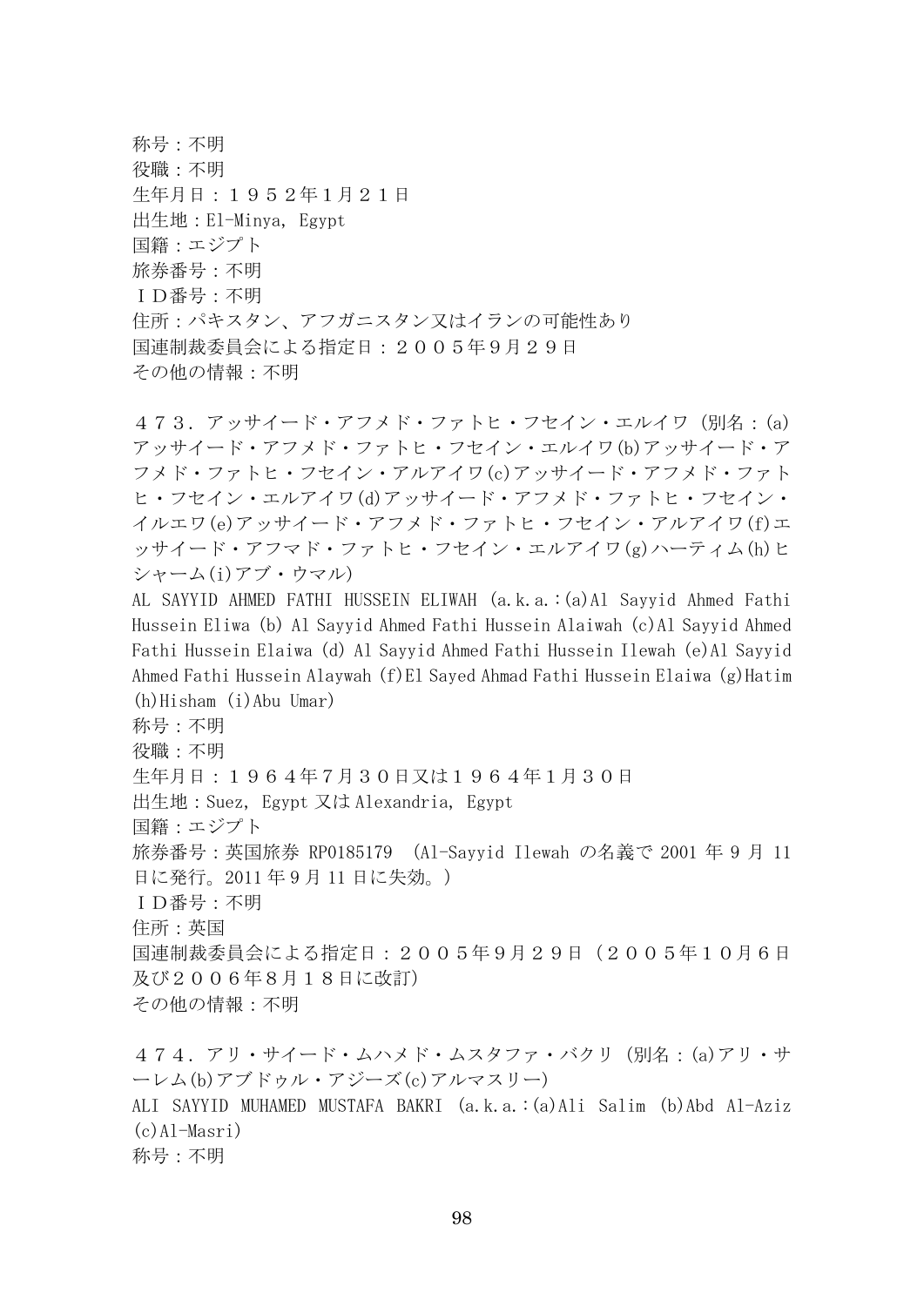称号：不明
役職：不明
生年月日：１９５２年1月２１日
出生地：El-Minya, Egypt
国籍：エジプト
旅券番号：不明
ＩＤ番号：不明
住所：パキスタン、アフガニスタン又はイランの可能性あり
国連制裁委員会による指定日：２００５年９月２９日
その他の情報：不明

４７３．アッサイード・アフメド・ファトヒ・フセイン・エルイワ（別名：(a)アッサイード・アフメド・ファトヒ・フセイン・エルイワ(b)アッサイード・アフメド・ファトヒ・フセイン・アルアイワ(c)アッサイード・アフメド・ファトヒ・フセイン・エルアイワ(d)アッサイード・アフメド・ファトヒ・フセイン・イルエワ(e)アッサイード・アフメド・ファトヒ・フセイン・アルアイワ(f)エッサイード・アフマド・ファトヒ・フセイン・エルアイワ(g)ハーティム(h)ヒシャーム(i)アブ・ウマル）
AL SAYYID AHMED FATHI HUSSEIN ELIWAH (a.k.a.:(a)Al Sayyid Ahmed Fathi Hussein Eliwa (b) Al Sayyid Ahmed Fathi Hussein Alaiwah (c)Al Sayyid Ahmed Fathi Hussein Elaiwa (d) Al Sayyid Ahmed Fathi Hussein Ilewah (e)Al Sayyid Ahmed Fathi Hussein Alaywah (f)El Sayed Ahmad Fathi Hussein Elaiwa (g)Hatim (h)Hisham (i)Abu Umar)
称号：不明
役職：不明
生年月日：１９６４年7月３０日又は１９６４年1月３０日
出生地：Suez, Egypt 又は Alexandria, Egypt
国籍：エジプト
旅券番号：英国旅券 RP0185179 （Al-Sayyid Ilewah の名義で 2001 年 9 月 11 日に発行。2011 年 9 月 11 日に失効。）
ＩＤ番号：不明
住所：英国
国連制裁委員会による指定日：２００５年９月２９日（２００５年１０月６日及び２００６年８月１８日に改訂）
その他の情報：不明

４７４．アリ・サイード・ムハメド・ムスタファ・バクリ（別名：(a)アリ・サーレム(b)アブドゥル・アジーズ(c)アルマスリー）
ALI SAYYID MUHAMED MUSTAFA BAKRI (a.k.a.:(a)Ali Salim (b)Abd Al-Aziz (c)Al-Masri)
称号：不明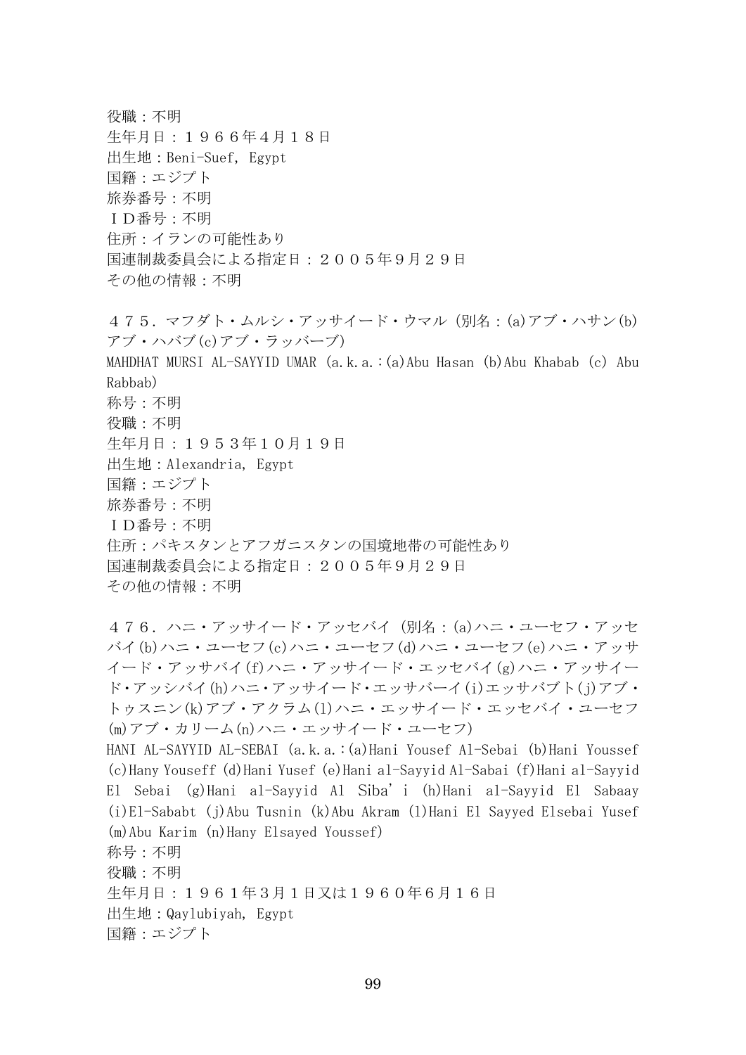役職：不明
生年月日：１９６６年4月１８日
出生地：Beni-Suef, Egypt
国籍：エジプト
旅券番号：不明
ＩＤ番号：不明
住所：イランの可能性あり
国連制裁委員会による指定日：２００５年９月２９日
その他の情報：不明

４７５．マフダト・ムルシ・アッサイード・ウマル（別名：(a)アブ・ハサン(b)アブ・ハバブ(c)アブ・ラッバーブ）
MAHDHAT MURSI AL-SAYYID UMAR (a.k.a.:(a)Abu Hasan (b)Abu Khabab (c) Abu Rabbab)
称号：不明
役職：不明
生年月日：１９５３年１０月１９日
出生地：Alexandria, Egypt
国籍：エジプト
旅券番号：不明
ＩＤ番号：不明
住所：パキスタンとアフガニスタンの国境地帯の可能性あり
国連制裁委員会による指定日：２００５年９月２９日
その他の情報：不明

４７６．ハニ・アッサイード・アッセバイ（別名：(a)ハニ・ユーセフ・アッセバイ(b)ハニ・ユーセフ(c)ハニ・ユーセフ(d)ハニ・ユーセフ(e)ハニ・アッサイード・アッサバイ(f)ハニ・アッサイード・エッセバイ(g)ハニ・アッサイード・アッシバイ(h)ハニ・アッサイード・エッサバーイ(i)エッサバブト(j)アブ・トゥスニン(k)アブ・アクラム(l)ハニ・エッサイード・エッセバイ・ユーセフ(m)アブ・カリーム(n)ハニ・エッサイード・ユーセフ）
HANI AL-SAYYID AL-SEBAI (a.k.a.:(a)Hani Yousef Al-Sebai (b)Hani Youssef (c)Hany Youseff (d)Hani Yusef (e)Hani al-Sayyid Al-Sabai (f)Hani al-Sayyid El Sebai (g)Hani al-Sayyid Al Siba'i (h)Hani al-Sayyid El Sabaay (i)El-Sababt (j)Abu Tusnin (k)Abu Akram (l)Hani El Sayyed Elsebai Yusef (m)Abu Karim (n)Hany Elsayed Youssef)
称号：不明
役職：不明
生年月日：１９６１年3月１日又は１９６０年６月１６日
出生地：Qaylubiyah, Egypt
国籍：エジプト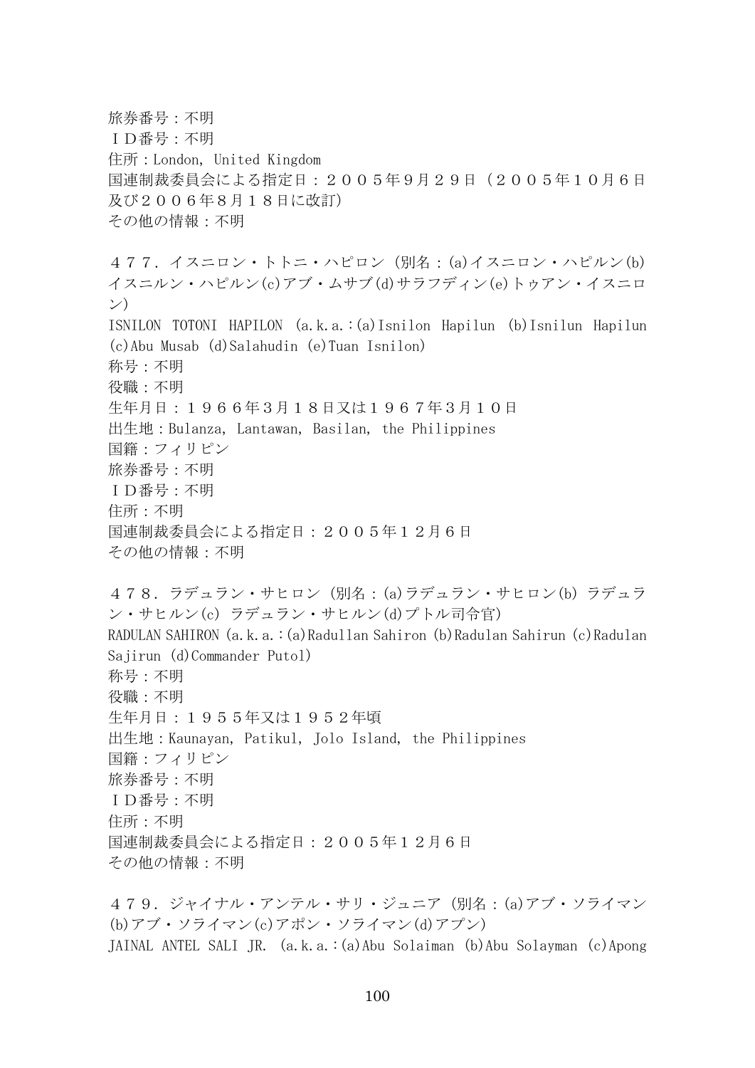旅券番号：不明
ＩＤ番号：不明
住所：London, United Kingdom
国連制裁委員会による指定日：２００５年９月２９日（２００５年１０月６日及び２００６年８月１８日に改訂）
その他の情報：不明

４７７．イスニロン・トトニ・ハピロン（別名：(a)イスニロン・ハピルン(b)イスニルン・ハピルン(c)アブ・ムサブ(d)サラフディン(e)トゥアン・イスニロン）
ISNILON TOTONI HAPILON (a.k.a.:(a)Isnilon Hapilun (b)Isnilun Hapilun (c)Abu Musab (d)Salahudin (e)Tuan Isnilon)
称号：不明
役職：不明
生年月日：１９６６年３月１８日又は１９６７年３月１０日
出生地：Bulanza, Lantawan, Basilan, the Philippines
国籍：フィリピン
旅券番号：不明
ＩＤ番号：不明
住所：不明
国連制裁委員会による指定日：２００５年１２月６日
その他の情報：不明

４７８．ラデュラン・サヒロン（別名：(a)ラデュラン・サヒロン(b) ラデュラン・サヒルン(c) ラデュラン・サヒルン(d)プトル司令官）
RADULAN SAHIRON (a.k.a.:(a)Radullan Sahiron (b)Radulan Sahirun (c)Radulan Sajirun (d)Commander Putol)
称号：不明
役職：不明
生年月日：１９５５年又は１９５２年頃
出生地：Kaunayan, Patikul, Jolo Island, the Philippines
国籍：フィリピン
旅券番号：不明
ＩＤ番号：不明
住所：不明
国連制裁委員会による指定日：２００５年１２月６日
その他の情報：不明

４７９．ジャイナル・アンテル・サリ・ジュニア（別名：(a)アブ・ソライマン(b)アブ・ソライマン(c)アポン・ソライマン(d)アプン）
JAINAL ANTEL SALI JR. (a.k.a.:(a)Abu Solaiman (b)Abu Solayman (c)Apong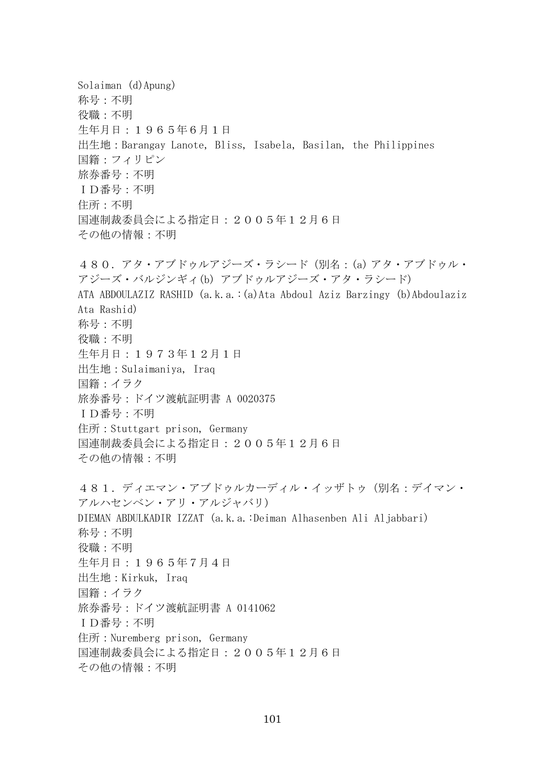Solaiman (d)Apung)
称号：不明
役職：不明
生年月日：１９６５年6月１日
出生地：Barangay Lanote, Bliss, Isabela, Basilan, the Philippines
国籍：フィリピン
旅券番号：不明
ＩＤ番号：不明
住所：不明
国連制裁委員会による指定日：２００５年１２月６日
その他の情報：不明

４８０．アタ・アブドゥルアジーズ・ラシード（別名：(a) アタ・アブドゥル・アジーズ・バルジンギィ(b) アブドゥルアジーズ・アタ・ラシード）
ATA ABDOULAZIZ RASHID (a.k.a.:(a)Ata Abdoul Aziz Barzingy (b)Abdoulaziz Ata Rashid)
称号：不明
役職：不明
生年月日：１９７３年１２月１日
出生地：Sulaimaniya, Iraq
国籍：イラク
旅券番号：ドイツ渡航証明書 A 0020375
ＩＤ番号：不明
住所：Stuttgart prison, Germany
国連制裁委員会による指定日：２００５年１２月６日
その他の情報：不明

４８１．ディエマン・アブドゥルカーディル・イッザトゥ（別名：デイマン・アルハセンベン・アリ・アルジャバリ）
DIEMAN ABDULKADIR IZZAT (a.k.a.:Deiman Alhasenben Ali Aljabbari)
称号：不明
役職：不明
生年月日：１９６５年７月４日
出生地：Kirkuk, Iraq
国籍：イラク
旅券番号：ドイツ渡航証明書 A 0141062
ＩＤ番号：不明
住所：Nuremberg prison, Germany
国連制裁委員会による指定日：２００５年１２月６日
その他の情報：不明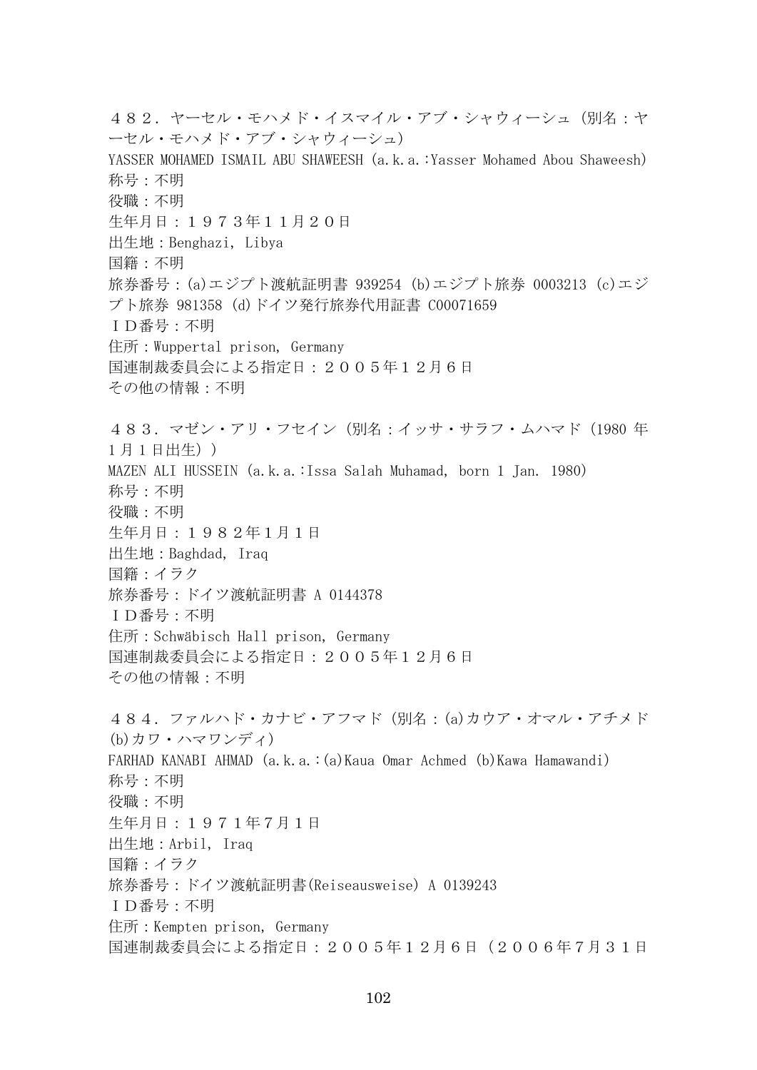４８２．ヤーセル・モハメド・イスマイル・アブ・シャウィーシュ（別名：ヤーセル・モハメド・アブ・シャウィーシュ）
YASSER MOHAMED ISMAIL ABU SHAWEESH (a.k.a.:Yasser Mohamed Abou Shaweesh)
称号：不明
役職：不明
生年月日：１９７３年１１月２０日
出生地：Benghazi, Libya
国籍：不明
旅券番号：(a)エジプト渡航証明書 939254 (b)エジプト旅券 0003213 (c)エジプト旅券 981358 (d)ドイツ発行旅券代用証書 C00071659
ＩＤ番号：不明
住所：Wuppertal prison, Germany
国連制裁委員会による指定日：２００５年１２月６日
その他の情報：不明

４８３．マゼン・アリ・フセイン（別名：イッサ・サラフ・ムハマド（1980 年 1 月 1 日出生））
MAZEN ALI HUSSEIN (a.k.a.:Issa Salah Muhamad, born 1 Jan. 1980)
称号：不明
役職：不明
生年月日：１９８２年１月１日
出生地：Baghdad, Iraq
国籍：イラク
旅券番号：ドイツ渡航証明書 A 0144378
ＩＤ番号：不明
住所：Schwäbisch Hall prison, Germany
国連制裁委員会による指定日：２００５年１２月６日
その他の情報：不明

４８４．ファルハド・カナビ・アフマド（別名：(a)カウア・オマル・アチメド (b)カワ・ハマワンディ）
FARHAD KANABI AHMAD (a.k.a.:(a)Kaua Omar Achmed (b)Kawa Hamawandi)
称号：不明
役職：不明
生年月日：１９７１年７月１日
出生地：Arbil, Iraq
国籍：イラク
旅券番号：ドイツ渡航証明書(Reiseausweise) A 0139243
ＩＤ番号：不明
住所：Kempten prison, Germany
国連制裁委員会による指定日：２００５年１２月６日（２００６年７月３１日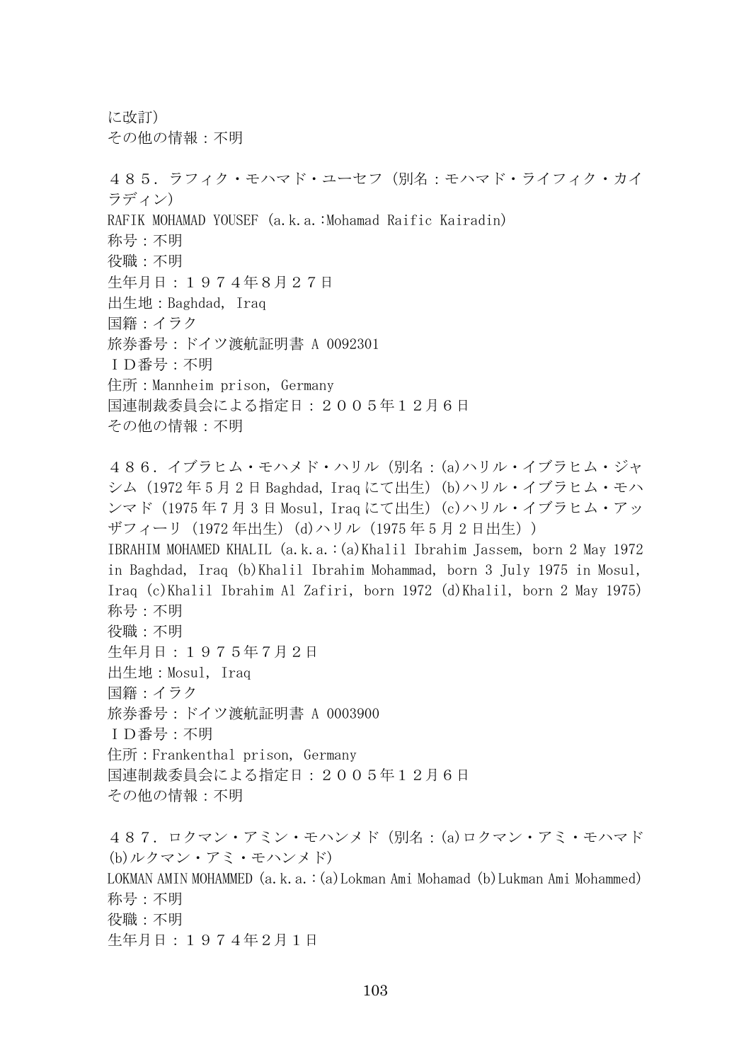に改訂）
その他の情報：不明

４８５．ラフィク・モハマド・ユーセフ（別名：モハマド・ライフィク・カイラディン）
RAFIK MOHAMAD YOUSEF (a.k.a.:Mohamad Raific Kairadin)
称号：不明
役職：不明
生年月日：１９７４年８月２７日
出生地：Baghdad, Iraq
国籍：イラク
旅券番号：ドイツ渡航証明書 A 0092301
ＩＤ番号：不明
住所：Mannheim prison, Germany
国連制裁委員会による指定日：２００５年１２月６日
その他の情報：不明

４８６．イブラヒム・モハメド・ハリル（別名：(a)ハリル・イブラヒム・ジャシム（1972 年 5 月 2 日 Baghdad, Iraq にて出生）(b)ハリル・イブラヒム・モハンマド（1975 年 7 月 3 日 Mosul, Iraq にて出生）(c)ハリル・イブラヒム・アッザフィーリ（1972 年出生）(d)ハリル（1975 年 5 月 2 日出生））
IBRAHIM MOHAMED KHALIL (a.k.a.:(a)Khalil Ibrahim Jassem, born 2 May 1972 in Baghdad, Iraq (b)Khalil Ibrahim Mohammad, born 3 July 1975 in Mosul, Iraq (c)Khalil Ibrahim Al Zafiri, born 1972 (d)Khalil, born 2 May 1975)
称号：不明
役職：不明
生年月日：１９７５年７月２日
出生地：Mosul, Iraq
国籍：イラク
旅券番号：ドイツ渡航証明書 A 0003900
ＩＤ番号：不明
住所：Frankenthal prison, Germany
国連制裁委員会による指定日：２００５年１２月６日
その他の情報：不明

４８７．ロクマン・アミン・モハンメド（別名：(a)ロクマン・アミ・モハマド (b)ルクマン・アミ・モハンメド）
LOKMAN AMIN MOHAMMED (a.k.a.:(a)Lokman Ami Mohamad (b)Lukman Ami Mohammed)
称号：不明
役職：不明
生年月日：１９７４年２月１日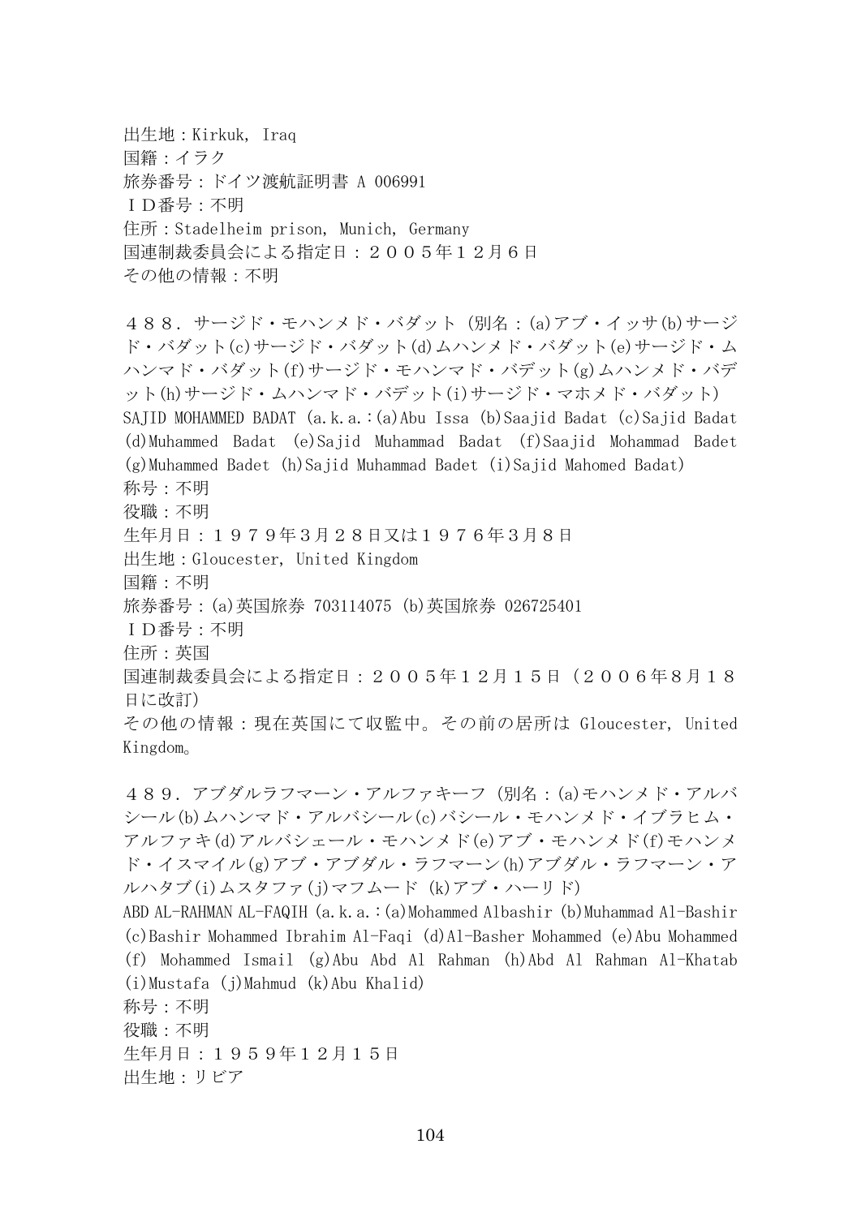出生地：Kirkuk, Iraq
国籍：イラク
旅券番号：ドイツ渡航証明書 A 006991
ＩＤ番号：不明
住所：Stadelheim prison, Munich, Germany
国連制裁委員会による指定日：２００５年１２月６日
その他の情報：不明

４８８．サージド・モハンメド・バダット（別名：(a)アブ・イッサ(b)サージド・バダット(c)サージド・バダット(d)ムハンメド・バダット(e)サージド・ムハンマド・バダット(f)サージド・モハンマド・バデット(g)ムハンメド・バデット(h)サージド・ムハンマド・バデット(i)サージド・マホメド・バダット）
SAJID MOHAMMED BADAT (a.k.a.:(a)Abu Issa (b)Saajid Badat (c)Sajid Badat (d)Muhammed Badat (e)Sajid Muhammad Badat (f)Saajid Mohammad Badet (g)Muhammed Badet (h)Sajid Muhammad Badet (i)Sajid Mahomed Badat)
称号：不明
役職：不明
生年月日：１９７９年３月２８日又は１９７６年３月８日
出生地：Gloucester, United Kingdom
国籍：不明
旅券番号：(a)英国旅券 703114075 (b)英国旅券 026725401
ＩＤ番号：不明
住所：英国
国連制裁委員会による指定日：２００５年１２月１５日（２００６年８月１８日に改訂）
その他の情報：現在英国にて収監中。その前の居所は Gloucester, United Kingdom。

４８９．アブダルラフマーン・アルファキーフ（別名：(a)モハンメド・アルバシール(b)ムハンマド・アルバシール(c)バシール・モハンメド・イブラヒム・アルファキ(d)アルバシェール・モハンメド(e)アブ・モハンメド(f)モハンメド・イスマイル(g)アブ・アブダル・ラフマーン(h)アブダル・ラフマーン・アルハタブ(i)ムスタファ(j)マフムード (k)アブ・ハーリド）
ABD AL-RAHMAN AL-FAQIH (a.k.a.:(a)Mohammed Albashir (b)Muhammad Al-Bashir (c)Bashir Mohammed Ibrahim Al-Faqi (d)Al-Basher Mohammed (e)Abu Mohammed (f) Mohammed Ismail (g)Abu Abd Al Rahman (h)Abd Al Rahman Al-Khatab (i)Mustafa (j)Mahmud (k)Abu Khalid)
称号：不明
役職：不明
生年月日：１９５９年１２月１５日
出生地：リビア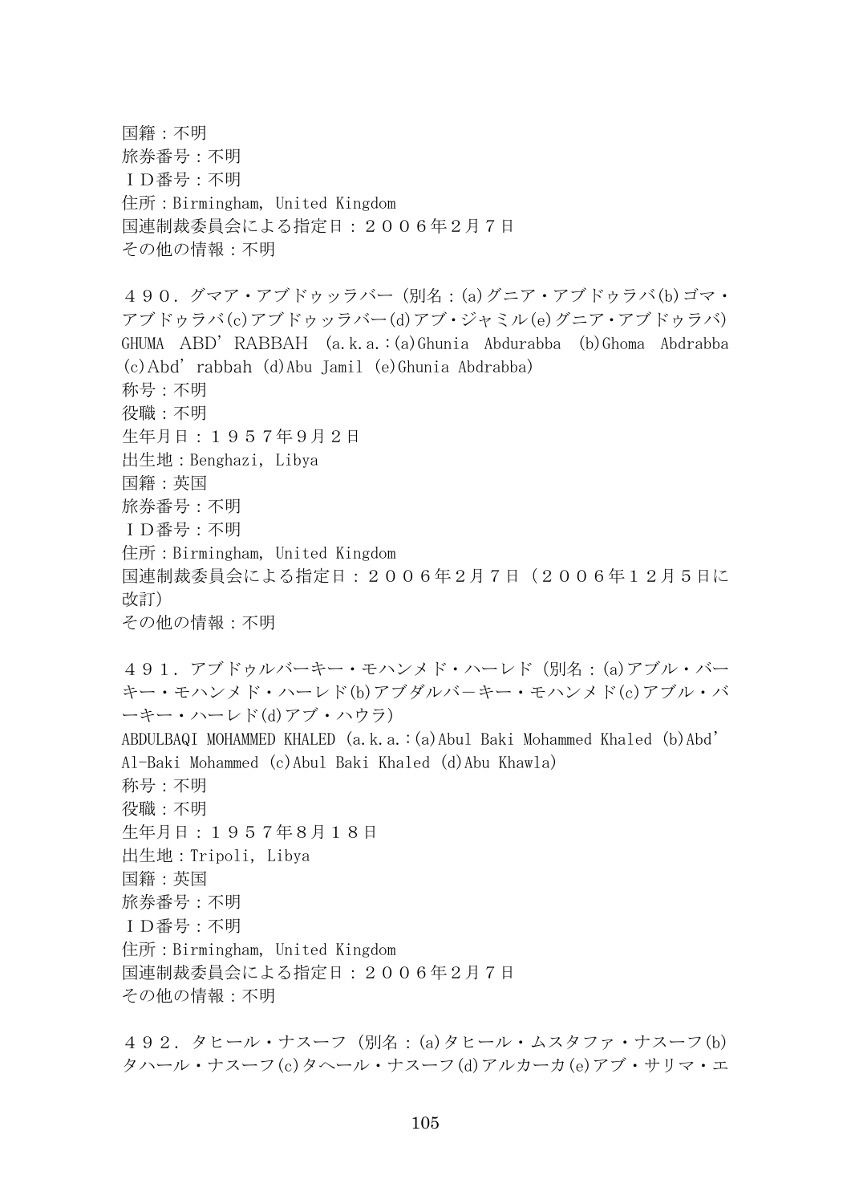国籍：不明
旅券番号：不明
ＩＤ番号：不明
住所：Birmingham, United Kingdom
国連制裁委員会による指定日：２００６年２月７日
その他の情報：不明

４９０．グマア・アブドゥッラバー（別名：(a)グニア・アブドゥラバ(b)ゴマ・アブドゥラバ(c)アブドゥッラバー(d)アブ・ジャミル(e)グニア・アブドゥラバ）
GHUMA ABD'RABBAH (a.k.a.:(a)Ghunia Abdurabba (b)Ghoma Abdrabba (c)Abd'rabbah (d)Abu Jamil (e)Ghunia Abdrabba)
称号：不明
役職：不明
生年月日：１９５７年９月２日
出生地：Benghazi, Libya
国籍：英国
旅券番号：不明
ＩＤ番号：不明
住所：Birmingham, United Kingdom
国連制裁委員会による指定日：２００６年２月７日（２００６年１２月５日に改訂）
その他の情報：不明

４９１．アブドゥルバーキー・モハンメド・ハーレド（別名：(a)アブル・バーキー・モハンメド・ハーレド(b)アブダルバーキー・モハンメド(c)アブル・バーキー・ハーレド(d)アブ・ハウラ）
ABDULBAQI MOHAMMED KHALED (a.k.a.:(a)Abul Baki Mohammed Khaled (b)Abd' Al-Baki Mohammed (c)Abul Baki Khaled (d)Abu Khawla)
称号：不明
役職：不明
生年月日：１９５７年８月１８日
出生地：Tripoli, Libya
国籍：英国
旅券番号：不明
ＩＤ番号：不明
住所：Birmingham, United Kingdom
国連制裁委員会による指定日：２００６年２月７日
その他の情報：不明

４９２．タヒール・ナスーフ（別名：(a)タヒール・ムスタファ・ナスーフ(b)タハール・ナスーフ(c)タヘール・ナスーフ(d)アルカーカ(e)アブ・サリマ・エ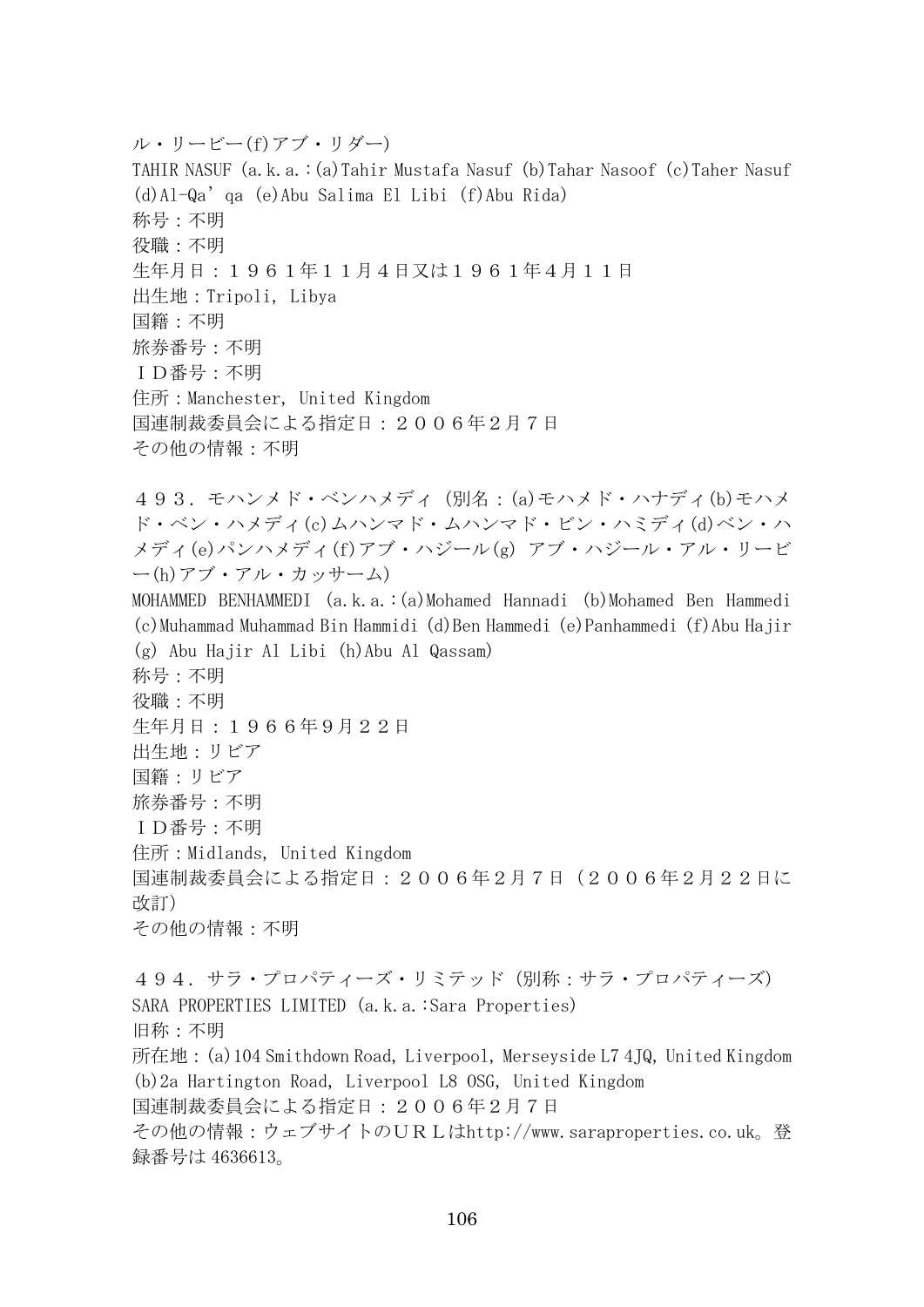ル・リービー(f)アブ・リダー)
TAHIR NASUF (a.k.a.:(a)Tahir Mustafa Nasuf (b)Tahar Nasoof (c)Taher Nasuf (d)Al-Qa'qa (e)Abu Salima El Libi (f)Abu Rida)
称号：不明
役職：不明
生年月日：１９６１年１１月４日又は１９６１年４月１１日
出生地：Tripoli, Libya
国籍：不明
旅券番号：不明
ＩＤ番号：不明
住所：Manchester, United Kingdom
国連制裁委員会による指定日：２００６年２月７日
その他の情報：不明

４９３．モハンメド・ベンハメディ（別名：(a)モハメド・ハナディ(b)モハメド・ベン・ハメディ(c)ムハンマド・ムハンマド・ビン・ハミディ(d)ベン・ハメディ(e)パンハメディ(f)アブ・ハジール(g) アブ・ハジール・アル・リービー(h)アブ・アル・カッサーム)
MOHAMMED BENHAMMEDI (a.k.a.:(a)Mohamed Hannadi (b)Mohamed Ben Hammedi (c)Muhammad Muhammad Bin Hammidi (d)Ben Hammedi (e)Panhammedi (f)Abu Hajir (g) Abu Hajir Al Libi (h)Abu Al Qassam)
称号：不明
役職：不明
生年月日：１９６６年9月２２日
出生地：リビア
国籍：リビア
旅券番号：不明
ＩＤ番号：不明
住所：Midlands, United Kingdom
国連制裁委員会による指定日：２００６年２月７日（２００６年２月２２日に改訂）
その他の情報：不明

４９４．サラ・プロパティーズ・リミテッド（別称：サラ・プロパティーズ）
SARA PROPERTIES LIMITED (a.k.a.:Sara Properties)
旧称：不明
所在地：(a)104 Smithdown Road, Liverpool, Merseyside L7 4JQ, United Kingdom (b)2a Hartington Road, Liverpool L8 0SG, United Kingdom
国連制裁委員会による指定日：２００６年２月７日
その他の情報：ウェブサイトのＵＲＬはhttp://www.saraproperties.co.uk。登録番号は 4636613。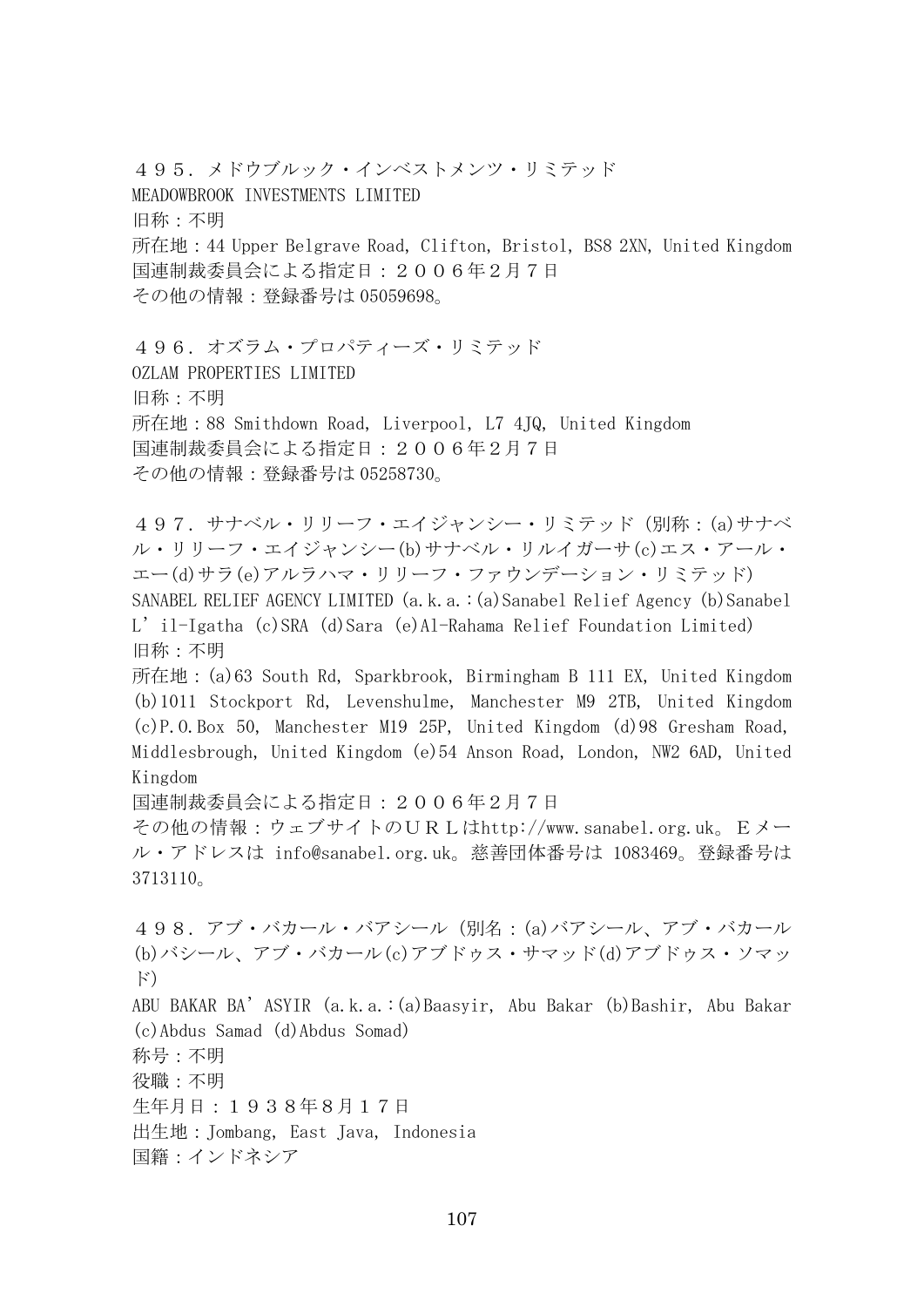４９５．メドウブルック・インベストメンツ・リミテッド
MEADOWBROOK INVESTMENTS LIMITED
旧称：不明
所在地：44 Upper Belgrave Road, Clifton, Bristol, BS8 2XN, United Kingdom
国連制裁委員会による指定日：２００６年２月７日
その他の情報：登録番号は 05059698。

４９６．オズラム・プロパティーズ・リミテッド
OZLAM PROPERTIES LIMITED
旧称：不明
所在地：88 Smithdown Road, Liverpool, L7 4JQ, United Kingdom
国連制裁委員会による指定日：２００６年２月７日
その他の情報：登録番号は 05258730。

４９７．サナベル・リリーフ・エイジャンシー・リミテッド（別称：(a)サナベル・リリーフ・エイジャンシー(b)サナベル・リルイガーサ(c)エス・アール・エー(d)サラ(e)アルラハマ・リリーフ・ファウンデーション・リミテッド）
SANABEL RELIEF AGENCY LIMITED (a.k.a.:(a)Sanabel Relief Agency (b)Sanabel L'il-Igatha (c)SRA (d)Sara (e)Al-Rahama Relief Foundation Limited)
旧称：不明
所在地：(a)63 South Rd, Sparkbrook, Birmingham B 111 EX, United Kingdom (b)1011 Stockport Rd, Levenshulme, Manchester M9 2TB, United Kingdom (c)P.O.Box 50, Manchester M19 25P, United Kingdom (d)98 Gresham Road, Middlesbrough, United Kingdom (e)54 Anson Road, London, NW2 6AD, United Kingdom
国連制裁委員会による指定日：２００６年２月７日
その他の情報：ウェブサイトのＵＲＬはhttp://www.sanabel.org.uk。Ｅメール・アドレスは info@sanabel.org.uk。慈善団体番号は 1083469。登録番号は 3713110。

４９８．アブ・バカール・バアシール（別名：(a)バアシール、アブ・バカール(b)バシール、アブ・バカール(c)アブドゥス・サマッド(d)アブドゥス・ソマッド）
ABU BAKAR BA'ASYIR (a.k.a.:(a)Baasyir, Abu Bakar (b)Bashir, Abu Bakar (c)Abdus Samad (d)Abdus Somad)
称号：不明
役職：不明
生年月日：１９３８年８月１７日
出生地：Jombang, East Java, Indonesia
国籍：インドネシア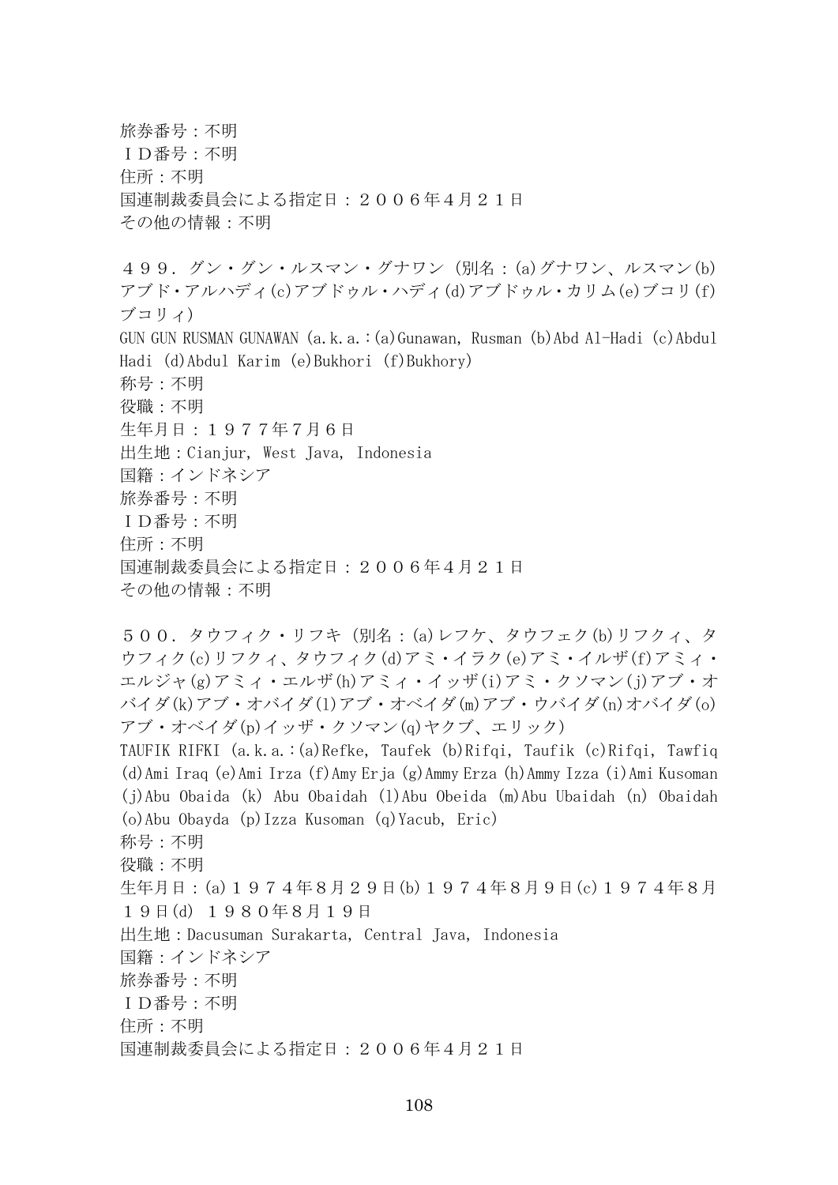旅券番号：不明
ＩＤ番号：不明
住所：不明
国連制裁委員会による指定日：２００６年４月２１日
その他の情報：不明

４９９．グン・グン・ルスマン・グナワン（別名：(a)グナワン、ルスマン(b)アブド・アルハディ(c)アブドゥル・ハディ(d)アブドゥル・カリム(e)ブコリ(f)ブコリィ)
GUN GUN RUSMAN GUNAWAN (a.k.a.:(a)Gunawan, Rusman (b)Abd Al-Hadi (c)Abdul Hadi (d)Abdul Karim (e)Bukhori (f)Bukhory)
称号：不明
役職：不明
生年月日：１９７７年7月６日
出生地：Cianjur, West Java, Indonesia
国籍：インドネシア
旅券番号：不明
ＩＤ番号：不明
住所：不明
国連制裁委員会による指定日：２００６年４月２１日
その他の情報：不明

５００．タウフィク・リフキ（別名：(a)レフケ、タウフェク(b)リフクィ、タウフィク(c)リフクィ、タウフィク(d)アミ・イラク(e)アミ・イルザ(f)アミィ・エルジャ(g)アミィ・エルザ(h)アミィ・イッザ(i)アミ・クソマン(j)アブ・オバイダ(k)アブ・オバイダ(l)アブ・オベイダ(m)アブ・ウバイダ(n)オバイダ(o)アブ・オベイダ(p)イッザ・クソマン(q)ヤクブ、エリック)
TAUFIK RIFKI (a.k.a.:(a)Refke, Taufek (b)Rifqi, Taufik (c)Rifqi, Tawfiq (d)Ami Iraq (e)Ami Irza (f)Amy Erja (g)Ammy Erza (h)Ammy Izza (i)Ami Kusoman (j)Abu Obaida (k) Abu Obaidah (l)Abu Obeida (m)Abu Ubaidah (n) Obaidah (o)Abu Obayda (p)Izza Kusoman (q)Yacub, Eric)
称号：不明
役職：不明
生年月日：(a)１９７４年８月２９日(b)１９７４年８月９日(c)１９７４年８月１９日(d) １９８０年8月１９日
出生地：Dacusuman Surakarta, Central Java, Indonesia
国籍：インドネシア
旅券番号：不明
ＩＤ番号：不明
住所：不明
国連制裁委員会による指定日：２００６年４月２１日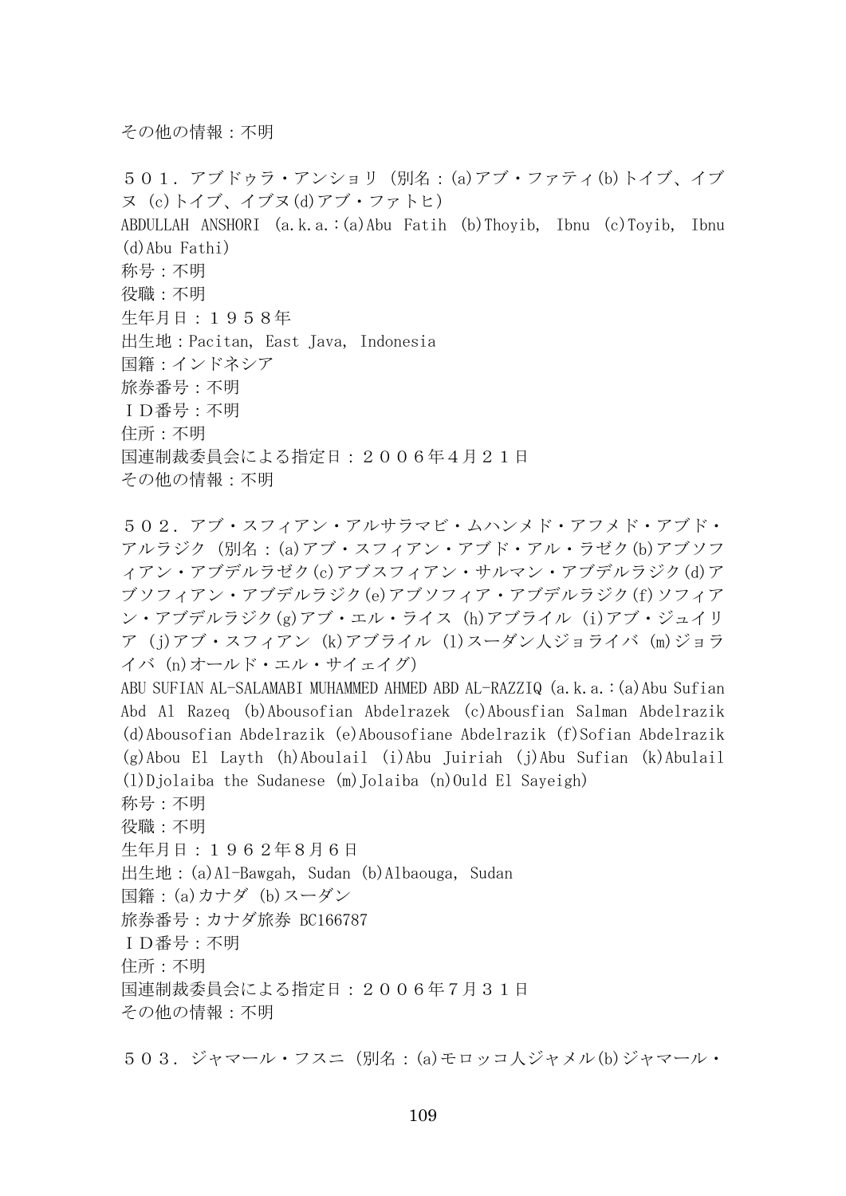その他の情報：不明

５０１．アブドゥラ・アンショリ（別名：(a)アブ・ファティ(b)トイブ、イブヌ（c)トイブ、イブヌ(d)アブ・ファトヒ）
ABDULLAH ANSHORI (a.k.a.:(a)Abu Fatih (b)Thoyib, Ibnu (c)Toyib, Ibnu (d)Abu Fathi)
称号：不明
役職：不明
生年月日：１９５８年
出生地：Pacitan, East Java, Indonesia
国籍：インドネシア
旅券番号：不明
ＩＤ番号：不明
住所：不明
国連制裁委員会による指定日：２００６年４月２１日
その他の情報：不明

５０２．アブ・スフィアン・アルサラマビ・ムハンメド・アフメド・アブド・アルラジク（別名：(a)アブ・スフィアン・アブド・アル・ラゼク(b)アブソフィアン・アブデルラゼク(c)アブスフィアン・サルマン・アブデルラジク(d)アブソフィアン・アブデルラジク(e)アブソフィア・アブデルラジク(f)ソフィアン・アブデルラジク(g)アブ・エル・ライス（h)アブライル（i)アブ・ジュイリア（j)アブ・スフィアン（k)アブライル（l)スーダン人ジョライバ（m)ジョライバ（n)オールド・エル・サイェイグ）
ABU SUFIAN AL-SALAMABI MUHAMMED AHMED ABD AL-RAZZIQ (a.k.a.:(a)Abu Sufian Abd Al Razeq (b)Abousofian Abdelrazek (c)Abousfian Salman Abdelrazik (d)Abousofian Abdelrazik (e)Abousofiane Abdelrazik (f)Sofian Abdelrazik (g)Abou El Layth (h)Aboulail (i)Abu Juiriah (j)Abu Sufian (k)Abulail (l)Djolaiba the Sudanese (m)Jolaiba (n)Ould El Sayeigh)
称号：不明
役職：不明
生年月日：１９６２年８月６日
出生地：(a)Al-Bawgah, Sudan (b)Albaouga, Sudan
国籍：(a)カナダ (b)スーダン
旅券番号：カナダ旅券 BC166787
ＩＤ番号：不明
住所：不明
国連制裁委員会による指定日：２００６年７月３１日
その他の情報：不明

５０３．ジャマール・フスニ（別名：(a)モロッコ人ジャメル(b)ジャマール・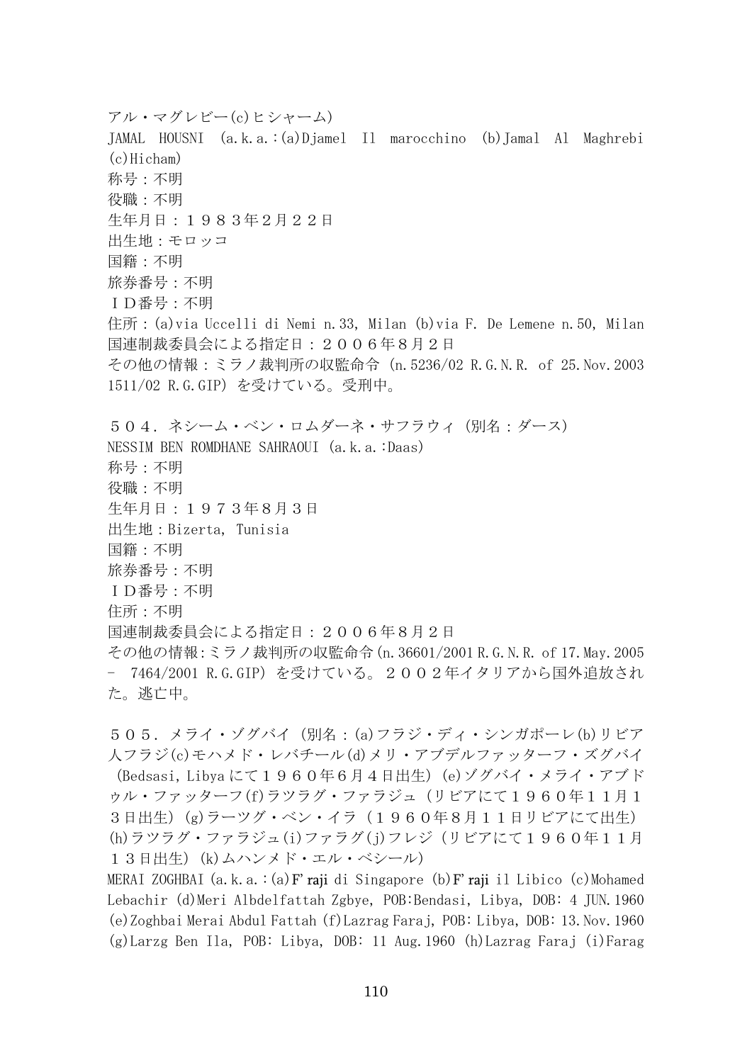アル・マグレビー(c)ヒシャーム)
JAMAL HOUSNI (a.k.a.:(a)Djamel Il marocchino (b)Jamal Al Maghrebi (c)Hicham)
称号：不明
役職：不明
生年月日：１９８３年２月２２日
出生地：モロッコ
国籍：不明
旅券番号：不明
ＩＤ番号：不明
住所：(a)via Uccelli di Nemi n.33, Milan (b)via F. De Lemene n.50, Milan
国連制裁委員会による指定日：２００６年８月２日
その他の情報：ミラノ裁判所の収監命令 (n.5236/02 R.G.N.R. of 25.Nov.2003 1511/02 R.G.GIP) を受けている。受刑中。

５０４．ネシーム・ベン・ロムダーネ・サフラウィ (別名：ダース)
NESSIM BEN ROMDHANE SAHRAOUI (a.k.a.:Daas)
称号：不明
役職：不明
生年月日：１９７３年８月３日
出生地：Bizerta, Tunisia
国籍：不明
旅券番号：不明
ＩＤ番号：不明
住所：不明
国連制裁委員会による指定日：２００６年８月２日
その他の情報:ミラノ裁判所の収監命令(n.36601/2001 R.G.N.R. of 17.May.2005 - 7464/2001 R.G.GIP) を受けている。２００２年イタリアから国外追放された。逃亡中。

５０５．メライ・ゾグバイ (別名：(a)フラジ・ディ・シンガポーレ(b)リビア人フラジ(c)モハメド・レバチール(d)メリ・アブデルファッターフ・ズグバイ (Bedsasi, Libya にて１９６０年６月４日出生) (e)ゾグバイ・メライ・アブドゥル・ファッターフ(f)ラツラグ・ファラジュ (リビアにて１９６０年１１月１３日出生) (g)ラーツグ・ベン・イラ (１９６０年８月１１日リビアにて出生) (h)ラツラグ・ファラジュ(i)ファラグ(j)フレジ (リビアにて１９６０年１１月１３日出生) (k)ムハンメド・エル・ベシール)
MERAI ZOGHBAI (a.k.a.:(a)F' raji di Singapore (b)F' raji il Libico (c)Mohamed Lebachir (d)Meri Albdelfattah Zgbye, POB:Bendasi, Libya, DOB: 4 JUN.1960 (e)Zoghbai Merai Abdul Fattah (f)Lazrag Faraj, POB: Libya, DOB: 13.Nov.1960 (g)Larzg Ben Ila, POB: Libya, DOB: 11 Aug.1960 (h)Lazrag Faraj (i)Farag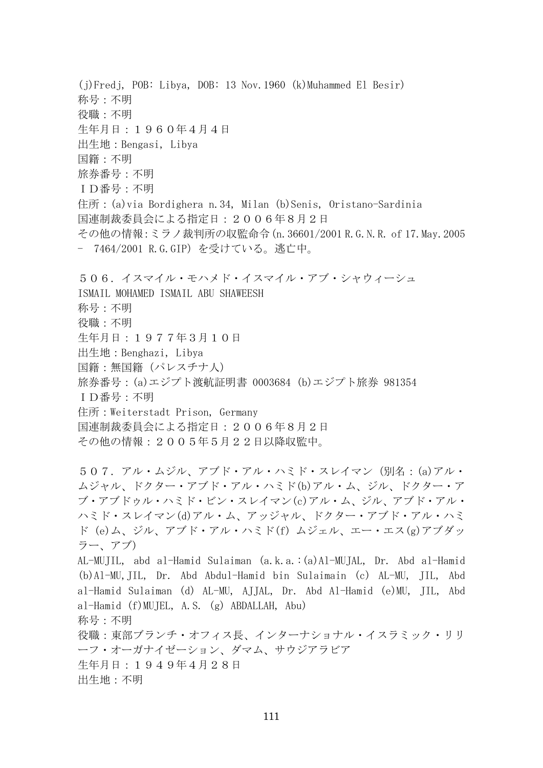(j)Fredj, POB: Libya, DOB: 13 Nov.1960 (k)Muhammed El Besir)
称号：不明
役職：不明
生年月日：１９６０年４月４日
出生地：Bengasi, Libya
国籍：不明
旅券番号：不明
ＩＤ番号：不明
住所：(a)via Bordighera n.34, Milan (b)Senis, Oristano-Sardinia
国連制裁委員会による指定日：２００６年８月２日
その他の情報:ミラノ裁判所の収監命令(n.36601/2001 R.G.N.R. of 17.May.2005 - 7464/2001 R.G.GIP) を受けている。逃亡中。

５０６．イスマイル・モハメド・イスマイル・アブ・シャウィーシュ
ISMAIL MOHAMED ISMAIL ABU SHAWEESH
称号：不明
役職：不明
生年月日：１９７７年３月１０日
出生地：Benghazi, Libya
国籍：無国籍（パレスチナ人）
旅券番号：(a)エジプト渡航証明書 0003684 (b)エジプト旅券 981354
ＩＤ番号：不明
住所：Weiterstadt Prison, Germany
国連制裁委員会による指定日：２００６年８月２日
その他の情報：２００５年５月２２日以降収監中。

５０７．アル・ムジル、アブド・アル・ハミド・スレイマン（別名：(a)アル・ムジャル、ドクター・アブド・アル・ハミド(b)アル・ム、ジル、ドクター・アブ・アブドゥル・ハミド・ビン・スレイマン(c)アル・ム、ジル、アブド・アル・ハミド・スレイマン(d)アル・ム、アッジャル、ドクター・アブド・アル・ハミド (e)ム、ジル、アブド・アル・ハミド(f) ムジェル、エー・エス(g)アブダッラー、アブ）
AL-MUJIL, abd al-Hamid Sulaiman (a.k.a.:(a)Al-MUJAL, Dr. Abd al-Hamid (b)Al-MU,JIL, Dr. Abd Abdul-Hamid bin Sulaimain (c) AL-MU, JIL, Abd al-Hamid Sulaiman (d) AL-MU, AJJAL, Dr. Abd Al-Hamid (e)MU, JIL, Abd al-Hamid (f)MUJEL, A.S. (g) ABDALLAH, Abu)
称号：不明
役職：東部ブランチ・オフィス長、インターナショナル・イスラミック・リリーフ・オーガナイゼーション、ダマム、サウジアラビア
生年月日：１９４９年４月２８日
出生地：不明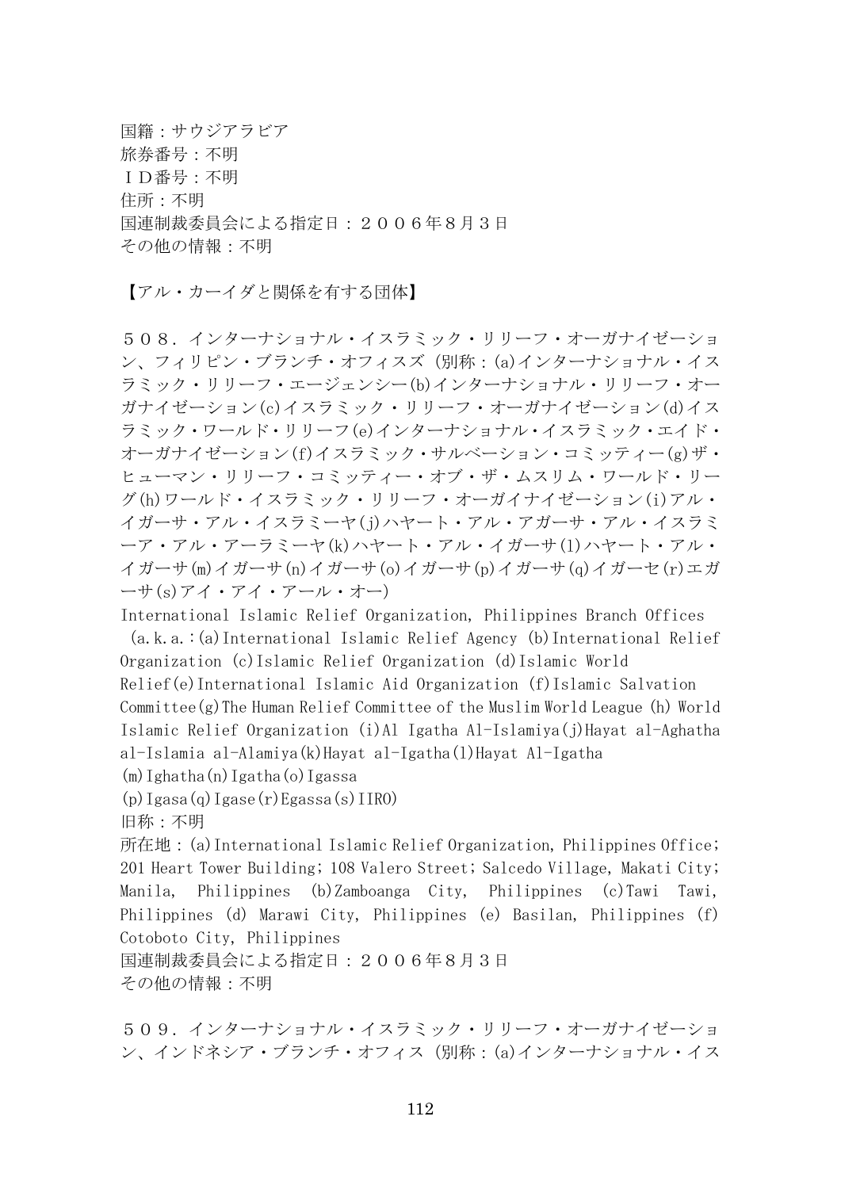国籍：サウジアラビア
旅券番号：不明
ＩＤ番号：不明
住所：不明
国連制裁委員会による指定日：２００６年８月３日
その他の情報：不明

【アル・カーイダと関係を有する団体】

５０８．インターナショナル・イスラミック・リリーフ・オーガナイゼーション、フィリピン・ブランチ・オフィスズ（別称：(a)インターナショナル・イスラミック・リリーフ・エージェンシー(b)インターナショナル・リリーフ・オーガナイゼーション(c)イスラミック・リリーフ・オーガナイゼーション(d)イスラミック・ワールド・リリーフ(e)インターナショナル・イスラミック・エイド・オーガナイゼーション(f)イスラミック・サルベーション・コミッティー(g)ザ・ヒューマン・リリーフ・コミッティー・オブ・ザ・ムスリム・ワールド・リーグ(h)ワールド・イスラミック・リリーフ・オーガイナイゼーション(i)アル・イガーサ・アル・イスラミーヤ(j)ハヤート・アル・アガーサ・アル・イスラミーア・アル・アーラミーヤ(k)ハヤート・アル・イガーサ(l)ハヤート・アル・イガーサ(m)イガーサ(n)イガーサ(o)イガーサ(p)イガーサ(q)イガーセ(r)エガーサ(s)アイ・アイ・アール・オー）
International Islamic Relief Organization, Philippines Branch Offices (a.k.a.:(a)International Islamic Relief Agency (b)International Relief Organization (c)Islamic Relief Organization (d)Islamic World Relief(e)International Islamic Aid Organization (f)Islamic Salvation Committee(g)The Human Relief Committee of the Muslim World League (h) World Islamic Relief Organization (i)Al Igatha Al-Islamiya(j)Hayat al-Aghatha al-Islamia al-Alamiya(k)Hayat al-Igatha(l)Hayat Al-Igatha (m)Ighatha(n)Igatha(o)Igassa (p)Igasa(q)Igase(r)Egassa(s)IIRO)
旧称：不明
所在地：(a)International Islamic Relief Organization, Philippines Office; 201 Heart Tower Building; 108 Valero Street; Salcedo Village, Makati City; Manila, Philippines (b)Zamboanga City, Philippines (c)Tawi Tawi, Philippines (d) Marawi City, Philippines (e) Basilan, Philippines (f) Cotoboto City, Philippines
国連制裁委員会による指定日：２００６年８月３日
その他の情報：不明

５０９．インターナショナル・イスラミック・リリーフ・オーガナイゼーション、インドネシア・ブランチ・オフィス（別称：(a)インターナショナル・イス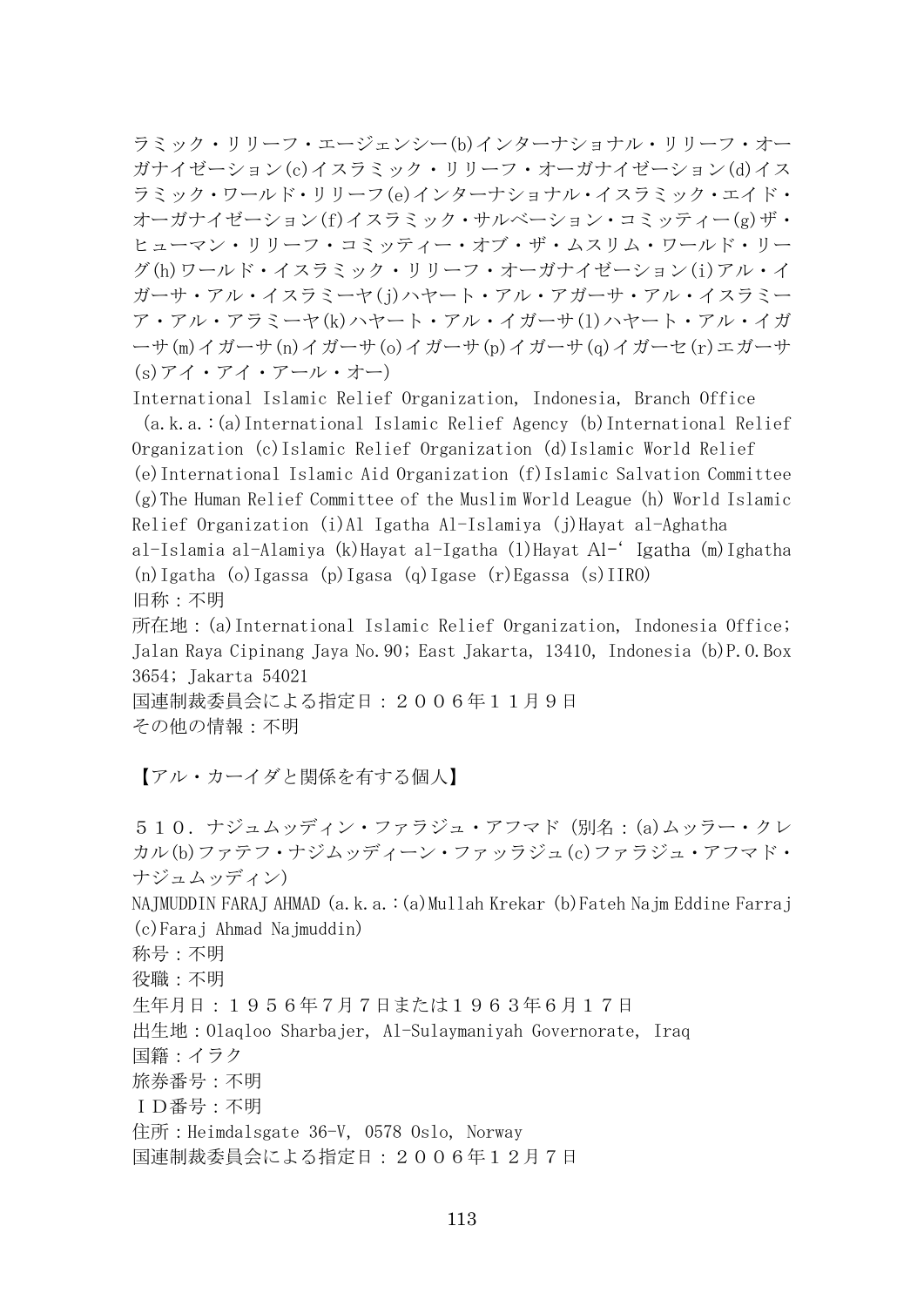ラミック・リリーフ・エージェンシー(b)インターナショナル・リリーフ・オーガナイゼーション(c)イスラミック・リリーフ・オーガナイゼーション(d)イスラミック・ワールド・リリーフ(e)インターナショナル・イスラミック・エイド・オーガナイゼーション(f)イスラミック・サルベーション・コミッティー(g)ザ・ヒューマン・リリーフ・コミッティー・オブ・ザ・ムスリム・ワールド・リーグ(h)ワールド・イスラミック・リリーフ・オーガナイゼーション(i)アル・イガーサ・アル・イスラミーヤ(j)ハヤート・アル・アガーサ・アル・イスラミーア・アル・アラミーヤ(k)ハヤート・アル・イガーサ(l)ハヤート・アル・イガーサ(m)イガーサ(n)イガーサ(o)イガーサ(p)イガーサ(q)イガーセ(r)エガーサ(s)アイ・アイ・アール・オー)

International Islamic Relief Organization, Indonesia, Branch Office
(a.k.a.:(a)International Islamic Relief Agency (b)International Relief Organization (c)Islamic Relief Organization (d)Islamic World Relief (e)International Islamic Aid Organization (f)Islamic Salvation Committee (g)The Human Relief Committee of the Muslim World League (h) World Islamic Relief Organization (i)Al Igatha Al-Islamiya (j)Hayat al-Aghatha al-Islamia al-Alamiya (k)Hayat al-Igatha (l)Hayat Al-' Igatha (m)Ighatha (n)Igatha (o)Igassa (p)Igasa (q)Igase (r)Egassa (s)IIRO)

旧称：不明

所在地：(a)International Islamic Relief Organization, Indonesia Office; Jalan Raya Cipinang Jaya No.90; East Jakarta, 13410, Indonesia (b)P.O.Box 3654; Jakarta 54021

国連制裁委員会による指定日：２００６年１１月９日

その他の情報：不明

【アル・カーイダと関係を有する個人】

５１０．ナジュムッディン・ファラジュ・アフマド（別名：(a)ムッラー・クレカル(b)ファテフ・ナジムッディーン・ファッラジュ(c)ファラジュ・アフマド・ナジュムッディン）

NAJMUDDIN FARAJ AHMAD (a.k.a.:(a)Mullah Krekar (b)Fateh Najm Eddine Farraj (c)Faraj Ahmad Najmuddin)

称号：不明

役職：不明

生年月日：１９５６年７月７日または１９６３年６月１７日

出生地：Olaqloo Sharbajer, Al-Sulaymaniyah Governorate, Iraq

国籍：イラク

旅券番号：不明

ＩＤ番号：不明

住所：Heimdalsgate 36-V, 0578 Oslo, Norway

国連制裁委員会による指定日：２００６年１２月７日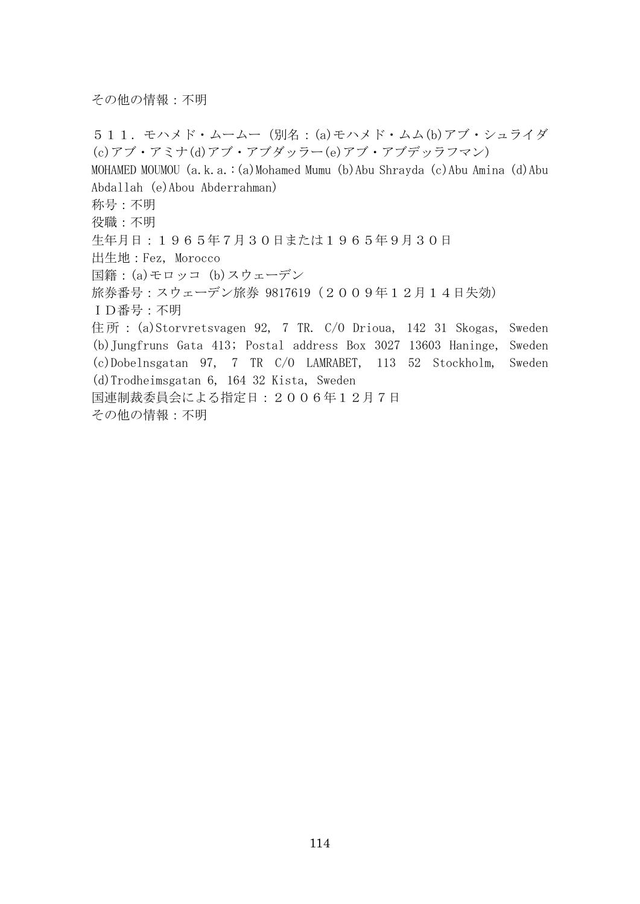その他の情報：不明

５１１．モハメド・ムームー（別名：(a)モハメド・ムム(b)アブ・シュライダ(c)アブ・アミナ(d)アブ・アブダッラー(e)アブ・アブデッラフマン）
MOHAMED MOUMOU (a.k.a.:(a)Mohamed Mumu (b)Abu Shrayda (c)Abu Amina (d)Abu Abdallah (e)Abou Abderrahman)
称号：不明
役職：不明
生年月日：１９６５年７月３０日または１９６５年９月３０日
出生地：Fez, Morocco
国籍：(a)モロッコ (b)スウェーデン
旅券番号：スウェーデン旅券 9817619（２００９年１２月１４日失効）
ＩＤ番号：不明
住所：(a)Storvretsvagen 92, 7 TR. C/O Drioua, 142 31 Skogas, Sweden (b)Jungfruns Gata 413; Postal address Box 3027 13603 Haninge, Sweden (c)Dobelnsgatan 97, 7 TR C/O LAMRABET, 113 52 Stockholm, Sweden (d)Trodheimsgatan 6, 164 32 Kista, Sweden
国連制裁委員会による指定日：２００６年１２月７日
その他の情報：不明